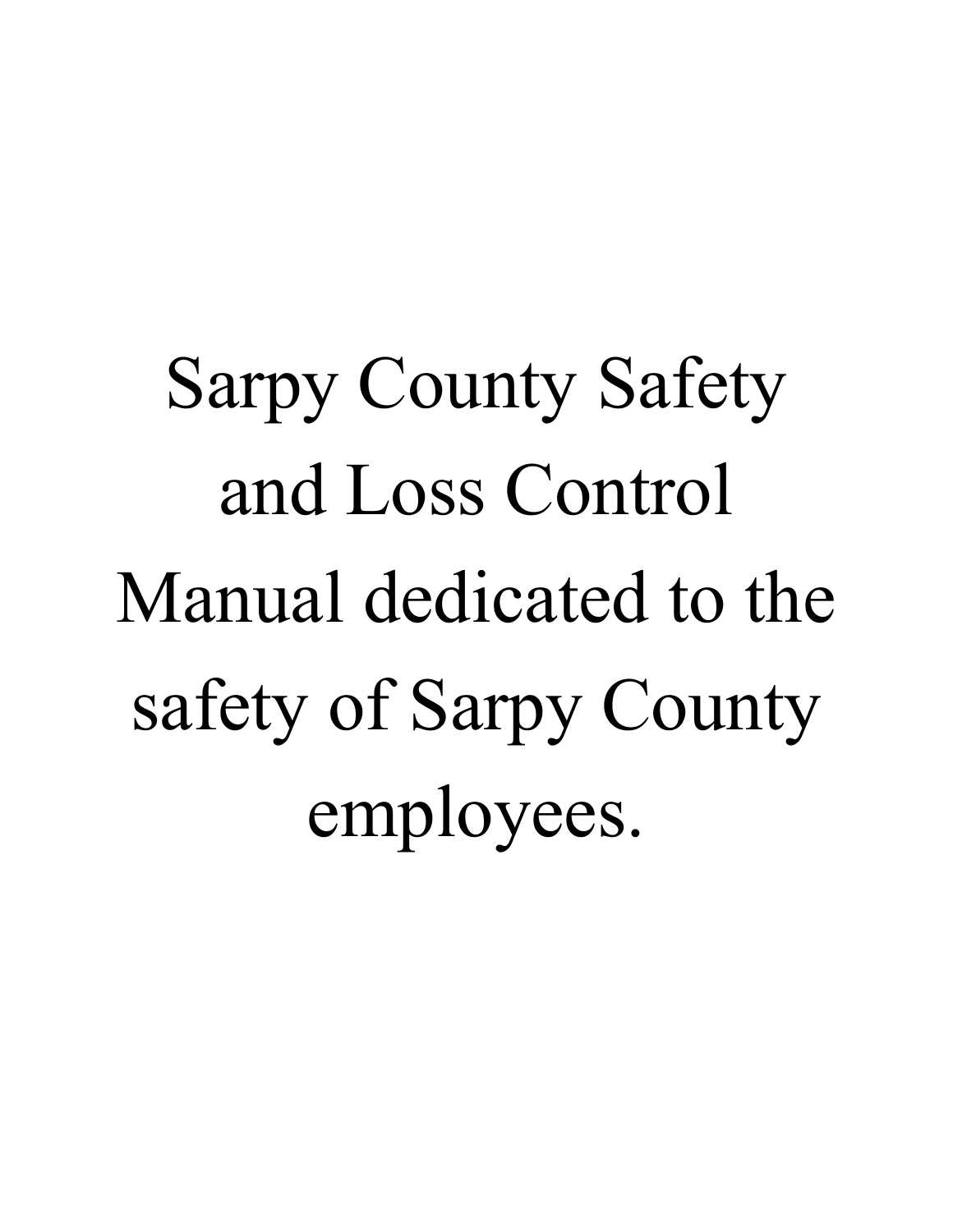# Sarpy County Safety and Loss Control Manual dedicated to the safety of Sarpy County employees.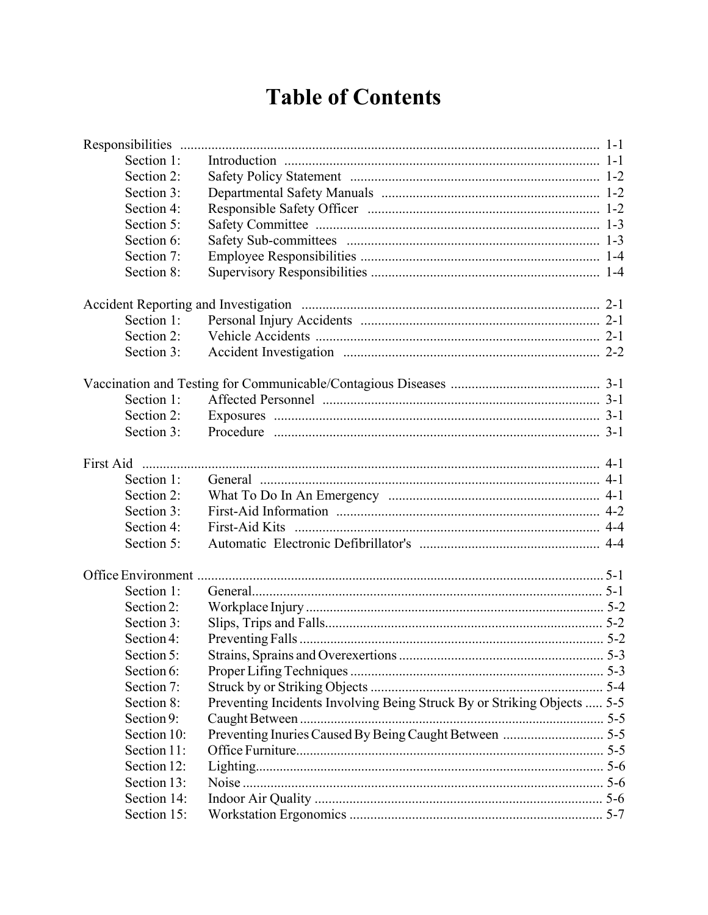# Table of Contents

| | | |
|---|---|---|
| **Responsibilities** | | 1-1 |
| Section 1: | Introduction | 1-1 |
| Section 2: | Safety Policy Statement | 1-2 |
| Section 3: | Departmental Safety Manuals | 1-2 |
| Section 4: | Responsible Safety Officer | 1-2 |
| Section 5: | Safety Committee | 1-3 |
| Section 6: | Safety Sub-committees | 1-3 |
| Section 7: | Employee Responsibilities | 1-4 |
| Section 8: | Supervisory Responsibilities | 1-4 |
| **Accident Reporting and Investigation** | | 2-1 |
| Section 1: | Personal Injury Accidents | 2-1 |
| Section 2: | Vehicle Accidents | 2-1 |
| Section 3: | Accident Investigation | 2-2 |
| **Vaccination and Testing for Communicable/Contagious Diseases** | | 3-1 |
| Section 1: | Affected Personnel | 3-1 |
| Section 2: | Exposures | 3-1 |
| Section 3: | Procedure | 3-1 |
| **First Aid** | | 4-1 |
| Section 1: | General | 4-1 |
| Section 2: | What To Do In An Emergency | 4-1 |
| Section 3: | First-Aid Information | 4-2 |
| Section 4: | First-Aid Kits | 4-4 |
| Section 5: | Automatic Electronic Defibrillator's | 4-4 |
| **Office Environment** | | 5-1 |
| Section 1: | General | 5-1 |
| Section 2: | Workplace Injury | 5-2 |
| Section 3: | Slips, Trips and Falls | 5-2 |
| Section 4: | Preventing Falls | 5-2 |
| Section 5: | Strains, Sprains and Overexertions | 5-3 |
| Section 6: | Proper Lifing Techniques | 5-3 |
| Section 7: | Struck by or Striking Objects | 5-4 |
| Section 8: | Preventing Incidents Involving Being Struck By or Striking Objects | 5-5 |
| Section 9: | Caught Between | 5-5 |
| Section 10: | Preventing Inuries Caused By Being Caught Between | 5-5 |
| Section 11: | Office Furniture | 5-5 |
| Section 12: | Lighting | 5-6 |
| Section 13: | Noise | 5-6 |
| Section 14: | Indoor Air Quality | 5-6 |
| Section 15: | Workstation Ergonomics | 5-7 |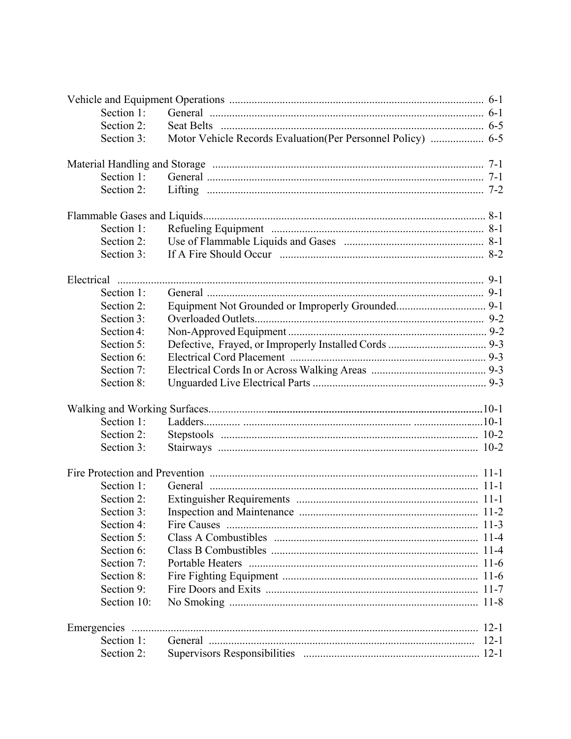| | | |
|---|---|---|
| Vehicle and Equipment Operations | | 6-1 |
| Section 1: | General | 6-1 |
| Section 2: | Seat Belts | 6-5 |
| Section 3: | Motor Vehicle Records Evaluation(Per Personnel Policy) | 6-5 |
| | | |
| Material Handling and Storage | | 7-1 |
| Section 1: | General | 7-1 |
| Section 2: | Lifting | 7-2 |
| | | |
| Flammable Gases and Liquids | | 8-1 |
| Section 1: | Refueling Equipment | 8-1 |
| Section 2: | Use of Flammable Liquids and Gases | 8-1 |
| Section 3: | If A Fire Should Occur | 8-2 |
| | | |
| Electrical | | 9-1 |
| Section 1: | General | 9-1 |
| Section 2: | Equipment Not Grounded or Improperly Grounded | 9-1 |
| Section 3: | Overloaded Outlets | 9-2 |
| Section 4: | Non-Approved Equipment | 9-2 |
| Section 5: | Defective, Frayed, or Improperly Installed Cords | 9-3 |
| Section 6: | Electrical Cord Placement | 9-3 |
| Section 7: | Electrical Cords In or Across Walking Areas | 9-3 |
| Section 8: | Unguarded Live Electrical Parts | 9-3 |
| | | |
| Walking and Working Surfaces | | 10-1 |
| Section 1: | Ladders | 10-1 |
| Section 2: | Stepstools | 10-2 |
| Section 3: | Stairways | 10-2 |
| | | |
| Fire Protection and Prevention | | 11-1 |
| Section 1: | General | 11-1 |
| Section 2: | Extinguisher Requirements | 11-1 |
| Section 3: | Inspection and Maintenance | 11-2 |
| Section 4: | Fire Causes | 11-3 |
| Section 5: | Class A Combustibles | 11-4 |
| Section 6: | Class B Combustibles | 11-4 |
| Section 7: | Portable Heaters | 11-6 |
| Section 8: | Fire Fighting Equipment | 11-6 |
| Section 9: | Fire Doors and Exits | 11-7 |
| Section 10: | No Smoking | 11-8 |
| | | |
| Emergencies | | 12-1 |
| Section 1: | General | 12-1 |
| Section 2: | Supervisors Responsibilities | 12-1 |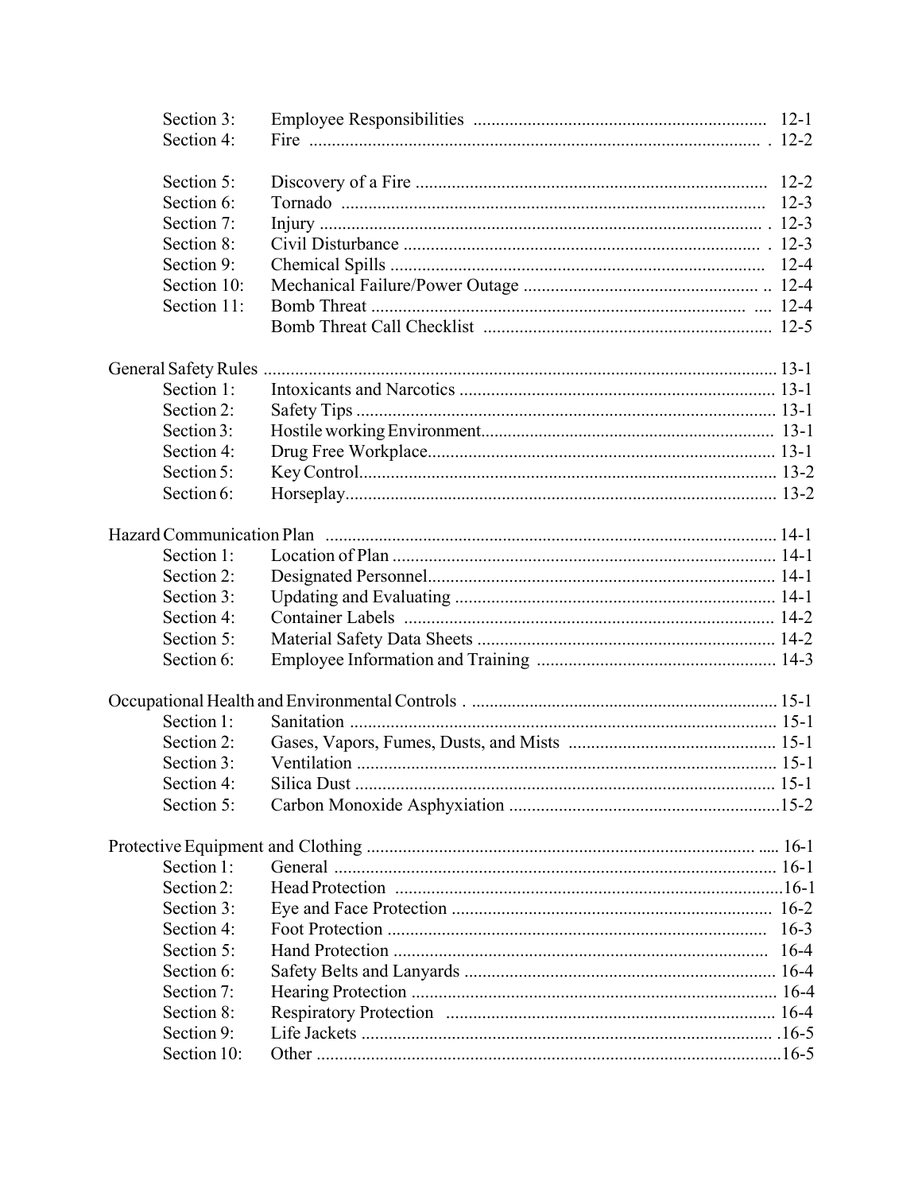| | | |
|---|---|---|
| Section 3: | Employee Responsibilities | 12-1 |
| Section 4: | Fire | 12-2 |
| Section 5: | Discovery of a Fire | 12-2 |
| Section 6: | Tornado | 12-3 |
| Section 7: | Injury | 12-3 |
| Section 8: | Civil Disturbance | 12-3 |
| Section 9: | Chemical Spills | 12-4 |
| Section 10: | Mechanical Failure/Power Outage | 12-4 |
| Section 11: | Bomb Threat | 12-4 |
| | Bomb Threat Call Checklist | 12-5 |
| **General Safety Rules** | | **13-1** |
| Section 1: | Intoxicants and Narcotics | 13-1 |
| Section 2: | Safety Tips | 13-1 |
| Section 3: | Hostile working Environment | 13-1 |
| Section 4: | Drug Free Workplace | 13-1 |
| Section 5: | Key Control | 13-2 |
| Section 6: | Horseplay | 13-2 |
| **Hazard Communication Plan** | | **14-1** |
| Section 1: | Location of Plan | 14-1 |
| Section 2: | Designated Personnel | 14-1 |
| Section 3: | Updating and Evaluating | 14-1 |
| Section 4: | Container Labels | 14-2 |
| Section 5: | Material Safety Data Sheets | 14-2 |
| Section 6: | Employee Information and Training | 14-3 |
| **Occupational Health and Environmental Controls** | | **15-1** |
| Section 1: | Sanitation | 15-1 |
| Section 2: | Gases, Vapors, Fumes, Dusts, and Mists | 15-1 |
| Section 3: | Ventilation | 15-1 |
| Section 4: | Silica Dust | 15-1 |
| Section 5: | Carbon Monoxide Asphyxiation | 15-2 |
| **Protective Equipment and Clothing** | | **16-1** |
| Section 1: | General | 16-1 |
| Section 2: | Head Protection | 16-1 |
| Section 3: | Eye and Face Protection | 16-2 |
| Section 4: | Foot Protection | 16-3 |
| Section 5: | Hand Protection | 16-4 |
| Section 6: | Safety Belts and Lanyards | 16-4 |
| Section 7: | Hearing Protection | 16-4 |
| Section 8: | Respiratory Protection | 16-4 |
| Section 9: | Life Jackets | 16-5 |
| Section 10: | Other | 16-5 |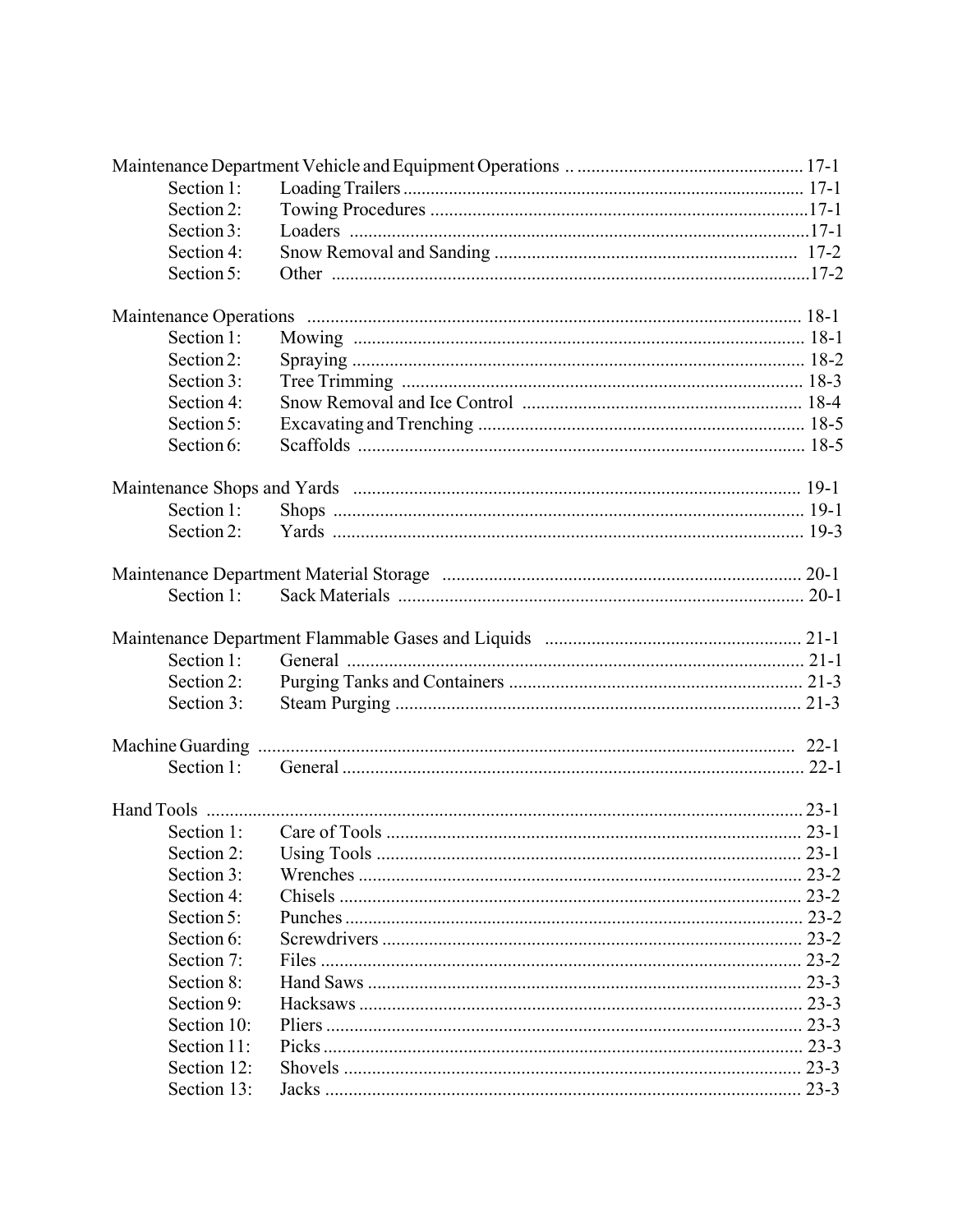| | | |
|---|---|---|
| Maintenance Department Vehicle and Equipment Operations | | 17-1 |
| Section 1: | Loading Trailers | 17-1 |
| Section 2: | Towing Procedures | 17-1 |
| Section 3: | Loaders | 17-1 |
| Section 4: | Snow Removal and Sanding | 17-2 |
| Section 5: | Other | 17-2 |
| Maintenance Operations | | 18-1 |
| Section 1: | Mowing | 18-1 |
| Section 2: | Spraying | 18-2 |
| Section 3: | Tree Trimming | 18-3 |
| Section 4: | Snow Removal and Ice Control | 18-4 |
| Section 5: | Excavating and Trenching | 18-5 |
| Section 6: | Scaffolds | 18-5 |
| Maintenance Shops and Yards | | 19-1 |
| Section 1: | Shops | 19-1 |
| Section 2: | Yards | 19-3 |
| Maintenance Department Material Storage | | 20-1 |
| Section 1: | Sack Materials | 20-1 |
| Maintenance Department Flammable Gases and Liquids | | 21-1 |
| Section 1: | General | 21-1 |
| Section 2: | Purging Tanks and Containers | 21-3 |
| Section 3: | Steam Purging | 21-3 |
| Machine Guarding | | 22-1 |
| Section 1: | General | 22-1 |
| Hand Tools | | 23-1 |
| Section 1: | Care of Tools | 23-1 |
| Section 2: | Using Tools | 23-1 |
| Section 3: | Wrenches | 23-2 |
| Section 4: | Chisels | 23-2 |
| Section 5: | Punches | 23-2 |
| Section 6: | Screwdrivers | 23-2 |
| Section 7: | Files | 23-2 |
| Section 8: | Hand Saws | 23-3 |
| Section 9: | Hacksaws | 23-3 |
| Section 10: | Pliers | 23-3 |
| Section 11: | Picks | 23-3 |
| Section 12: | Shovels | 23-3 |
| Section 13: | Jacks | 23-3 |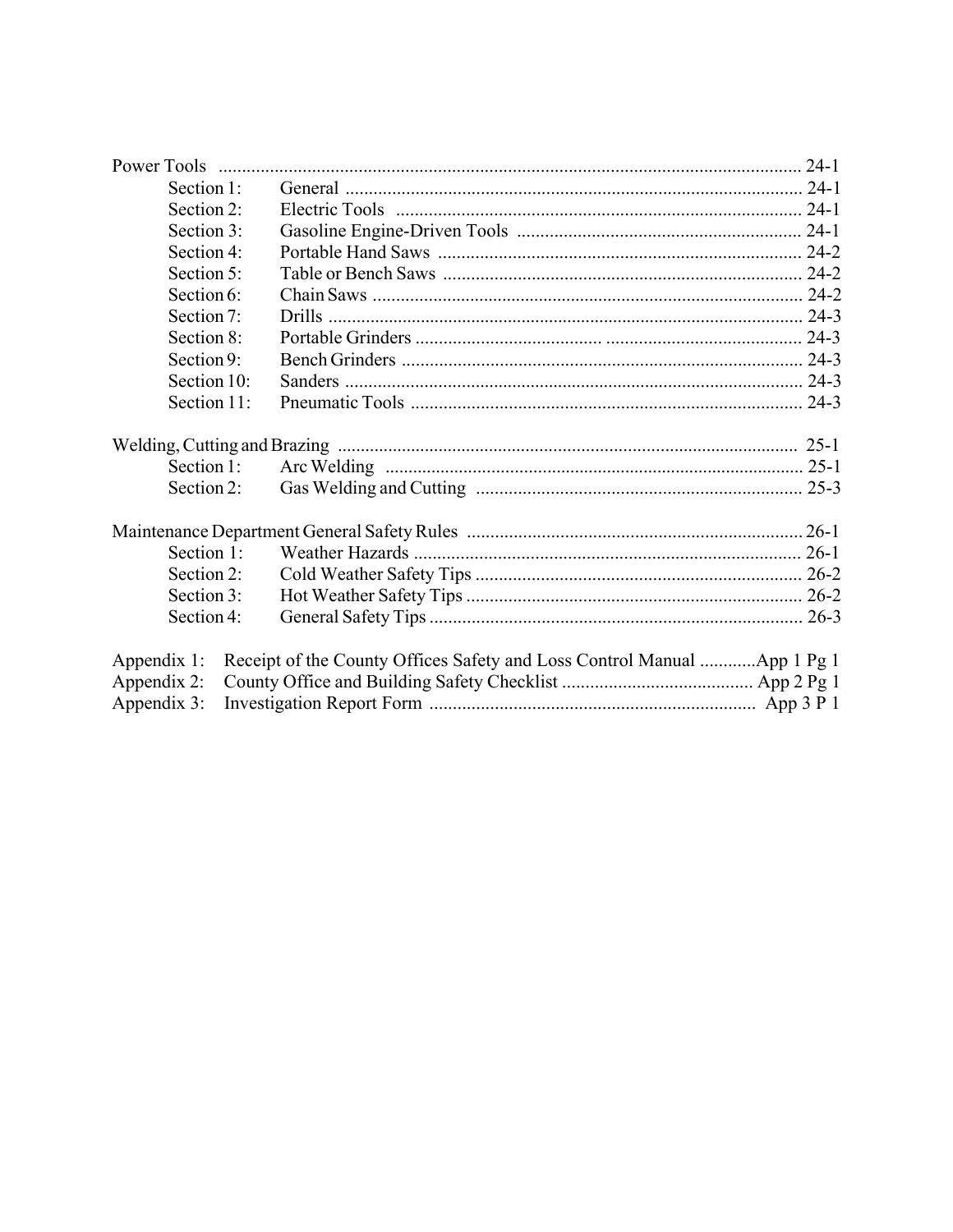Power Tools ............................................................................................................. 24-1

- Section 1: General .................................................................................................. 24-1
- Section 2: Electric Tools ....................................................................................... 24-1
- Section 3: Gasoline Engine-Driven Tools ............................................................. 24-1
- Section 4: Portable Hand Saws .............................................................................. 24-2
- Section 5: Table or Bench Saws ............................................................................ 24-2
- Section 6: Chain Saws ........................................................................................... 24-2
- Section 7: Drills ..................................................................................................... 24-3
- Section 8: Portable Grinders .................................... .......................................... 24-3
- Section 9: Bench Grinders ..................................................................................... 24-3
- Section 10: Sanders ................................................................................................. 24-3
- Section 11: Pneumatic Tools .................................................................................. 24-3

Welding, Cutting and Brazing ................................................................................................. 25-1

- Section 1: Arc Welding ......................................................................................... 25-1
- Section 2: Gas Welding and Cutting ..................................................................... 25-3

Maintenance Department General Safety Rules ..................................................................... 26-1

- Section 1: Weather Hazards .................................................................................. 26-1
- Section 2: Cold Weather Safety Tips ..................................................................... 26-2
- Section 3: Hot Weather Safety Tips ....................................................................... 26-2
- Section 4: General Safety Tips ............................................................................... 26-3

Appendix 1: Receipt of the County Offices Safety and Loss Control Manual ............App 1 Pg 1
Appendix 2: County Office and Building Safety Checklist ......................................... App 2 Pg 1
Appendix 3: Investigation Report Form ..................................................................... App 3 P 1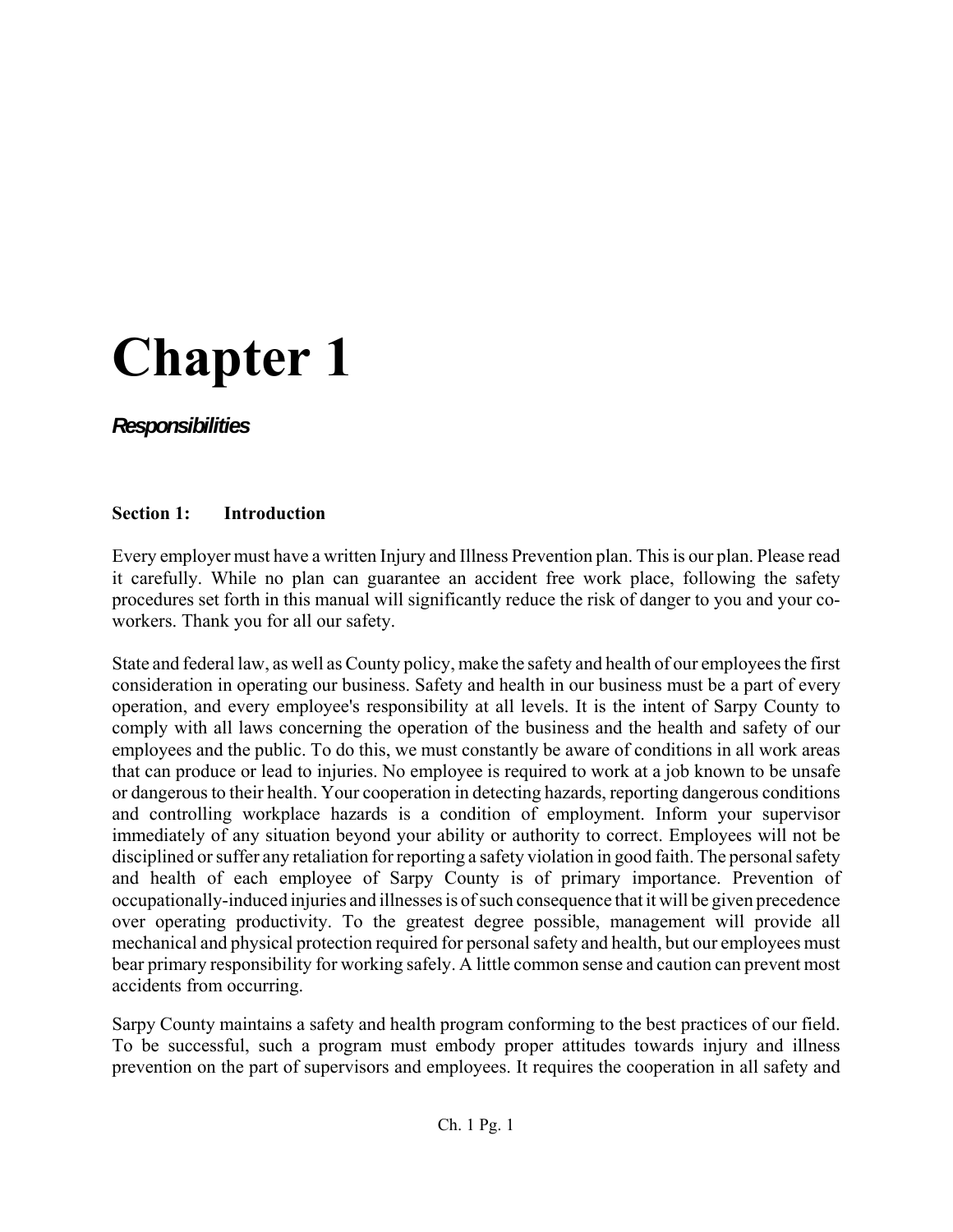# Chapter 1

## *Responsibilities*

### Section 1: Introduction

Every employer must have a written Injury and Illness Prevention plan. This is our plan. Please read it carefully. While no plan can guarantee an accident free work place, following the safety procedures set forth in this manual will significantly reduce the risk of danger to you and your co-workers. Thank you for all our safety.

State and federal law, as well as County policy, make the safety and health of our employees the first consideration in operating our business. Safety and health in our business must be a part of every operation, and every employee's responsibility at all levels. It is the intent of Sarpy County to comply with all laws concerning the operation of the business and the health and safety of our employees and the public. To do this, we must constantly be aware of conditions in all work areas that can produce or lead to injuries. No employee is required to work at a job known to be unsafe or dangerous to their health. Your cooperation in detecting hazards, reporting dangerous conditions and controlling workplace hazards is a condition of employment. Inform your supervisor immediately of any situation beyond your ability or authority to correct. Employees will not be disciplined or suffer any retaliation for reporting a safety violation in good faith. The personal safety and health of each employee of Sarpy County is of primary importance. Prevention of occupationally-induced injuries and illnesses is of such consequence that it will be given precedence over operating productivity. To the greatest degree possible, management will provide all mechanical and physical protection required for personal safety and health, but our employees must bear primary responsibility for working safely. A little common sense and caution can prevent most accidents from occurring.

Sarpy County maintains a safety and health program conforming to the best practices of our field. To be successful, such a program must embody proper attitudes towards injury and illness prevention on the part of supervisors and employees. It requires the cooperation in all safety and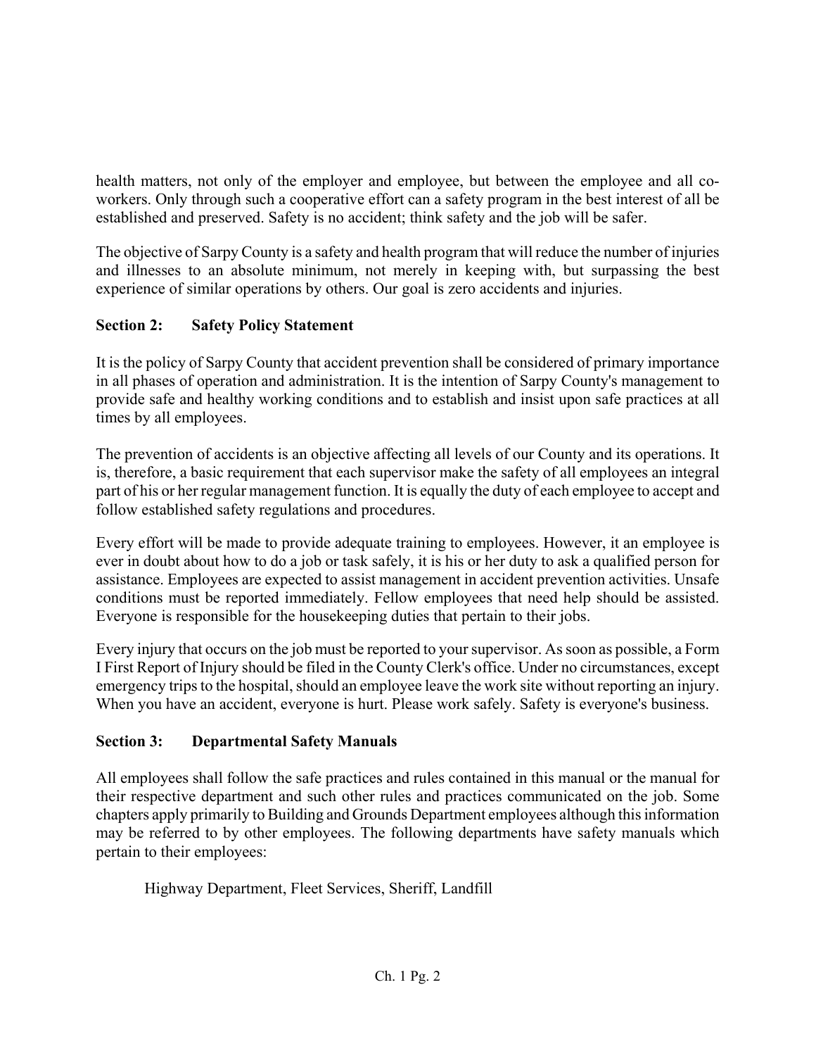health matters, not only of the employer and employee, but between the employee and all co-workers. Only through such a cooperative effort can a safety program in the best interest of all be established and preserved. Safety is no accident; think safety and the job will be safer.

The objective of Sarpy County is a safety and health program that will reduce the number of injuries and illnesses to an absolute minimum, not merely in keeping with, but surpassing the best experience of similar operations by others. Our goal is zero accidents and injuries.

## Section 2: Safety Policy Statement

It is the policy of Sarpy County that accident prevention shall be considered of primary importance in all phases of operation and administration. It is the intention of Sarpy County's management to provide safe and healthy working conditions and to establish and insist upon safe practices at all times by all employees.

The prevention of accidents is an objective affecting all levels of our County and its operations. It is, therefore, a basic requirement that each supervisor make the safety of all employees an integral part of his or her regular management function. It is equally the duty of each employee to accept and follow established safety regulations and procedures.

Every effort will be made to provide adequate training to employees. However, it an employee is ever in doubt about how to do a job or task safely, it is his or her duty to ask a qualified person for assistance. Employees are expected to assist management in accident prevention activities. Unsafe conditions must be reported immediately. Fellow employees that need help should be assisted. Everyone is responsible for the housekeeping duties that pertain to their jobs.

Every injury that occurs on the job must be reported to your supervisor. As soon as possible, a Form I First Report of Injury should be filed in the County Clerk's office. Under no circumstances, except emergency trips to the hospital, should an employee leave the work site without reporting an injury. When you have an accident, everyone is hurt. Please work safely. Safety is everyone's business.

## Section 3: Departmental Safety Manuals

All employees shall follow the safe practices and rules contained in this manual or the manual for their respective department and such other rules and practices communicated on the job. Some chapters apply primarily to Building and Grounds Department employees although this information may be referred to by other employees. The following departments have safety manuals which pertain to their employees:

Highway Department, Fleet Services, Sheriff, Landfill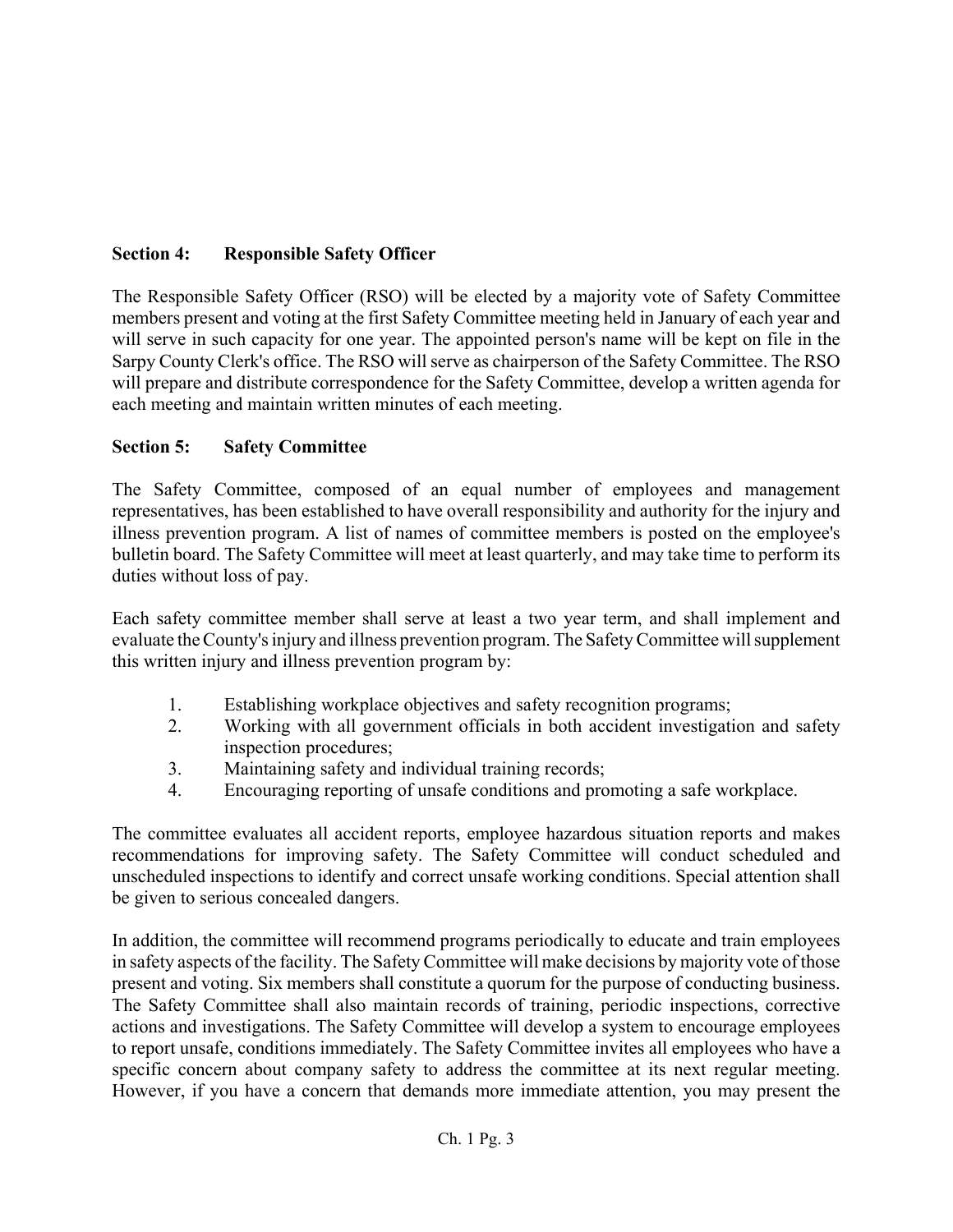## Section 4: Responsible Safety Officer

The Responsible Safety Officer (RSO) will be elected by a majority vote of Safety Committee members present and voting at the first Safety Committee meeting held in January of each year and will serve in such capacity for one year. The appointed person's name will be kept on file in the Sarpy County Clerk's office. The RSO will serve as chairperson of the Safety Committee. The RSO will prepare and distribute correspondence for the Safety Committee, develop a written agenda for each meeting and maintain written minutes of each meeting.

## Section 5: Safety Committee

The Safety Committee, composed of an equal number of employees and management representatives, has been established to have overall responsibility and authority for the injury and illness prevention program. A list of names of committee members is posted on the employee's bulletin board. The Safety Committee will meet at least quarterly, and may take time to perform its duties without loss of pay.

Each safety committee member shall serve at least a two year term, and shall implement and evaluate the County's injury and illness prevention program. The Safety Committee will supplement this written injury and illness prevention program by:

1. Establishing workplace objectives and safety recognition programs;
2. Working with all government officials in both accident investigation and safety inspection procedures;
3. Maintaining safety and individual training records;
4. Encouraging reporting of unsafe conditions and promoting a safe workplace.

The committee evaluates all accident reports, employee hazardous situation reports and makes recommendations for improving safety. The Safety Committee will conduct scheduled and unscheduled inspections to identify and correct unsafe working conditions. Special attention shall be given to serious concealed dangers.

In addition, the committee will recommend programs periodically to educate and train employees in safety aspects of the facility. The Safety Committee will make decisions by majority vote of those present and voting. Six members shall constitute a quorum for the purpose of conducting business. The Safety Committee shall also maintain records of training, periodic inspections, corrective actions and investigations. The Safety Committee will develop a system to encourage employees to report unsafe, conditions immediately. The Safety Committee invites all employees who have a specific concern about company safety to address the committee at its next regular meeting. However, if you have a concern that demands more immediate attention, you may present the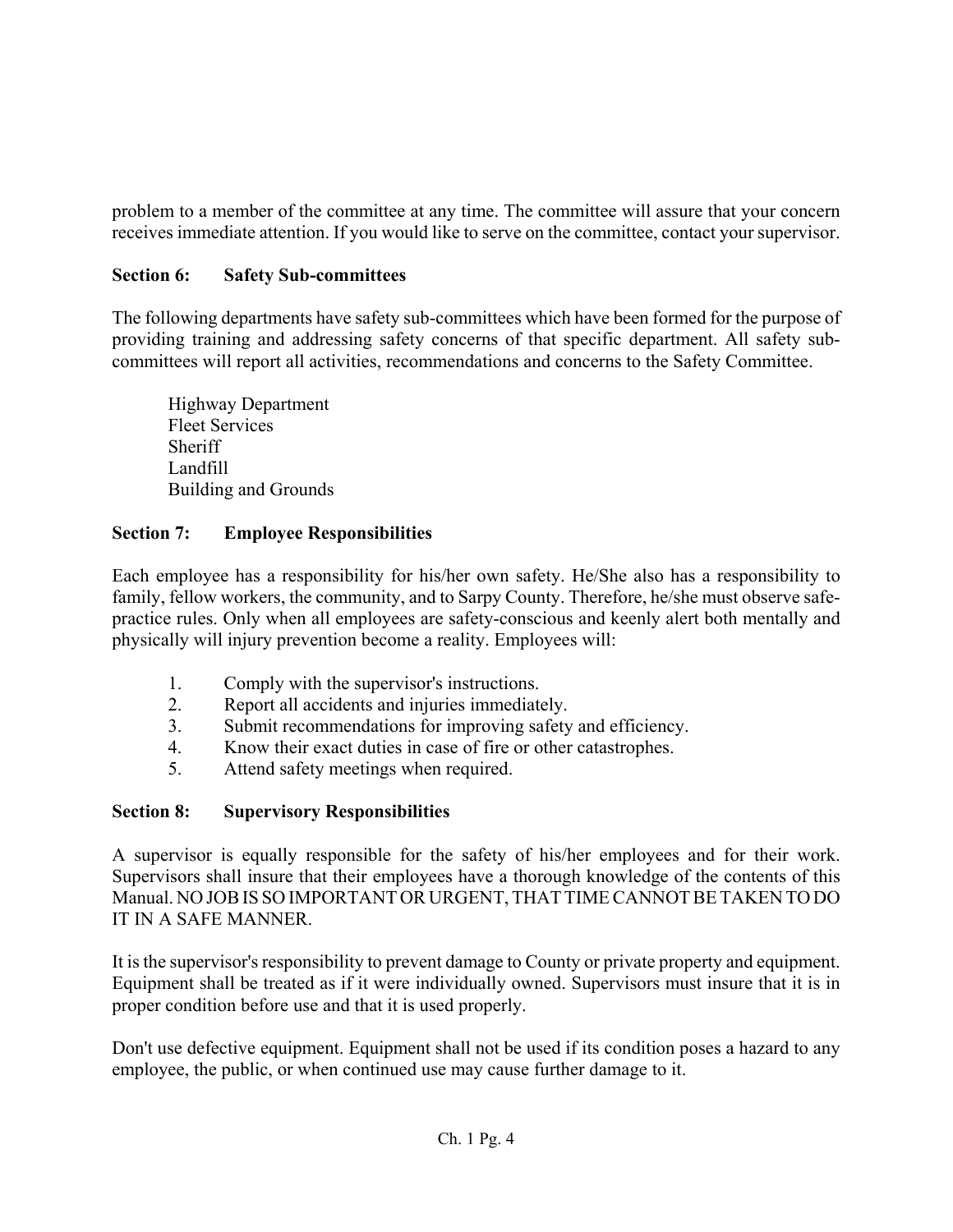problem to a member of the committee at any time. The committee will assure that your concern receives immediate attention. If you would like to serve on the committee, contact your supervisor.

**Section 6: Safety Sub-committees**

The following departments have safety sub-committees which have been formed for the purpose of providing training and addressing safety concerns of that specific department. All safety sub-committees will report all activities, recommendations and concerns to the Safety Committee.

Highway Department
Fleet Services
Sheriff
Landfill
Building and Grounds

**Section 7: Employee Responsibilities**

Each employee has a responsibility for his/her own safety. He/She also has a responsibility to family, fellow workers, the community, and to Sarpy County. Therefore, he/she must observe safe-practice rules. Only when all employees are safety-conscious and keenly alert both mentally and physically will injury prevention become a reality. Employees will:

1. Comply with the supervisor's instructions.
2. Report all accidents and injuries immediately.
3. Submit recommendations for improving safety and efficiency.
4. Know their exact duties in case of fire or other catastrophes.
5. Attend safety meetings when required.

**Section 8: Supervisory Responsibilities**

A supervisor is equally responsible for the safety of his/her employees and for their work. Supervisors shall insure that their employees have a thorough knowledge of the contents of this Manual. NO JOB IS SO IMPORTANT OR URGENT, THAT TIME CANNOT BE TAKEN TO DO IT IN A SAFE MANNER.

It is the supervisor's responsibility to prevent damage to County or private property and equipment. Equipment shall be treated as if it were individually owned. Supervisors must insure that it is in proper condition before use and that it is used properly.

Don't use defective equipment. Equipment shall not be used if its condition poses a hazard to any employee, the public, or when continued use may cause further damage to it.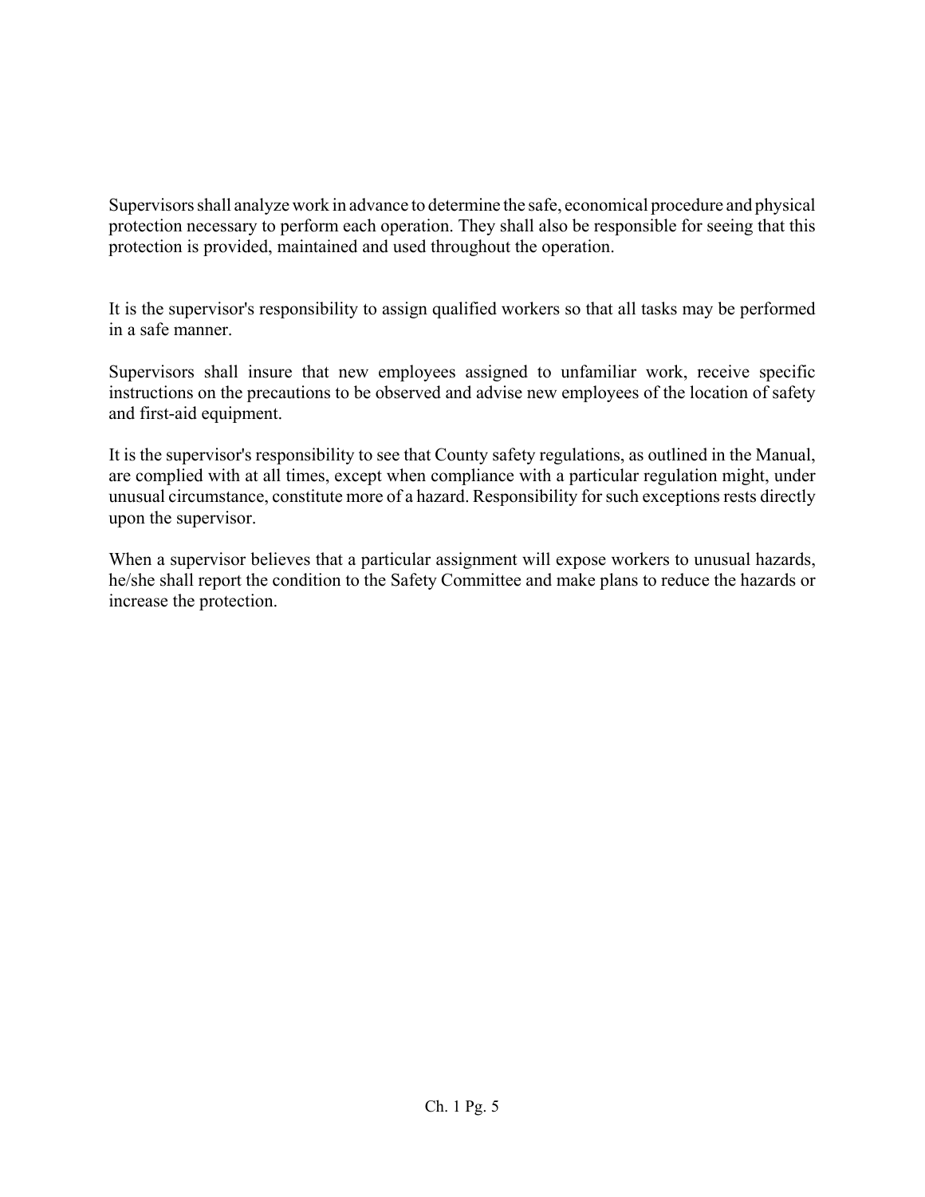Supervisors shall analyze work in advance to determine the safe, economical procedure and physical protection necessary to perform each operation. They shall also be responsible for seeing that this protection is provided, maintained and used throughout the operation.

It is the supervisor's responsibility to assign qualified workers so that all tasks may be performed in a safe manner.

Supervisors shall insure that new employees assigned to unfamiliar work, receive specific instructions on the precautions to be observed and advise new employees of the location of safety and first-aid equipment.

It is the supervisor's responsibility to see that County safety regulations, as outlined in the Manual, are complied with at all times, except when compliance with a particular regulation might, under unusual circumstance, constitute more of a hazard. Responsibility for such exceptions rests directly upon the supervisor.

When a supervisor believes that a particular assignment will expose workers to unusual hazards, he/she shall report the condition to the Safety Committee and make plans to reduce the hazards or increase the protection.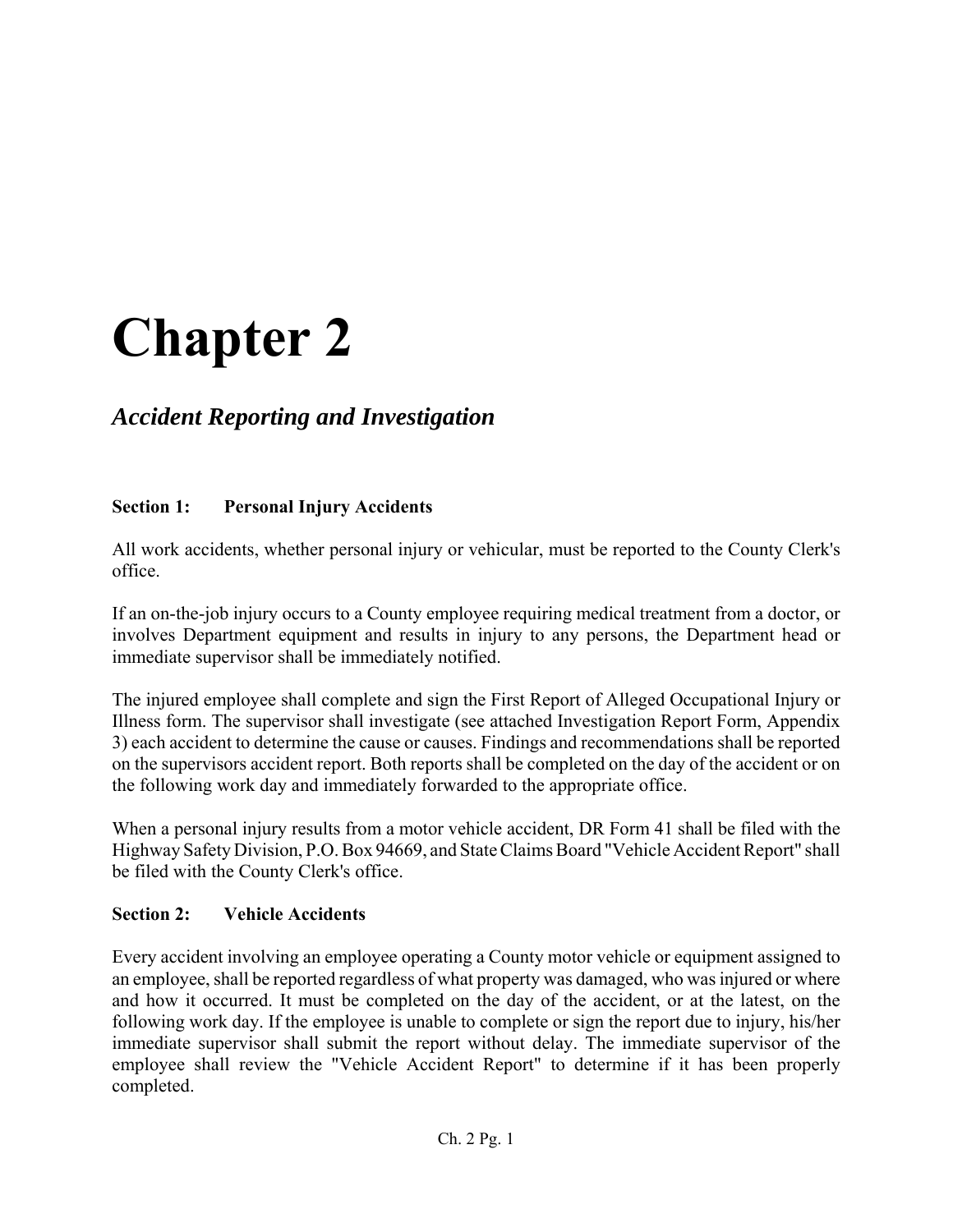# Chapter 2

## *Accident Reporting and Investigation*

### Section 1: Personal Injury Accidents

All work accidents, whether personal injury or vehicular, must be reported to the County Clerk's office.

If an on-the-job injury occurs to a County employee requiring medical treatment from a doctor, or involves Department equipment and results in injury to any persons, the Department head or immediate supervisor shall be immediately notified.

The injured employee shall complete and sign the First Report of Alleged Occupational Injury or Illness form. The supervisor shall investigate (see attached Investigation Report Form, Appendix 3) each accident to determine the cause or causes. Findings and recommendations shall be reported on the supervisors accident report. Both reports shall be completed on the day of the accident or on the following work day and immediately forwarded to the appropriate office.

When a personal injury results from a motor vehicle accident, DR Form 41 shall be filed with the Highway Safety Division, P.O. Box 94669, and State Claims Board "Vehicle Accident Report" shall be filed with the County Clerk's office.

### Section 2: Vehicle Accidents

Every accident involving an employee operating a County motor vehicle or equipment assigned to an employee, shall be reported regardless of what property was damaged, who was injured or where and how it occurred. It must be completed on the day of the accident, or at the latest, on the following work day. If the employee is unable to complete or sign the report due to injury, his/her immediate supervisor shall submit the report without delay. The immediate supervisor of the employee shall review the "Vehicle Accident Report" to determine if it has been properly completed.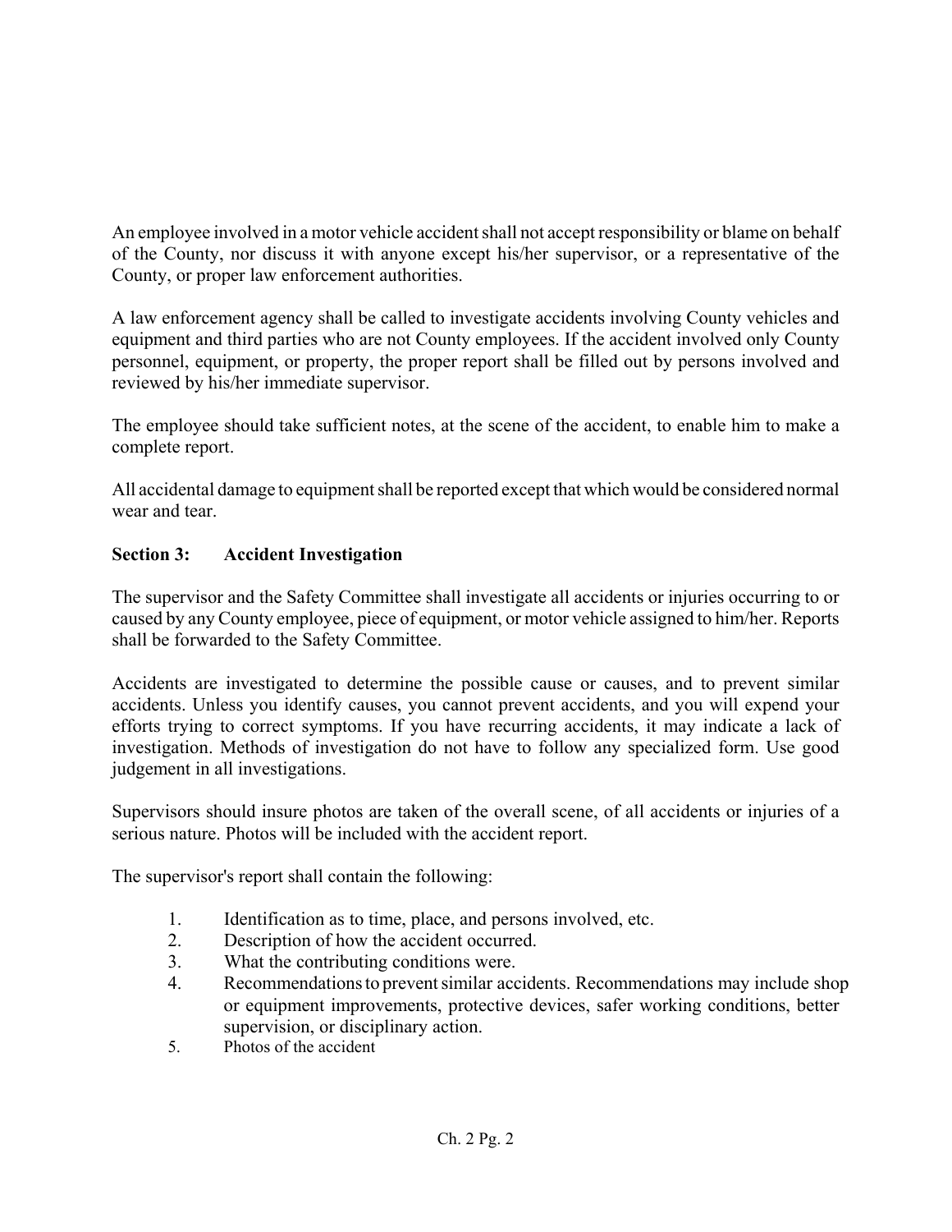An employee involved in a motor vehicle accident shall not accept responsibility or blame on behalf of the County, nor discuss it with anyone except his/her supervisor, or a representative of the County, or proper law enforcement authorities.

A law enforcement agency shall be called to investigate accidents involving County vehicles and equipment and third parties who are not County employees. If the accident involved only County personnel, equipment, or property, the proper report shall be filled out by persons involved and reviewed by his/her immediate supervisor.

The employee should take sufficient notes, at the scene of the accident, to enable him to make a complete report.

All accidental damage to equipment shall be reported except that which would be considered normal wear and tear.

**Section 3: Accident Investigation**

The supervisor and the Safety Committee shall investigate all accidents or injuries occurring to or caused by any County employee, piece of equipment, or motor vehicle assigned to him/her. Reports shall be forwarded to the Safety Committee.

Accidents are investigated to determine the possible cause or causes, and to prevent similar accidents. Unless you identify causes, you cannot prevent accidents, and you will expend your efforts trying to correct symptoms. If you have recurring accidents, it may indicate a lack of investigation. Methods of investigation do not have to follow any specialized form. Use good judgement in all investigations.

Supervisors should insure photos are taken of the overall scene, of all accidents or injuries of a serious nature. Photos will be included with the accident report.

The supervisor's report shall contain the following:

1. Identification as to time, place, and persons involved, etc.
2. Description of how the accident occurred.
3. What the contributing conditions were.
4. Recommendations to prevent similar accidents. Recommendations may include shop or equipment improvements, protective devices, safer working conditions, better supervision, or disciplinary action.
5. Photos of the accident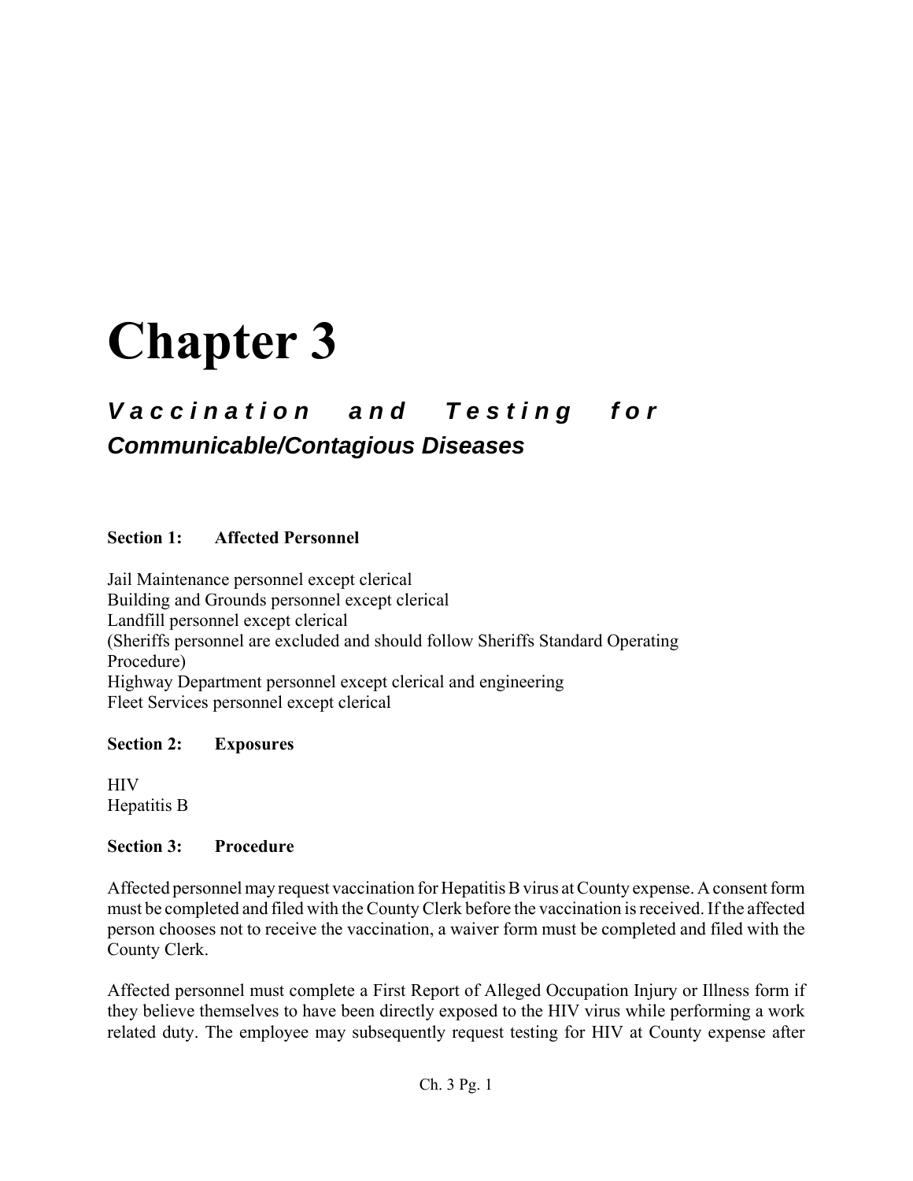# Chapter 3

## *Vaccination and Testing for Communicable/Contagious Diseases*

**Section 1: Affected Personnel**

Jail Maintenance personnel except clerical
Building and Grounds personnel except clerical
Landfill personnel except clerical
(Sheriffs personnel are excluded and should follow Sheriffs Standard Operating Procedure)
Highway Department personnel except clerical and engineering
Fleet Services personnel except clerical

**Section 2: Exposures**

HIV
Hepatitis B

**Section 3: Procedure**

Affected personnel may request vaccination for Hepatitis B virus at County expense. A consent form must be completed and filed with the County Clerk before the vaccination is received. If the affected person chooses not to receive the vaccination, a waiver form must be completed and filed with the County Clerk.

Affected personnel must complete a First Report of Alleged Occupation Injury or Illness form if they believe themselves to have been directly exposed to the HIV virus while performing a work related duty. The employee may subsequently request testing for HIV at County expense after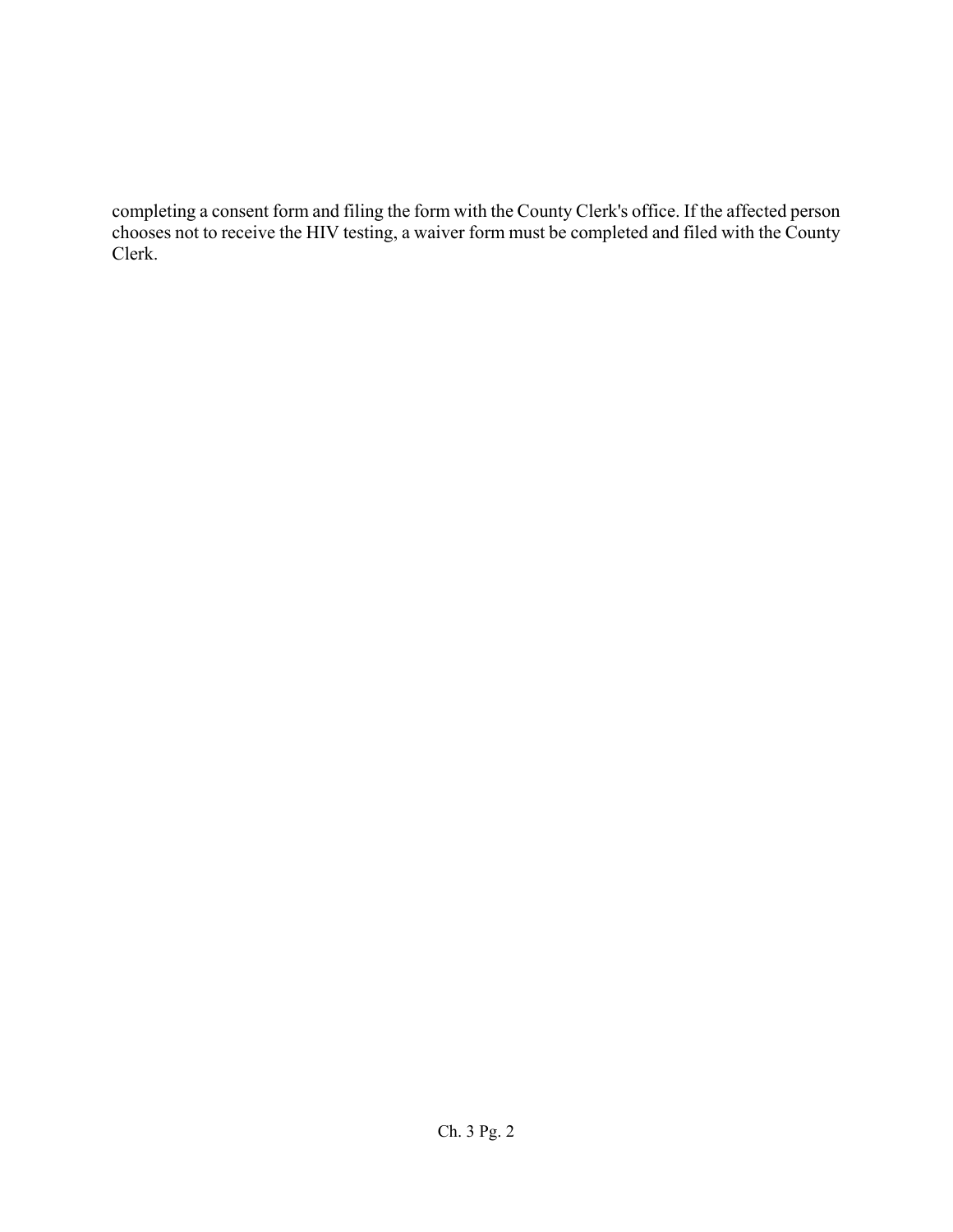completing a consent form and filing the form with the County Clerk's office. If the affected person chooses not to receive the HIV testing, a waiver form must be completed and filed with the County Clerk.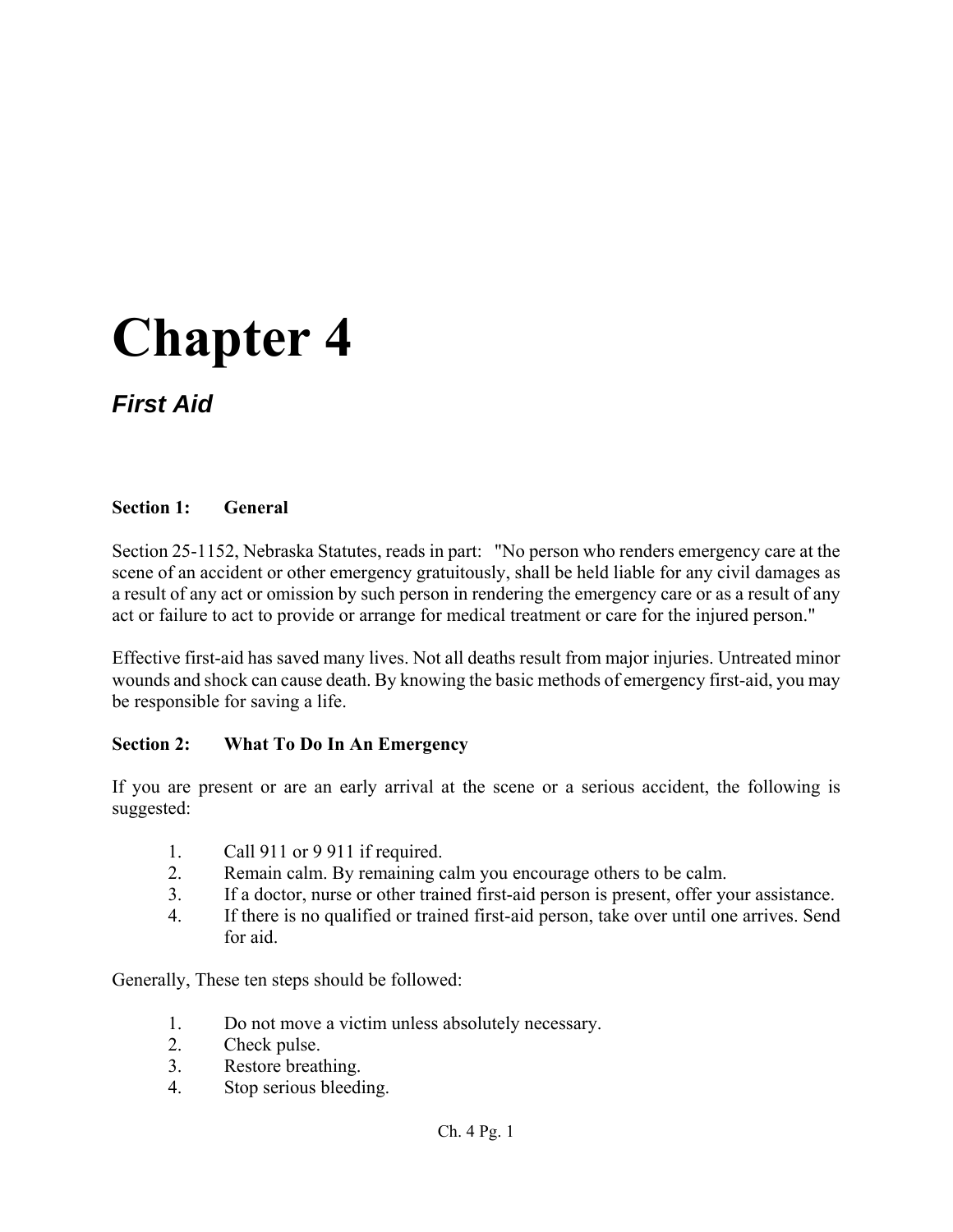# Chapter 4

## *First Aid*

### Section 1: General

Section 25-1152, Nebraska Statutes, reads in part: "No person who renders emergency care at the scene of an accident or other emergency gratuitously, shall be held liable for any civil damages as a result of any act or omission by such person in rendering the emergency care or as a result of any act or failure to act to provide or arrange for medical treatment or care for the injured person."

Effective first-aid has saved many lives. Not all deaths result from major injuries. Untreated minor wounds and shock can cause death. By knowing the basic methods of emergency first-aid, you may be responsible for saving a life.

### Section 2: What To Do In An Emergency

If you are present or are an early arrival at the scene or a serious accident, the following is suggested:

1. Call 911 or 9 911 if required.
2. Remain calm. By remaining calm you encourage others to be calm.
3. If a doctor, nurse or other trained first-aid person is present, offer your assistance.
4. If there is no qualified or trained first-aid person, take over until one arrives. Send for aid.

Generally, These ten steps should be followed:

1. Do not move a victim unless absolutely necessary.
2. Check pulse.
3. Restore breathing.
4. Stop serious bleeding.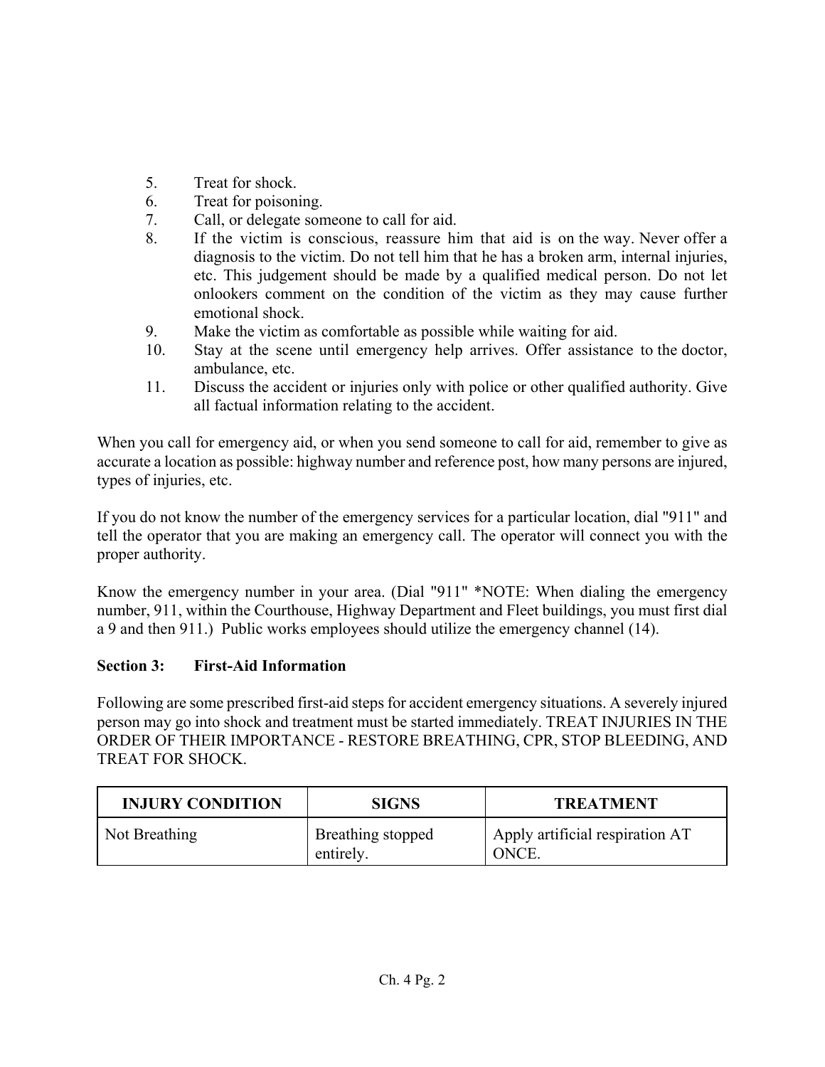5. Treat for shock.
6. Treat for poisoning.
7. Call, or delegate someone to call for aid.
8. If the victim is conscious, reassure him that aid is on the way. Never offer a diagnosis to the victim. Do not tell him that he has a broken arm, internal injuries, etc. This judgement should be made by a qualified medical person. Do not let onlookers comment on the condition of the victim as they may cause further emotional shock.
9. Make the victim as comfortable as possible while waiting for aid.
10. Stay at the scene until emergency help arrives. Offer assistance to the doctor, ambulance, etc.
11. Discuss the accident or injuries only with police or other qualified authority. Give all factual information relating to the accident.

When you call for emergency aid, or when you send someone to call for aid, remember to give as accurate a location as possible: highway number and reference post, how many persons are injured, types of injuries, etc.

If you do not know the number of the emergency services for a particular location, dial "911" and tell the operator that you are making an emergency call. The operator will connect you with the proper authority.

Know the emergency number in your area. (Dial "911" *NOTE: When dialing the emergency number, 911, within the Courthouse, Highway Department and Fleet buildings, you must first dial a 9 and then 911.) Public works employees should utilize the emergency channel (14).

## Section 3: First-Aid Information

Following are some prescribed first-aid steps for accident emergency situations. A severely injured person may go into shock and treatment must be started immediately. TREAT INJURIES IN THE ORDER OF THEIR IMPORTANCE - RESTORE BREATHING, CPR, STOP BLEEDING, AND TREAT FOR SHOCK.

| INJURY CONDITION | SIGNS | TREATMENT |
|---|---|---|
| Not Breathing | Breathing stopped entirely. | Apply artificial respiration AT ONCE. |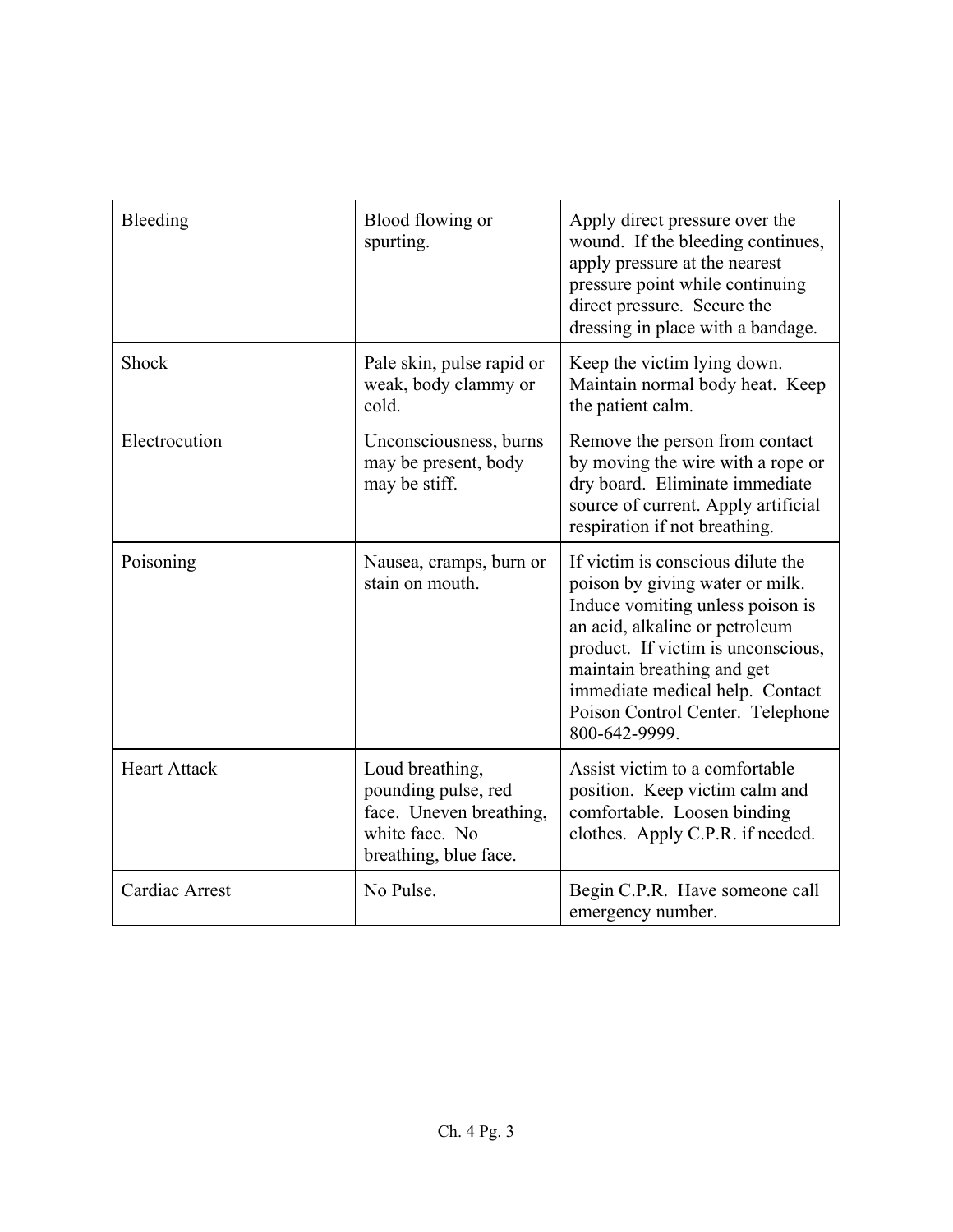| Bleeding | Blood flowing or spurting. | Apply direct pressure over the wound. If the bleeding continues, apply pressure at the nearest pressure point while continuing direct pressure. Secure the dressing in place with a bandage. |
| --- | --- | --- |
| Shock | Pale skin, pulse rapid or weak, body clammy or cold. | Keep the victim lying down. Maintain normal body heat. Keep the patient calm. |
| Electrocution | Unconsciousness, burns may be present, body may be stiff. | Remove the person from contact by moving the wire with a rope or dry board. Eliminate immediate source of current. Apply artificial respiration if not breathing. |
| Poisoning | Nausea, cramps, burn or stain on mouth. | If victim is conscious dilute the poison by giving water or milk. Induce vomiting unless poison is an acid, alkaline or petroleum product. If victim is unconscious, maintain breathing and get immediate medical help. Contact Poison Control Center. Telephone 800-642-9999. |
| Heart Attack | Loud breathing, pounding pulse, red face. Uneven breathing, white face. No breathing, blue face. | Assist victim to a comfortable position. Keep victim calm and comfortable. Loosen binding clothes. Apply C.P.R. if needed. |
| Cardiac Arrest | No Pulse. | Begin C.P.R. Have someone call emergency number. |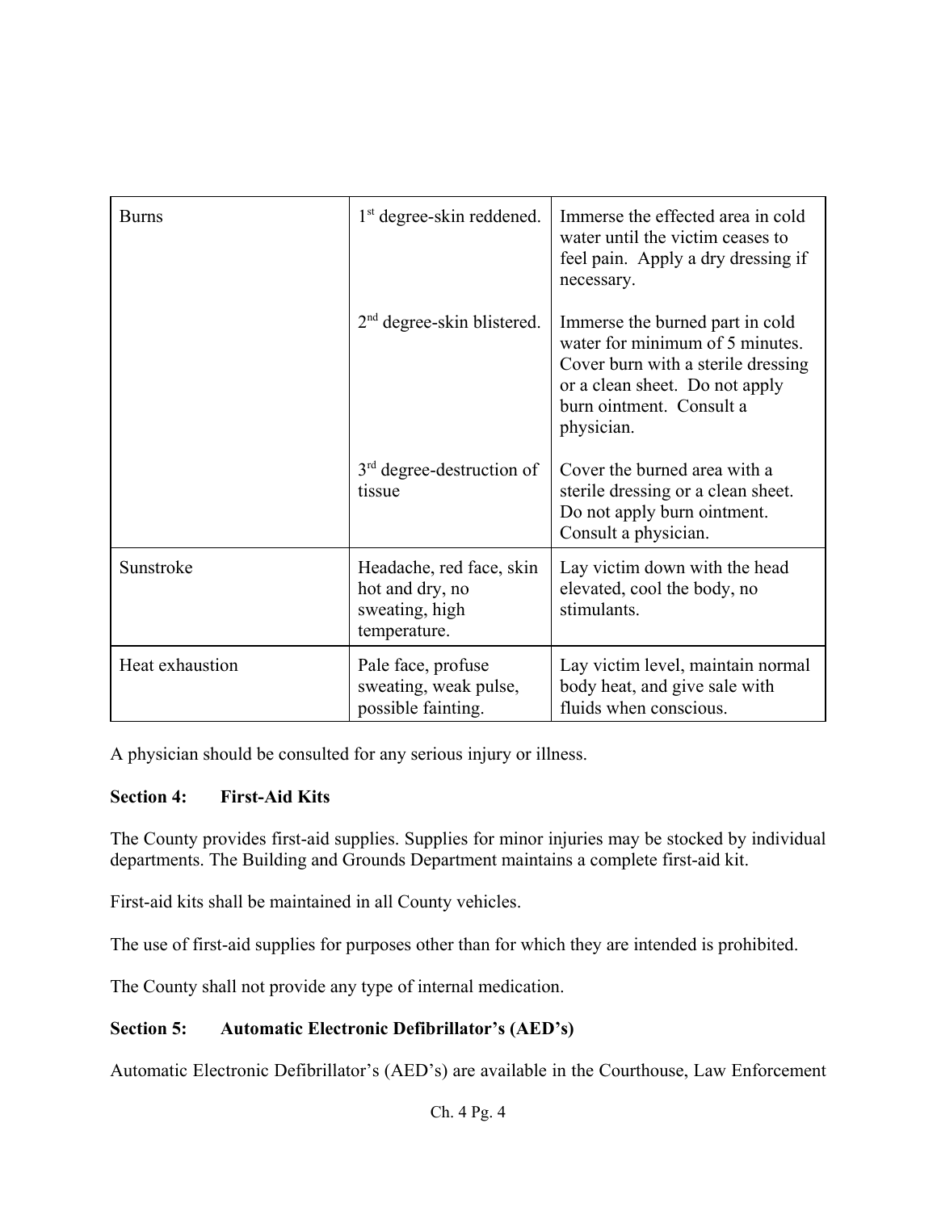| | | |
|---|---|---|
| Burns | 1st degree-skin reddened. | Immerse the effected area in cold water until the victim ceases to feel pain. Apply a dry dressing if necessary. |
| | 2nd degree-skin blistered. | Immerse the burned part in cold water for minimum of 5 minutes. Cover burn with a sterile dressing or a clean sheet. Do not apply burn ointment. Consult a physician. |
| | 3rd degree-destruction of tissue | Cover the burned area with a sterile dressing or a clean sheet. Do not apply burn ointment. Consult a physician. |
| Sunstroke | Headache, red face, skin hot and dry, no sweating, high temperature. | Lay victim down with the head elevated, cool the body, no stimulants. |
| Heat exhaustion | Pale face, profuse sweating, weak pulse, possible fainting. | Lay victim level, maintain normal body heat, and give sale with fluids when conscious. |

A physician should be consulted for any serious injury or illness.

**Section 4: First-Aid Kits**

The County provides first-aid supplies. Supplies for minor injuries may be stocked by individual departments. The Building and Grounds Department maintains a complete first-aid kit.

First-aid kits shall be maintained in all County vehicles.

The use of first-aid supplies for purposes other than for which they are intended is prohibited.

The County shall not provide any type of internal medication.

**Section 5: Automatic Electronic Defibrillator's (AED's)**

Automatic Electronic Defibrillator's (AED's) are available in the Courthouse, Law Enforcement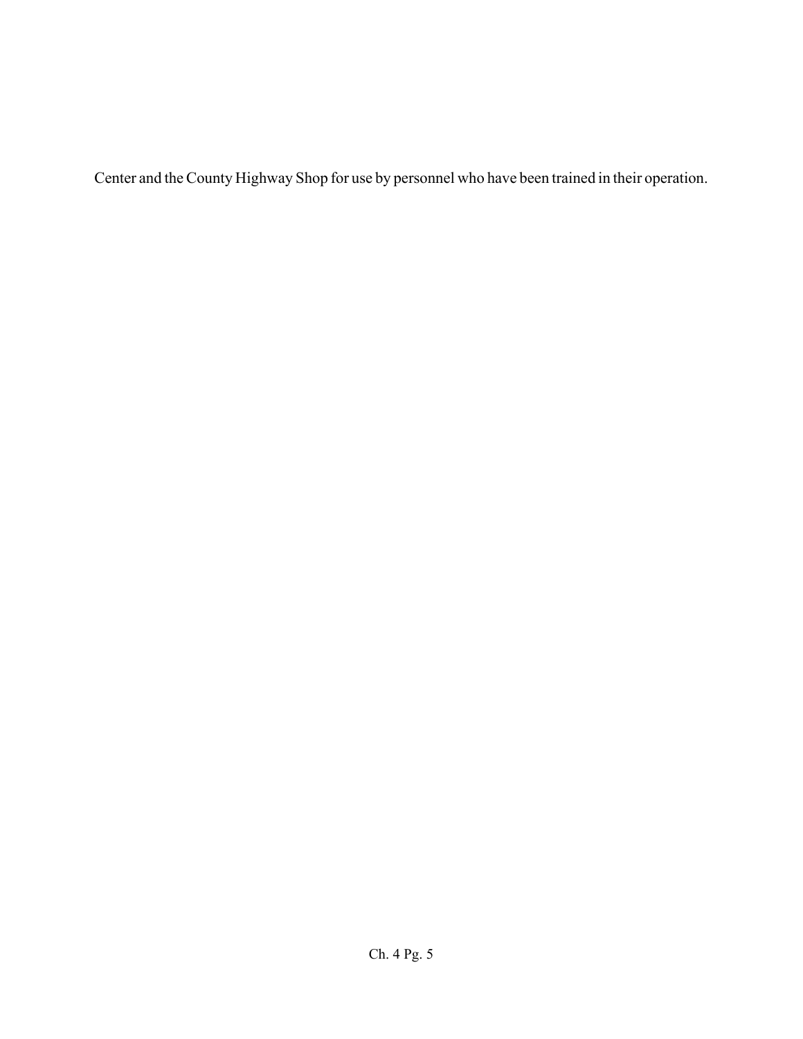Center and the County Highway Shop for use by personnel who have been trained in their operation.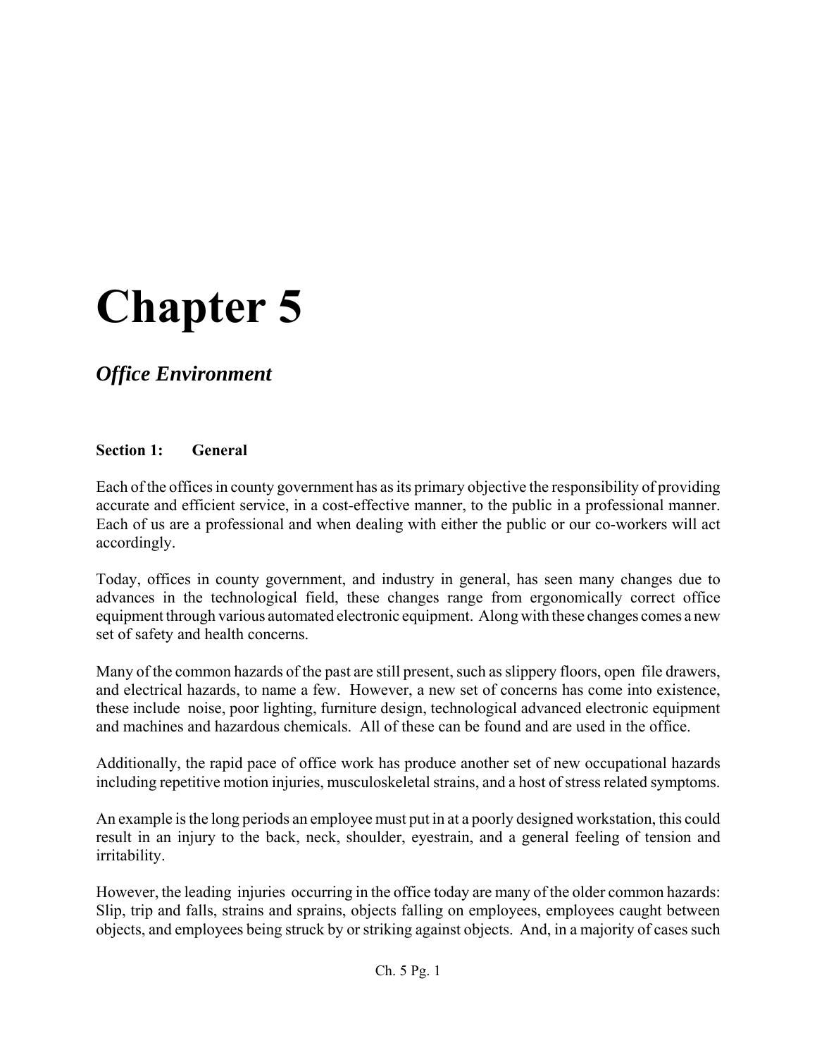# Chapter 5

## *Office Environment*

### Section 1: General

Each of the offices in county government has as its primary objective the responsibility of providing accurate and efficient service, in a cost-effective manner, to the public in a professional manner. Each of us are a professional and when dealing with either the public or our co-workers will act accordingly.

Today, offices in county government, and industry in general, has seen many changes due to advances in the technological field, these changes range from ergonomically correct office equipment through various automated electronic equipment. Along with these changes comes a new set of safety and health concerns.

Many of the common hazards of the past are still present, such as slippery floors, open file drawers, and electrical hazards, to name a few. However, a new set of concerns has come into existence, these include noise, poor lighting, furniture design, technological advanced electronic equipment and machines and hazardous chemicals. All of these can be found and are used in the office.

Additionally, the rapid pace of office work has produce another set of new occupational hazards including repetitive motion injuries, musculoskeletal strains, and a host of stress related symptoms.

An example is the long periods an employee must put in at a poorly designed workstation, this could result in an injury to the back, neck, shoulder, eyestrain, and a general feeling of tension and irritability.

However, the leading injuries occurring in the office today are many of the older common hazards: Slip, trip and falls, strains and sprains, objects falling on employees, employees caught between objects, and employees being struck by or striking against objects. And, in a majority of cases such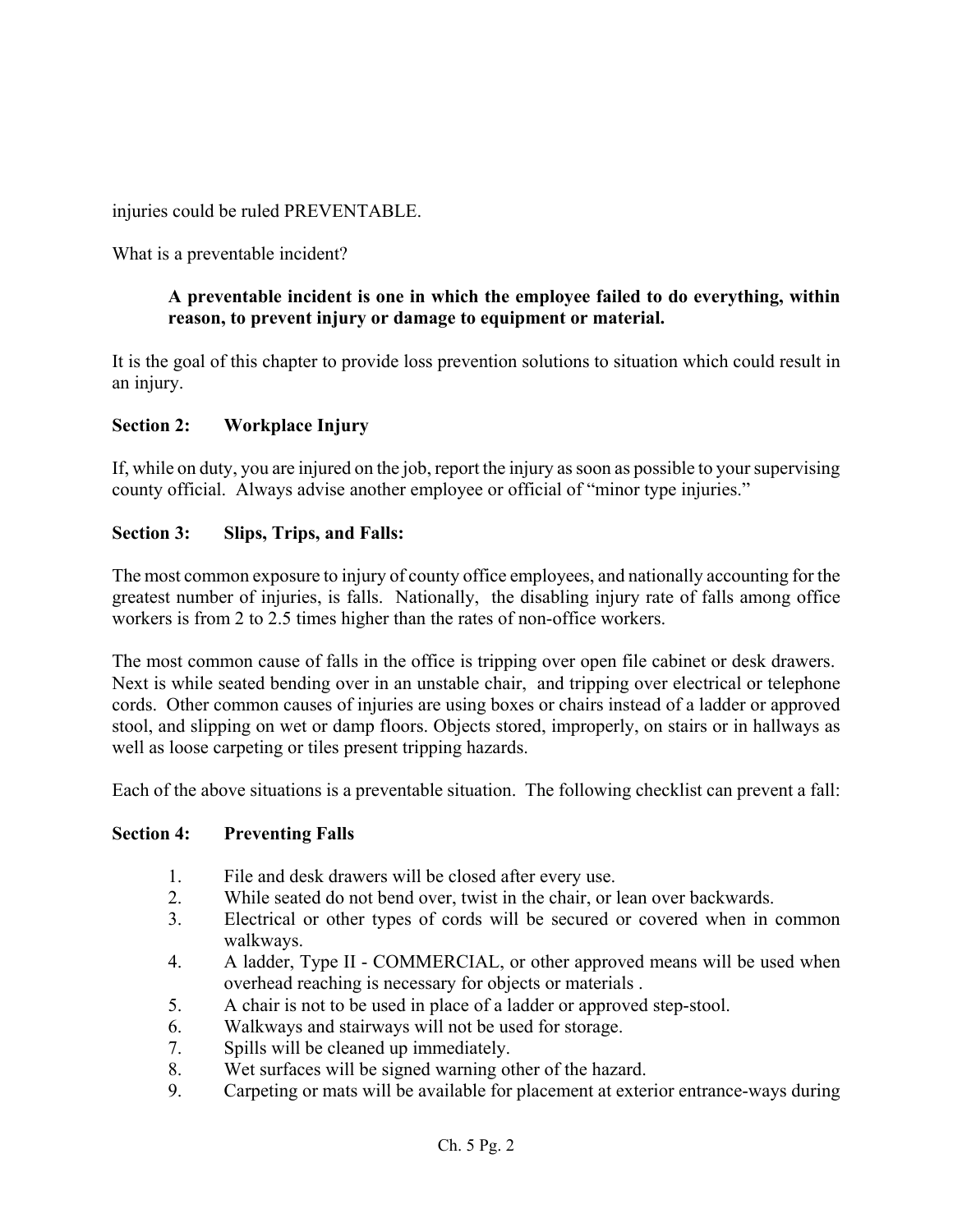injuries could be ruled PREVENTABLE.

What is a preventable incident?

> **A preventable incident is one in which the employee failed to do everything, within reason, to prevent injury or damage to equipment or material.**

It is the goal of this chapter to provide loss prevention solutions to situation which could result in an injury.

### Section 2: Workplace Injury

If, while on duty, you are injured on the job, report the injury as soon as possible to your supervising county official. Always advise another employee or official of "minor type injuries."

### Section 3: Slips, Trips, and Falls:

The most common exposure to injury of county office employees, and nationally accounting for the greatest number of injuries, is falls. Nationally, the disabling injury rate of falls among office workers is from 2 to 2.5 times higher than the rates of non-office workers.

The most common cause of falls in the office is tripping over open file cabinet or desk drawers. Next is while seated bending over in an unstable chair, and tripping over electrical or telephone cords. Other common causes of injuries are using boxes or chairs instead of a ladder or approved stool, and slipping on wet or damp floors. Objects stored, improperly, on stairs or in hallways as well as loose carpeting or tiles present tripping hazards.

Each of the above situations is a preventable situation. The following checklist can prevent a fall:

### Section 4: Preventing Falls

1. File and desk drawers will be closed after every use.
2. While seated do not bend over, twist in the chair, or lean over backwards.
3. Electrical or other types of cords will be secured or covered when in common walkways.
4. A ladder, Type II - COMMERCIAL, or other approved means will be used when overhead reaching is necessary for objects or materials .
5. A chair is not to be used in place of a ladder or approved step-stool.
6. Walkways and stairways will not be used for storage.
7. Spills will be cleaned up immediately.
8. Wet surfaces will be signed warning other of the hazard.
9. Carpeting or mats will be available for placement at exterior entrance-ways during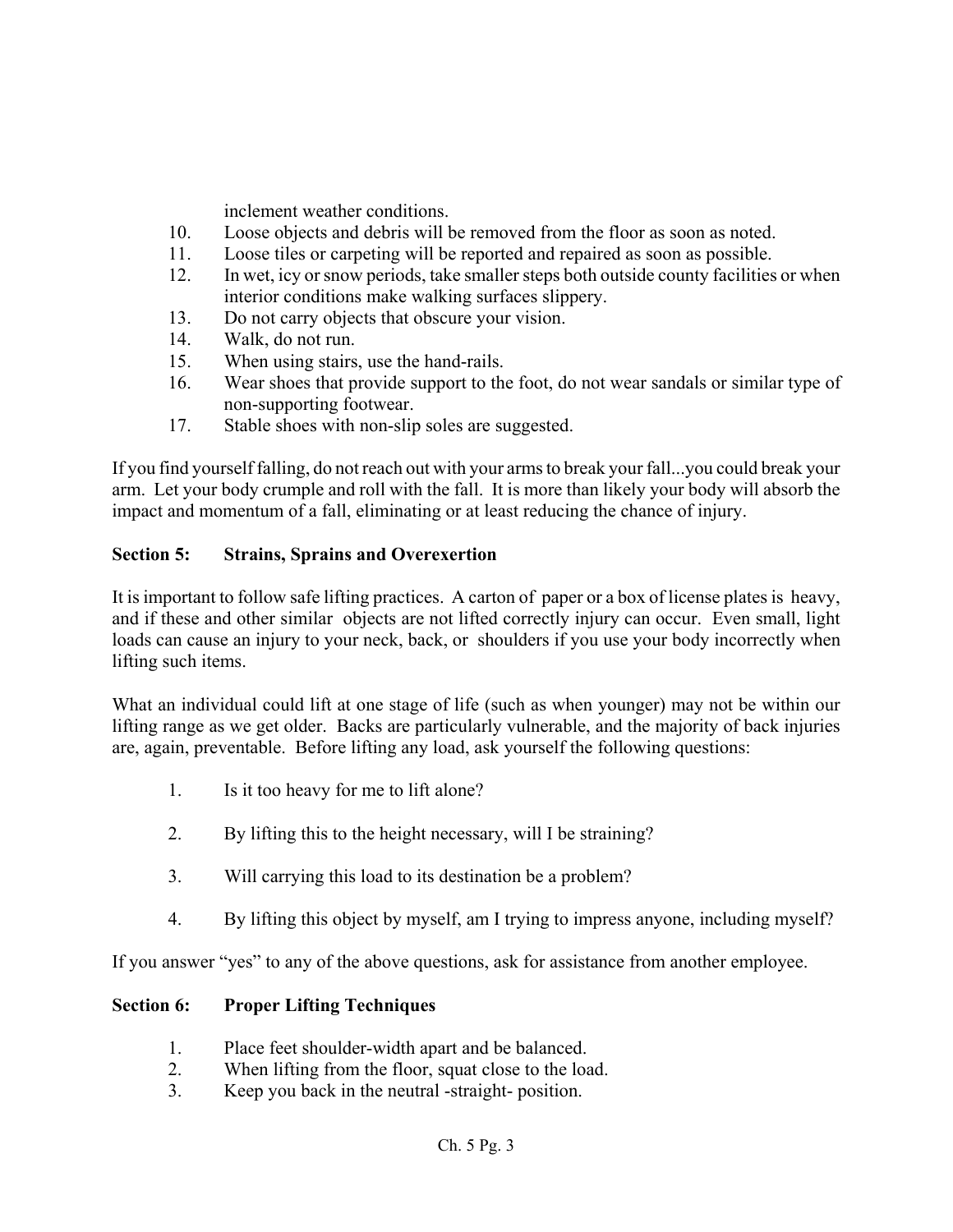inclement weather conditions.

10. Loose objects and debris will be removed from the floor as soon as noted.
11. Loose tiles or carpeting will be reported and repaired as soon as possible.
12. In wet, icy or snow periods, take smaller steps both outside county facilities or when interior conditions make walking surfaces slippery.
13. Do not carry objects that obscure your vision.
14. Walk, do not run.
15. When using stairs, use the hand-rails.
16. Wear shoes that provide support to the foot, do not wear sandals or similar type of non-supporting footwear.
17. Stable shoes with non-slip soles are suggested.

If you find yourself falling, do not reach out with your arms to break your fall...you could break your arm. Let your body crumple and roll with the fall. It is more than likely your body will absorb the impact and momentum of a fall, eliminating or at least reducing the chance of injury.

## Section 5: Strains, Sprains and Overexertion

It is important to follow safe lifting practices. A carton of paper or a box of license plates is heavy, and if these and other similar objects are not lifted correctly injury can occur. Even small, light loads can cause an injury to your neck, back, or shoulders if you use your body incorrectly when lifting such items.

What an individual could lift at one stage of life (such as when younger) may not be within our lifting range as we get older. Backs are particularly vulnerable, and the majority of back injuries are, again, preventable. Before lifting any load, ask yourself the following questions:

1. Is it too heavy for me to lift alone?

2. By lifting this to the height necessary, will I be straining?

3. Will carrying this load to its destination be a problem?

4. By lifting this object by myself, am I trying to impress anyone, including myself?

If you answer "yes" to any of the above questions, ask for assistance from another employee.

## Section 6: Proper Lifting Techniques

1. Place feet shoulder-width apart and be balanced.
2. When lifting from the floor, squat close to the load.
3. Keep you back in the neutral -straight- position.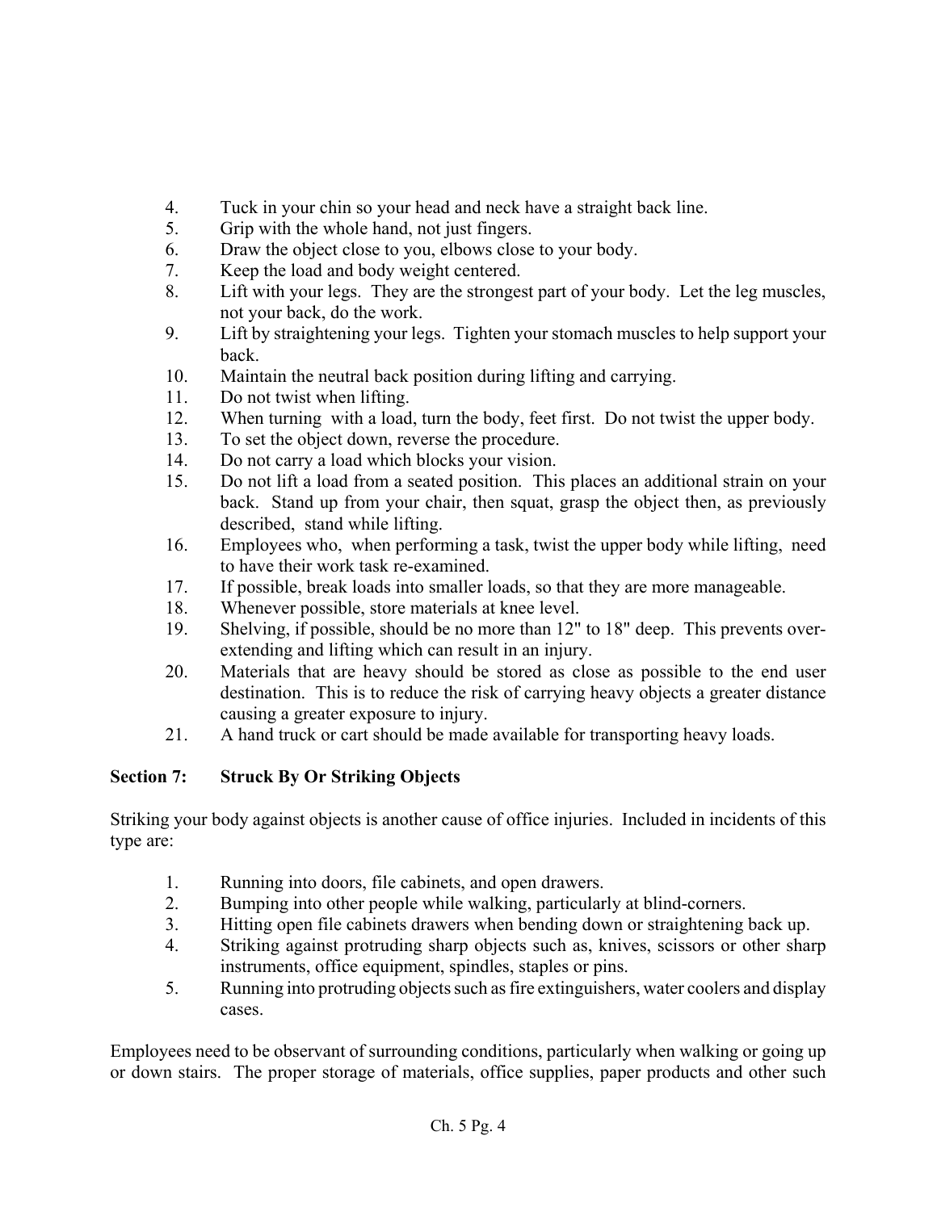4. Tuck in your chin so your head and neck have a straight back line.
5. Grip with the whole hand, not just fingers.
6. Draw the object close to you, elbows close to your body.
7. Keep the load and body weight centered.
8. Lift with your legs. They are the strongest part of your body. Let the leg muscles, not your back, do the work.
9. Lift by straightening your legs. Tighten your stomach muscles to help support your back.
10. Maintain the neutral back position during lifting and carrying.
11. Do not twist when lifting.
12. When turning with a load, turn the body, feet first. Do not twist the upper body.
13. To set the object down, reverse the procedure.
14. Do not carry a load which blocks your vision.
15. Do not lift a load from a seated position. This places an additional strain on your back. Stand up from your chair, then squat, grasp the object then, as previously described, stand while lifting.
16. Employees who, when performing a task, twist the upper body while lifting, need to have their work task re-examined.
17. If possible, break loads into smaller loads, so that they are more manageable.
18. Whenever possible, store materials at knee level.
19. Shelving, if possible, should be no more than 12" to 18" deep. This prevents over-extending and lifting which can result in an injury.
20. Materials that are heavy should be stored as close as possible to the end user destination. This is to reduce the risk of carrying heavy objects a greater distance causing a greater exposure to injury.
21. A hand truck or cart should be made available for transporting heavy loads.

## Section 7: Struck By Or Striking Objects

Striking your body against objects is another cause of office injuries. Included in incidents of this type are:

1. Running into doors, file cabinets, and open drawers.
2. Bumping into other people while walking, particularly at blind-corners.
3. Hitting open file cabinets drawers when bending down or straightening back up.
4. Striking against protruding sharp objects such as, knives, scissors or other sharp instruments, office equipment, spindles, staples or pins.
5. Running into protruding objects such as fire extinguishers, water coolers and display cases.

Employees need to be observant of surrounding conditions, particularly when walking or going up or down stairs. The proper storage of materials, office supplies, paper products and other such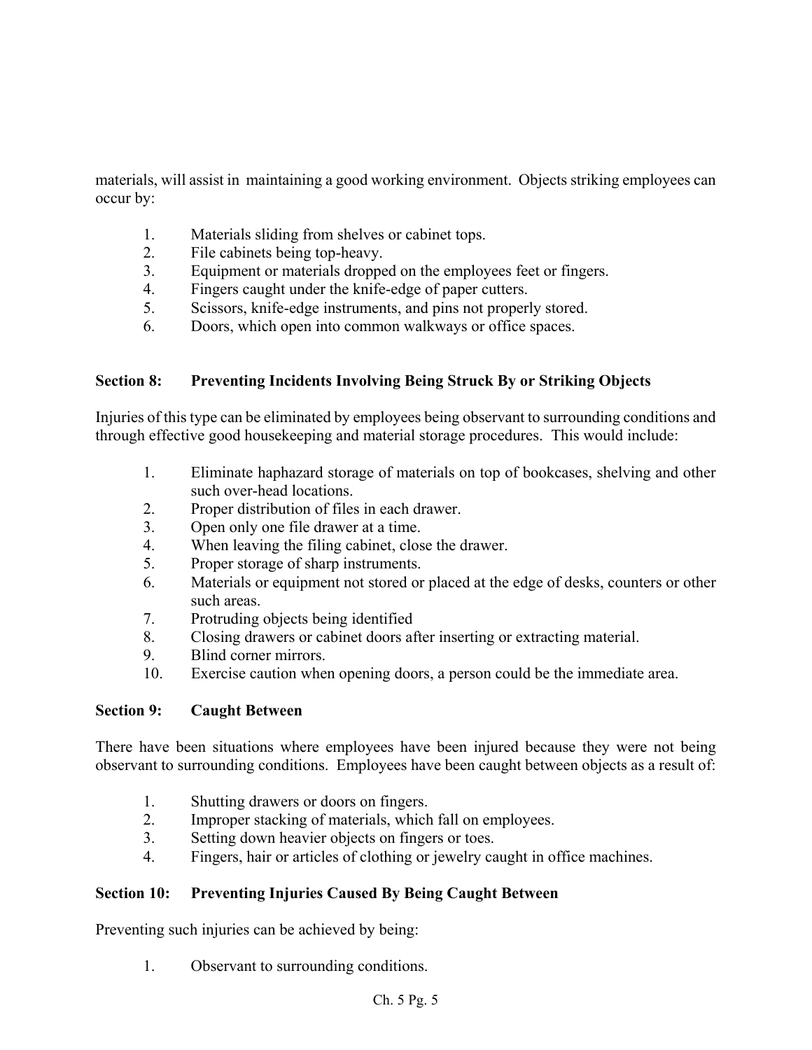materials, will assist in maintaining a good working environment. Objects striking employees can occur by:

1. Materials sliding from shelves or cabinet tops.
2. File cabinets being top-heavy.
3. Equipment or materials dropped on the employees feet or fingers.
4. Fingers caught under the knife-edge of paper cutters.
5. Scissors, knife-edge instruments, and pins not properly stored.
6. Doors, which open into common walkways or office spaces.

**Section 8: Preventing Incidents Involving Being Struck By or Striking Objects**

Injuries of this type can be eliminated by employees being observant to surrounding conditions and through effective good housekeeping and material storage procedures. This would include:

1. Eliminate haphazard storage of materials on top of bookcases, shelving and other such over-head locations.
2. Proper distribution of files in each drawer.
3. Open only one file drawer at a time.
4. When leaving the filing cabinet, close the drawer.
5. Proper storage of sharp instruments.
6. Materials or equipment not stored or placed at the edge of desks, counters or other such areas.
7. Protruding objects being identified
8. Closing drawers or cabinet doors after inserting or extracting material.
9. Blind corner mirrors.
10. Exercise caution when opening doors, a person could be the immediate area.

**Section 9: Caught Between**

There have been situations where employees have been injured because they were not being observant to surrounding conditions. Employees have been caught between objects as a result of:

1. Shutting drawers or doors on fingers.
2. Improper stacking of materials, which fall on employees.
3. Setting down heavier objects on fingers or toes.
4. Fingers, hair or articles of clothing or jewelry caught in office machines.

**Section 10: Preventing Injuries Caused By Being Caught Between**

Preventing such injuries can be achieved by being:

1. Observant to surrounding conditions.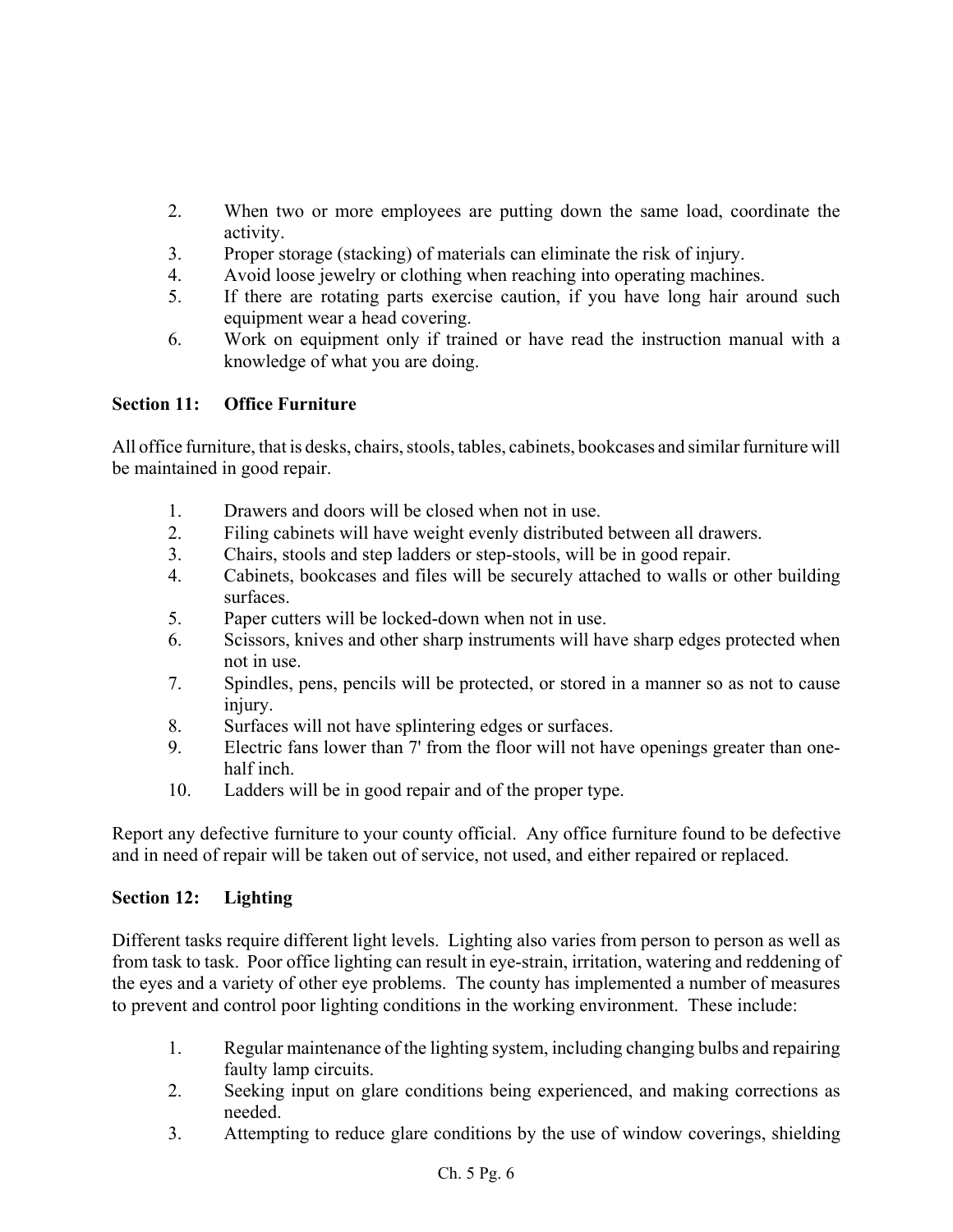2. When two or more employees are putting down the same load, coordinate the activity.
3. Proper storage (stacking) of materials can eliminate the risk of injury.
4. Avoid loose jewelry or clothing when reaching into operating machines.
5. If there are rotating parts exercise caution, if you have long hair around such equipment wear a head covering.
6. Work on equipment only if trained or have read the instruction manual with a knowledge of what you are doing.

**Section 11: Office Furniture**

All office furniture, that is desks, chairs, stools, tables, cabinets, bookcases and similar furniture will be maintained in good repair.

1. Drawers and doors will be closed when not in use.
2. Filing cabinets will have weight evenly distributed between all drawers.
3. Chairs, stools and step ladders or step-stools, will be in good repair.
4. Cabinets, bookcases and files will be securely attached to walls or other building surfaces.
5. Paper cutters will be locked-down when not in use.
6. Scissors, knives and other sharp instruments will have sharp edges protected when not in use.
7. Spindles, pens, pencils will be protected, or stored in a manner so as not to cause injury.
8. Surfaces will not have splintering edges or surfaces.
9. Electric fans lower than 7' from the floor will not have openings greater than one-half inch.
10. Ladders will be in good repair and of the proper type.

Report any defective furniture to your county official. Any office furniture found to be defective and in need of repair will be taken out of service, not used, and either repaired or replaced.

**Section 12: Lighting**

Different tasks require different light levels. Lighting also varies from person to person as well as from task to task. Poor office lighting can result in eye-strain, irritation, watering and reddening of the eyes and a variety of other eye problems. The county has implemented a number of measures to prevent and control poor lighting conditions in the working environment. These include:

1. Regular maintenance of the lighting system, including changing bulbs and repairing faulty lamp circuits.
2. Seeking input on glare conditions being experienced, and making corrections as needed.
3. Attempting to reduce glare conditions by the use of window coverings, shielding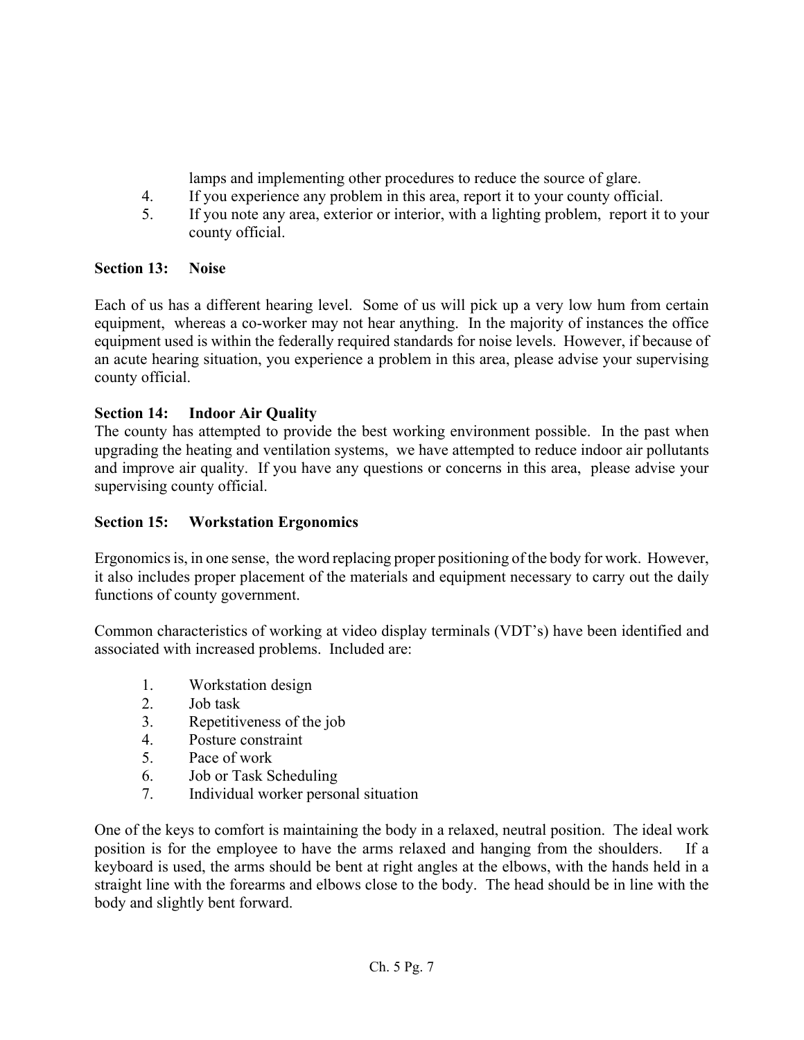lamps and implementing other procedures to reduce the source of glare.

4. If you experience any problem in this area, report it to your county official.
5. If you note any area, exterior or interior, with a lighting problem, report it to your county official.

**Section 13: Noise**

Each of us has a different hearing level. Some of us will pick up a very low hum from certain equipment, whereas a co-worker may not hear anything. In the majority of instances the office equipment used is within the federally required standards for noise levels. However, if because of an acute hearing situation, you experience a problem in this area, please advise your supervising county official.

**Section 14: Indoor Air Quality**

The county has attempted to provide the best working environment possible. In the past when upgrading the heating and ventilation systems, we have attempted to reduce indoor air pollutants and improve air quality. If you have any questions or concerns in this area, please advise your supervising county official.

**Section 15: Workstation Ergonomics**

Ergonomics is, in one sense, the word replacing proper positioning of the body for work. However, it also includes proper placement of the materials and equipment necessary to carry out the daily functions of county government.

Common characteristics of working at video display terminals (VDT's) have been identified and associated with increased problems. Included are:

1. Workstation design
2. Job task
3. Repetitiveness of the job
4. Posture constraint
5. Pace of work
6. Job or Task Scheduling
7. Individual worker personal situation

One of the keys to comfort is maintaining the body in a relaxed, neutral position. The ideal work position is for the employee to have the arms relaxed and hanging from the shoulders. If a keyboard is used, the arms should be bent at right angles at the elbows, with the hands held in a straight line with the forearms and elbows close to the body. The head should be in line with the body and slightly bent forward.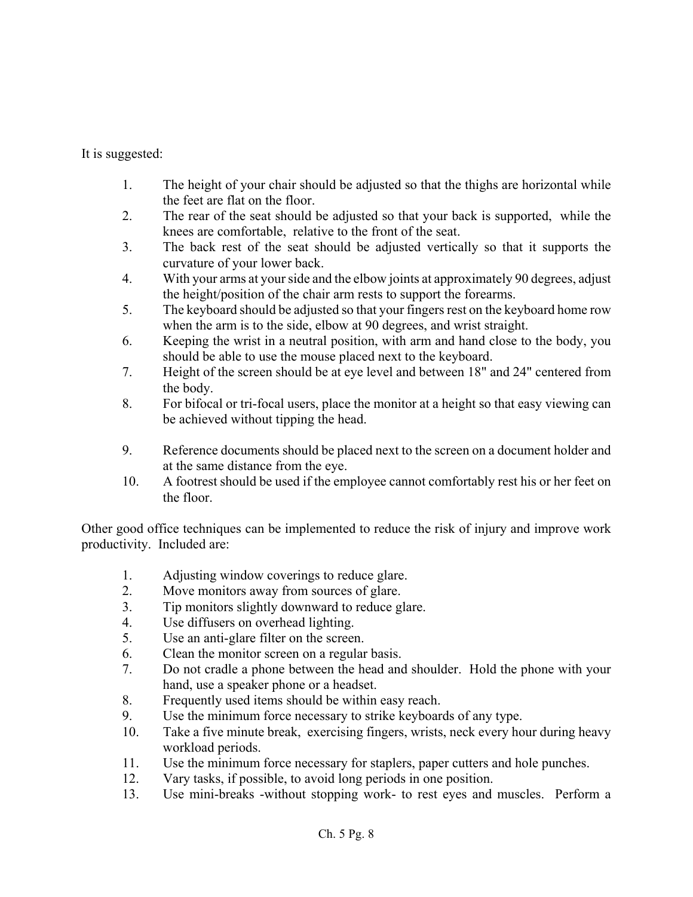It is suggested:

1. The height of your chair should be adjusted so that the thighs are horizontal while the feet are flat on the floor.
2. The rear of the seat should be adjusted so that your back is supported, while the knees are comfortable, relative to the front of the seat.
3. The back rest of the seat should be adjusted vertically so that it supports the curvature of your lower back.
4. With your arms at your side and the elbow joints at approximately 90 degrees, adjust the height/position of the chair arm rests to support the forearms.
5. The keyboard should be adjusted so that your fingers rest on the keyboard home row when the arm is to the side, elbow at 90 degrees, and wrist straight.
6. Keeping the wrist in a neutral position, with arm and hand close to the body, you should be able to use the mouse placed next to the keyboard.
7. Height of the screen should be at eye level and between 18" and 24" centered from the body.
8. For bifocal or tri-focal users, place the monitor at a height so that easy viewing can be achieved without tipping the head.
9. Reference documents should be placed next to the screen on a document holder and at the same distance from the eye.
10. A footrest should be used if the employee cannot comfortably rest his or her feet on the floor.

Other good office techniques can be implemented to reduce the risk of injury and improve work productivity. Included are:

1. Adjusting window coverings to reduce glare.
2. Move monitors away from sources of glare.
3. Tip monitors slightly downward to reduce glare.
4. Use diffusers on overhead lighting.
5. Use an anti-glare filter on the screen.
6. Clean the monitor screen on a regular basis.
7. Do not cradle a phone between the head and shoulder. Hold the phone with your hand, use a speaker phone or a headset.
8. Frequently used items should be within easy reach.
9. Use the minimum force necessary to strike keyboards of any type.
10. Take a five minute break, exercising fingers, wrists, neck every hour during heavy workload periods.
11. Use the minimum force necessary for staplers, paper cutters and hole punches.
12. Vary tasks, if possible, to avoid long periods in one position.
13. Use mini-breaks -without stopping work- to rest eyes and muscles. Perform a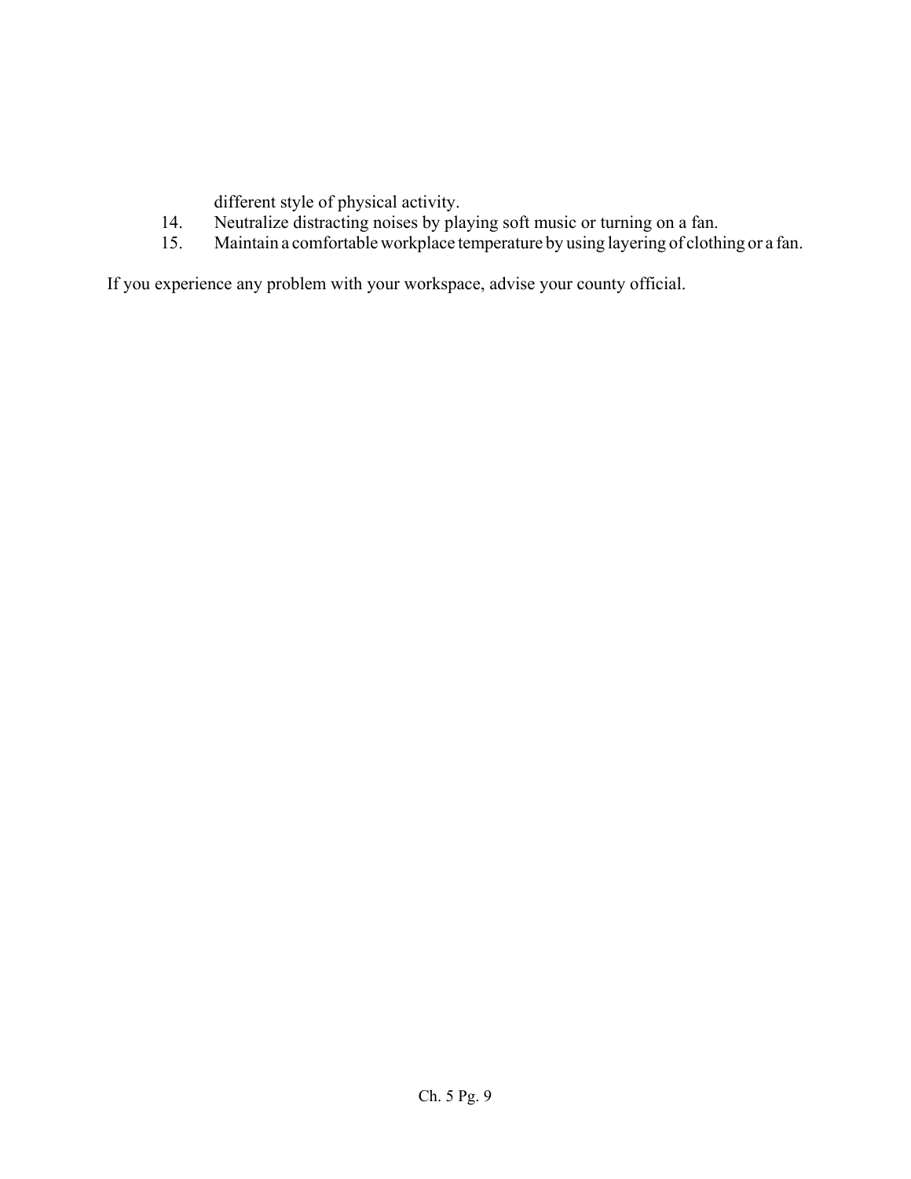different style of physical activity.

14. Neutralize distracting noises by playing soft music or turning on a fan.
15. Maintain a comfortable workplace temperature by using layering of clothing or a fan.

If you experience any problem with your workspace, advise your county official.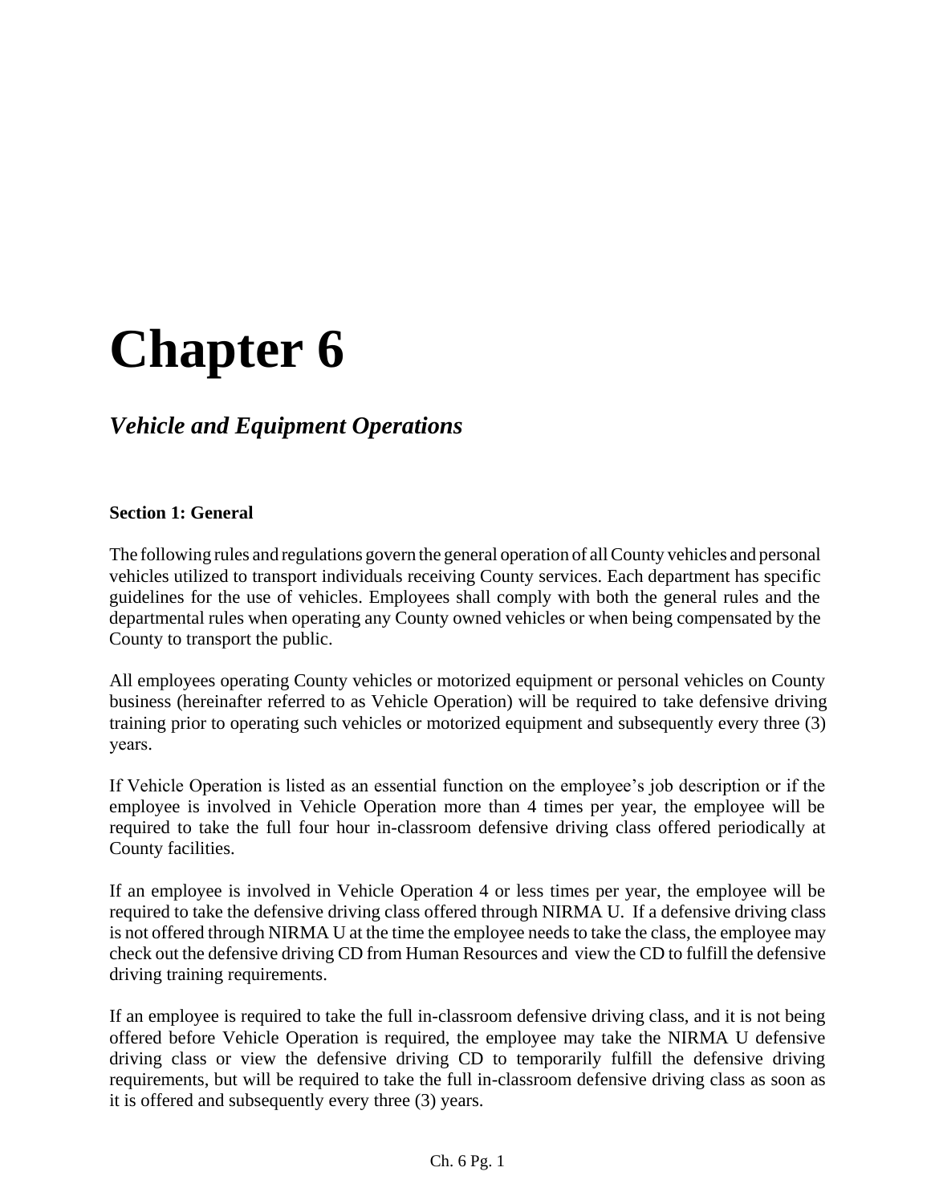# Chapter 6

## *Vehicle and Equipment Operations*

**Section 1: General**

The following rules and regulations govern the general operation of all County vehicles and personal vehicles utilized to transport individuals receiving County services. Each department has specific guidelines for the use of vehicles. Employees shall comply with both the general rules and the departmental rules when operating any County owned vehicles or when being compensated by the County to transport the public.

All employees operating County vehicles or motorized equipment or personal vehicles on County business (hereinafter referred to as Vehicle Operation) will be required to take defensive driving training prior to operating such vehicles or motorized equipment and subsequently every three (3) years.

If Vehicle Operation is listed as an essential function on the employee's job description or if the employee is involved in Vehicle Operation more than 4 times per year, the employee will be required to take the full four hour in-classroom defensive driving class offered periodically at County facilities.

If an employee is involved in Vehicle Operation 4 or less times per year, the employee will be required to take the defensive driving class offered through NIRMA U. If a defensive driving class is not offered through NIRMA U at the time the employee needs to take the class, the employee may check out the defensive driving CD from Human Resources and view the CD to fulfill the defensive driving training requirements.

If an employee is required to take the full in-classroom defensive driving class, and it is not being offered before Vehicle Operation is required, the employee may take the NIRMA U defensive driving class or view the defensive driving CD to temporarily fulfill the defensive driving requirements, but will be required to take the full in-classroom defensive driving class as soon as it is offered and subsequently every three (3) years.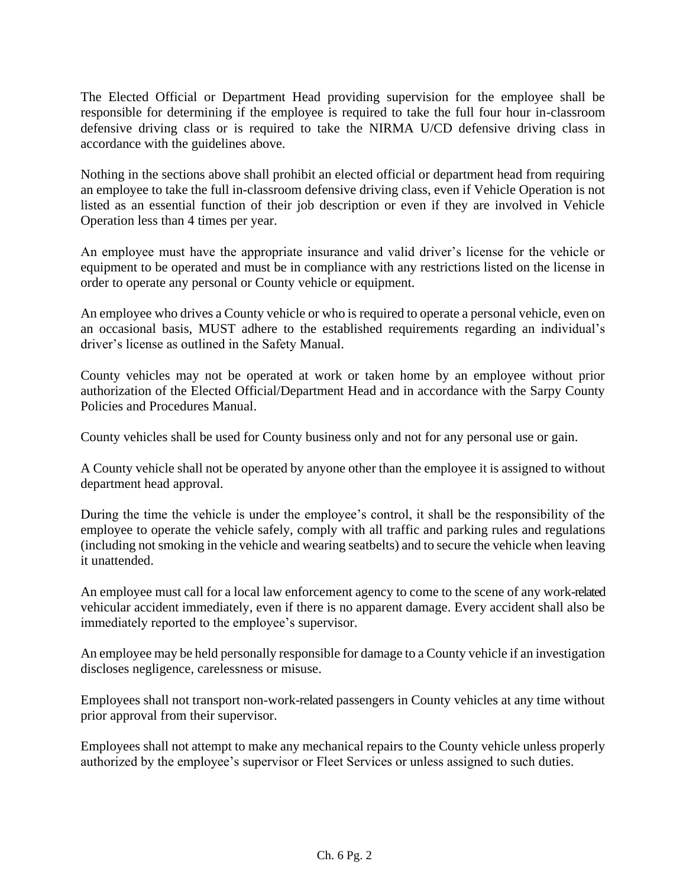The Elected Official or Department Head providing supervision for the employee shall be responsible for determining if the employee is required to take the full four hour in-classroom defensive driving class or is required to take the NIRMA U/CD defensive driving class in accordance with the guidelines above.

Nothing in the sections above shall prohibit an elected official or department head from requiring an employee to take the full in-classroom defensive driving class, even if Vehicle Operation is not listed as an essential function of their job description or even if they are involved in Vehicle Operation less than 4 times per year.

An employee must have the appropriate insurance and valid driver's license for the vehicle or equipment to be operated and must be in compliance with any restrictions listed on the license in order to operate any personal or County vehicle or equipment.

An employee who drives a County vehicle or who is required to operate a personal vehicle, even on an occasional basis, MUST adhere to the established requirements regarding an individual's driver's license as outlined in the Safety Manual.

County vehicles may not be operated at work or taken home by an employee without prior authorization of the Elected Official/Department Head and in accordance with the Sarpy County Policies and Procedures Manual.

County vehicles shall be used for County business only and not for any personal use or gain.

A County vehicle shall not be operated by anyone other than the employee it is assigned to without department head approval.

During the time the vehicle is under the employee's control, it shall be the responsibility of the employee to operate the vehicle safely, comply with all traffic and parking rules and regulations (including not smoking in the vehicle and wearing seatbelts) and to secure the vehicle when leaving it unattended.

An employee must call for a local law enforcement agency to come to the scene of any work-related vehicular accident immediately, even if there is no apparent damage. Every accident shall also be immediately reported to the employee's supervisor.

An employee may be held personally responsible for damage to a County vehicle if an investigation discloses negligence, carelessness or misuse.

Employees shall not transport non-work-related passengers in County vehicles at any time without prior approval from their supervisor.

Employees shall not attempt to make any mechanical repairs to the County vehicle unless properly authorized by the employee's supervisor or Fleet Services or unless assigned to such duties.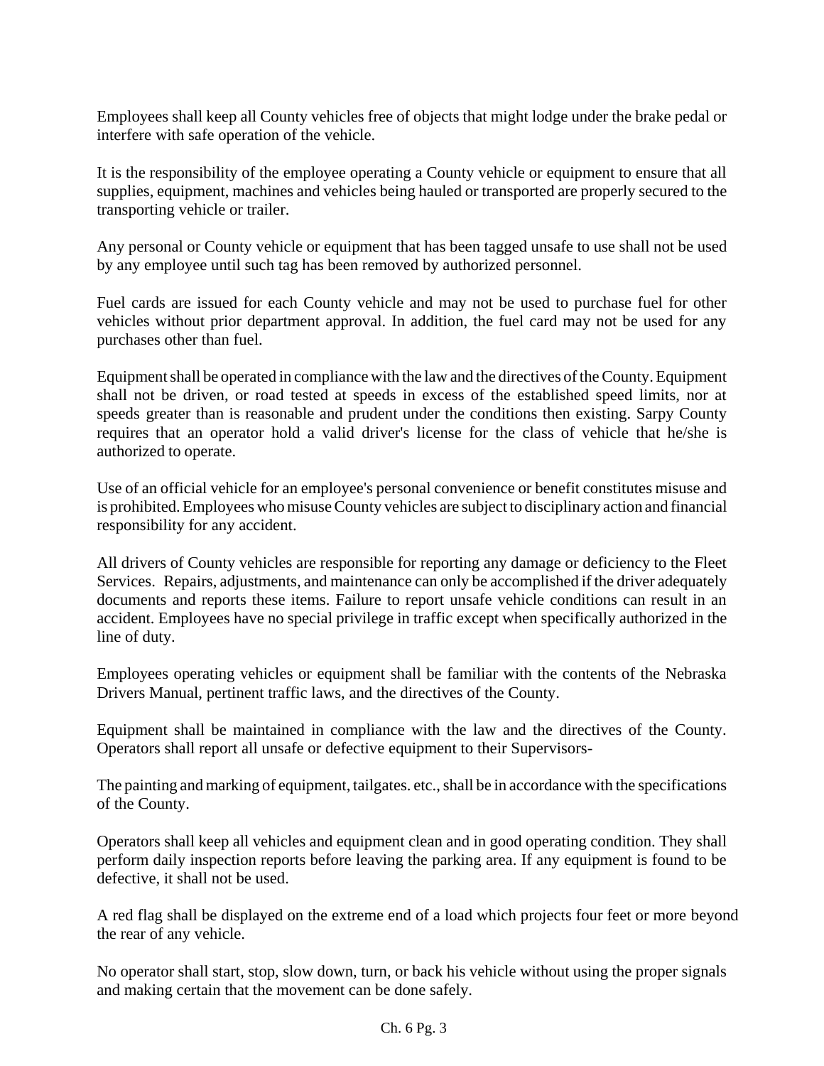Employees shall keep all County vehicles free of objects that might lodge under the brake pedal or interfere with safe operation of the vehicle.

It is the responsibility of the employee operating a County vehicle or equipment to ensure that all supplies, equipment, machines and vehicles being hauled or transported are properly secured to the transporting vehicle or trailer.

Any personal or County vehicle or equipment that has been tagged unsafe to use shall not be used by any employee until such tag has been removed by authorized personnel.

Fuel cards are issued for each County vehicle and may not be used to purchase fuel for other vehicles without prior department approval. In addition, the fuel card may not be used for any purchases other than fuel.

Equipment shall be operated in compliance with the law and the directives of the County. Equipment shall not be driven, or road tested at speeds in excess of the established speed limits, nor at speeds greater than is reasonable and prudent under the conditions then existing. Sarpy County requires that an operator hold a valid driver's license for the class of vehicle that he/she is authorized to operate.

Use of an official vehicle for an employee's personal convenience or benefit constitutes misuse and is prohibited. Employees who misuse County vehicles are subject to disciplinary action and financial responsibility for any accident.

All drivers of County vehicles are responsible for reporting any damage or deficiency to the Fleet Services. Repairs, adjustments, and maintenance can only be accomplished if the driver adequately documents and reports these items. Failure to report unsafe vehicle conditions can result in an accident. Employees have no special privilege in traffic except when specifically authorized in the line of duty.

Employees operating vehicles or equipment shall be familiar with the contents of the Nebraska Drivers Manual, pertinent traffic laws, and the directives of the County.

Equipment shall be maintained in compliance with the law and the directives of the County. Operators shall report all unsafe or defective equipment to their Supervisors-

The painting and marking of equipment, tailgates. etc., shall be in accordance with the specifications of the County.

Operators shall keep all vehicles and equipment clean and in good operating condition. They shall perform daily inspection reports before leaving the parking area. If any equipment is found to be defective, it shall not be used.

A red flag shall be displayed on the extreme end of a load which projects four feet or more beyond the rear of any vehicle.

No operator shall start, stop, slow down, turn, or back his vehicle without using the proper signals and making certain that the movement can be done safely.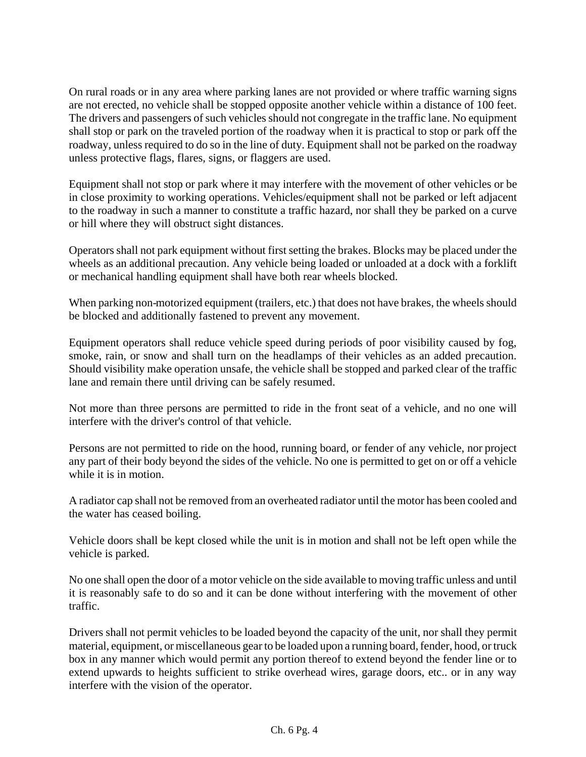On rural roads or in any area where parking lanes are not provided or where traffic warning signs are not erected, no vehicle shall be stopped opposite another vehicle within a distance of 100 feet. The drivers and passengers of such vehicles should not congregate in the traffic lane. No equipment shall stop or park on the traveled portion of the roadway when it is practical to stop or park off the roadway, unless required to do so in the line of duty. Equipment shall not be parked on the roadway unless protective flags, flares, signs, or flaggers are used.

Equipment shall not stop or park where it may interfere with the movement of other vehicles or be in close proximity to working operations. Vehicles/equipment shall not be parked or left adjacent to the roadway in such a manner to constitute a traffic hazard, nor shall they be parked on a curve or hill where they will obstruct sight distances.

Operators shall not park equipment without first setting the brakes. Blocks may be placed under the wheels as an additional precaution. Any vehicle being loaded or unloaded at a dock with a forklift or mechanical handling equipment shall have both rear wheels blocked.

When parking non-motorized equipment (trailers, etc.) that does not have brakes, the wheels should be blocked and additionally fastened to prevent any movement.

Equipment operators shall reduce vehicle speed during periods of poor visibility caused by fog, smoke, rain, or snow and shall turn on the headlamps of their vehicles as an added precaution. Should visibility make operation unsafe, the vehicle shall be stopped and parked clear of the traffic lane and remain there until driving can be safely resumed.

Not more than three persons are permitted to ride in the front seat of a vehicle, and no one will interfere with the driver's control of that vehicle.

Persons are not permitted to ride on the hood, running board, or fender of any vehicle, nor project any part of their body beyond the sides of the vehicle. No one is permitted to get on or off a vehicle while it is in motion.

A radiator cap shall not be removed from an overheated radiator until the motor has been cooled and the water has ceased boiling.

Vehicle doors shall be kept closed while the unit is in motion and shall not be left open while the vehicle is parked.

No one shall open the door of a motor vehicle on the side available to moving traffic unless and until it is reasonably safe to do so and it can be done without interfering with the movement of other traffic.

Drivers shall not permit vehicles to be loaded beyond the capacity of the unit, nor shall they permit material, equipment, or miscellaneous gear to be loaded upon a running board, fender, hood, or truck box in any manner which would permit any portion thereof to extend beyond the fender line or to extend upwards to heights sufficient to strike overhead wires, garage doors, etc.. or in any way interfere with the vision of the operator.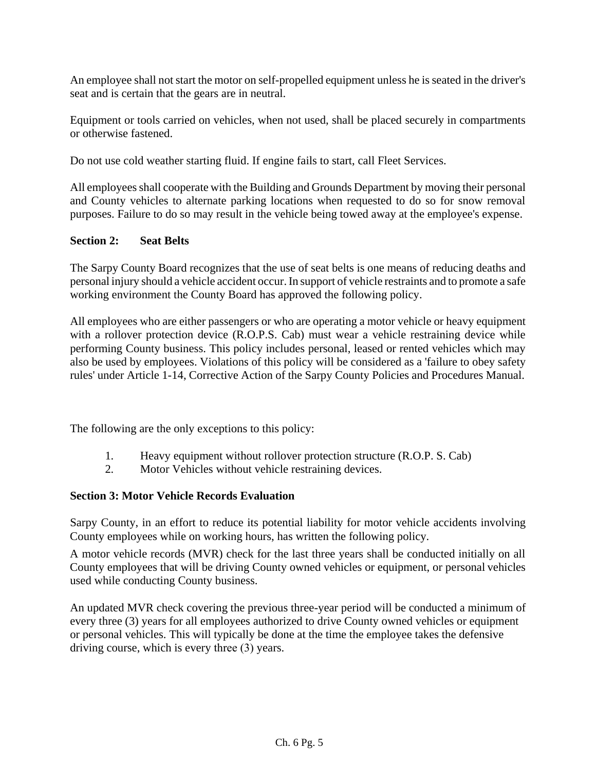An employee shall not start the motor on self-propelled equipment unless he is seated in the driver's seat and is certain that the gears are in neutral.

Equipment or tools carried on vehicles, when not used, shall be placed securely in compartments or otherwise fastened.

Do not use cold weather starting fluid. If engine fails to start, call Fleet Services.

All employees shall cooperate with the Building and Grounds Department by moving their personal and County vehicles to alternate parking locations when requested to do so for snow removal purposes. Failure to do so may result in the vehicle being towed away at the employee's expense.

**Section 2: Seat Belts**

The Sarpy County Board recognizes that the use of seat belts is one means of reducing deaths and personal injury should a vehicle accident occur. In support of vehicle restraints and to promote a safe working environment the County Board has approved the following policy.

All employees who are either passengers or who are operating a motor vehicle or heavy equipment with a rollover protection device (R.O.P.S. Cab) must wear a vehicle restraining device while performing County business. This policy includes personal, leased or rented vehicles which may also be used by employees. Violations of this policy will be considered as a 'failure to obey safety rules' under Article 1-14, Corrective Action of the Sarpy County Policies and Procedures Manual.

The following are the only exceptions to this policy:

1. Heavy equipment without rollover protection structure (R.O.P. S. Cab)
2. Motor Vehicles without vehicle restraining devices.

**Section 3: Motor Vehicle Records Evaluation**

Sarpy County, in an effort to reduce its potential liability for motor vehicle accidents involving County employees while on working hours, has written the following policy.

A motor vehicle records (MVR) check for the last three years shall be conducted initially on all County employees that will be driving County owned vehicles or equipment, or personal vehicles used while conducting County business.

An updated MVR check covering the previous three-year period will be conducted a minimum of every three (3) years for all employees authorized to drive County owned vehicles or equipment or personal vehicles. This will typically be done at the time the employee takes the defensive driving course, which is every three (3) years.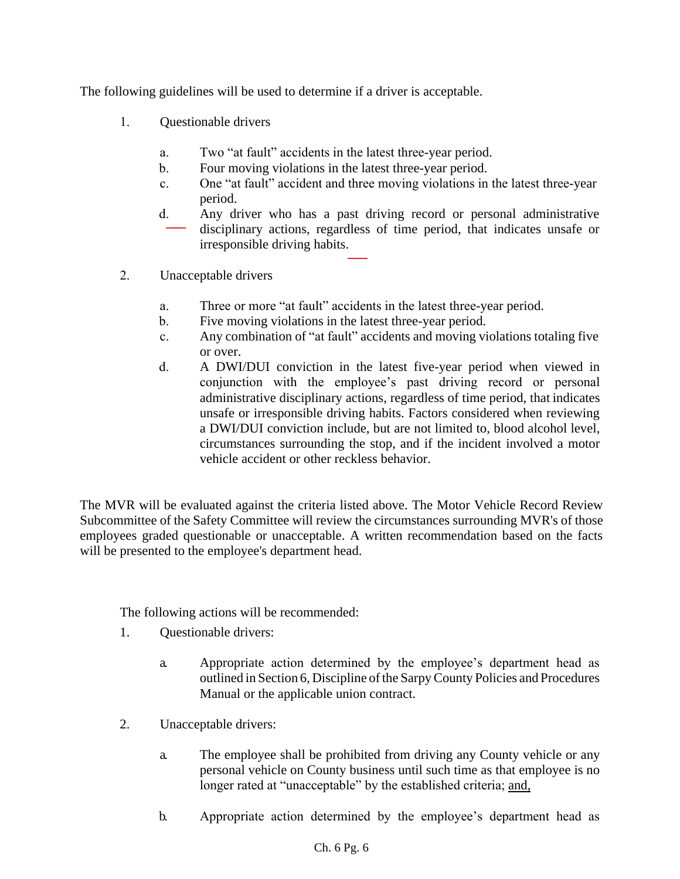The following guidelines will be used to determine if a driver is acceptable.

1. Questionable drivers

    a. Two "at fault" accidents in the latest three-year period.
    b. Four moving violations in the latest three-year period.
    c. One "at fault" accident and three moving violations in the latest three-year period.
    d. Any driver who has a past driving record or personal administrative disciplinary actions, regardless of time period, that indicates unsafe or irresponsible driving habits.

2. Unacceptable drivers

    a. Three or more "at fault" accidents in the latest three-year period.
    b. Five moving violations in the latest three-year period.
    c. Any combination of "at fault" accidents and moving violations totaling five or over.
    d. A DWI/DUI conviction in the latest five-year period when viewed in conjunction with the employee's past driving record or personal administrative disciplinary actions, regardless of time period, that indicates unsafe or irresponsible driving habits. Factors considered when reviewing a DWI/DUI conviction include, but are not limited to, blood alcohol level, circumstances surrounding the stop, and if the incident involved a motor vehicle accident or other reckless behavior.

The MVR will be evaluated against the criteria listed above. The Motor Vehicle Record Review Subcommittee of the Safety Committee will review the circumstances surrounding MVR's of those employees graded questionable or unacceptable. A written recommendation based on the facts will be presented to the employee's department head.

The following actions will be recommended:

1. Questionable drivers:

    a. Appropriate action determined by the employee's department head as outlined in Section 6, Discipline of the Sarpy County Policies and Procedures Manual or the applicable union contract.

2. Unacceptable drivers:

    a. The employee shall be prohibited from driving any County vehicle or any personal vehicle on County business until such time as that employee is no longer rated at "unacceptable" by the established criteria; <u>and,</u>

    b. Appropriate action determined by the employee's department head as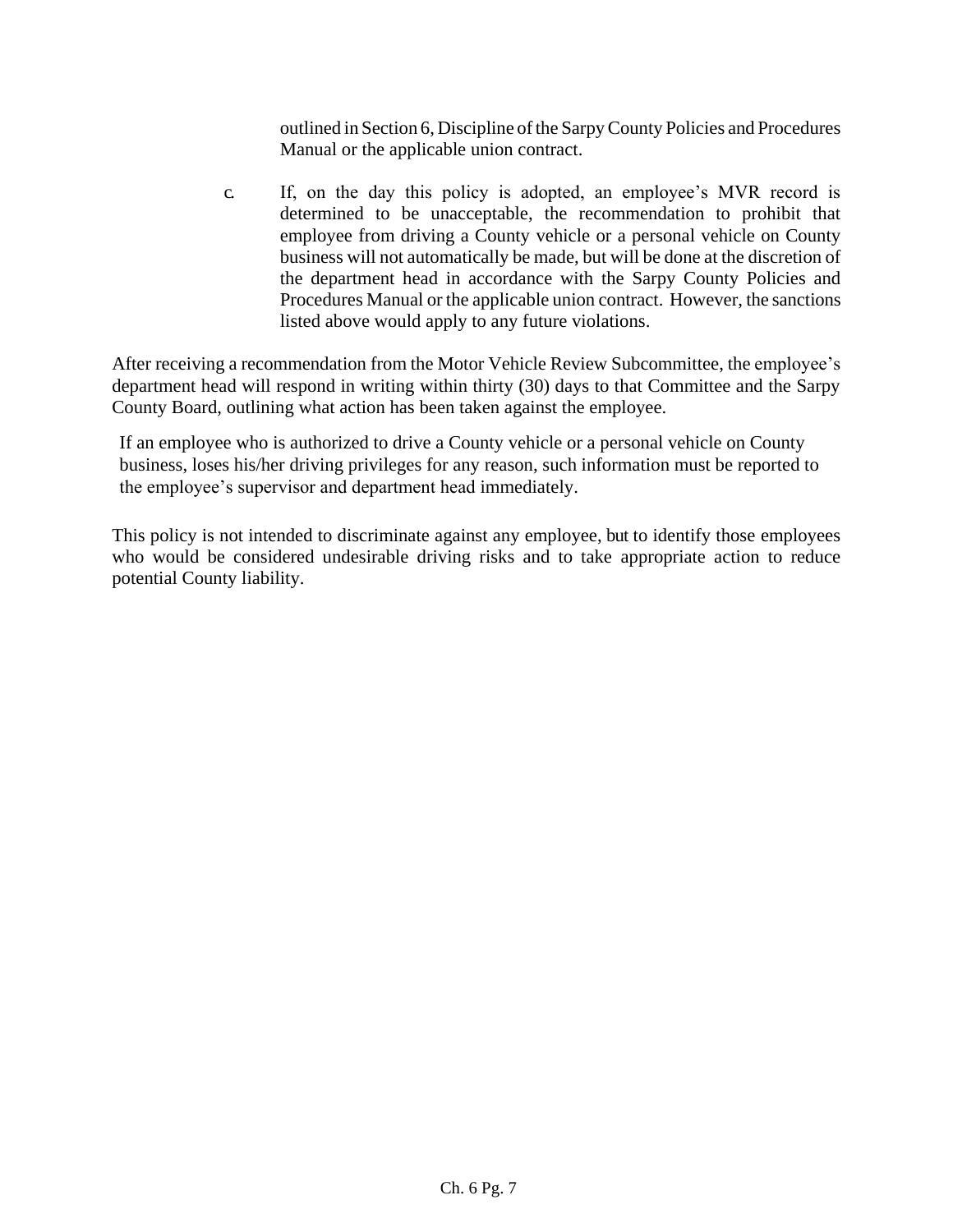outlined in Section 6, Discipline of the Sarpy County Policies and Procedures Manual or the applicable union contract.

c. If, on the day this policy is adopted, an employee's MVR record is determined to be unacceptable, the recommendation to prohibit that employee from driving a County vehicle or a personal vehicle on County business will not automatically be made, but will be done at the discretion of the department head in accordance with the Sarpy County Policies and Procedures Manual or the applicable union contract. However, the sanctions listed above would apply to any future violations.

After receiving a recommendation from the Motor Vehicle Review Subcommittee, the employee's department head will respond in writing within thirty (30) days to that Committee and the Sarpy County Board, outlining what action has been taken against the employee.

If an employee who is authorized to drive a County vehicle or a personal vehicle on County business, loses his/her driving privileges for any reason, such information must be reported to the employee's supervisor and department head immediately.

This policy is not intended to discriminate against any employee, but to identify those employees who would be considered undesirable driving risks and to take appropriate action to reduce potential County liability.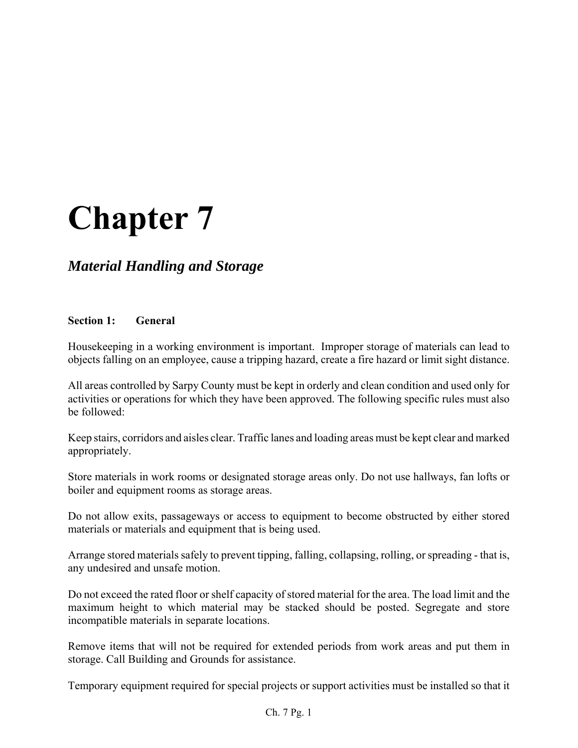# Chapter 7

## *Material Handling and Storage*

**Section 1: General**

Housekeeping in a working environment is important. Improper storage of materials can lead to objects falling on an employee, cause a tripping hazard, create a fire hazard or limit sight distance.

All areas controlled by Sarpy County must be kept in orderly and clean condition and used only for activities or operations for which they have been approved. The following specific rules must also be followed:

Keep stairs, corridors and aisles clear. Traffic lanes and loading areas must be kept clear and marked appropriately.

Store materials in work rooms or designated storage areas only. Do not use hallways, fan lofts or boiler and equipment rooms as storage areas.

Do not allow exits, passageways or access to equipment to become obstructed by either stored materials or materials and equipment that is being used.

Arrange stored materials safely to prevent tipping, falling, collapsing, rolling, or spreading - that is, any undesired and unsafe motion.

Do not exceed the rated floor or shelf capacity of stored material for the area. The load limit and the maximum height to which material may be stacked should be posted. Segregate and store incompatible materials in separate locations.

Remove items that will not be required for extended periods from work areas and put them in storage. Call Building and Grounds for assistance.

Temporary equipment required for special projects or support activities must be installed so that it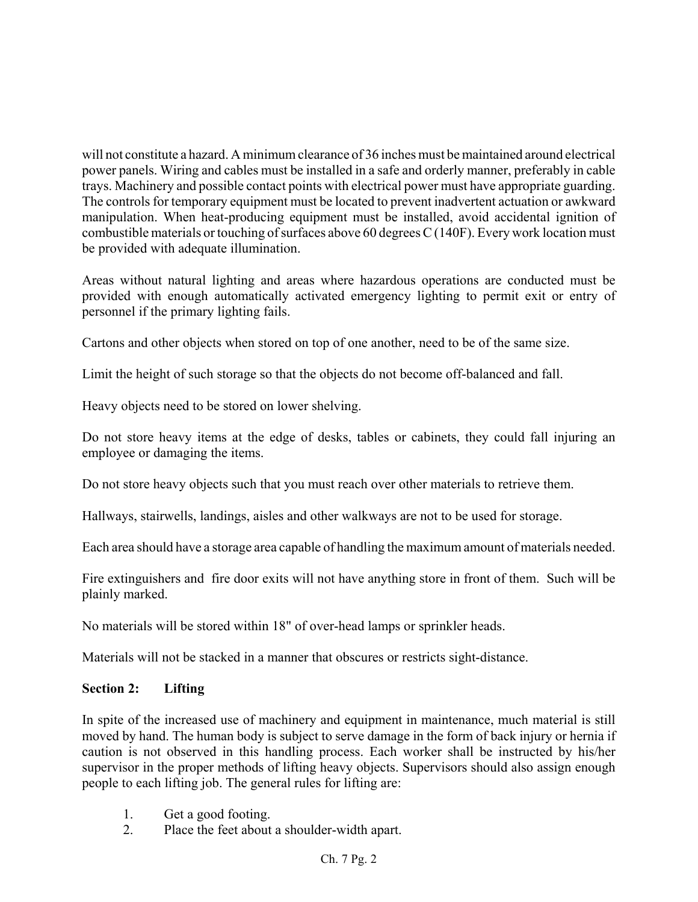will not constitute a hazard. A minimum clearance of 36 inches must be maintained around electrical power panels. Wiring and cables must be installed in a safe and orderly manner, preferably in cable trays. Machinery and possible contact points with electrical power must have appropriate guarding. The controls for temporary equipment must be located to prevent inadvertent actuation or awkward manipulation. When heat-producing equipment must be installed, avoid accidental ignition of combustible materials or touching of surfaces above 60 degrees C (140F). Every work location must be provided with adequate illumination.

Areas without natural lighting and areas where hazardous operations are conducted must be provided with enough automatically activated emergency lighting to permit exit or entry of personnel if the primary lighting fails.

Cartons and other objects when stored on top of one another, need to be of the same size.

Limit the height of such storage so that the objects do not become off-balanced and fall.

Heavy objects need to be stored on lower shelving.

Do not store heavy items at the edge of desks, tables or cabinets, they could fall injuring an employee or damaging the items.

Do not store heavy objects such that you must reach over other materials to retrieve them.

Hallways, stairwells, landings, aisles and other walkways are not to be used for storage.

Each area should have a storage area capable of handling the maximum amount of materials needed.

Fire extinguishers and fire door exits will not have anything store in front of them. Such will be plainly marked.

No materials will be stored within 18" of over-head lamps or sprinkler heads.

Materials will not be stacked in a manner that obscures or restricts sight-distance.

**Section 2: Lifting**

In spite of the increased use of machinery and equipment in maintenance, much material is still moved by hand. The human body is subject to serve damage in the form of back injury or hernia if caution is not observed in this handling process. Each worker shall be instructed by his/her supervisor in the proper methods of lifting heavy objects. Supervisors should also assign enough people to each lifting job. The general rules for lifting are:

1. Get a good footing.
2. Place the feet about a shoulder-width apart.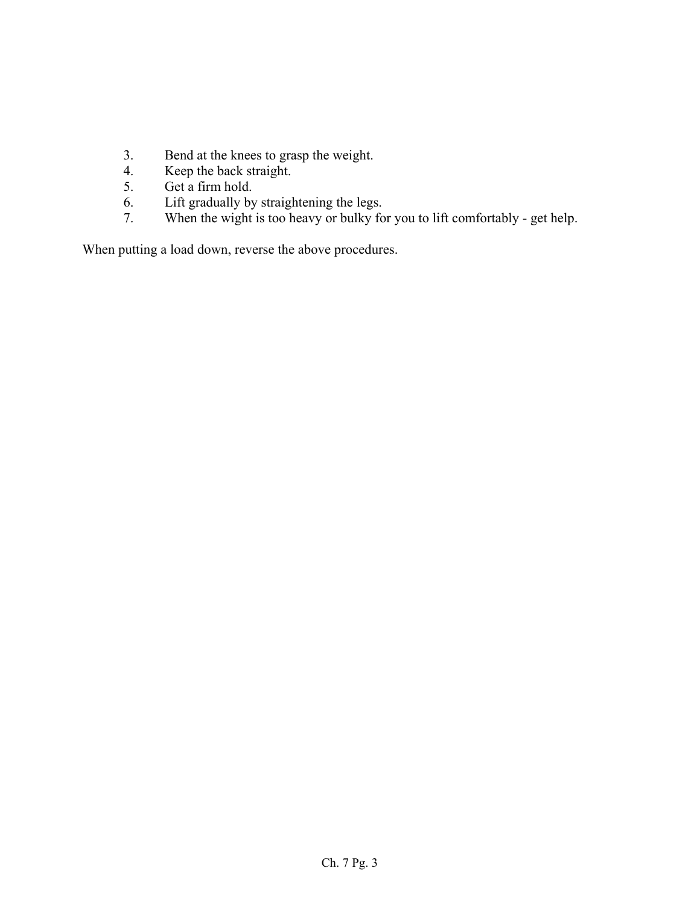3. Bend at the knees to grasp the weight.
4. Keep the back straight.
5. Get a firm hold.
6. Lift gradually by straightening the legs.
7. When the wight is too heavy or bulky for you to lift comfortably - get help.

When putting a load down, reverse the above procedures.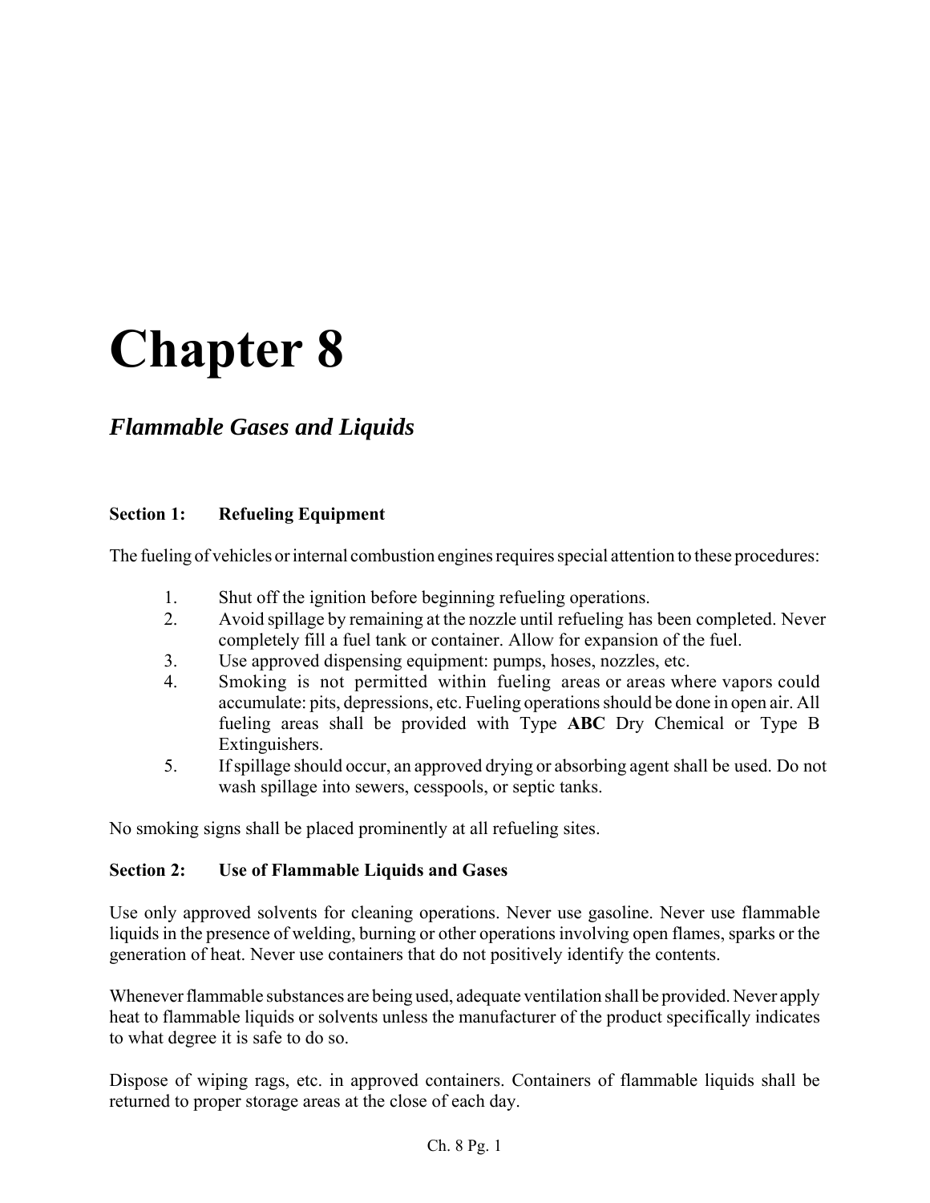# Chapter 8

## *Flammable Gases and Liquids*

**Section 1: Refueling Equipment**

The fueling of vehicles or internal combustion engines requires special attention to these procedures:

1. Shut off the ignition before beginning refueling operations.
2. Avoid spillage by remaining at the nozzle until refueling has been completed. Never completely fill a fuel tank or container. Allow for expansion of the fuel.
3. Use approved dispensing equipment: pumps, hoses, nozzles, etc.
4. Smoking is not permitted within fueling areas or areas where vapors could accumulate: pits, depressions, etc. Fueling operations should be done in open air. All fueling areas shall be provided with Type **ABC** Dry Chemical or Type B Extinguishers.
5. If spillage should occur, an approved drying or absorbing agent shall be used. Do not wash spillage into sewers, cesspools, or septic tanks.

No smoking signs shall be placed prominently at all refueling sites.

**Section 2: Use of Flammable Liquids and Gases**

Use only approved solvents for cleaning operations. Never use gasoline. Never use flammable liquids in the presence of welding, burning or other operations involving open flames, sparks or the generation of heat. Never use containers that do not positively identify the contents.

Whenever flammable substances are being used, adequate ventilation shall be provided. Never apply heat to flammable liquids or solvents unless the manufacturer of the product specifically indicates to what degree it is safe to do so.

Dispose of wiping rags, etc. in approved containers. Containers of flammable liquids shall be returned to proper storage areas at the close of each day.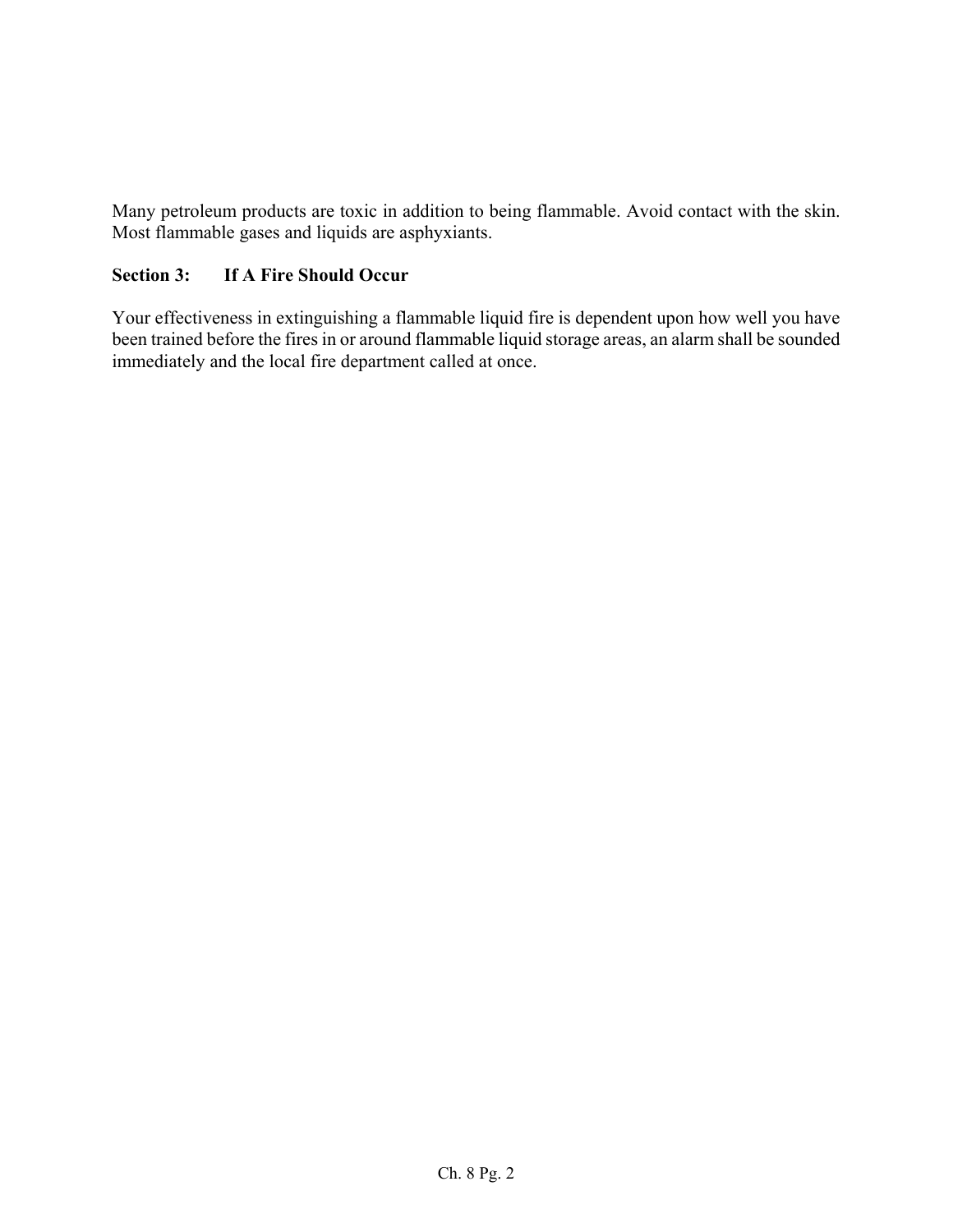Many petroleum products are toxic in addition to being flammable. Avoid contact with the skin. Most flammable gases and liquids are asphyxiants.

## Section 3: If A Fire Should Occur

Your effectiveness in extinguishing a flammable liquid fire is dependent upon how well you have been trained before the fires in or around flammable liquid storage areas, an alarm shall be sounded immediately and the local fire department called at once.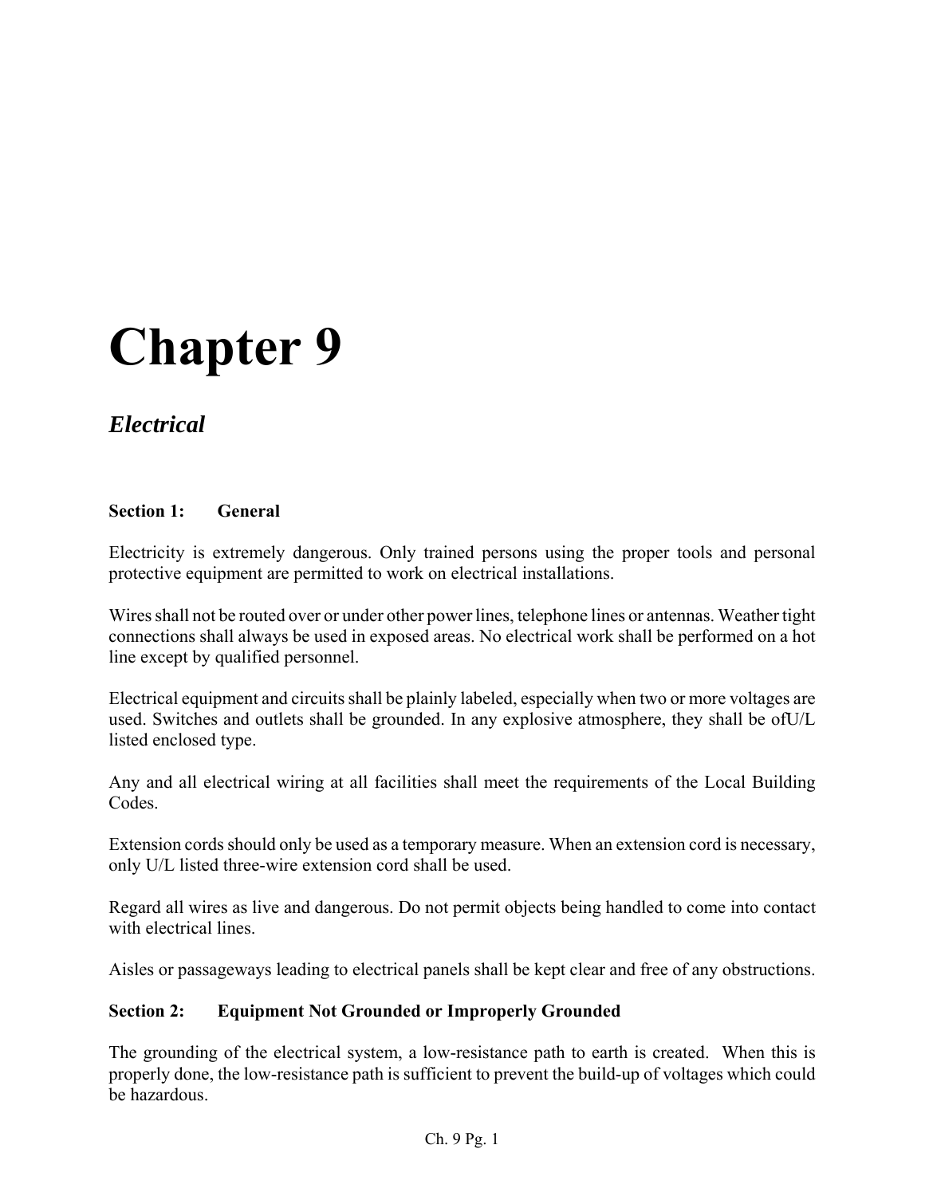# Chapter 9

## *Electrical*

### Section 1: General

Electricity is extremely dangerous. Only trained persons using the proper tools and personal protective equipment are permitted to work on electrical installations.

Wires shall not be routed over or under other power lines, telephone lines or antennas. Weather tight connections shall always be used in exposed areas. No electrical work shall be performed on a hot line except by qualified personnel.

Electrical equipment and circuits shall be plainly labeled, especially when two or more voltages are used. Switches and outlets shall be grounded. In any explosive atmosphere, they shall be ofU/L listed enclosed type.

Any and all electrical wiring at all facilities shall meet the requirements of the Local Building Codes.

Extension cords should only be used as a temporary measure. When an extension cord is necessary, only U/L listed three-wire extension cord shall be used.

Regard all wires as live and dangerous. Do not permit objects being handled to come into contact with electrical lines.

Aisles or passageways leading to electrical panels shall be kept clear and free of any obstructions.

### Section 2: Equipment Not Grounded or Improperly Grounded

The grounding of the electrical system, a low-resistance path to earth is created. When this is properly done, the low-resistance path is sufficient to prevent the build-up of voltages which could be hazardous.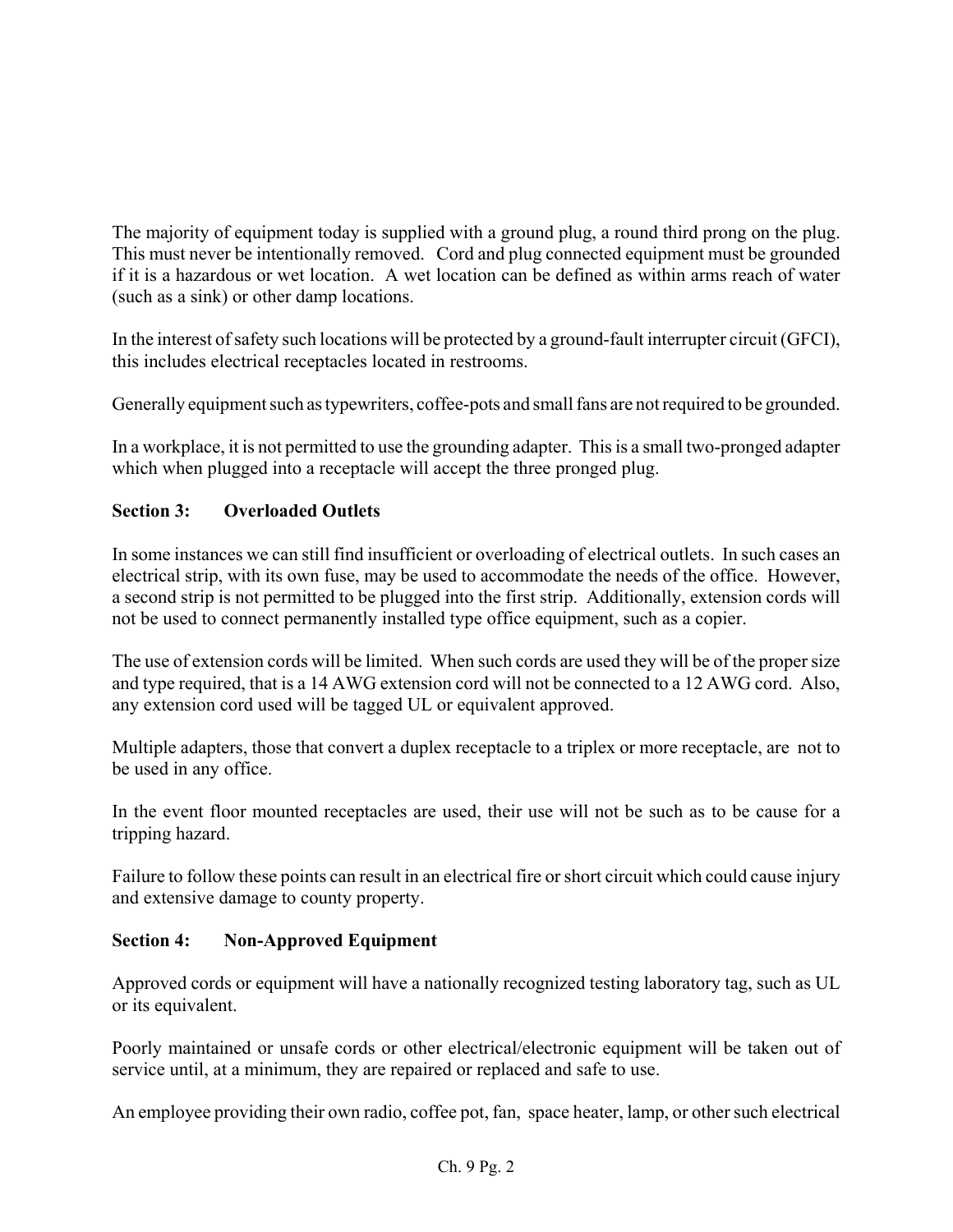The majority of equipment today is supplied with a ground plug, a round third prong on the plug. This must never be intentionally removed. Cord and plug connected equipment must be grounded if it is a hazardous or wet location. A wet location can be defined as within arms reach of water (such as a sink) or other damp locations.

In the interest of safety such locations will be protected by a ground-fault interrupter circuit (GFCI), this includes electrical receptacles located in restrooms.

Generally equipment such as typewriters, coffee-pots and small fans are not required to be grounded.

In a workplace, it is not permitted to use the grounding adapter. This is a small two-pronged adapter which when plugged into a receptacle will accept the three pronged plug.

**Section 3: Overloaded Outlets**

In some instances we can still find insufficient or overloading of electrical outlets. In such cases an electrical strip, with its own fuse, may be used to accommodate the needs of the office. However, a second strip is not permitted to be plugged into the first strip. Additionally, extension cords will not be used to connect permanently installed type office equipment, such as a copier.

The use of extension cords will be limited. When such cords are used they will be of the proper size and type required, that is a 14 AWG extension cord will not be connected to a 12 AWG cord. Also, any extension cord used will be tagged UL or equivalent approved.

Multiple adapters, those that convert a duplex receptacle to a triplex or more receptacle, are not to be used in any office.

In the event floor mounted receptacles are used, their use will not be such as to be cause for a tripping hazard.

Failure to follow these points can result in an electrical fire or short circuit which could cause injury and extensive damage to county property.

**Section 4: Non-Approved Equipment**

Approved cords or equipment will have a nationally recognized testing laboratory tag, such as UL or its equivalent.

Poorly maintained or unsafe cords or other electrical/electronic equipment will be taken out of service until, at a minimum, they are repaired or replaced and safe to use.

An employee providing their own radio, coffee pot, fan, space heater, lamp, or other such electrical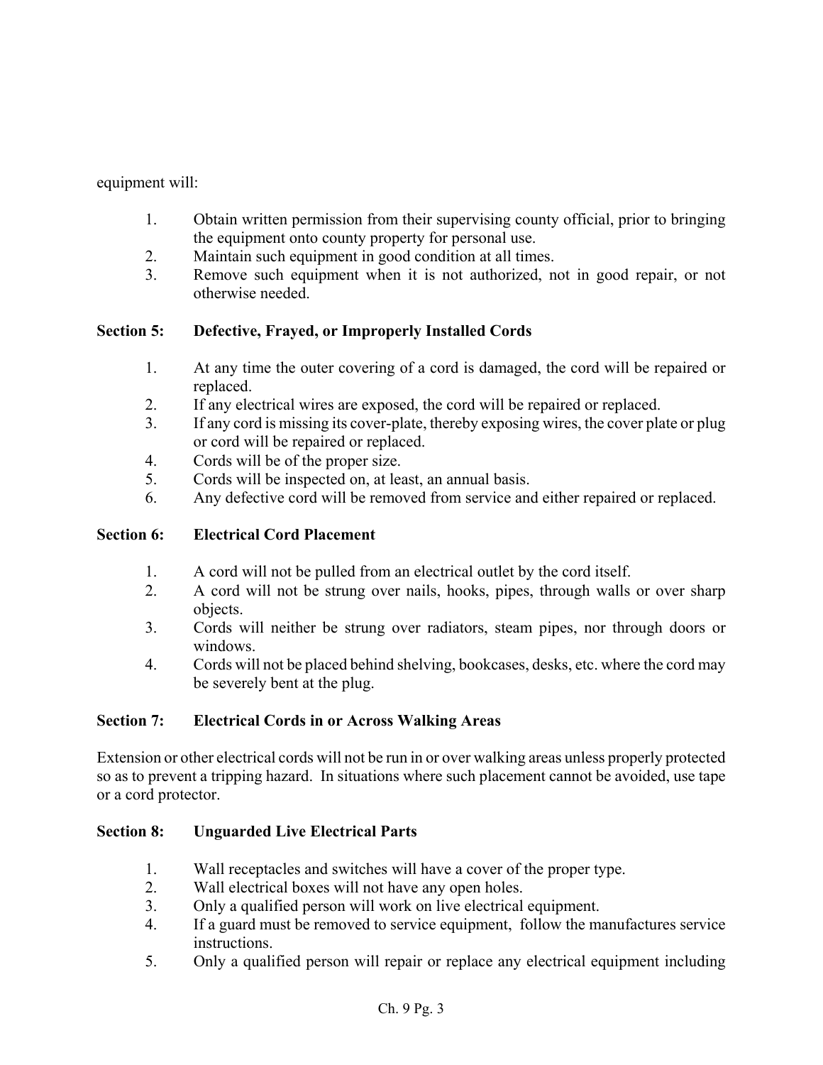equipment will:

1. Obtain written permission from their supervising county official, prior to bringing the equipment onto county property for personal use.
2. Maintain such equipment in good condition at all times.
3. Remove such equipment when it is not authorized, not in good repair, or not otherwise needed.

### Section 5: Defective, Frayed, or Improperly Installed Cords

1. At any time the outer covering of a cord is damaged, the cord will be repaired or replaced.
2. If any electrical wires are exposed, the cord will be repaired or replaced.
3. If any cord is missing its cover-plate, thereby exposing wires, the cover plate or plug or cord will be repaired or replaced.
4. Cords will be of the proper size.
5. Cords will be inspected on, at least, an annual basis.
6. Any defective cord will be removed from service and either repaired or replaced.

### Section 6: Electrical Cord Placement

1. A cord will not be pulled from an electrical outlet by the cord itself.
2. A cord will not be strung over nails, hooks, pipes, through walls or over sharp objects.
3. Cords will neither be strung over radiators, steam pipes, nor through doors or windows.
4. Cords will not be placed behind shelving, bookcases, desks, etc. where the cord may be severely bent at the plug.

### Section 7: Electrical Cords in or Across Walking Areas

Extension or other electrical cords will not be run in or over walking areas unless properly protected so as to prevent a tripping hazard. In situations where such placement cannot be avoided, use tape or a cord protector.

### Section 8: Unguarded Live Electrical Parts

1. Wall receptacles and switches will have a cover of the proper type.
2. Wall electrical boxes will not have any open holes.
3. Only a qualified person will work on live electrical equipment.
4. If a guard must be removed to service equipment, follow the manufactures service instructions.
5. Only a qualified person will repair or replace any electrical equipment including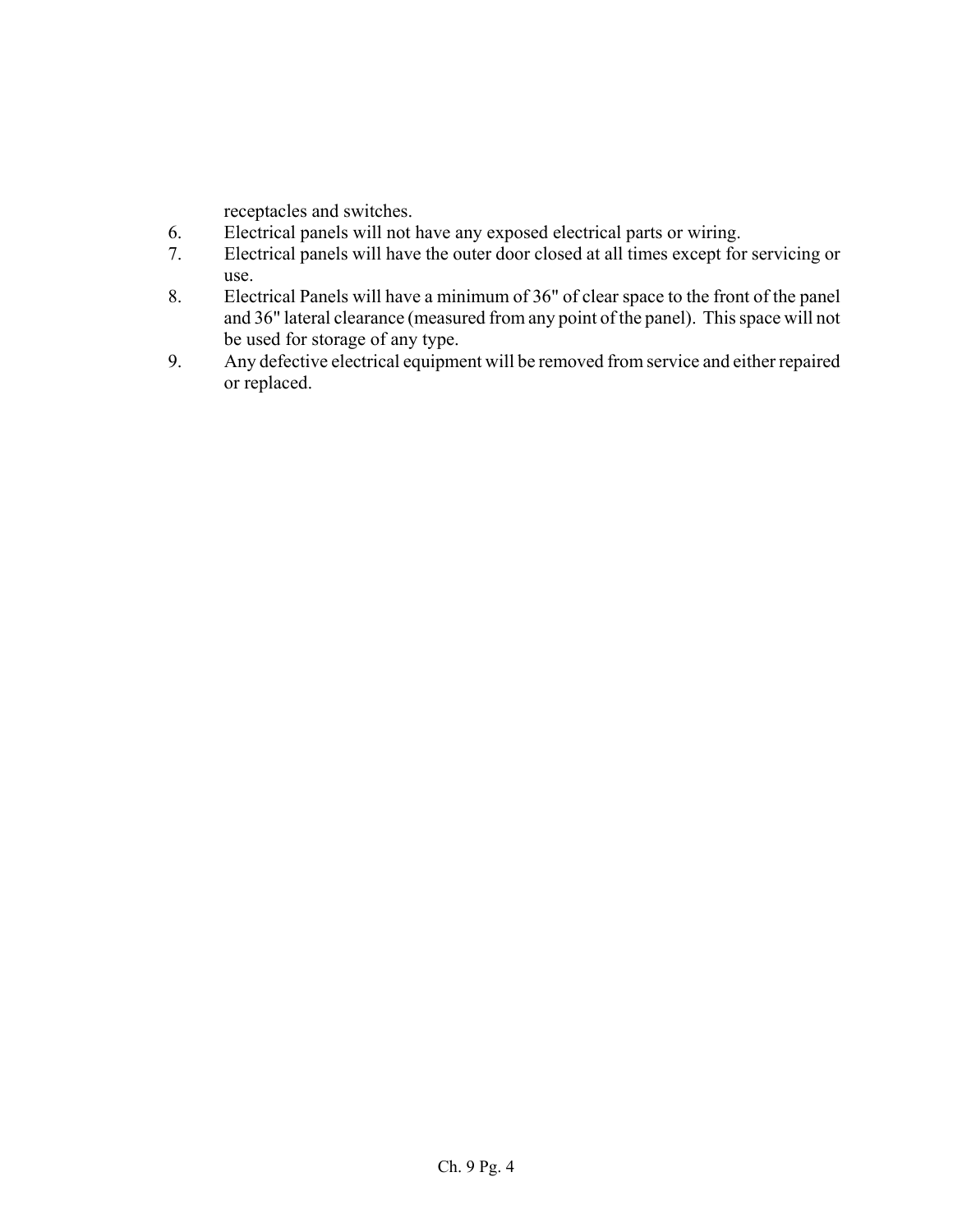receptacles and switches.

6. Electrical panels will not have any exposed electrical parts or wiring.
7. Electrical panels will have the outer door closed at all times except for servicing or use.
8. Electrical Panels will have a minimum of 36" of clear space to the front of the panel and 36" lateral clearance (measured from any point of the panel). This space will not be used for storage of any type.
9. Any defective electrical equipment will be removed from service and either repaired or replaced.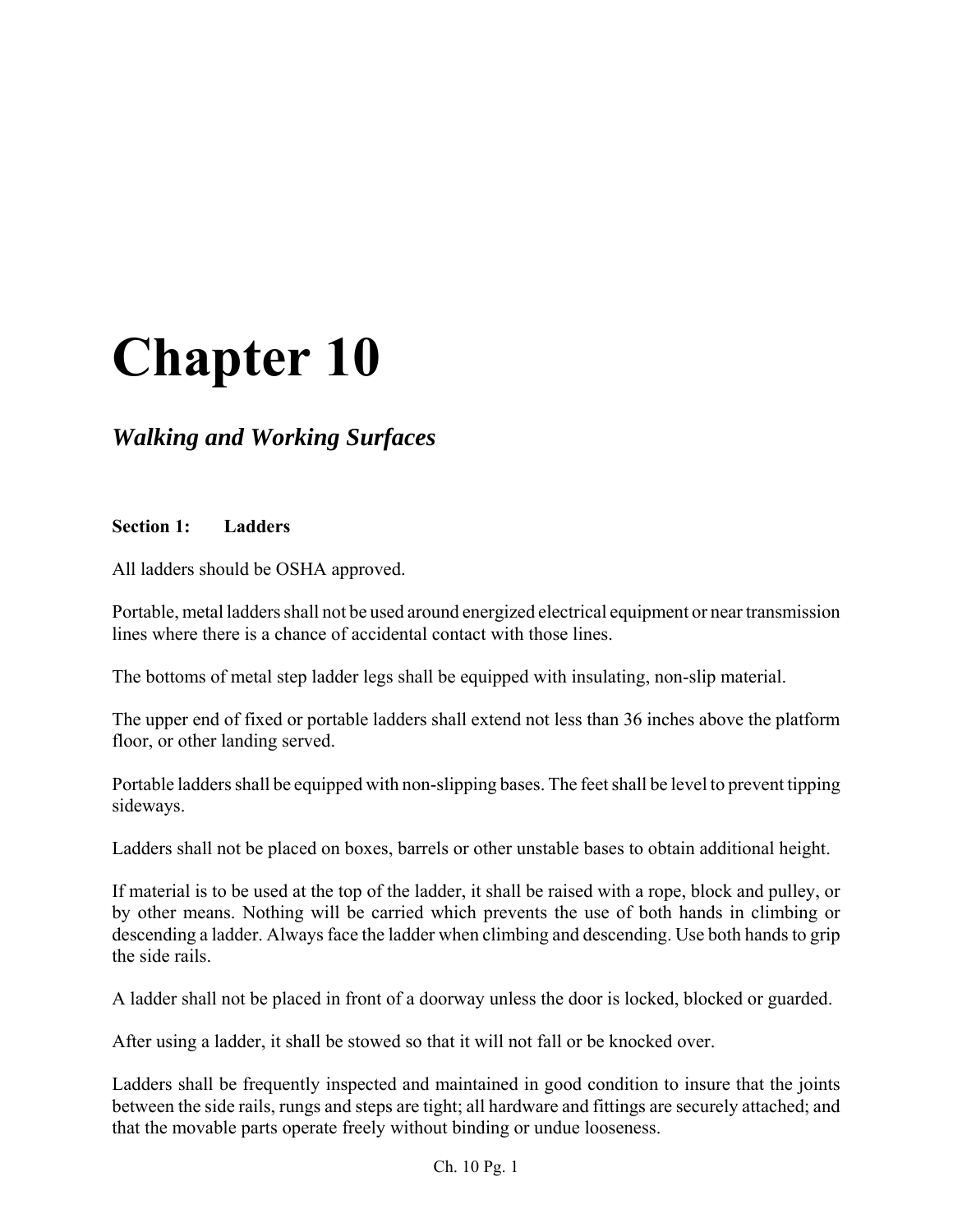# Chapter 10

## *Walking and Working Surfaces*

### Section 1: Ladders

All ladders should be OSHA approved.

Portable, metal ladders shall not be used around energized electrical equipment or near transmission lines where there is a chance of accidental contact with those lines.

The bottoms of metal step ladder legs shall be equipped with insulating, non-slip material.

The upper end of fixed or portable ladders shall extend not less than 36 inches above the platform floor, or other landing served.

Portable ladders shall be equipped with non-slipping bases. The feet shall be level to prevent tipping sideways.

Ladders shall not be placed on boxes, barrels or other unstable bases to obtain additional height.

If material is to be used at the top of the ladder, it shall be raised with a rope, block and pulley, or by other means. Nothing will be carried which prevents the use of both hands in climbing or descending a ladder. Always face the ladder when climbing and descending. Use both hands to grip the side rails.

A ladder shall not be placed in front of a doorway unless the door is locked, blocked or guarded.

After using a ladder, it shall be stowed so that it will not fall or be knocked over.

Ladders shall be frequently inspected and maintained in good condition to insure that the joints between the side rails, rungs and steps are tight; all hardware and fittings are securely attached; and that the movable parts operate freely without binding or undue looseness.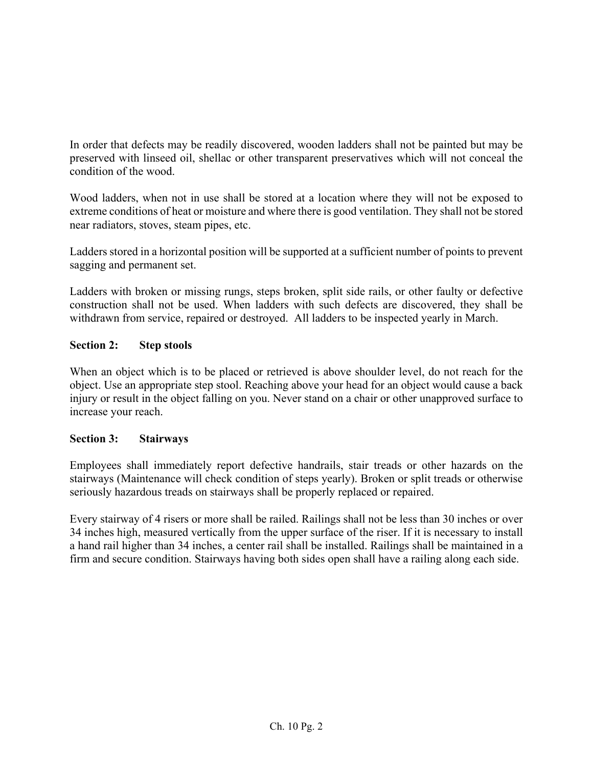In order that defects may be readily discovered, wooden ladders shall not be painted but may be preserved with linseed oil, shellac or other transparent preservatives which will not conceal the condition of the wood.

Wood ladders, when not in use shall be stored at a location where they will not be exposed to extreme conditions of heat or moisture and where there is good ventilation. They shall not be stored near radiators, stoves, steam pipes, etc.

Ladders stored in a horizontal position will be supported at a sufficient number of points to prevent sagging and permanent set.

Ladders with broken or missing rungs, steps broken, split side rails, or other faulty or defective construction shall not be used. When ladders with such defects are discovered, they shall be withdrawn from service, repaired or destroyed. All ladders to be inspected yearly in March.

**Section 2: Step stools**

When an object which is to be placed or retrieved is above shoulder level, do not reach for the object. Use an appropriate step stool. Reaching above your head for an object would cause a back injury or result in the object falling on you. Never stand on a chair or other unapproved surface to increase your reach.

**Section 3: Stairways**

Employees shall immediately report defective handrails, stair treads or other hazards on the stairways (Maintenance will check condition of steps yearly). Broken or split treads or otherwise seriously hazardous treads on stairways shall be properly replaced or repaired.

Every stairway of 4 risers or more shall be railed. Railings shall not be less than 30 inches or over 34 inches high, measured vertically from the upper surface of the riser. If it is necessary to install a hand rail higher than 34 inches, a center rail shall be installed. Railings shall be maintained in a firm and secure condition. Stairways having both sides open shall have a railing along each side.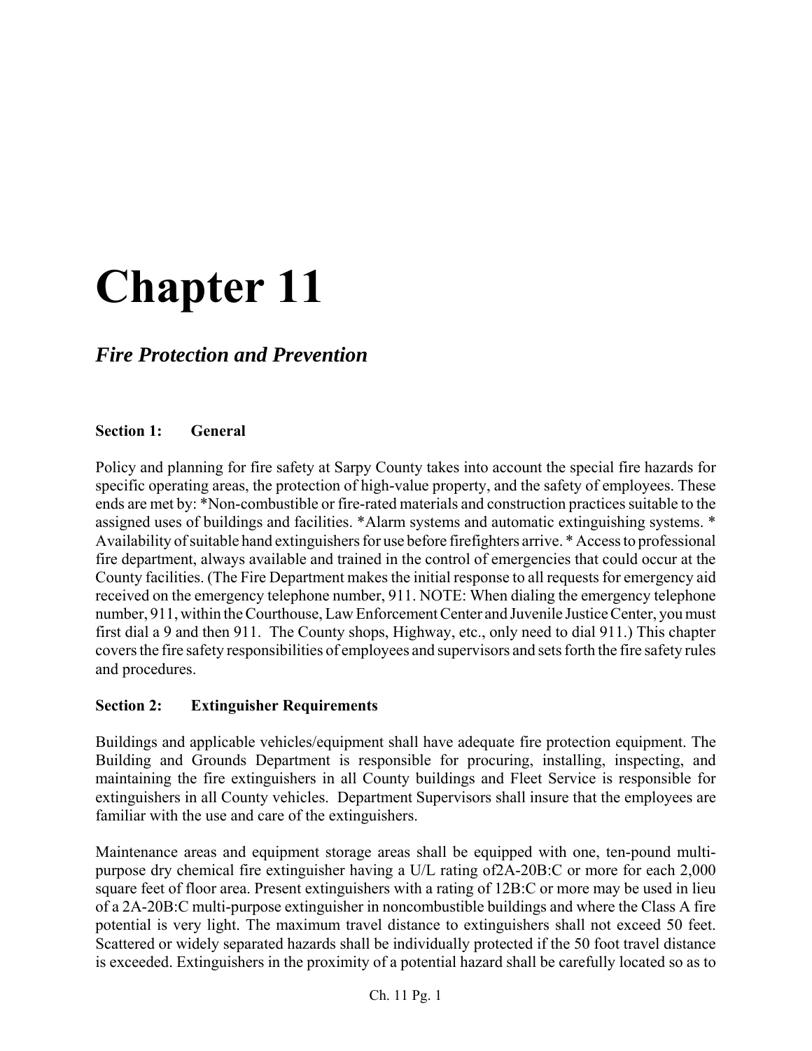# Chapter 11

## *Fire Protection and Prevention*

**Section 1: General**

Policy and planning for fire safety at Sarpy County takes into account the special fire hazards for specific operating areas, the protection of high-value property, and the safety of employees. These ends are met by: *Non-combustible or fire-rated materials and construction practices suitable to the assigned uses of buildings and facilities. *Alarm systems and automatic extinguishing systems. * Availability of suitable hand extinguishers for use before firefighters arrive. * Access to professional fire department, always available and trained in the control of emergencies that could occur at the County facilities. (The Fire Department makes the initial response to all requests for emergency aid received on the emergency telephone number, 911. NOTE: When dialing the emergency telephone number, 911, within the Courthouse, Law Enforcement Center and Juvenile Justice Center, you must first dial a 9 and then 911. The County shops, Highway, etc., only need to dial 911.) This chapter covers the fire safety responsibilities of employees and supervisors and sets forth the fire safety rules and procedures.

**Section 2: Extinguisher Requirements**

Buildings and applicable vehicles/equipment shall have adequate fire protection equipment. The Building and Grounds Department is responsible for procuring, installing, inspecting, and maintaining the fire extinguishers in all County buildings and Fleet Service is responsible for extinguishers in all County vehicles. Department Supervisors shall insure that the employees are familiar with the use and care of the extinguishers.

Maintenance areas and equipment storage areas shall be equipped with one, ten-pound multi-purpose dry chemical fire extinguisher having a U/L rating of2A-20B:C or more for each 2,000 square feet of floor area. Present extinguishers with a rating of 12B:C or more may be used in lieu of a 2A-20B:C multi-purpose extinguisher in noncombustible buildings and where the Class A fire potential is very light. The maximum travel distance to extinguishers shall not exceed 50 feet. Scattered or widely separated hazards shall be individually protected if the 50 foot travel distance is exceeded. Extinguishers in the proximity of a potential hazard shall be carefully located so as to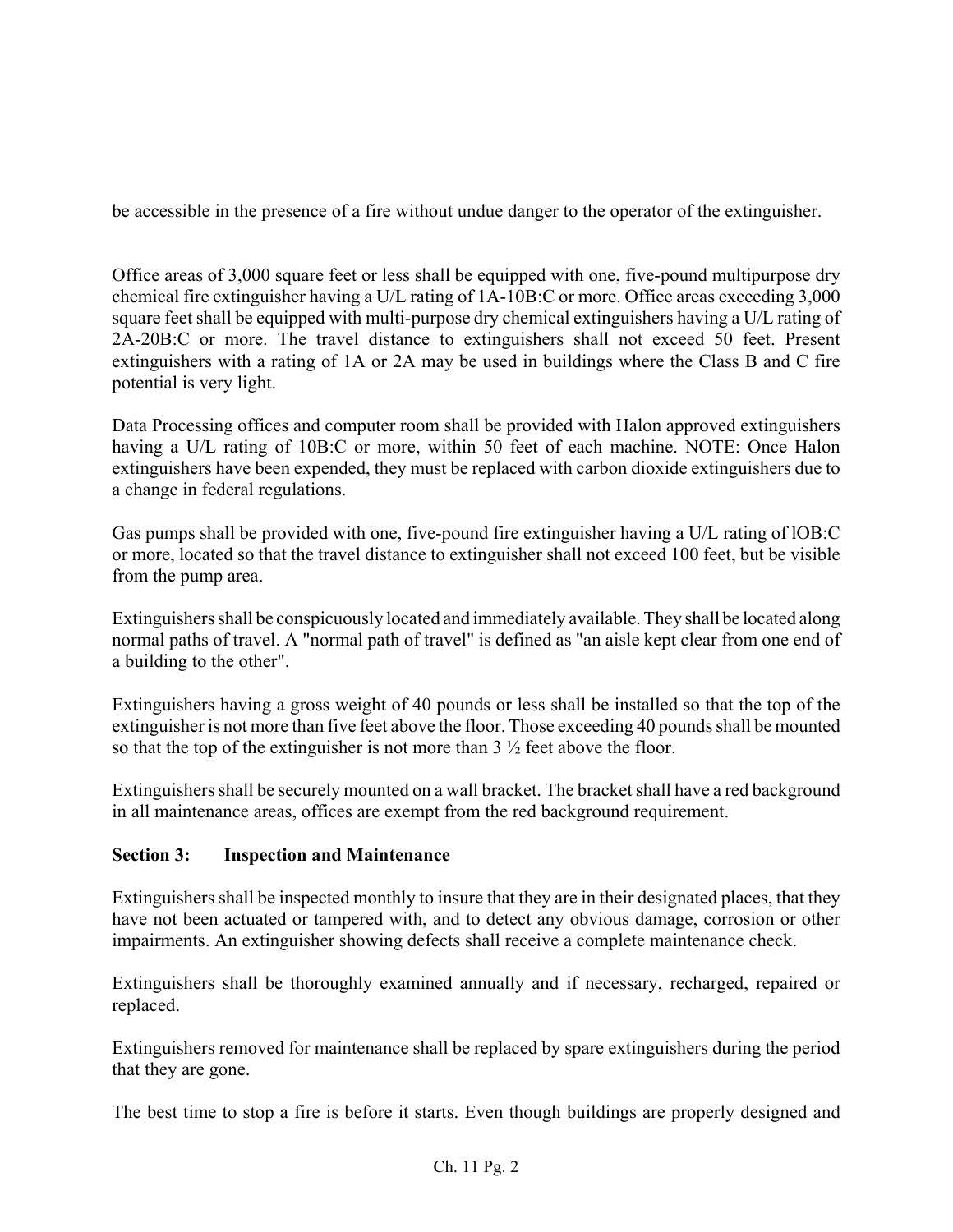be accessible in the presence of a fire without undue danger to the operator of the extinguisher.

Office areas of 3,000 square feet or less shall be equipped with one, five-pound multipurpose dry chemical fire extinguisher having a U/L rating of 1A-10B:C or more. Office areas exceeding 3,000 square feet shall be equipped with multi-purpose dry chemical extinguishers having a U/L rating of 2A-20B:C or more. The travel distance to extinguishers shall not exceed 50 feet. Present extinguishers with a rating of 1A or 2A may be used in buildings where the Class B and C fire potential is very light.

Data Processing offices and computer room shall be provided with Halon approved extinguishers having a U/L rating of 10B:C or more, within 50 feet of each machine. NOTE: Once Halon extinguishers have been expended, they must be replaced with carbon dioxide extinguishers due to a change in federal regulations.

Gas pumps shall be provided with one, five-pound fire extinguisher having a U/L rating of lOB:C or more, located so that the travel distance to extinguisher shall not exceed 100 feet, but be visible from the pump area.

Extinguishers shall be conspicuously located and immediately available. They shall be located along normal paths of travel. A "normal path of travel" is defined as "an aisle kept clear from one end of a building to the other".

Extinguishers having a gross weight of 40 pounds or less shall be installed so that the top of the extinguisher is not more than five feet above the floor. Those exceeding 40 pounds shall be mounted so that the top of the extinguisher is not more than 3 ½ feet above the floor.

Extinguishers shall be securely mounted on a wall bracket. The bracket shall have a red background in all maintenance areas, offices are exempt from the red background requirement.

**Section 3: Inspection and Maintenance**

Extinguishers shall be inspected monthly to insure that they are in their designated places, that they have not been actuated or tampered with, and to detect any obvious damage, corrosion or other impairments. An extinguisher showing defects shall receive a complete maintenance check.

Extinguishers shall be thoroughly examined annually and if necessary, recharged, repaired or replaced.

Extinguishers removed for maintenance shall be replaced by spare extinguishers during the period that they are gone.

The best time to stop a fire is before it starts. Even though buildings are properly designed and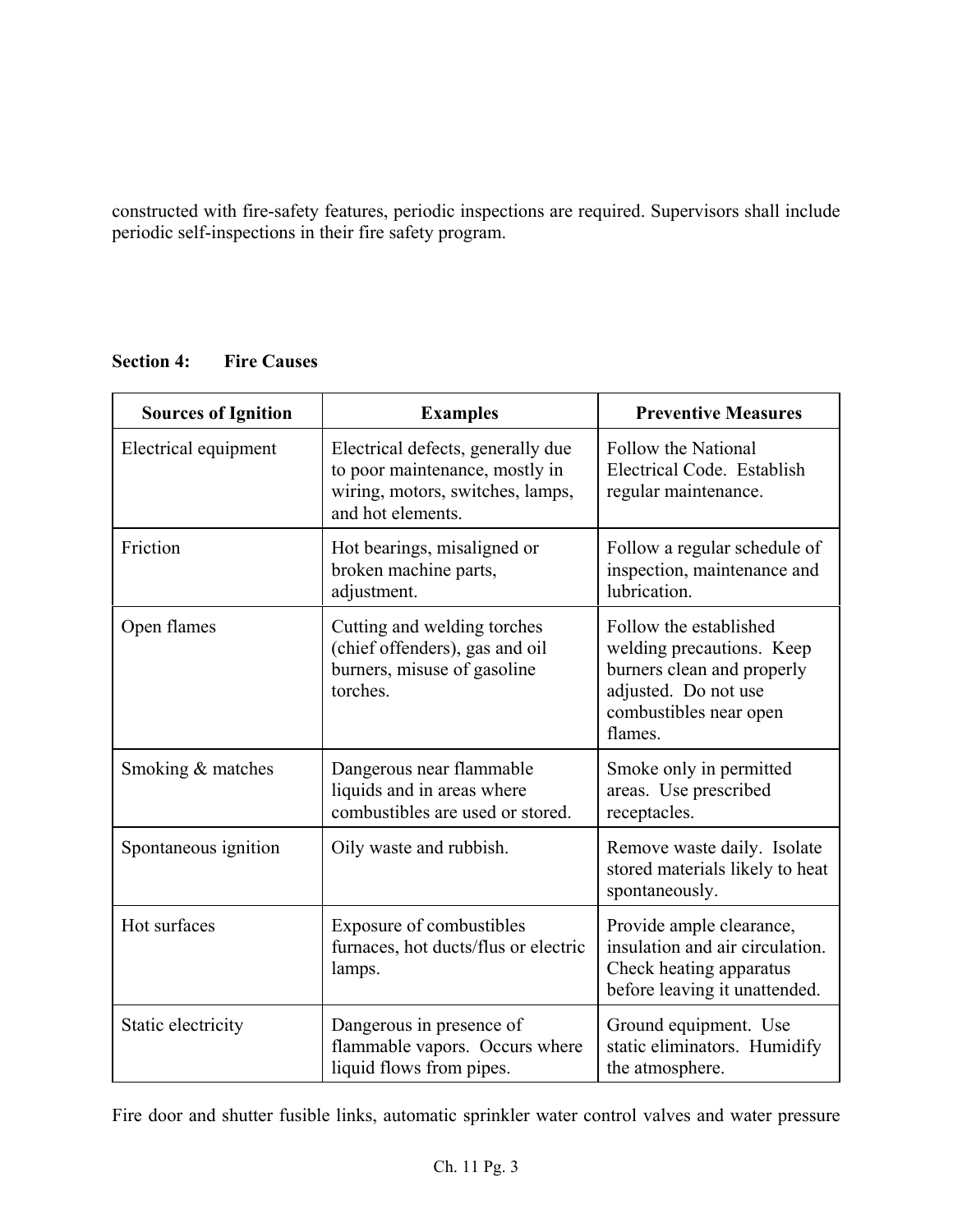constructed with fire-safety features, periodic inspections are required. Supervisors shall include periodic self-inspections in their fire safety program.

**Section 4: Fire Causes**

| Sources of Ignition | Examples | Preventive Measures |
|---|---|---|
| Electrical equipment | Electrical defects, generally due to poor maintenance, mostly in wiring, motors, switches, lamps, and hot elements. | Follow the National Electrical Code. Establish regular maintenance. |
| Friction | Hot bearings, misaligned or broken machine parts, adjustment. | Follow a regular schedule of inspection, maintenance and lubrication. |
| Open flames | Cutting and welding torches (chief offenders), gas and oil burners, misuse of gasoline torches. | Follow the established welding precautions. Keep burners clean and properly adjusted. Do not use combustibles near open flames. |
| Smoking & matches | Dangerous near flammable liquids and in areas where combustibles are used or stored. | Smoke only in permitted areas. Use prescribed receptacles. |
| Spontaneous ignition | Oily waste and rubbish. | Remove waste daily. Isolate stored materials likely to heat spontaneously. |
| Hot surfaces | Exposure of combustibles furnaces, hot ducts/flus or electric lamps. | Provide ample clearance, insulation and air circulation. Check heating apparatus before leaving it unattended. |
| Static electricity | Dangerous in presence of flammable vapors. Occurs where liquid flows from pipes. | Ground equipment. Use static eliminators. Humidify the atmosphere. |

Fire door and shutter fusible links, automatic sprinkler water control valves and water pressure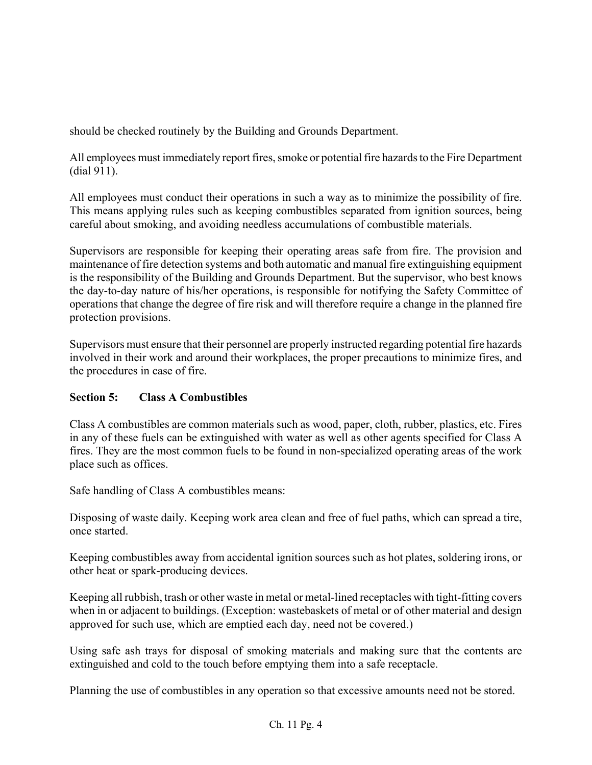should be checked routinely by the Building and Grounds Department.

All employees must immediately report fires, smoke or potential fire hazards to the Fire Department (dial 911).

All employees must conduct their operations in such a way as to minimize the possibility of fire. This means applying rules such as keeping combustibles separated from ignition sources, being careful about smoking, and avoiding needless accumulations of combustible materials.

Supervisors are responsible for keeping their operating areas safe from fire. The provision and maintenance of fire detection systems and both automatic and manual fire extinguishing equipment is the responsibility of the Building and Grounds Department. But the supervisor, who best knows the day-to-day nature of his/her operations, is responsible for notifying the Safety Committee of operations that change the degree of fire risk and will therefore require a change in the planned fire protection provisions.

Supervisors must ensure that their personnel are properly instructed regarding potential fire hazards involved in their work and around their workplaces, the proper precautions to minimize fires, and the procedures in case of fire.

**Section 5: Class A Combustibles**

Class A combustibles are common materials such as wood, paper, cloth, rubber, plastics, etc. Fires in any of these fuels can be extinguished with water as well as other agents specified for Class A fires. They are the most common fuels to be found in non-specialized operating areas of the work place such as offices.

Safe handling of Class A combustibles means:

Disposing of waste daily. Keeping work area clean and free of fuel paths, which can spread a tire, once started.

Keeping combustibles away from accidental ignition sources such as hot plates, soldering irons, or other heat or spark-producing devices.

Keeping all rubbish, trash or other waste in metal or metal-lined receptacles with tight-fitting covers when in or adjacent to buildings. (Exception: wastebaskets of metal or of other material and design approved for such use, which are emptied each day, need not be covered.)

Using safe ash trays for disposal of smoking materials and making sure that the contents are extinguished and cold to the touch before emptying them into a safe receptacle.

Planning the use of combustibles in any operation so that excessive amounts need not be stored.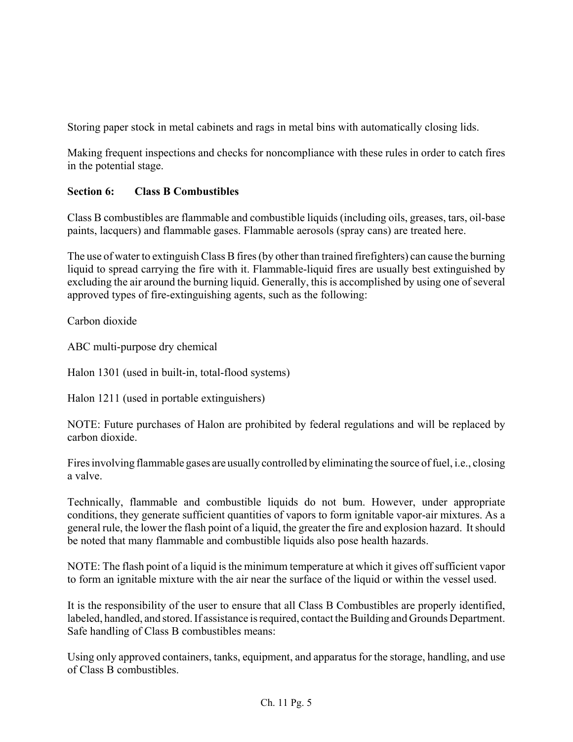Storing paper stock in metal cabinets and rags in metal bins with automatically closing lids.

Making frequent inspections and checks for noncompliance with these rules in order to catch fires in the potential stage.

**Section 6: Class B Combustibles**

Class B combustibles are flammable and combustible liquids (including oils, greases, tars, oil-base paints, lacquers) and flammable gases. Flammable aerosols (spray cans) are treated here.

The use of water to extinguish Class B fires (by other than trained firefighters) can cause the burning liquid to spread carrying the fire with it. Flammable-liquid fires are usually best extinguished by excluding the air around the burning liquid. Generally, this is accomplished by using one of several approved types of fire-extinguishing agents, such as the following:

Carbon dioxide

ABC multi-purpose dry chemical

Halon 1301 (used in built-in, total-flood systems)

Halon 1211 (used in portable extinguishers)

NOTE: Future purchases of Halon are prohibited by federal regulations and will be replaced by carbon dioxide.

Fires involving flammable gases are usually controlled by eliminating the source of fuel, i.e., closing a valve.

Technically, flammable and combustible liquids do not bum. However, under appropriate conditions, they generate sufficient quantities of vapors to form ignitable vapor-air mixtures. As a general rule, the lower the flash point of a liquid, the greater the fire and explosion hazard. It should be noted that many flammable and combustible liquids also pose health hazards.

NOTE: The flash point of a liquid is the minimum temperature at which it gives off sufficient vapor to form an ignitable mixture with the air near the surface of the liquid or within the vessel used.

It is the responsibility of the user to ensure that all Class B Combustibles are properly identified, labeled, handled, and stored. If assistance is required, contact the Building and Grounds Department. Safe handling of Class B combustibles means:

Using only approved containers, tanks, equipment, and apparatus for the storage, handling, and use of Class B combustibles.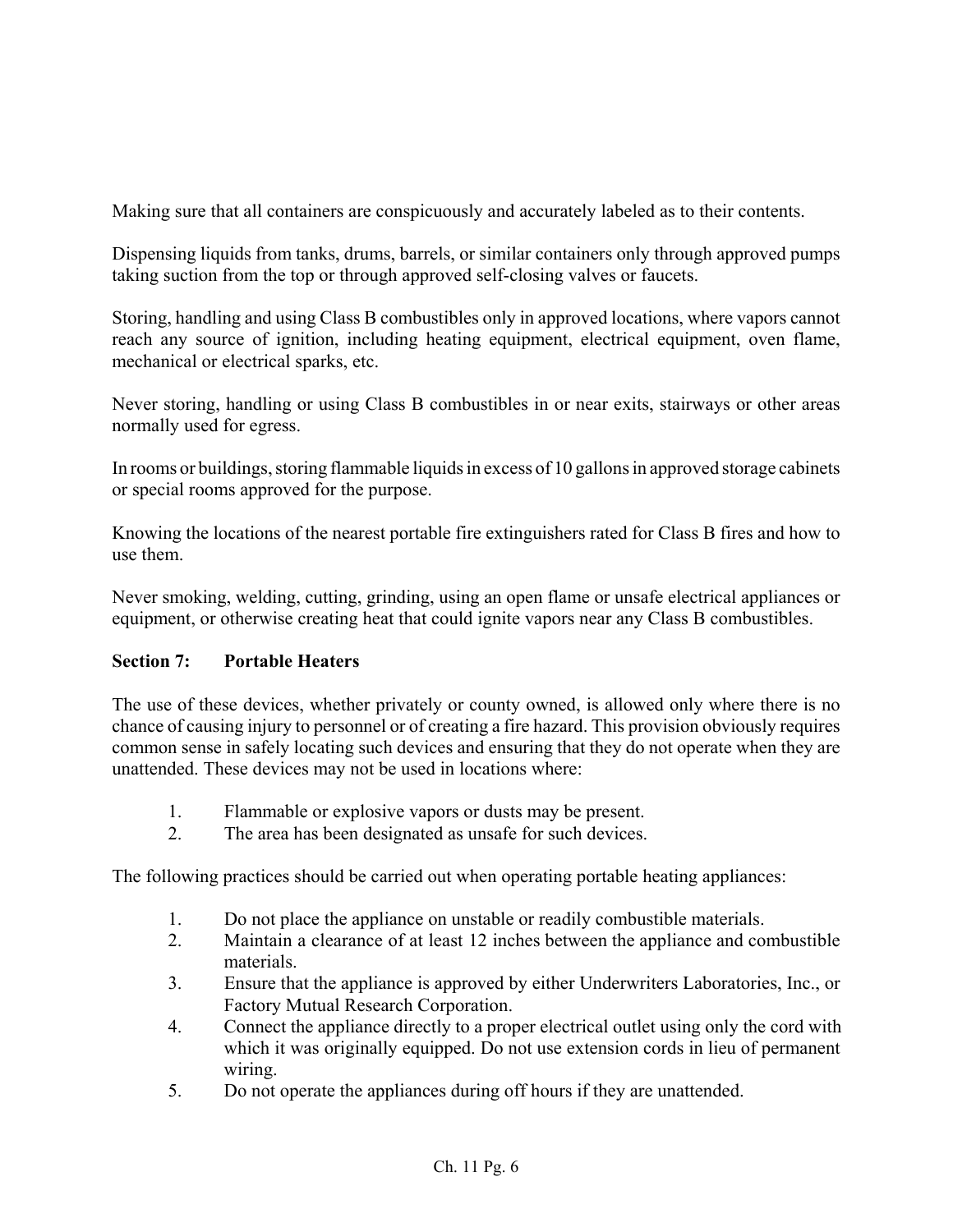Making sure that all containers are conspicuously and accurately labeled as to their contents.

Dispensing liquids from tanks, drums, barrels, or similar containers only through approved pumps taking suction from the top or through approved self-closing valves or faucets.

Storing, handling and using Class B combustibles only in approved locations, where vapors cannot reach any source of ignition, including heating equipment, electrical equipment, oven flame, mechanical or electrical sparks, etc.

Never storing, handling or using Class B combustibles in or near exits, stairways or other areas normally used for egress.

In rooms or buildings, storing flammable liquids in excess of 10 gallons in approved storage cabinets or special rooms approved for the purpose.

Knowing the locations of the nearest portable fire extinguishers rated for Class B fires and how to use them.

Never smoking, welding, cutting, grinding, using an open flame or unsafe electrical appliances or equipment, or otherwise creating heat that could ignite vapors near any Class B combustibles.

## Section 7: Portable Heaters

The use of these devices, whether privately or county owned, is allowed only where there is no chance of causing injury to personnel or of creating a fire hazard. This provision obviously requires common sense in safely locating such devices and ensuring that they do not operate when they are unattended. These devices may not be used in locations where:

1. Flammable or explosive vapors or dusts may be present.
2. The area has been designated as unsafe for such devices.

The following practices should be carried out when operating portable heating appliances:

1. Do not place the appliance on unstable or readily combustible materials.
2. Maintain a clearance of at least 12 inches between the appliance and combustible materials.
3. Ensure that the appliance is approved by either Underwriters Laboratories, Inc., or Factory Mutual Research Corporation.
4. Connect the appliance directly to a proper electrical outlet using only the cord with which it was originally equipped. Do not use extension cords in lieu of permanent wiring.
5. Do not operate the appliances during off hours if they are unattended.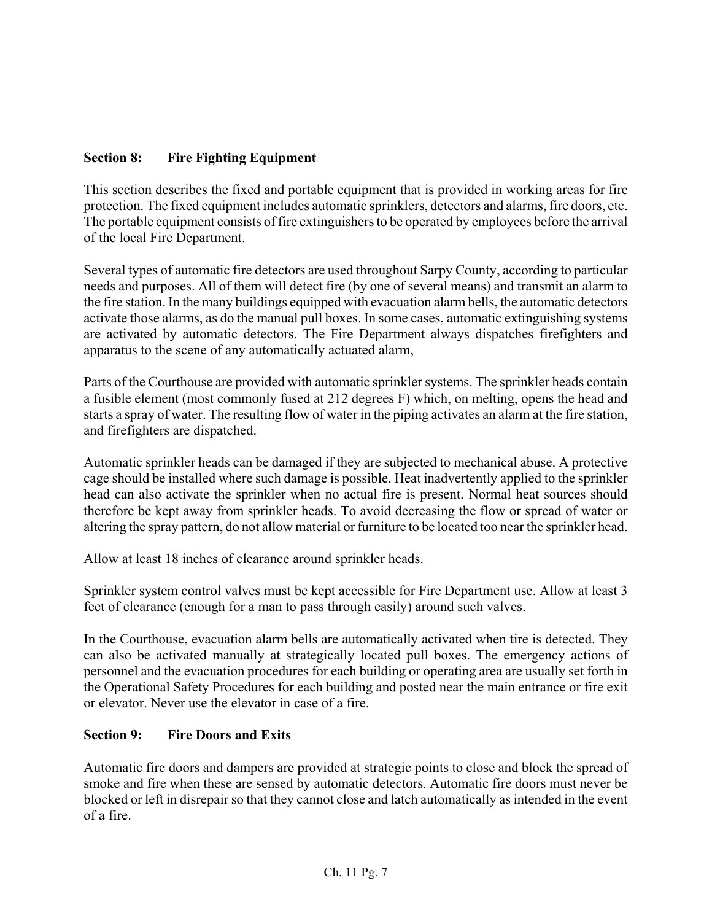## Section 8: Fire Fighting Equipment

This section describes the fixed and portable equipment that is provided in working areas for fire protection. The fixed equipment includes automatic sprinklers, detectors and alarms, fire doors, etc. The portable equipment consists of fire extinguishers to be operated by employees before the arrival of the local Fire Department.

Several types of automatic fire detectors are used throughout Sarpy County, according to particular needs and purposes. All of them will detect fire (by one of several means) and transmit an alarm to the fire station. In the many buildings equipped with evacuation alarm bells, the automatic detectors activate those alarms, as do the manual pull boxes. In some cases, automatic extinguishing systems are activated by automatic detectors. The Fire Department always dispatches firefighters and apparatus to the scene of any automatically actuated alarm,

Parts of the Courthouse are provided with automatic sprinkler systems. The sprinkler heads contain a fusible element (most commonly fused at 212 degrees F) which, on melting, opens the head and starts a spray of water. The resulting flow of water in the piping activates an alarm at the fire station, and firefighters are dispatched.

Automatic sprinkler heads can be damaged if they are subjected to mechanical abuse. A protective cage should be installed where such damage is possible. Heat inadvertently applied to the sprinkler head can also activate the sprinkler when no actual fire is present. Normal heat sources should therefore be kept away from sprinkler heads. To avoid decreasing the flow or spread of water or altering the spray pattern, do not allow material or furniture to be located too near the sprinkler head.

Allow at least 18 inches of clearance around sprinkler heads.

Sprinkler system control valves must be kept accessible for Fire Department use. Allow at least 3 feet of clearance (enough for a man to pass through easily) around such valves.

In the Courthouse, evacuation alarm bells are automatically activated when tire is detected. They can also be activated manually at strategically located pull boxes. The emergency actions of personnel and the evacuation procedures for each building or operating area are usually set forth in the Operational Safety Procedures for each building and posted near the main entrance or fire exit or elevator. Never use the elevator in case of a fire.

## Section 9: Fire Doors and Exits

Automatic fire doors and dampers are provided at strategic points to close and block the spread of smoke and fire when these are sensed by automatic detectors. Automatic fire doors must never be blocked or left in disrepair so that they cannot close and latch automatically as intended in the event of a fire.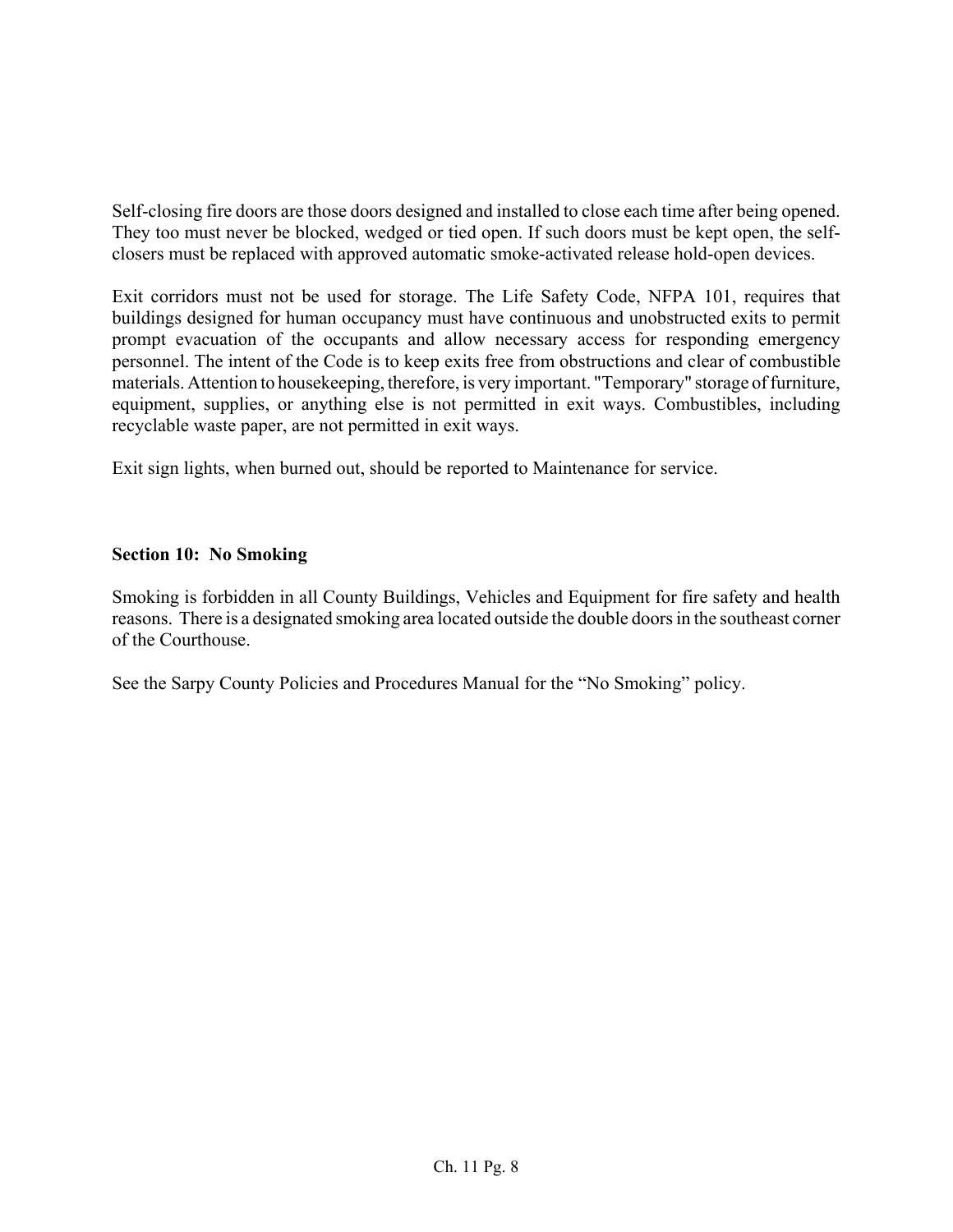Self-closing fire doors are those doors designed and installed to close each time after being opened. They too must never be blocked, wedged or tied open. If such doors must be kept open, the self-closers must be replaced with approved automatic smoke-activated release hold-open devices.

Exit corridors must not be used for storage. The Life Safety Code, NFPA 101, requires that buildings designed for human occupancy must have continuous and unobstructed exits to permit prompt evacuation of the occupants and allow necessary access for responding emergency personnel. The intent of the Code is to keep exits free from obstructions and clear of combustible materials. Attention to housekeeping, therefore, is very important. "Temporary" storage of furniture, equipment, supplies, or anything else is not permitted in exit ways. Combustibles, including recyclable waste paper, are not permitted in exit ways.

Exit sign lights, when burned out, should be reported to Maintenance for service.

**Section 10: No Smoking**

Smoking is forbidden in all County Buildings, Vehicles and Equipment for fire safety and health reasons. There is a designated smoking area located outside the double doors in the southeast corner of the Courthouse.

See the Sarpy County Policies and Procedures Manual for the “No Smoking” policy.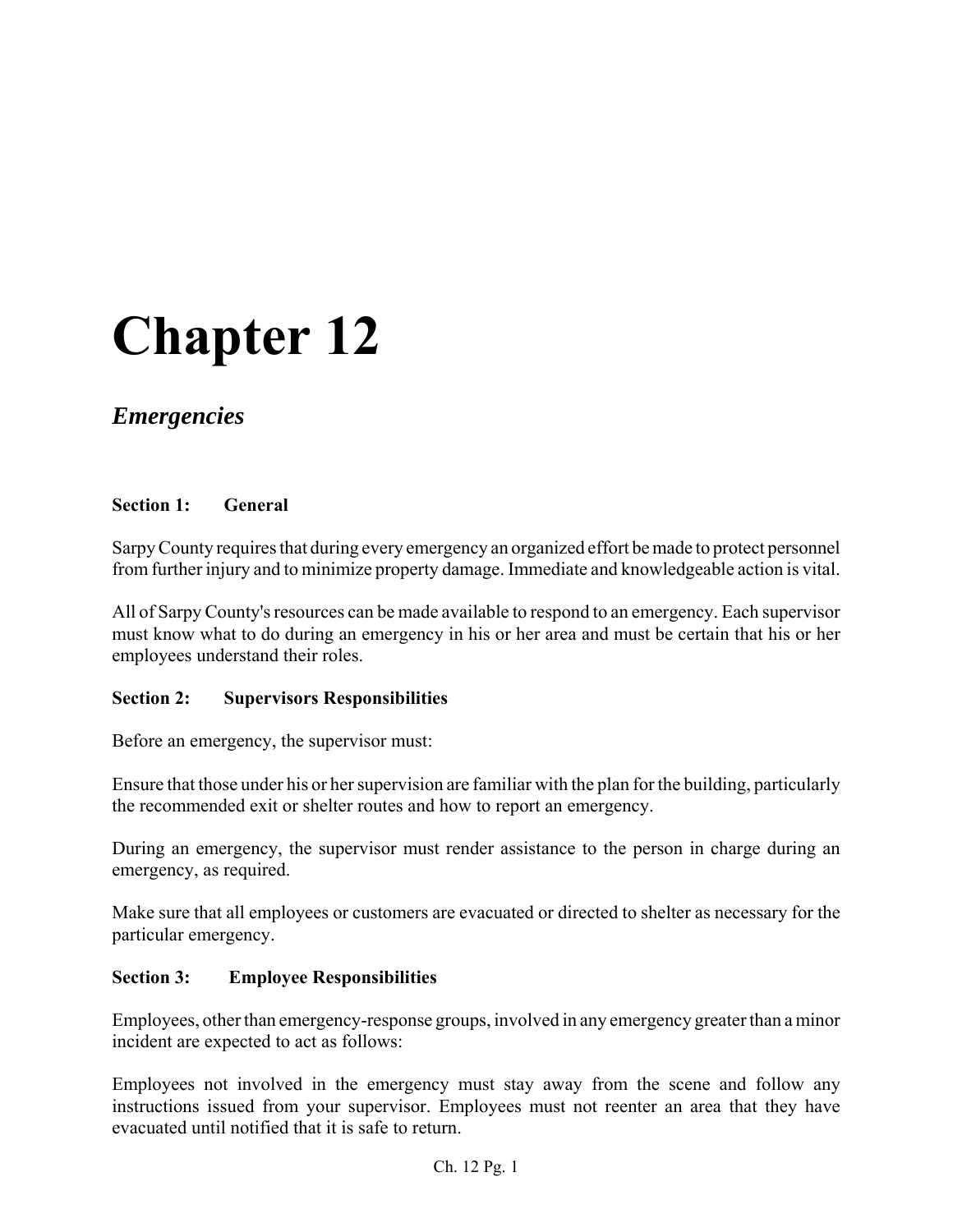# Chapter 12

## *Emergencies*

**Section 1: General**

Sarpy County requires that during every emergency an organized effort be made to protect personnel from further injury and to minimize property damage. Immediate and knowledgeable action is vital.

All of Sarpy County's resources can be made available to respond to an emergency. Each supervisor must know what to do during an emergency in his or her area and must be certain that his or her employees understand their roles.

**Section 2: Supervisors Responsibilities**

Before an emergency, the supervisor must:

Ensure that those under his or her supervision are familiar with the plan for the building, particularly the recommended exit or shelter routes and how to report an emergency.

During an emergency, the supervisor must render assistance to the person in charge during an emergency, as required.

Make sure that all employees or customers are evacuated or directed to shelter as necessary for the particular emergency.

**Section 3: Employee Responsibilities**

Employees, other than emergency-response groups, involved in any emergency greater than a minor incident are expected to act as follows:

Employees not involved in the emergency must stay away from the scene and follow any instructions issued from your supervisor. Employees must not reenter an area that they have evacuated until notified that it is safe to return.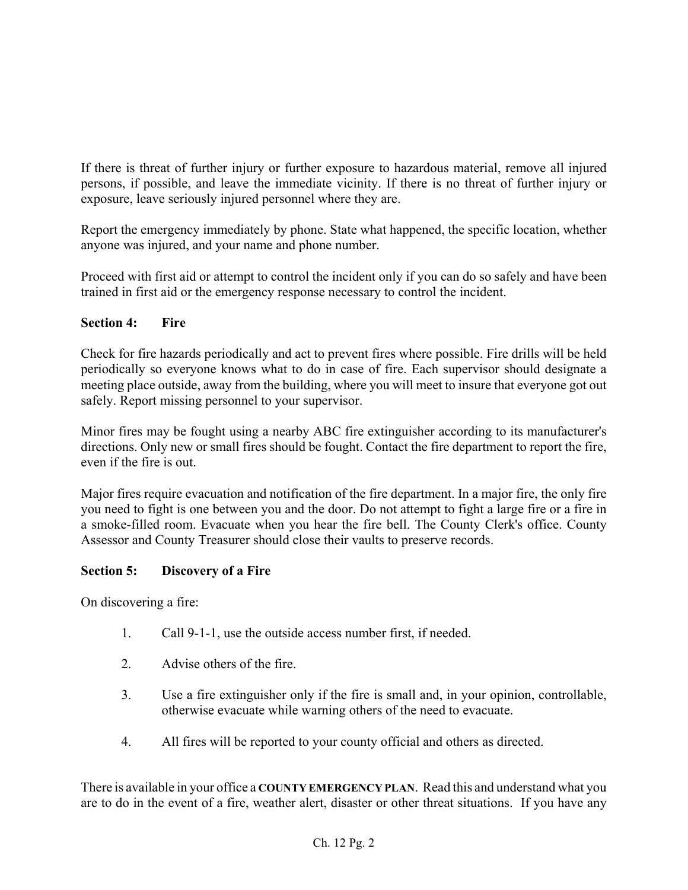If there is threat of further injury or further exposure to hazardous material, remove all injured persons, if possible, and leave the immediate vicinity. If there is no threat of further injury or exposure, leave seriously injured personnel where they are.

Report the emergency immediately by phone. State what happened, the specific location, whether anyone was injured, and your name and phone number.

Proceed with first aid or attempt to control the incident only if you can do so safely and have been trained in first aid or the emergency response necessary to control the incident.

**Section 4: Fire**

Check for fire hazards periodically and act to prevent fires where possible. Fire drills will be held periodically so everyone knows what to do in case of fire. Each supervisor should designate a meeting place outside, away from the building, where you will meet to insure that everyone got out safely. Report missing personnel to your supervisor.

Minor fires may be fought using a nearby ABC fire extinguisher according to its manufacturer's directions. Only new or small fires should be fought. Contact the fire department to report the fire, even if the fire is out.

Major fires require evacuation and notification of the fire department. In a major fire, the only fire you need to fight is one between you and the door. Do not attempt to fight a large fire or a fire in a smoke-filled room. Evacuate when you hear the fire bell. The County Clerk's office. County Assessor and County Treasurer should close their vaults to preserve records.

**Section 5: Discovery of a Fire**

On discovering a fire:

1. Call 9-1-1, use the outside access number first, if needed.
2. Advise others of the fire.
3. Use a fire extinguisher only if the fire is small and, in your opinion, controllable, otherwise evacuate while warning others of the need to evacuate.
4. All fires will be reported to your county official and others as directed.

There is available in your office a **COUNTY EMERGENCY PLAN**. Read this and understand what you are to do in the event of a fire, weather alert, disaster or other threat situations. If you have any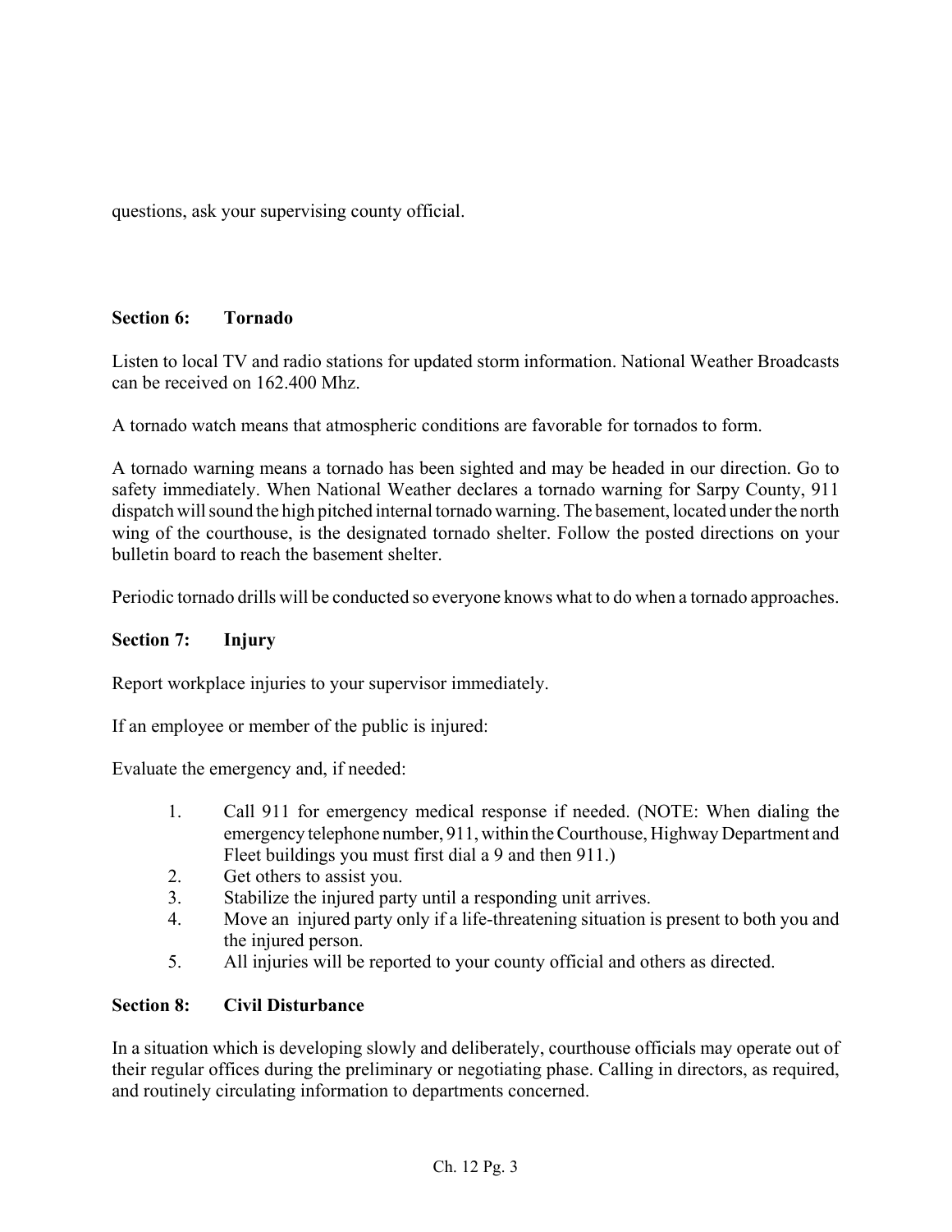questions, ask your supervising county official.

### Section 6: Tornado

Listen to local TV and radio stations for updated storm information. National Weather Broadcasts can be received on 162.400 Mhz.

A tornado watch means that atmospheric conditions are favorable for tornados to form.

A tornado warning means a tornado has been sighted and may be headed in our direction. Go to safety immediately. When National Weather declares a tornado warning for Sarpy County, 911 dispatch will sound the high pitched internal tornado warning. The basement, located under the north wing of the courthouse, is the designated tornado shelter. Follow the posted directions on your bulletin board to reach the basement shelter.

Periodic tornado drills will be conducted so everyone knows what to do when a tornado approaches.

### Section 7: Injury

Report workplace injuries to your supervisor immediately.

If an employee or member of the public is injured:

Evaluate the emergency and, if needed:

1. Call 911 for emergency medical response if needed. (NOTE: When dialing the emergency telephone number, 911, within the Courthouse, Highway Department and Fleet buildings you must first dial a 9 and then 911.)
2. Get others to assist you.
3. Stabilize the injured party until a responding unit arrives.
4. Move an injured party only if a life-threatening situation is present to both you and the injured person.
5. All injuries will be reported to your county official and others as directed.

### Section 8: Civil Disturbance

In a situation which is developing slowly and deliberately, courthouse officials may operate out of their regular offices during the preliminary or negotiating phase. Calling in directors, as required, and routinely circulating information to departments concerned.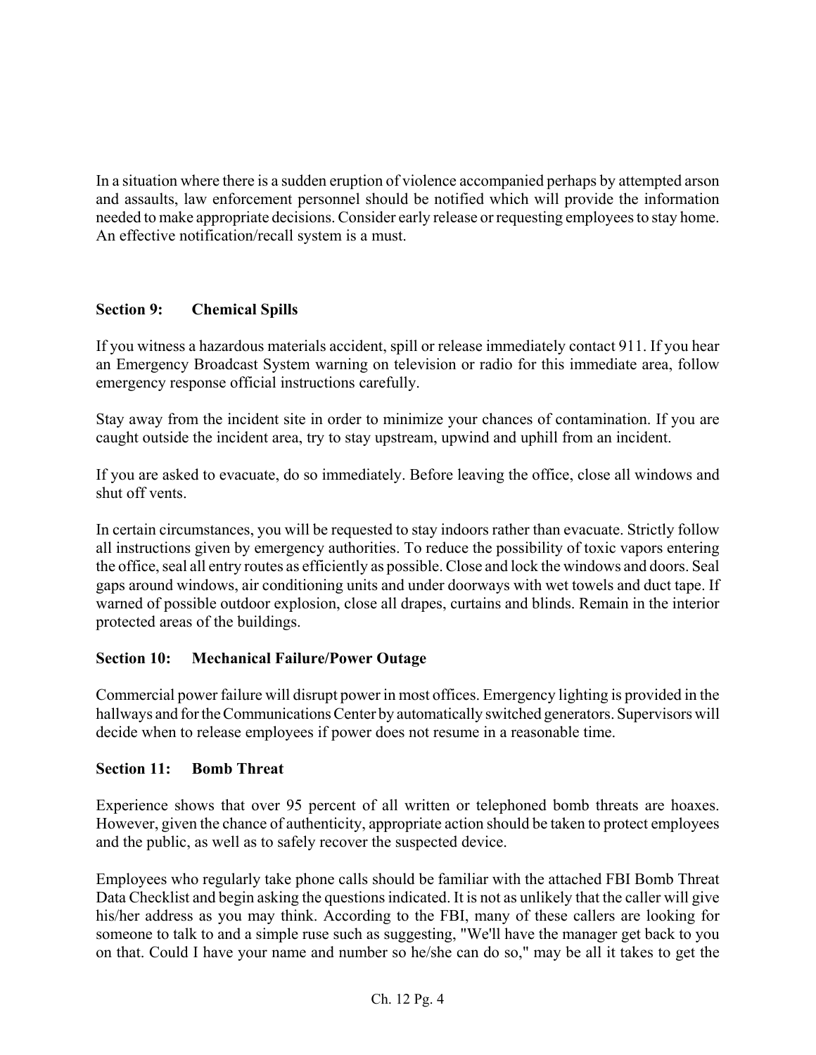In a situation where there is a sudden eruption of violence accompanied perhaps by attempted arson and assaults, law enforcement personnel should be notified which will provide the information needed to make appropriate decisions. Consider early release or requesting employees to stay home. An effective notification/recall system is a must.

## Section 9: Chemical Spills

If you witness a hazardous materials accident, spill or release immediately contact 911. If you hear an Emergency Broadcast System warning on television or radio for this immediate area, follow emergency response official instructions carefully.

Stay away from the incident site in order to minimize your chances of contamination. If you are caught outside the incident area, try to stay upstream, upwind and uphill from an incident.

If you are asked to evacuate, do so immediately. Before leaving the office, close all windows and shut off vents.

In certain circumstances, you will be requested to stay indoors rather than evacuate. Strictly follow all instructions given by emergency authorities. To reduce the possibility of toxic vapors entering the office, seal all entry routes as efficiently as possible. Close and lock the windows and doors. Seal gaps around windows, air conditioning units and under doorways with wet towels and duct tape. If warned of possible outdoor explosion, close all drapes, curtains and blinds. Remain in the interior protected areas of the buildings.

## Section 10: Mechanical Failure/Power Outage

Commercial power failure will disrupt power in most offices. Emergency lighting is provided in the hallways and for the Communications Center by automatically switched generators. Supervisors will decide when to release employees if power does not resume in a reasonable time.

## Section 11: Bomb Threat

Experience shows that over 95 percent of all written or telephoned bomb threats are hoaxes. However, given the chance of authenticity, appropriate action should be taken to protect employees and the public, as well as to safely recover the suspected device.

Employees who regularly take phone calls should be familiar with the attached FBI Bomb Threat Data Checklist and begin asking the questions indicated. It is not as unlikely that the caller will give his/her address as you may think. According to the FBI, many of these callers are looking for someone to talk to and a simple ruse such as suggesting, "We'll have the manager get back to you on that. Could I have your name and number so he/she can do so," may be all it takes to get the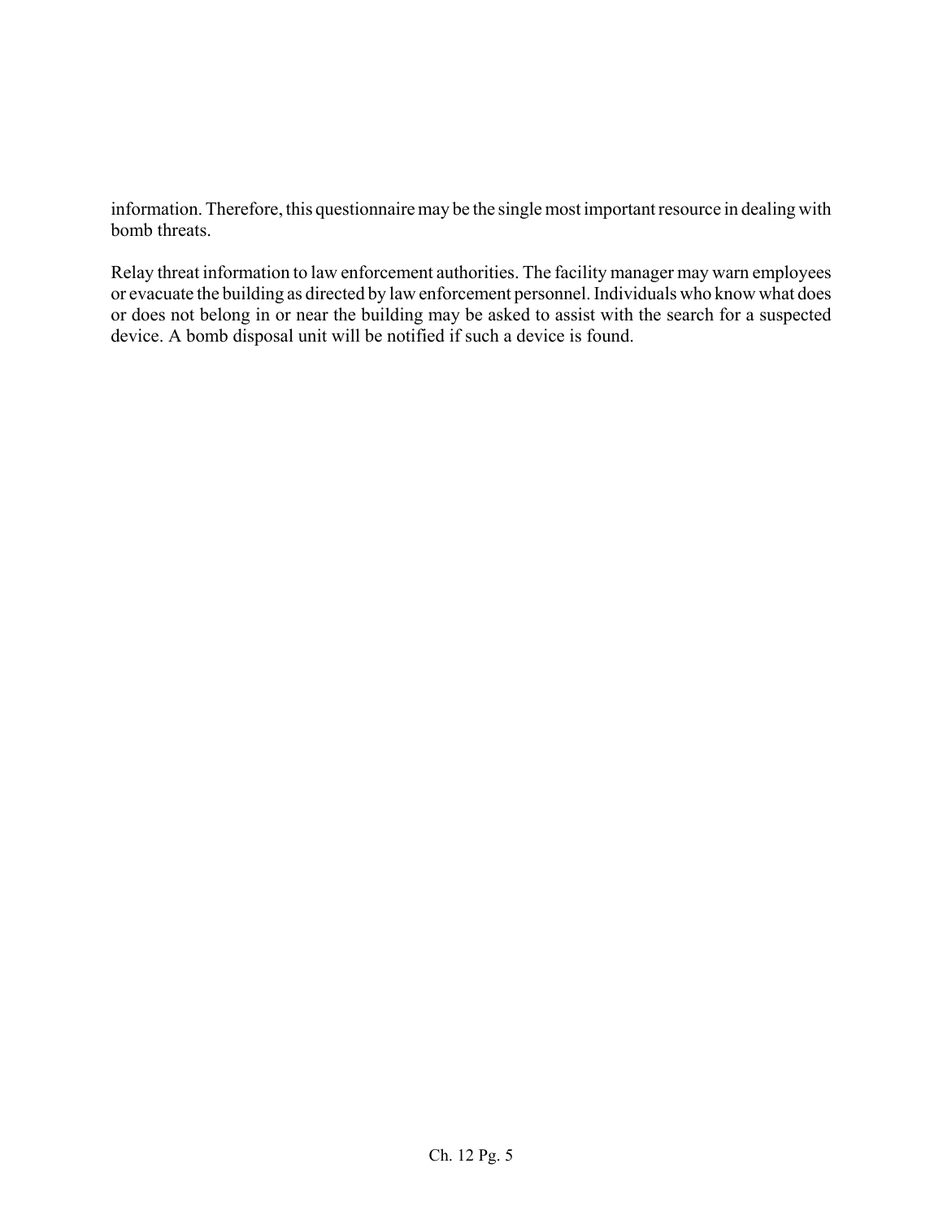information. Therefore, this questionnaire may be the single most important resource in dealing with bomb threats.

Relay threat information to law enforcement authorities. The facility manager may warn employees or evacuate the building as directed by law enforcement personnel. Individuals who know what does or does not belong in or near the building may be asked to assist with the search for a suspected device. A bomb disposal unit will be notified if such a device is found.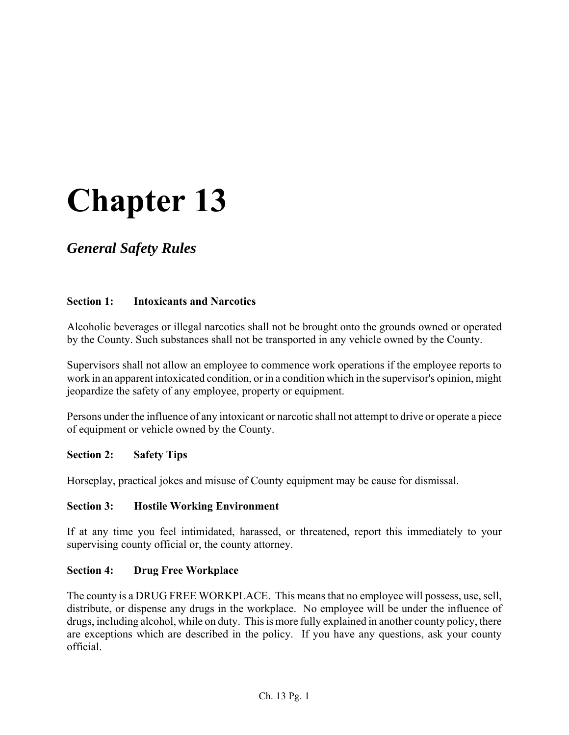# Chapter 13

## *General Safety Rules*

**Section 1: Intoxicants and Narcotics**

Alcoholic beverages or illegal narcotics shall not be brought onto the grounds owned or operated by the County. Such substances shall not be transported in any vehicle owned by the County.

Supervisors shall not allow an employee to commence work operations if the employee reports to work in an apparent intoxicated condition, or in a condition which in the supervisor's opinion, might jeopardize the safety of any employee, property or equipment.

Persons under the influence of any intoxicant or narcotic shall not attempt to drive or operate a piece of equipment or vehicle owned by the County.

**Section 2: Safety Tips**

Horseplay, practical jokes and misuse of County equipment may be cause for dismissal.

**Section 3: Hostile Working Environment**

If at any time you feel intimidated, harassed, or threatened, report this immediately to your supervising county official or, the county attorney.

**Section 4: Drug Free Workplace**

The county is a DRUG FREE WORKPLACE. This means that no employee will possess, use, sell, distribute, or dispense any drugs in the workplace. No employee will be under the influence of drugs, including alcohol, while on duty. This is more fully explained in another county policy, there are exceptions which are described in the policy. If you have any questions, ask your county official.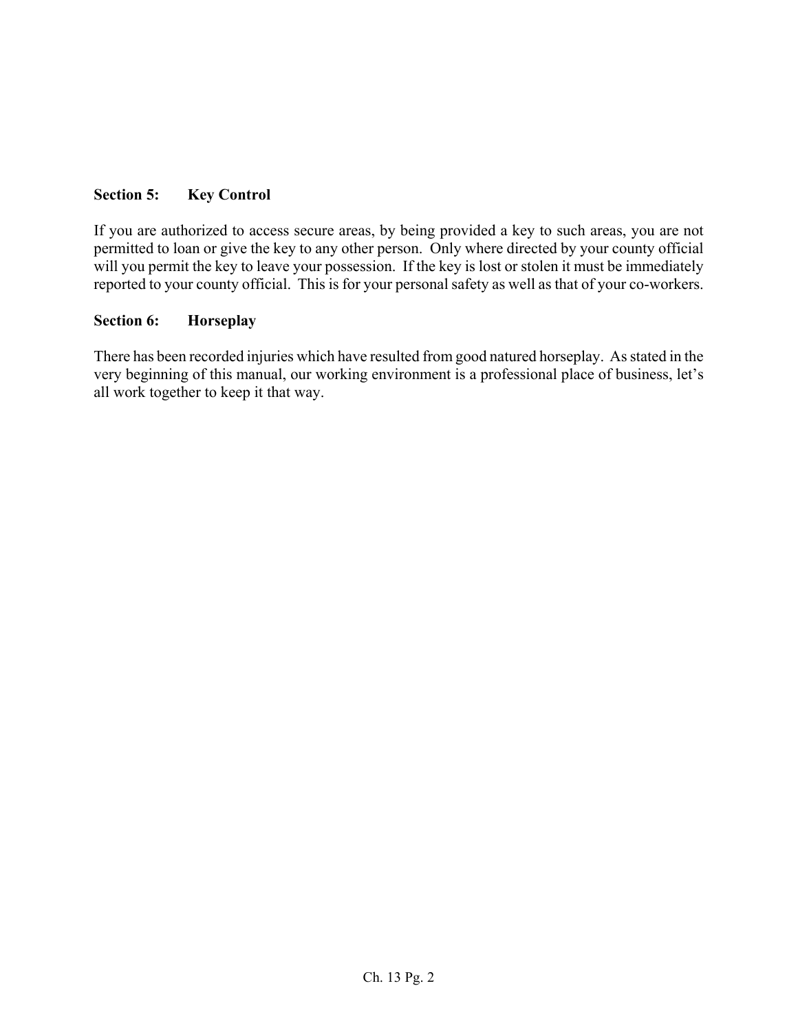## Section 5: Key Control

If you are authorized to access secure areas, by being provided a key to such areas, you are not permitted to loan or give the key to any other person. Only where directed by your county official will you permit the key to leave your possession. If the key is lost or stolen it must be immediately reported to your county official. This is for your personal safety as well as that of your co-workers.

## Section 6: Horseplay

There has been recorded injuries which have resulted from good natured horseplay. As stated in the very beginning of this manual, our working environment is a professional place of business, let's all work together to keep it that way.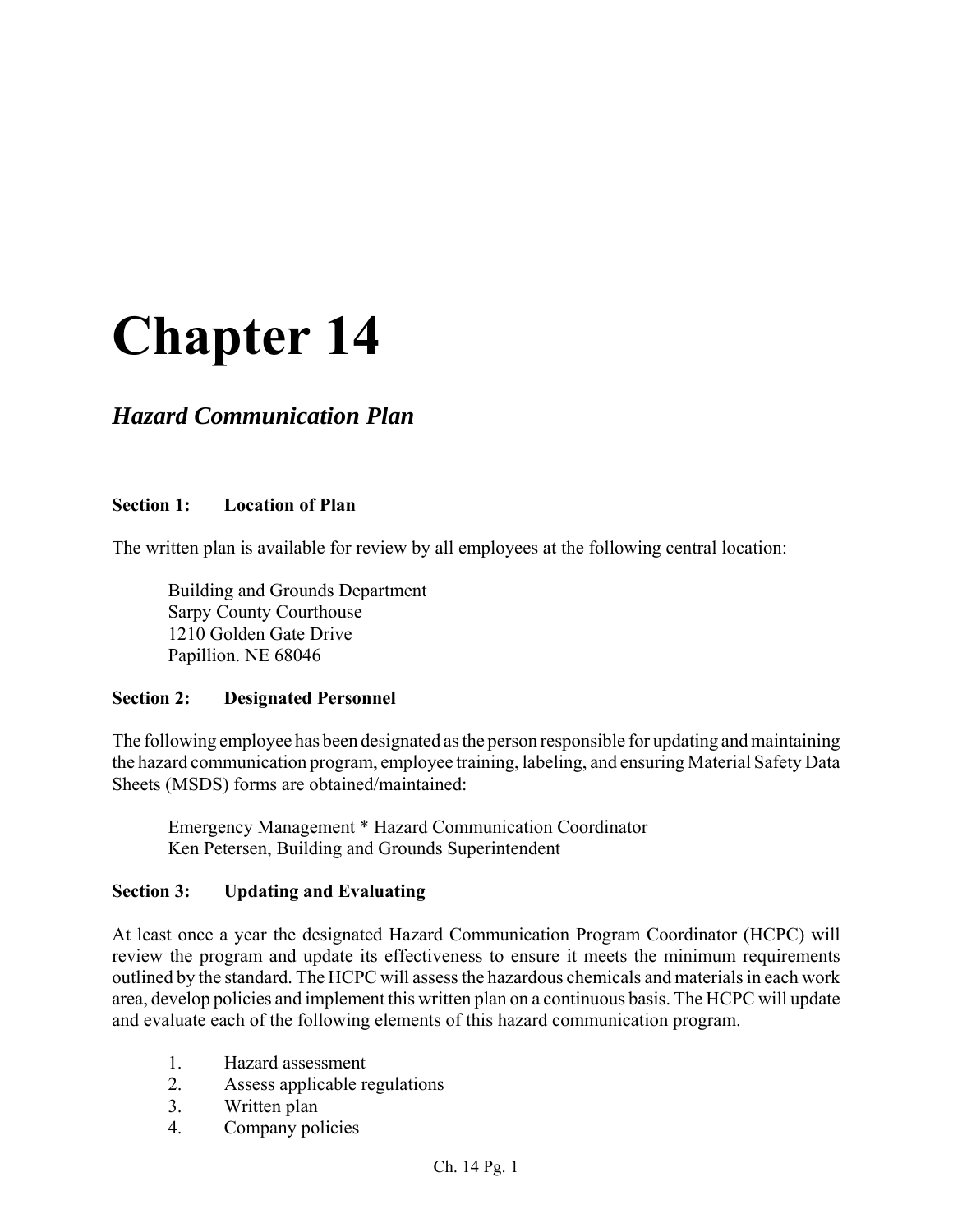# Chapter 14

## *Hazard Communication Plan*

**Section 1: Location of Plan**

The written plan is available for review by all employees at the following central location:

Building and Grounds Department
Sarpy County Courthouse
1210 Golden Gate Drive
Papillion. NE 68046

**Section 2: Designated Personnel**

The following employee has been designated as the person responsible for updating and maintaining the hazard communication program, employee training, labeling, and ensuring Material Safety Data Sheets (MSDS) forms are obtained/maintained:

Emergency Management * Hazard Communication Coordinator
Ken Petersen, Building and Grounds Superintendent

**Section 3: Updating and Evaluating**

At least once a year the designated Hazard Communication Program Coordinator (HCPC) will review the program and update its effectiveness to ensure it meets the minimum requirements outlined by the standard. The HCPC will assess the hazardous chemicals and materials in each work area, develop policies and implement this written plan on a continuous basis. The HCPC will update and evaluate each of the following elements of this hazard communication program.

1. Hazard assessment
2. Assess applicable regulations
3. Written plan
4. Company policies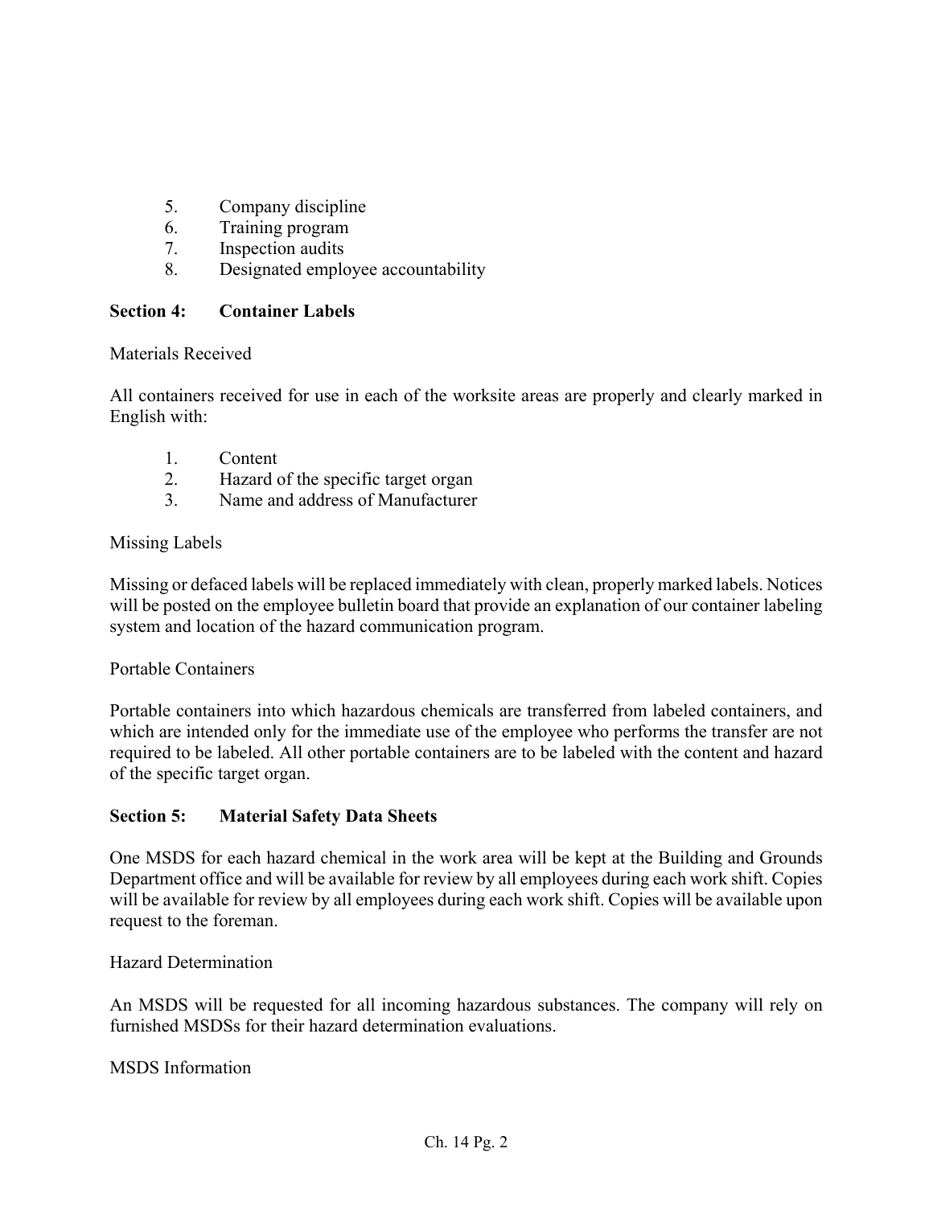5. Company discipline
6. Training program
7. Inspection audits
8. Designated employee accountability

## Section 4: Container Labels

Materials Received

All containers received for use in each of the worksite areas are properly and clearly marked in English with:

1. Content
2. Hazard of the specific target organ
3. Name and address of Manufacturer

Missing Labels

Missing or defaced labels will be replaced immediately with clean, properly marked labels. Notices will be posted on the employee bulletin board that provide an explanation of our container labeling system and location of the hazard communication program.

Portable Containers

Portable containers into which hazardous chemicals are transferred from labeled containers, and which are intended only for the immediate use of the employee who performs the transfer are not required to be labeled. All other portable containers are to be labeled with the content and hazard of the specific target organ.

## Section 5: Material Safety Data Sheets

One MSDS for each hazard chemical in the work area will be kept at the Building and Grounds Department office and will be available for review by all employees during each work shift. Copies will be available for review by all employees during each work shift. Copies will be available upon request to the foreman.

Hazard Determination

An MSDS will be requested for all incoming hazardous substances. The company will rely on furnished MSDSs for their hazard determination evaluations.

MSDS Information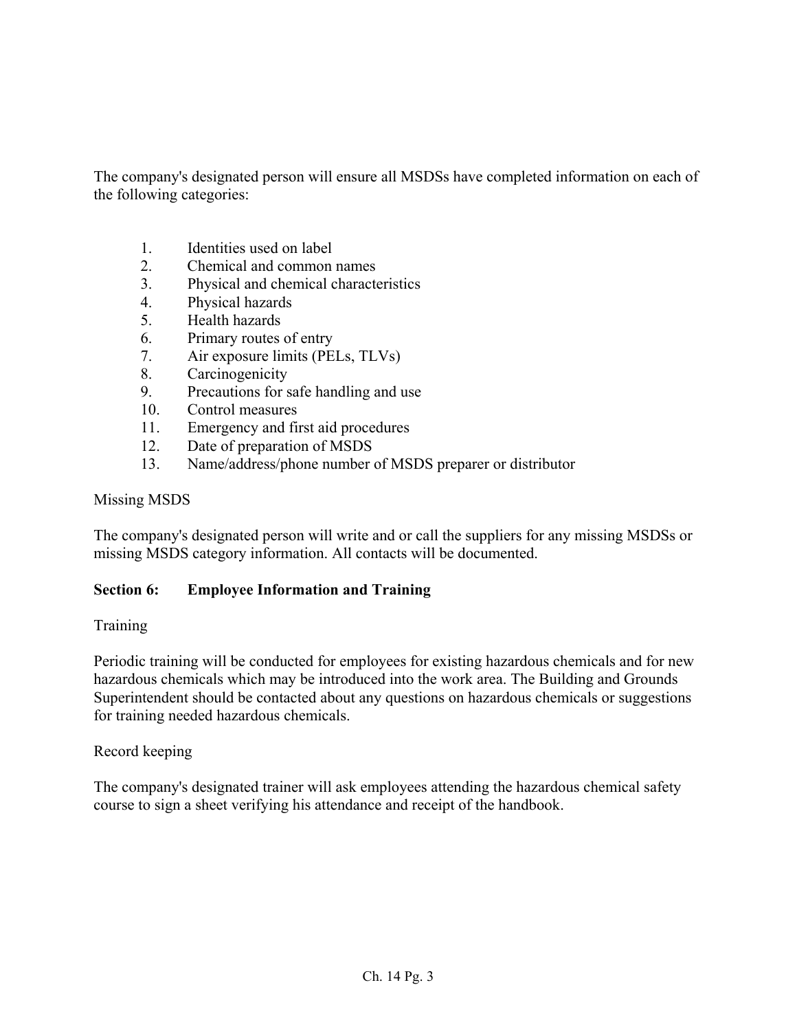The company's designated person will ensure all MSDSs have completed information on each of the following categories:

1. Identities used on label
2. Chemical and common names
3. Physical and chemical characteristics
4. Physical hazards
5. Health hazards
6. Primary routes of entry
7. Air exposure limits (PELs, TLVs)
8. Carcinogenicity
9. Precautions for safe handling and use
10. Control measures
11. Emergency and first aid procedures
12. Date of preparation of MSDS
13. Name/address/phone number of MSDS preparer or distributor

Missing MSDS

The company's designated person will write and or call the suppliers for any missing MSDSs or missing MSDS category information. All contacts will be documented.

**Section 6: Employee Information and Training**

Training

Periodic training will be conducted for employees for existing hazardous chemicals and for new hazardous chemicals which may be introduced into the work area. The Building and Grounds Superintendent should be contacted about any questions on hazardous chemicals or suggestions for training needed hazardous chemicals.

Record keeping

The company's designated trainer will ask employees attending the hazardous chemical safety course to sign a sheet verifying his attendance and receipt of the handbook.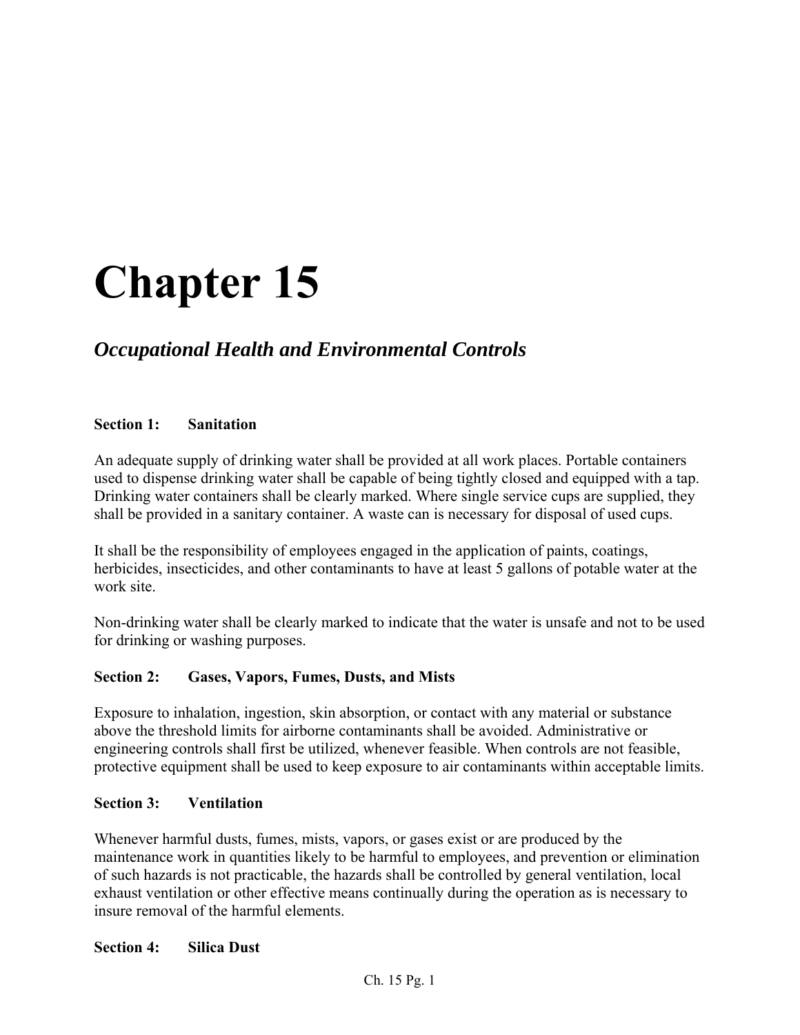# Chapter 15

## *Occupational Health and Environmental Controls*

### Section 1: Sanitation

An adequate supply of drinking water shall be provided at all work places. Portable containers used to dispense drinking water shall be capable of being tightly closed and equipped with a tap. Drinking water containers shall be clearly marked. Where single service cups are supplied, they shall be provided in a sanitary container. A waste can is necessary for disposal of used cups.

It shall be the responsibility of employees engaged in the application of paints, coatings, herbicides, insecticides, and other contaminants to have at least 5 gallons of potable water at the work site.

Non-drinking water shall be clearly marked to indicate that the water is unsafe and not to be used for drinking or washing purposes.

### Section 2: Gases, Vapors, Fumes, Dusts, and Mists

Exposure to inhalation, ingestion, skin absorption, or contact with any material or substance above the threshold limits for airborne contaminants shall be avoided. Administrative or engineering controls shall first be utilized, whenever feasible. When controls are not feasible, protective equipment shall be used to keep exposure to air contaminants within acceptable limits.

### Section 3: Ventilation

Whenever harmful dusts, fumes, mists, vapors, or gases exist or are produced by the maintenance work in quantities likely to be harmful to employees, and prevention or elimination of such hazards is not practicable, the hazards shall be controlled by general ventilation, local exhaust ventilation or other effective means continually during the operation as is necessary to insure removal of the harmful elements.

### Section 4: Silica Dust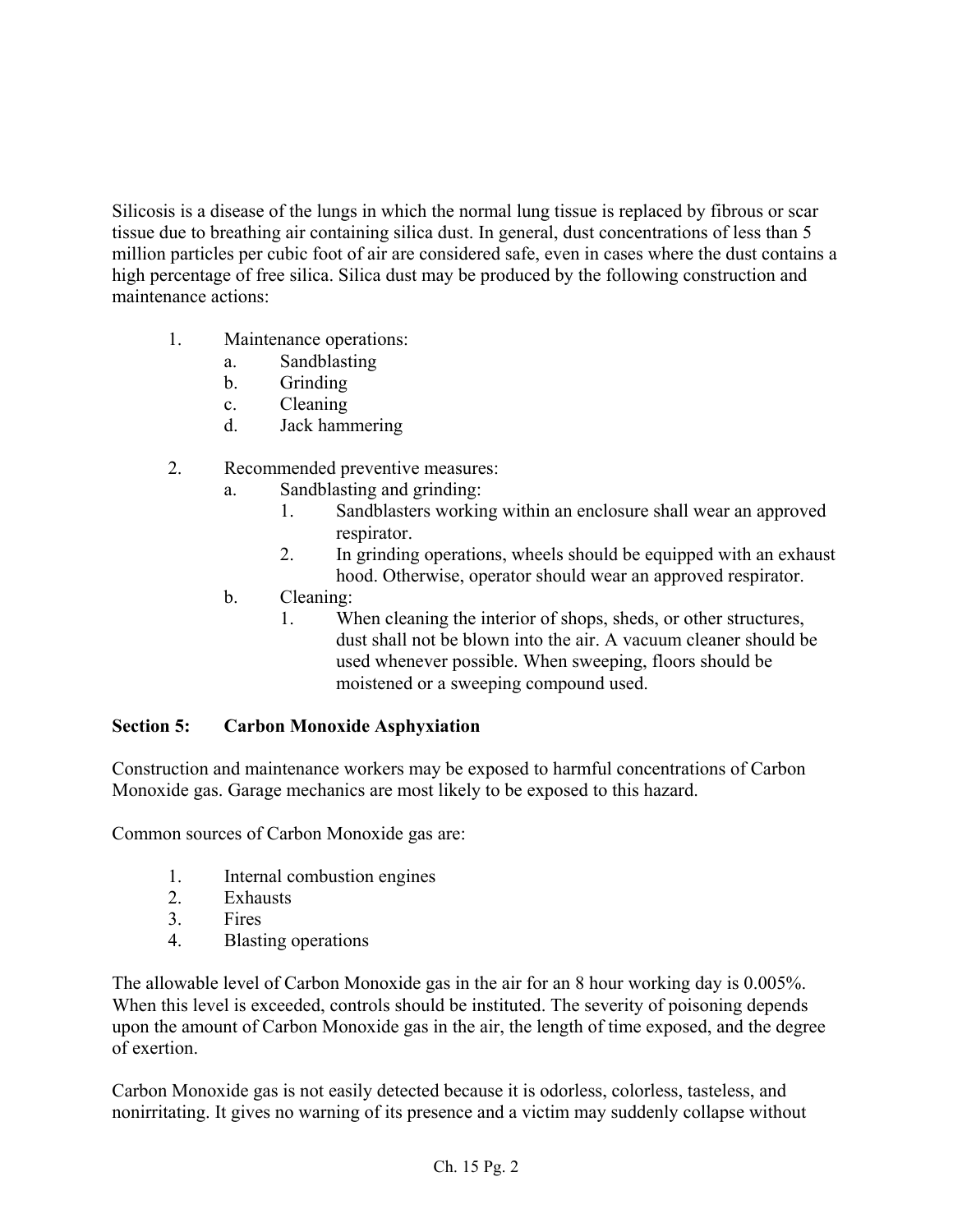Silicosis is a disease of the lungs in which the normal lung tissue is replaced by fibrous or scar tissue due to breathing air containing silica dust. In general, dust concentrations of less than 5 million particles per cubic foot of air are considered safe, even in cases where the dust contains a high percentage of free silica. Silica dust may be produced by the following construction and maintenance actions:

1. Maintenance operations:
   a. Sandblasting
   b. Grinding
   c. Cleaning
   d. Jack hammering

2. Recommended preventive measures:
   a. Sandblasting and grinding:
      1. Sandblasters working within an enclosure shall wear an approved respirator.
      2. In grinding operations, wheels should be equipped with an exhaust hood. Otherwise, operator should wear an approved respirator.
   b. Cleaning:
      1. When cleaning the interior of shops, sheds, or other structures, dust shall not be blown into the air. A vacuum cleaner should be used whenever possible. When sweeping, floors should be moistened or a sweeping compound used.

## Section 5: Carbon Monoxide Asphyxiation

Construction and maintenance workers may be exposed to harmful concentrations of Carbon Monoxide gas. Garage mechanics are most likely to be exposed to this hazard.

Common sources of Carbon Monoxide gas are:

1. Internal combustion engines
2. Exhausts
3. Fires
4. Blasting operations

The allowable level of Carbon Monoxide gas in the air for an 8 hour working day is 0.005%. When this level is exceeded, controls should be instituted. The severity of poisoning depends upon the amount of Carbon Monoxide gas in the air, the length of time exposed, and the degree of exertion.

Carbon Monoxide gas is not easily detected because it is odorless, colorless, tasteless, and nonirritating. It gives no warning of its presence and a victim may suddenly collapse without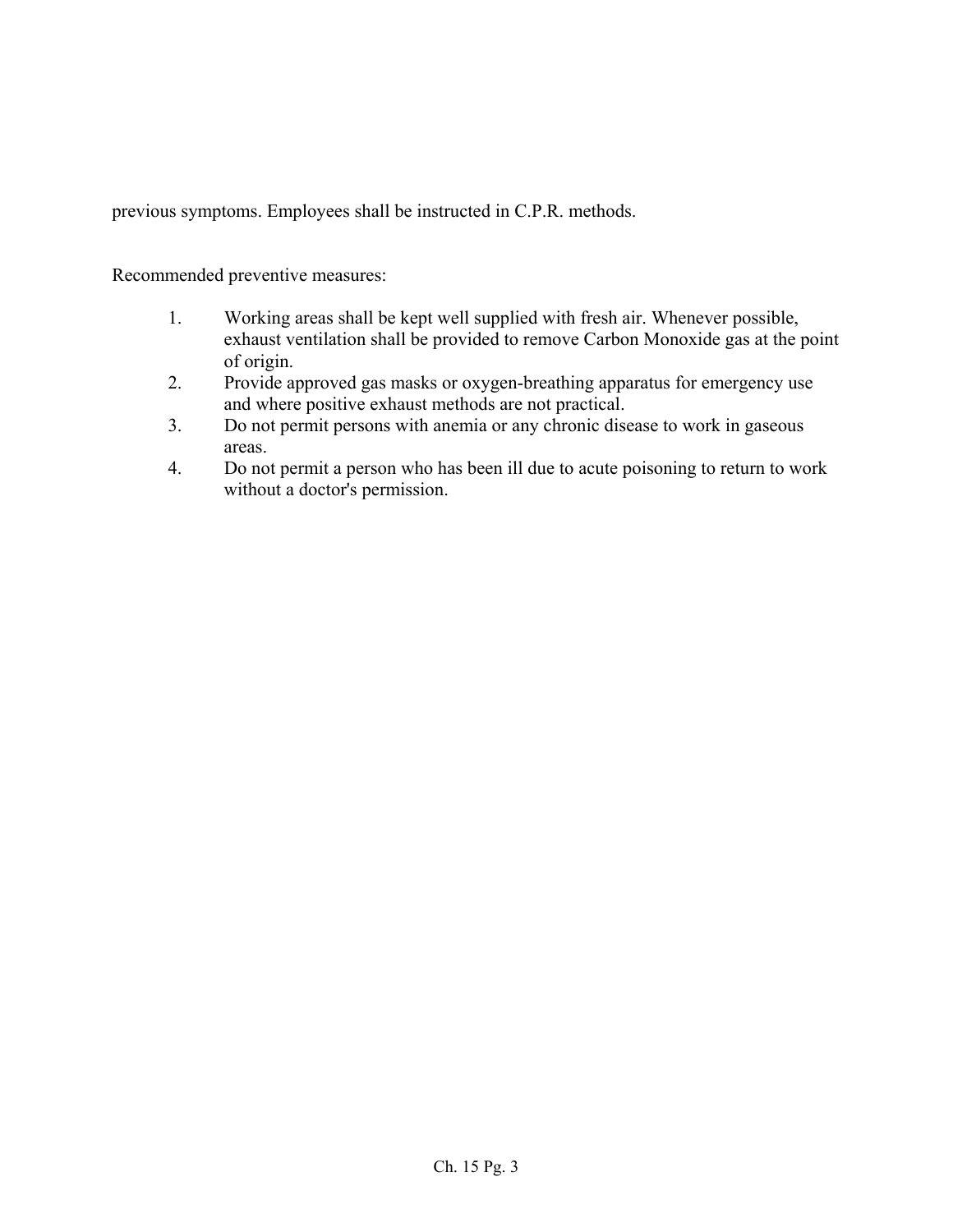previous symptoms. Employees shall be instructed in C.P.R. methods.

Recommended preventive measures:

1. Working areas shall be kept well supplied with fresh air. Whenever possible, exhaust ventilation shall be provided to remove Carbon Monoxide gas at the point of origin.
2. Provide approved gas masks or oxygen-breathing apparatus for emergency use and where positive exhaust methods are not practical.
3. Do not permit persons with anemia or any chronic disease to work in gaseous areas.
4. Do not permit a person who has been ill due to acute poisoning to return to work without a doctor's permission.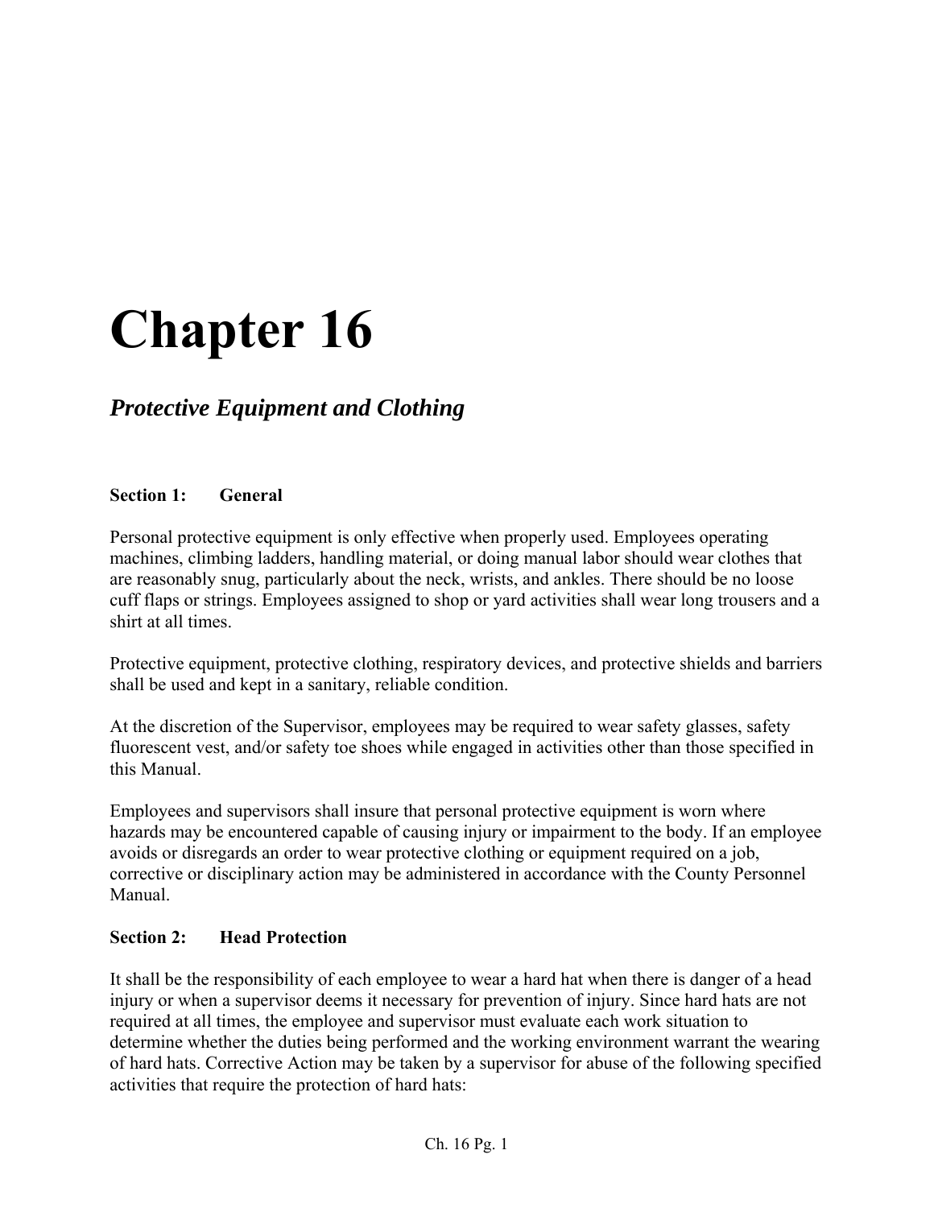# Chapter 16

## *Protective Equipment and Clothing*

### Section 1: General

Personal protective equipment is only effective when properly used. Employees operating machines, climbing ladders, handling material, or doing manual labor should wear clothes that are reasonably snug, particularly about the neck, wrists, and ankles. There should be no loose cuff flaps or strings. Employees assigned to shop or yard activities shall wear long trousers and a shirt at all times.

Protective equipment, protective clothing, respiratory devices, and protective shields and barriers shall be used and kept in a sanitary, reliable condition.

At the discretion of the Supervisor, employees may be required to wear safety glasses, safety fluorescent vest, and/or safety toe shoes while engaged in activities other than those specified in this Manual.

Employees and supervisors shall insure that personal protective equipment is worn where hazards may be encountered capable of causing injury or impairment to the body. If an employee avoids or disregards an order to wear protective clothing or equipment required on a job, corrective or disciplinary action may be administered in accordance with the County Personnel Manual.

### Section 2: Head Protection

It shall be the responsibility of each employee to wear a hard hat when there is danger of a head injury or when a supervisor deems it necessary for prevention of injury. Since hard hats are not required at all times, the employee and supervisor must evaluate each work situation to determine whether the duties being performed and the working environment warrant the wearing of hard hats. Corrective Action may be taken by a supervisor for abuse of the following specified activities that require the protection of hard hats: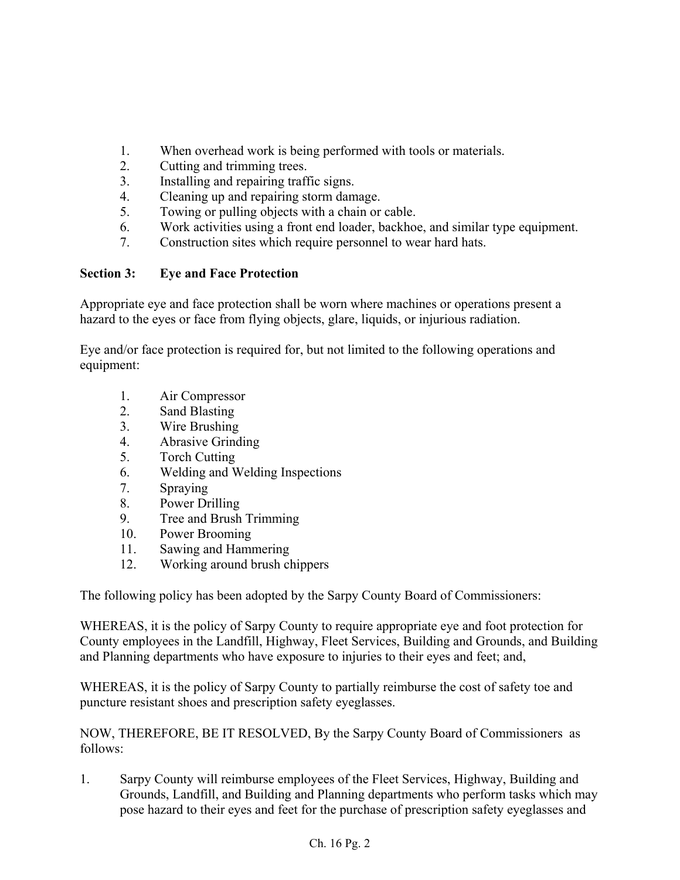1. When overhead work is being performed with tools or materials.
2. Cutting and trimming trees.
3. Installing and repairing traffic signs.
4. Cleaning up and repairing storm damage.
5. Towing or pulling objects with a chain or cable.
6. Work activities using a front end loader, backhoe, and similar type equipment.
7. Construction sites which require personnel to wear hard hats.

**Section 3: Eye and Face Protection**

Appropriate eye and face protection shall be worn where machines or operations present a hazard to the eyes or face from flying objects, glare, liquids, or injurious radiation.

Eye and/or face protection is required for, but not limited to the following operations and equipment:

1. Air Compressor
2. Sand Blasting
3. Wire Brushing
4. Abrasive Grinding
5. Torch Cutting
6. Welding and Welding Inspections
7. Spraying
8. Power Drilling
9. Tree and Brush Trimming
10. Power Brooming
11. Sawing and Hammering
12. Working around brush chippers

The following policy has been adopted by the Sarpy County Board of Commissioners:

WHEREAS, it is the policy of Sarpy County to require appropriate eye and foot protection for County employees in the Landfill, Highway, Fleet Services, Building and Grounds, and Building and Planning departments who have exposure to injuries to their eyes and feet; and,

WHEREAS, it is the policy of Sarpy County to partially reimburse the cost of safety toe and puncture resistant shoes and prescription safety eyeglasses.

NOW, THEREFORE, BE IT RESOLVED, By the Sarpy County Board of Commissioners as follows:

1. Sarpy County will reimburse employees of the Fleet Services, Highway, Building and Grounds, Landfill, and Building and Planning departments who perform tasks which may pose hazard to their eyes and feet for the purchase of prescription safety eyeglasses and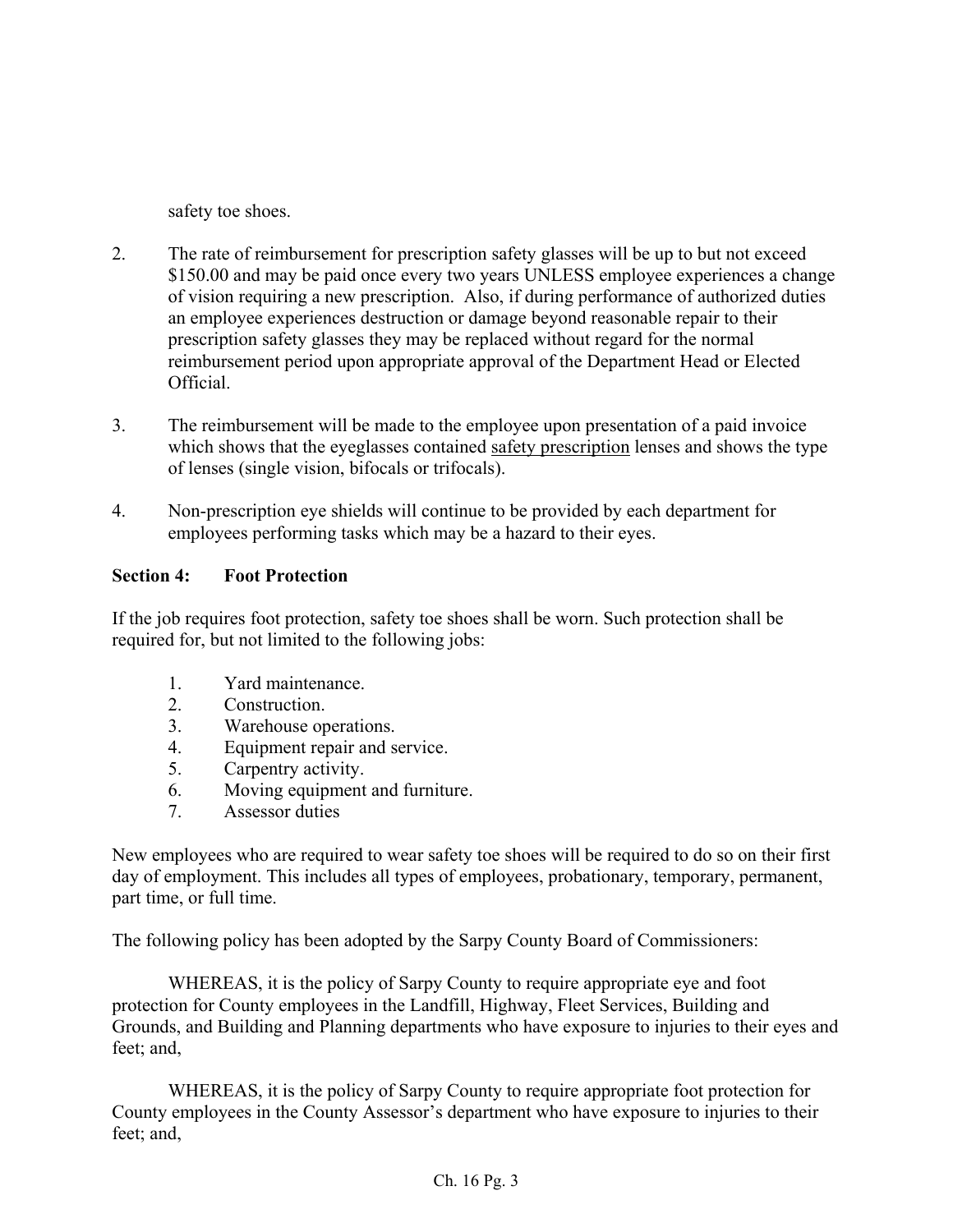safety toe shoes.

2. The rate of reimbursement for prescription safety glasses will be up to but not exceed $150.00 and may be paid once every two years UNLESS employee experiences a change of vision requiring a new prescription. Also, if during performance of authorized duties an employee experiences destruction or damage beyond reasonable repair to their prescription safety glasses they may be replaced without regard for the normal reimbursement period upon appropriate approval of the Department Head or Elected Official.

3. The reimbursement will be made to the employee upon presentation of a paid invoice which shows that the eyeglasses contained <u>safety prescription</u> lenses and shows the type of lenses (single vision, bifocals or trifocals).

4. Non-prescription eye shields will continue to be provided by each department for employees performing tasks which may be a hazard to their eyes.

**Section 4: Foot Protection**

If the job requires foot protection, safety toe shoes shall be worn. Such protection shall be required for, but not limited to the following jobs:

1. Yard maintenance.
2. Construction.
3. Warehouse operations.
4. Equipment repair and service.
5. Carpentry activity.
6. Moving equipment and furniture.
7. Assessor duties

New employees who are required to wear safety toe shoes will be required to do so on their first day of employment. This includes all types of employees, probationary, temporary, permanent, part time, or full time.

The following policy has been adopted by the Sarpy County Board of Commissioners:

WHEREAS, it is the policy of Sarpy County to require appropriate eye and foot protection for County employees in the Landfill, Highway, Fleet Services, Building and Grounds, and Building and Planning departments who have exposure to injuries to their eyes and feet; and,

WHEREAS, it is the policy of Sarpy County to require appropriate foot protection for County employees in the County Assessor's department who have exposure to injuries to their feet; and,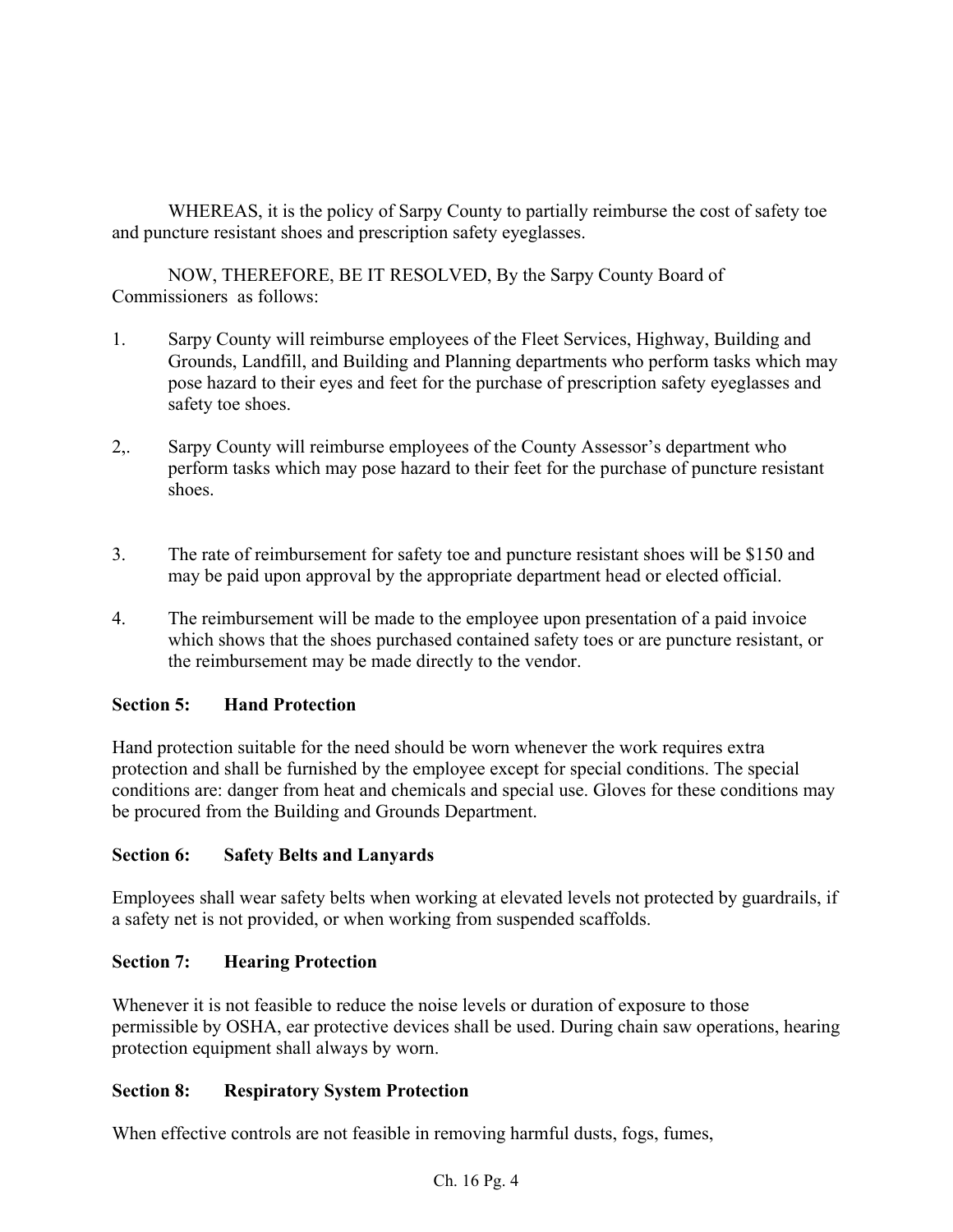WHEREAS, it is the policy of Sarpy County to partially reimburse the cost of safety toe and puncture resistant shoes and prescription safety eyeglasses.

NOW, THEREFORE, BE IT RESOLVED, By the Sarpy County Board of Commissioners as follows:

1. Sarpy County will reimburse employees of the Fleet Services, Highway, Building and Grounds, Landfill, and Building and Planning departments who perform tasks which may pose hazard to their eyes and feet for the purchase of prescription safety eyeglasses and safety toe shoes.

2,. Sarpy County will reimburse employees of the County Assessor's department who perform tasks which may pose hazard to their feet for the purchase of puncture resistant shoes.

3. The rate of reimbursement for safety toe and puncture resistant shoes will be $150 and may be paid upon approval by the appropriate department head or elected official.

4. The reimbursement will be made to the employee upon presentation of a paid invoice which shows that the shoes purchased contained safety toes or are puncture resistant, or the reimbursement may be made directly to the vendor.

**Section 5: Hand Protection**

Hand protection suitable for the need should be worn whenever the work requires extra protection and shall be furnished by the employee except for special conditions. The special conditions are: danger from heat and chemicals and special use. Gloves for these conditions may be procured from the Building and Grounds Department.

**Section 6: Safety Belts and Lanyards**

Employees shall wear safety belts when working at elevated levels not protected by guardrails, if a safety net is not provided, or when working from suspended scaffolds.

**Section 7: Hearing Protection**

Whenever it is not feasible to reduce the noise levels or duration of exposure to those permissible by OSHA, ear protective devices shall be used. During chain saw operations, hearing protection equipment shall always by worn.

**Section 8: Respiratory System Protection**

When effective controls are not feasible in removing harmful dusts, fogs, fumes,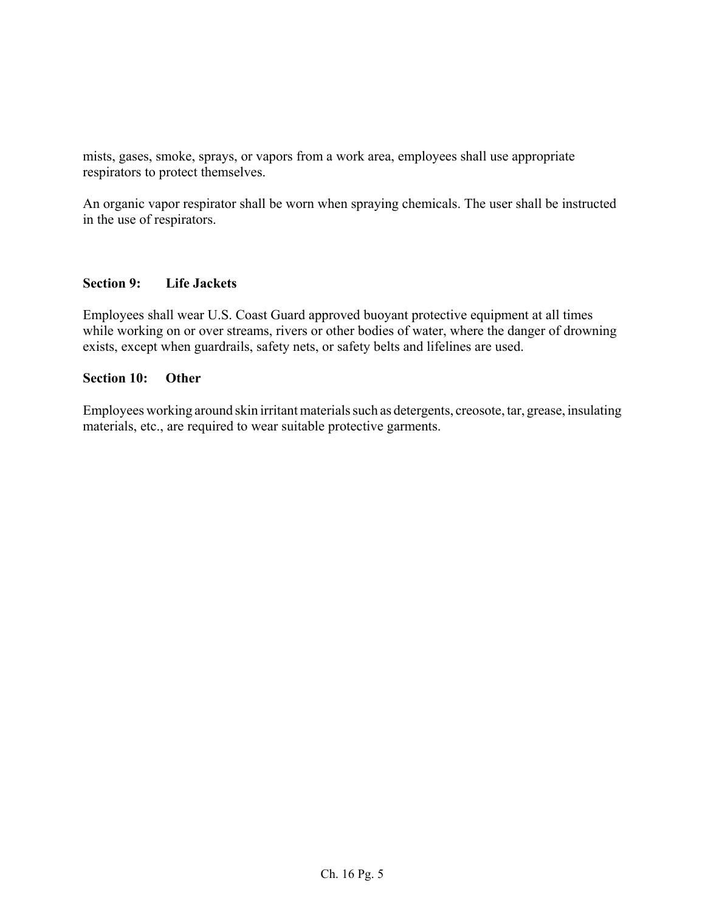mists, gases, smoke, sprays, or vapors from a work area, employees shall use appropriate respirators to protect themselves.

An organic vapor respirator shall be worn when spraying chemicals. The user shall be instructed in the use of respirators.

## Section 9: Life Jackets

Employees shall wear U.S. Coast Guard approved buoyant protective equipment at all times while working on or over streams, rivers or other bodies of water, where the danger of drowning exists, except when guardrails, safety nets, or safety belts and lifelines are used.

## Section 10: Other

Employees working around skin irritant materials such as detergents, creosote, tar, grease, insulating materials, etc., are required to wear suitable protective garments.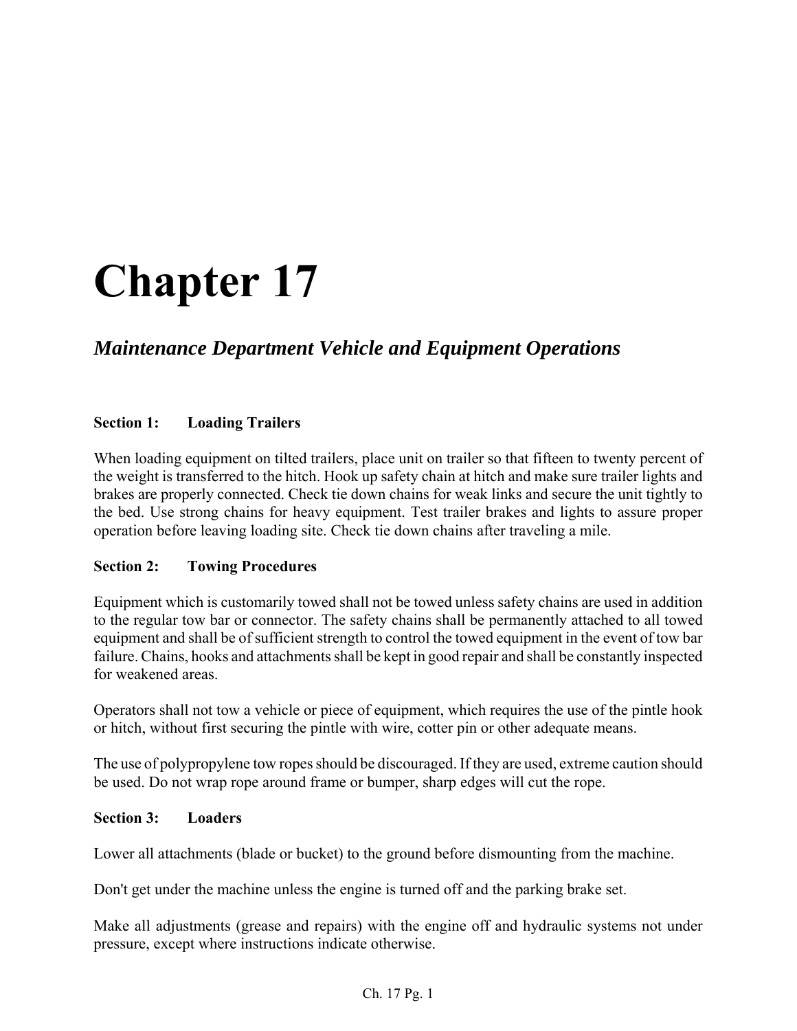# Chapter 17

## *Maintenance Department Vehicle and Equipment Operations*

### Section 1: Loading Trailers

When loading equipment on tilted trailers, place unit on trailer so that fifteen to twenty percent of the weight is transferred to the hitch. Hook up safety chain at hitch and make sure trailer lights and brakes are properly connected. Check tie down chains for weak links and secure the unit tightly to the bed. Use strong chains for heavy equipment. Test trailer brakes and lights to assure proper operation before leaving loading site. Check tie down chains after traveling a mile.

### Section 2: Towing Procedures

Equipment which is customarily towed shall not be towed unless safety chains are used in addition to the regular tow bar or connector. The safety chains shall be permanently attached to all towed equipment and shall be of sufficient strength to control the towed equipment in the event of tow bar failure. Chains, hooks and attachments shall be kept in good repair and shall be constantly inspected for weakened areas.

Operators shall not tow a vehicle or piece of equipment, which requires the use of the pintle hook or hitch, without first securing the pintle with wire, cotter pin or other adequate means.

The use of polypropylene tow ropes should be discouraged. If they are used, extreme caution should be used. Do not wrap rope around frame or bumper, sharp edges will cut the rope.

### Section 3: Loaders

Lower all attachments (blade or bucket) to the ground before dismounting from the machine.

Don't get under the machine unless the engine is turned off and the parking brake set.

Make all adjustments (grease and repairs) with the engine off and hydraulic systems not under pressure, except where instructions indicate otherwise.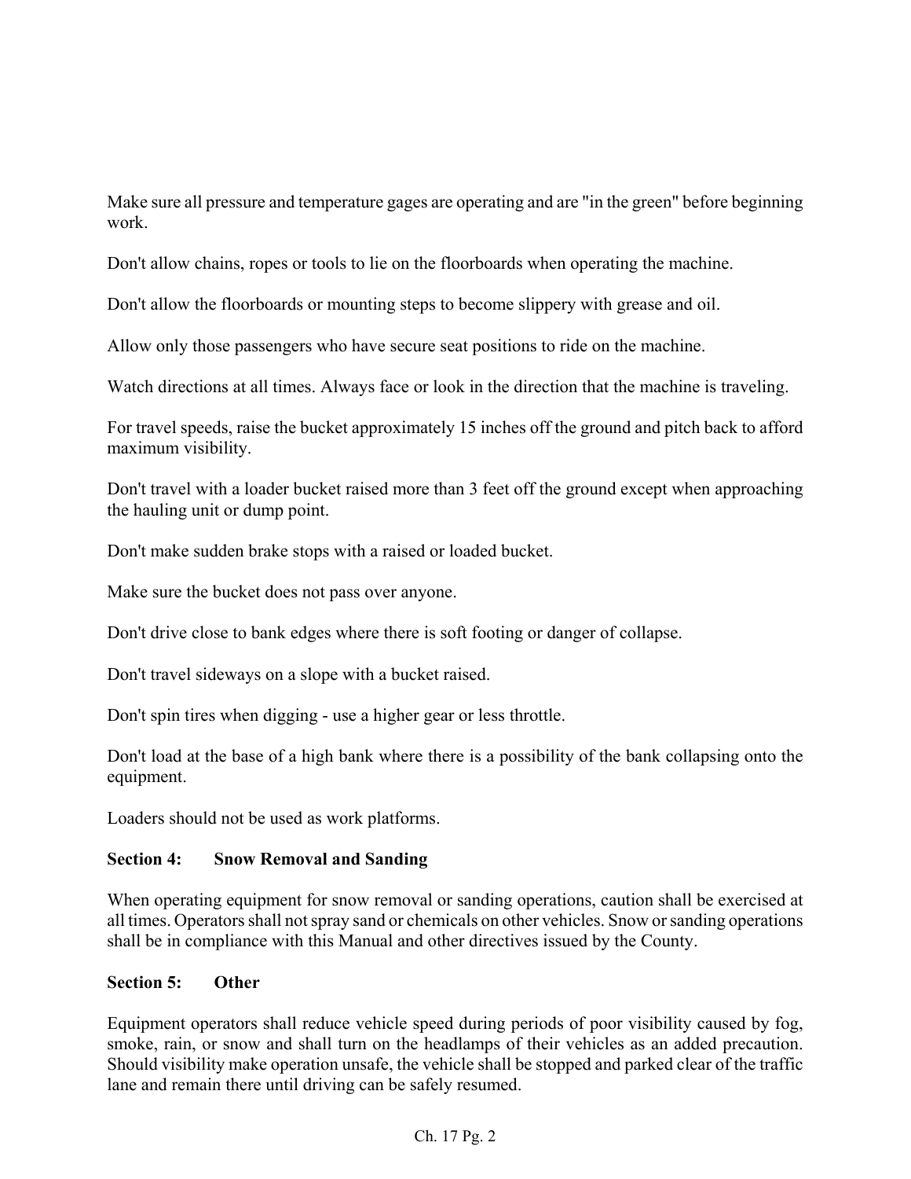Make sure all pressure and temperature gages are operating and are "in the green" before beginning work.

Don't allow chains, ropes or tools to lie on the floorboards when operating the machine.

Don't allow the floorboards or mounting steps to become slippery with grease and oil.

Allow only those passengers who have secure seat positions to ride on the machine.

Watch directions at all times. Always face or look in the direction that the machine is traveling.

For travel speeds, raise the bucket approximately 15 inches off the ground and pitch back to afford maximum visibility.

Don't travel with a loader bucket raised more than 3 feet off the ground except when approaching the hauling unit or dump point.

Don't make sudden brake stops with a raised or loaded bucket.

Make sure the bucket does not pass over anyone.

Don't drive close to bank edges where there is soft footing or danger of collapse.

Don't travel sideways on a slope with a bucket raised.

Don't spin tires when digging - use a higher gear or less throttle.

Don't load at the base of a high bank where there is a possibility of the bank collapsing onto the equipment.

Loaders should not be used as work platforms.

### Section 4: Snow Removal and Sanding

When operating equipment for snow removal or sanding operations, caution shall be exercised at all times. Operators shall not spray sand or chemicals on other vehicles. Snow or sanding operations shall be in compliance with this Manual and other directives issued by the County.

### Section 5: Other

Equipment operators shall reduce vehicle speed during periods of poor visibility caused by fog, smoke, rain, or snow and shall turn on the headlamps of their vehicles as an added precaution. Should visibility make operation unsafe, the vehicle shall be stopped and parked clear of the traffic lane and remain there until driving can be safely resumed.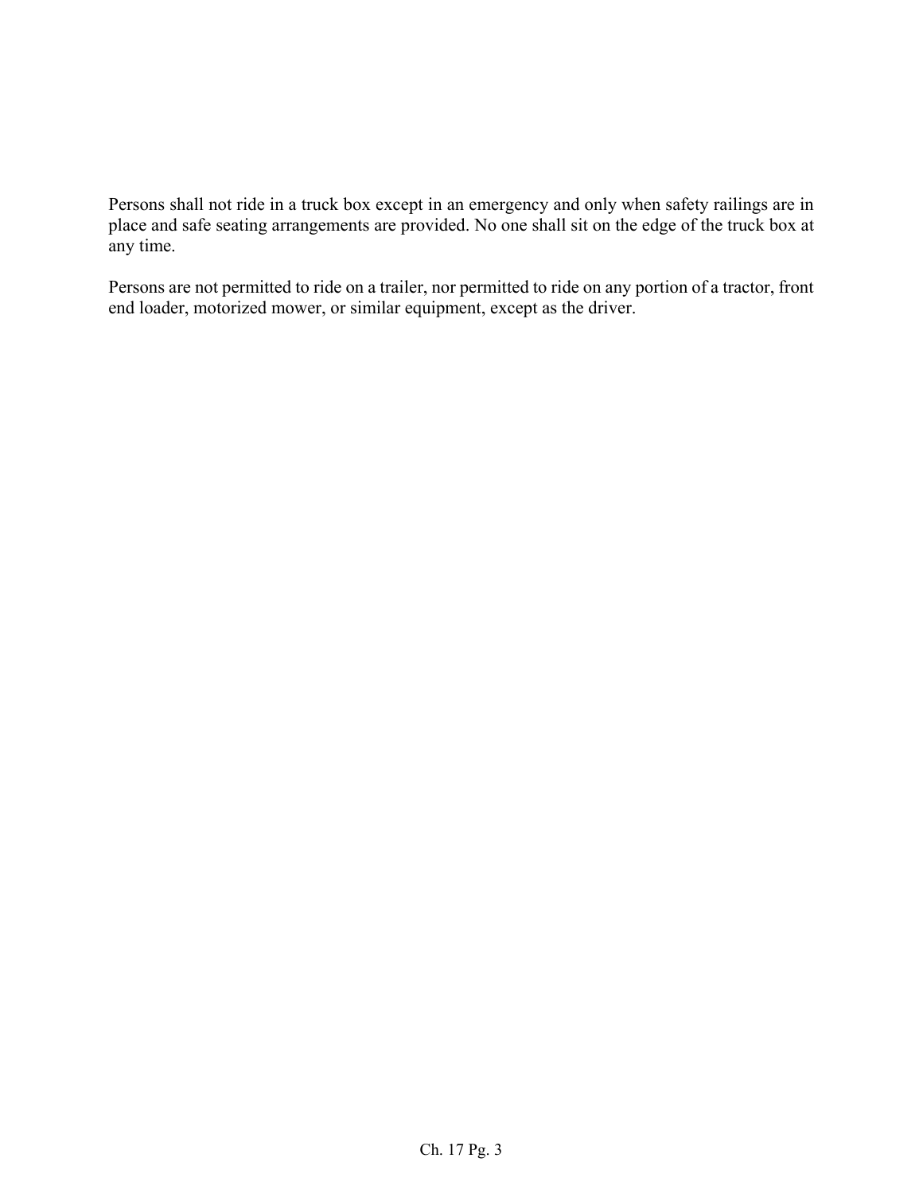Persons shall not ride in a truck box except in an emergency and only when safety railings are in place and safe seating arrangements are provided. No one shall sit on the edge of the truck box at any time.

Persons are not permitted to ride on a trailer, nor permitted to ride on any portion of a tractor, front end loader, motorized mower, or similar equipment, except as the driver.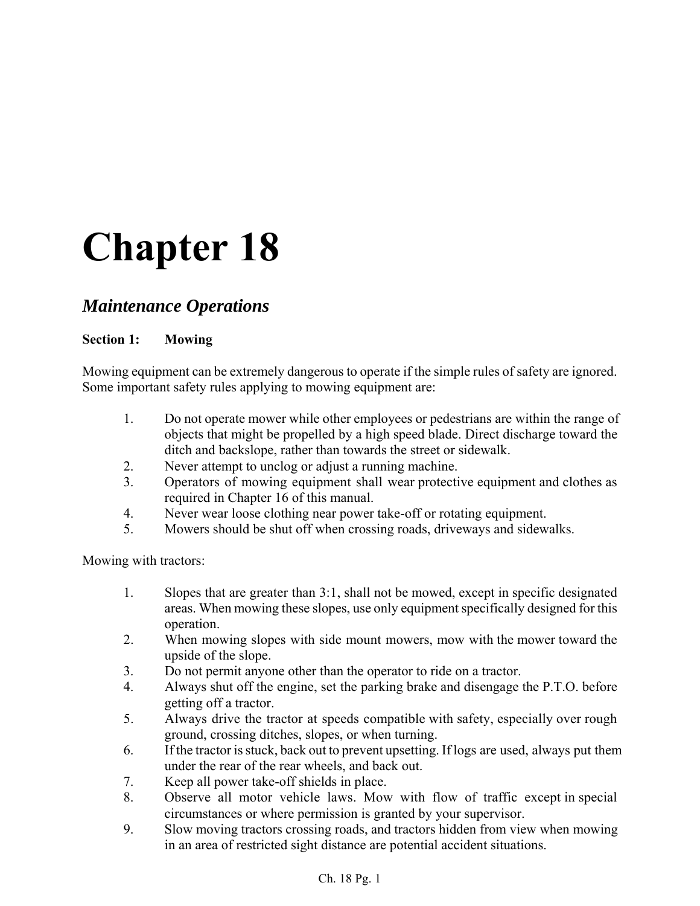# Chapter 18

## *Maintenance Operations*

**Section 1: Mowing**

Mowing equipment can be extremely dangerous to operate if the simple rules of safety are ignored. Some important safety rules applying to mowing equipment are:

1. Do not operate mower while other employees or pedestrians are within the range of objects that might be propelled by a high speed blade. Direct discharge toward the ditch and backslope, rather than towards the street or sidewalk.
2. Never attempt to unclog or adjust a running machine.
3. Operators of mowing equipment shall wear protective equipment and clothes as required in Chapter 16 of this manual.
4. Never wear loose clothing near power take-off or rotating equipment.
5. Mowers should be shut off when crossing roads, driveways and sidewalks.

Mowing with tractors:

1. Slopes that are greater than 3:1, shall not be mowed, except in specific designated areas. When mowing these slopes, use only equipment specifically designed for this operation.
2. When mowing slopes with side mount mowers, mow with the mower toward the upside of the slope.
3. Do not permit anyone other than the operator to ride on a tractor.
4. Always shut off the engine, set the parking brake and disengage the P.T.O. before getting off a tractor.
5. Always drive the tractor at speeds compatible with safety, especially over rough ground, crossing ditches, slopes, or when turning.
6. If the tractor is stuck, back out to prevent upsetting. If logs are used, always put them under the rear of the rear wheels, and back out.
7. Keep all power take-off shields in place.
8. Observe all motor vehicle laws. Mow with flow of traffic except in special circumstances or where permission is granted by your supervisor.
9. Slow moving tractors crossing roads, and tractors hidden from view when mowing in an area of restricted sight distance are potential accident situations.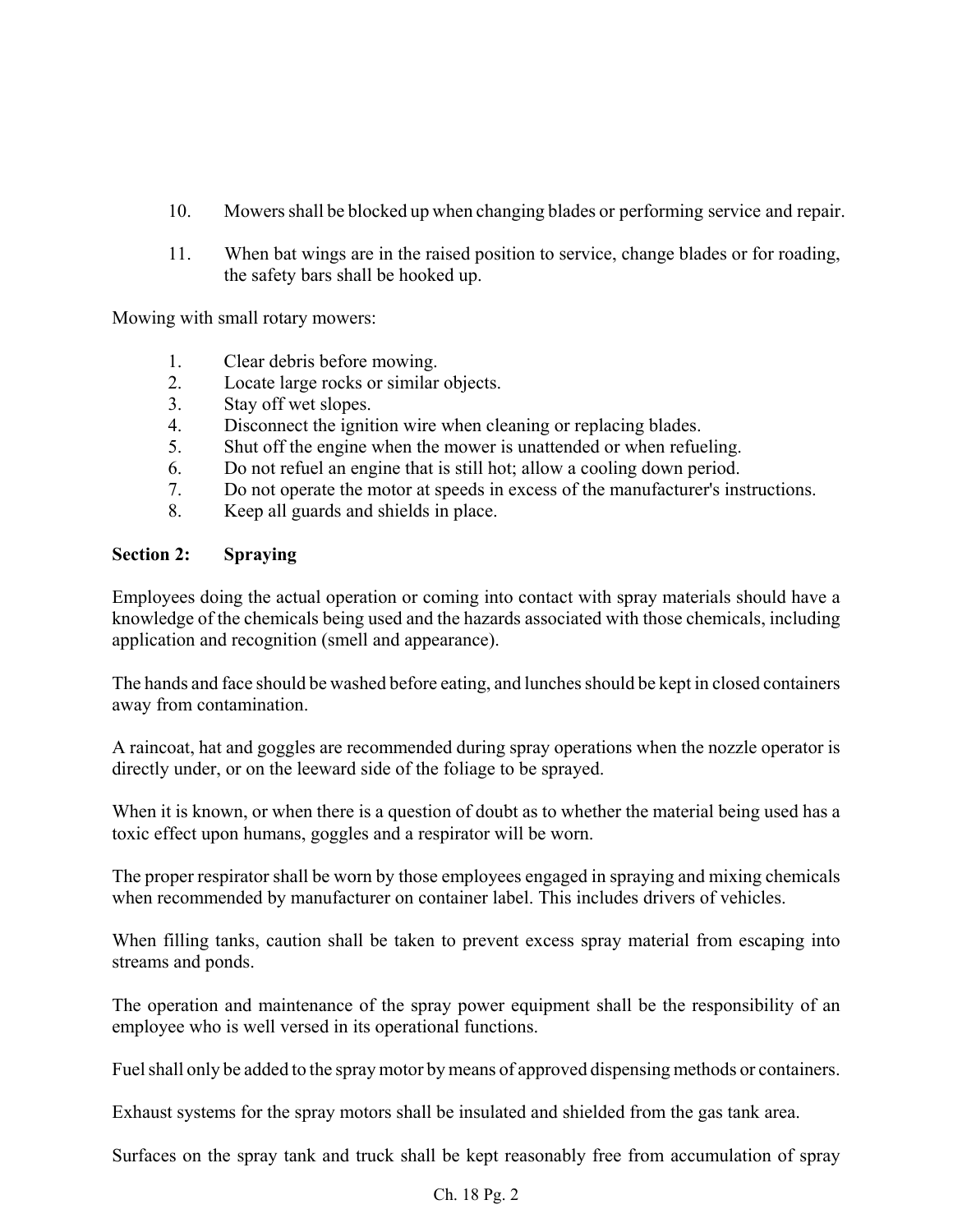10. Mowers shall be blocked up when changing blades or performing service and repair.

11. When bat wings are in the raised position to service, change blades or for roading, the safety bars shall be hooked up.

Mowing with small rotary mowers:

1. Clear debris before mowing.
2. Locate large rocks or similar objects.
3. Stay off wet slopes.
4. Disconnect the ignition wire when cleaning or replacing blades.
5. Shut off the engine when the mower is unattended or when refueling.
6. Do not refuel an engine that is still hot; allow a cooling down period.
7. Do not operate the motor at speeds in excess of the manufacturer's instructions.
8. Keep all guards and shields in place.

**Section 2: Spraying**

Employees doing the actual operation or coming into contact with spray materials should have a knowledge of the chemicals being used and the hazards associated with those chemicals, including application and recognition (smell and appearance).

The hands and face should be washed before eating, and lunches should be kept in closed containers away from contamination.

A raincoat, hat and goggles are recommended during spray operations when the nozzle operator is directly under, or on the leeward side of the foliage to be sprayed.

When it is known, or when there is a question of doubt as to whether the material being used has a toxic effect upon humans, goggles and a respirator will be worn.

The proper respirator shall be worn by those employees engaged in spraying and mixing chemicals when recommended by manufacturer on container label. This includes drivers of vehicles.

When filling tanks, caution shall be taken to prevent excess spray material from escaping into streams and ponds.

The operation and maintenance of the spray power equipment shall be the responsibility of an employee who is well versed in its operational functions.

Fuel shall only be added to the spray motor by means of approved dispensing methods or containers.

Exhaust systems for the spray motors shall be insulated and shielded from the gas tank area.

Surfaces on the spray tank and truck shall be kept reasonably free from accumulation of spray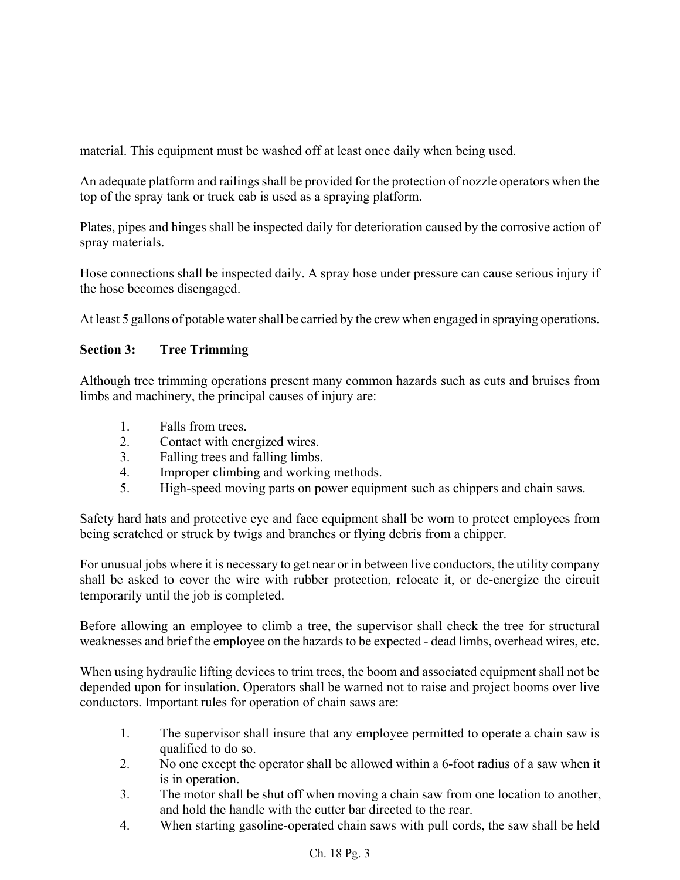material. This equipment must be washed off at least once daily when being used.

An adequate platform and railings shall be provided for the protection of nozzle operators when the top of the spray tank or truck cab is used as a spraying platform.

Plates, pipes and hinges shall be inspected daily for deterioration caused by the corrosive action of spray materials.

Hose connections shall be inspected daily. A spray hose under pressure can cause serious injury if the hose becomes disengaged.

At least 5 gallons of potable water shall be carried by the crew when engaged in spraying operations.

## Section 3: Tree Trimming

Although tree trimming operations present many common hazards such as cuts and bruises from limbs and machinery, the principal causes of injury are:

1. Falls from trees.
2. Contact with energized wires.
3. Falling trees and falling limbs.
4. Improper climbing and working methods.
5. High-speed moving parts on power equipment such as chippers and chain saws.

Safety hard hats and protective eye and face equipment shall be worn to protect employees from being scratched or struck by twigs and branches or flying debris from a chipper.

For unusual jobs where it is necessary to get near or in between live conductors, the utility company shall be asked to cover the wire with rubber protection, relocate it, or de-energize the circuit temporarily until the job is completed.

Before allowing an employee to climb a tree, the supervisor shall check the tree for structural weaknesses and brief the employee on the hazards to be expected - dead limbs, overhead wires, etc.

When using hydraulic lifting devices to trim trees, the boom and associated equipment shall not be depended upon for insulation. Operators shall be warned not to raise and project booms over live conductors. Important rules for operation of chain saws are:

1. The supervisor shall insure that any employee permitted to operate a chain saw is qualified to do so.
2. No one except the operator shall be allowed within a 6-foot radius of a saw when it is in operation.
3. The motor shall be shut off when moving a chain saw from one location to another, and hold the handle with the cutter bar directed to the rear.
4. When starting gasoline-operated chain saws with pull cords, the saw shall be held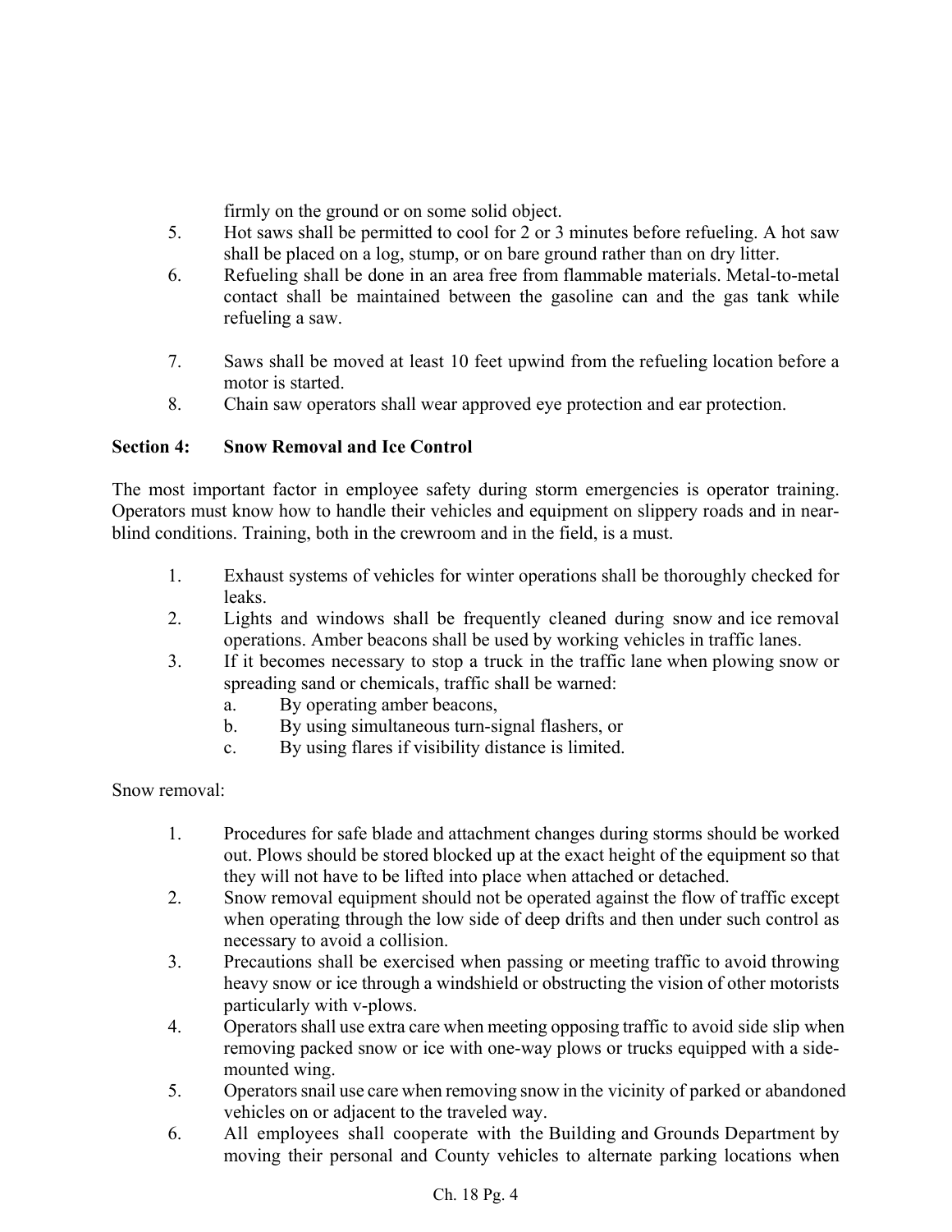firmly on the ground or on some solid object.

5. Hot saws shall be permitted to cool for 2 or 3 minutes before refueling. A hot saw shall be placed on a log, stump, or on bare ground rather than on dry litter.
6. Refueling shall be done in an area free from flammable materials. Metal-to-metal contact shall be maintained between the gasoline can and the gas tank while refueling a saw.
7. Saws shall be moved at least 10 feet upwind from the refueling location before a motor is started.
8. Chain saw operators shall wear approved eye protection and ear protection.

**Section 4: Snow Removal and Ice Control**

The most important factor in employee safety during storm emergencies is operator training. Operators must know how to handle their vehicles and equipment on slippery roads and in near-blind conditions. Training, both in the crewroom and in the field, is a must.

1. Exhaust systems of vehicles for winter operations shall be thoroughly checked for leaks.
2. Lights and windows shall be frequently cleaned during snow and ice removal operations. Amber beacons shall be used by working vehicles in traffic lanes.
3. If it becomes necessary to stop a truck in the traffic lane when plowing snow or spreading sand or chemicals, traffic shall be warned:
   a. By operating amber beacons,
   b. By using simultaneous turn-signal flashers, or
   c. By using flares if visibility distance is limited.

Snow removal:

1. Procedures for safe blade and attachment changes during storms should be worked out. Plows should be stored blocked up at the exact height of the equipment so that they will not have to be lifted into place when attached or detached.
2. Snow removal equipment should not be operated against the flow of traffic except when operating through the low side of deep drifts and then under such control as necessary to avoid a collision.
3. Precautions shall be exercised when passing or meeting traffic to avoid throwing heavy snow or ice through a windshield or obstructing the vision of other motorists particularly with v-plows.
4. Operators shall use extra care when meeting opposing traffic to avoid side slip when removing packed snow or ice with one-way plows or trucks equipped with a side-mounted wing.
5. Operators snail use care when removing snow in the vicinity of parked or abandoned vehicles on or adjacent to the traveled way.
6. All employees shall cooperate with the Building and Grounds Department by moving their personal and County vehicles to alternate parking locations when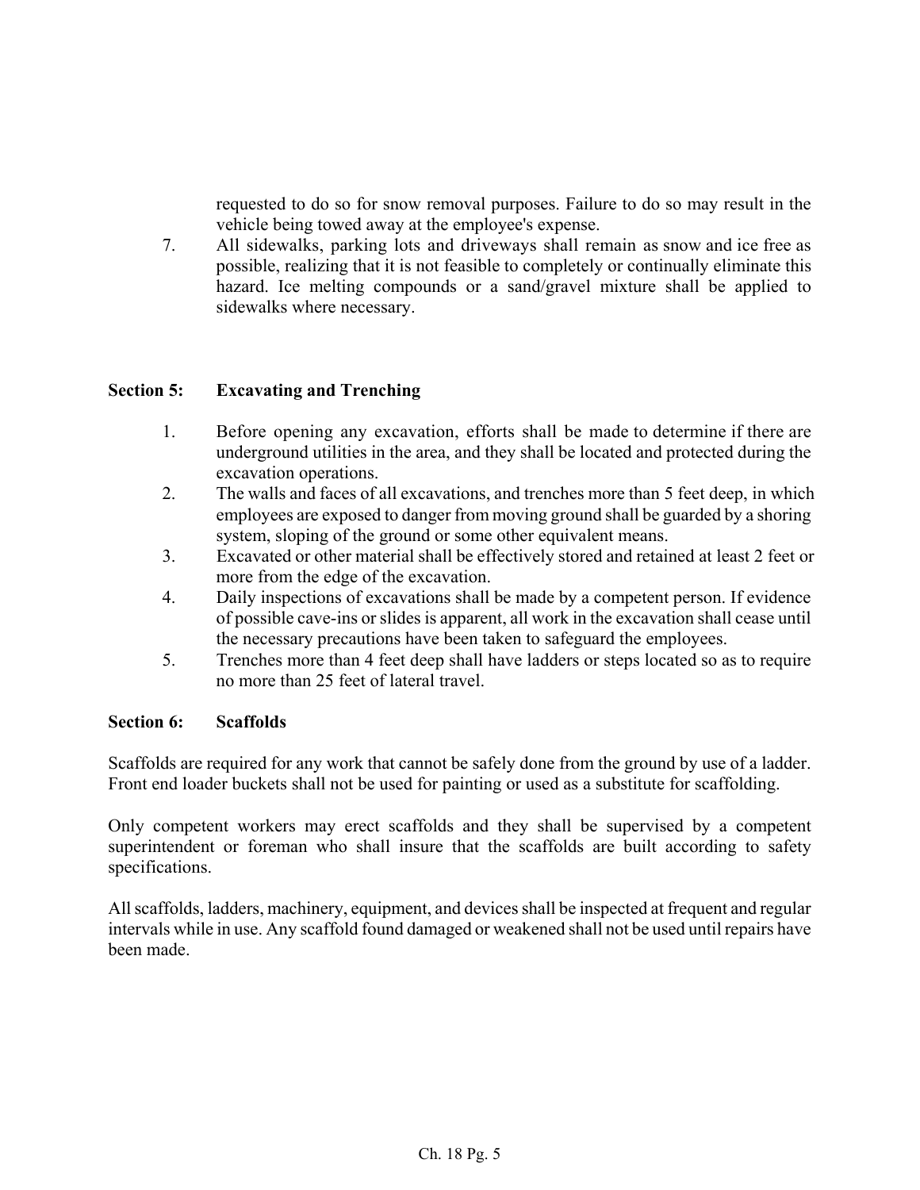requested to do so for snow removal purposes. Failure to do so may result in the vehicle being towed away at the employee's expense.

7. All sidewalks, parking lots and driveways shall remain as snow and ice free as possible, realizing that it is not feasible to completely or continually eliminate this hazard. Ice melting compounds or a sand/gravel mixture shall be applied to sidewalks where necessary.

**Section 5: Excavating and Trenching**

1. Before opening any excavation, efforts shall be made to determine if there are underground utilities in the area, and they shall be located and protected during the excavation operations.
2. The walls and faces of all excavations, and trenches more than 5 feet deep, in which employees are exposed to danger from moving ground shall be guarded by a shoring system, sloping of the ground or some other equivalent means.
3. Excavated or other material shall be effectively stored and retained at least 2 feet or more from the edge of the excavation.
4. Daily inspections of excavations shall be made by a competent person. If evidence of possible cave-ins or slides is apparent, all work in the excavation shall cease until the necessary precautions have been taken to safeguard the employees.
5. Trenches more than 4 feet deep shall have ladders or steps located so as to require no more than 25 feet of lateral travel.

**Section 6: Scaffolds**

Scaffolds are required for any work that cannot be safely done from the ground by use of a ladder. Front end loader buckets shall not be used for painting or used as a substitute for scaffolding.

Only competent workers may erect scaffolds and they shall be supervised by a competent superintendent or foreman who shall insure that the scaffolds are built according to safety specifications.

All scaffolds, ladders, machinery, equipment, and devices shall be inspected at frequent and regular intervals while in use. Any scaffold found damaged or weakened shall not be used until repairs have been made.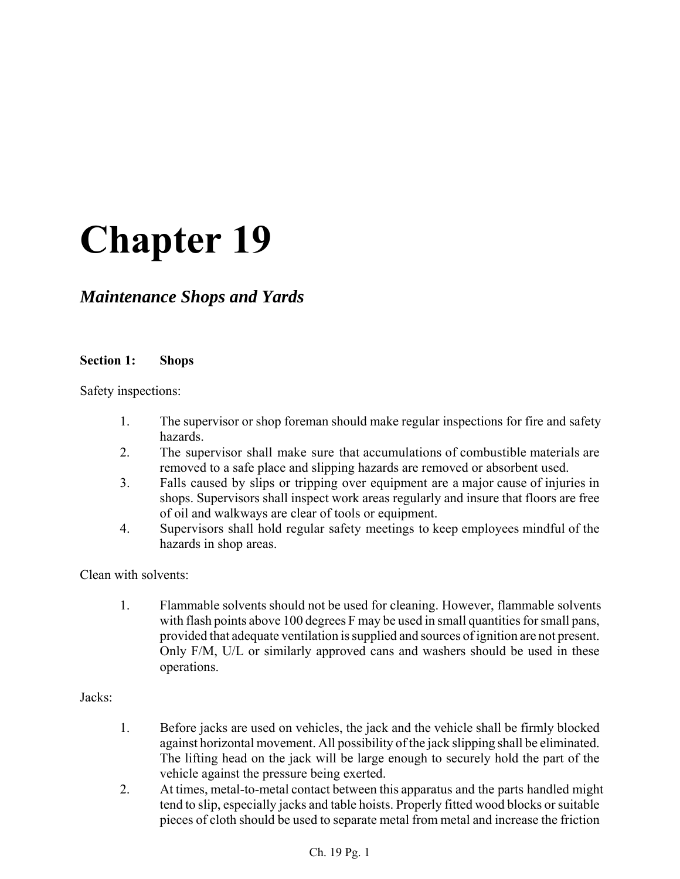# Chapter 19

## *Maintenance Shops and Yards*

### Section 1: Shops

Safety inspections:

1. The supervisor or shop foreman should make regular inspections for fire and safety hazards.
2. The supervisor shall make sure that accumulations of combustible materials are removed to a safe place and slipping hazards are removed or absorbent used.
3. Falls caused by slips or tripping over equipment are a major cause of injuries in shops. Supervisors shall inspect work areas regularly and insure that floors are free of oil and walkways are clear of tools or equipment.
4. Supervisors shall hold regular safety meetings to keep employees mindful of the hazards in shop areas.

Clean with solvents:

1. Flammable solvents should not be used for cleaning. However, flammable solvents with flash points above 100 degrees F may be used in small quantities for small pans, provided that adequate ventilation is supplied and sources of ignition are not present. Only F/M, U/L or similarly approved cans and washers should be used in these operations.

Jacks:

1. Before jacks are used on vehicles, the jack and the vehicle shall be firmly blocked against horizontal movement. All possibility of the jack slipping shall be eliminated. The lifting head on the jack will be large enough to securely hold the part of the vehicle against the pressure being exerted.
2. At times, metal-to-metal contact between this apparatus and the parts handled might tend to slip, especially jacks and table hoists. Properly fitted wood blocks or suitable pieces of cloth should be used to separate metal from metal and increase the friction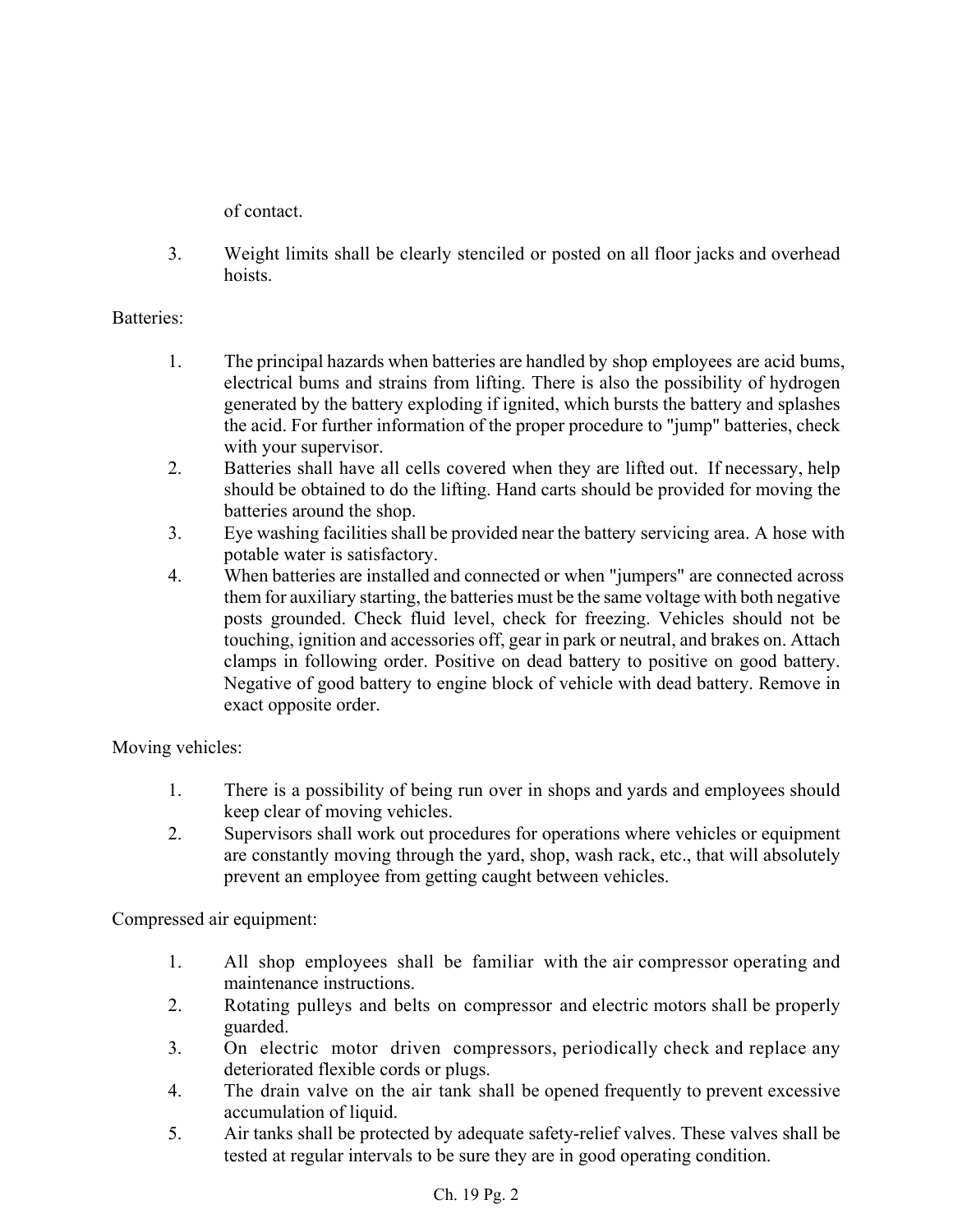of contact.

3. Weight limits shall be clearly stenciled or posted on all floor jacks and overhead hoists.

Batteries:

1. The principal hazards when batteries are handled by shop employees are acid bums, electrical bums and strains from lifting. There is also the possibility of hydrogen generated by the battery exploding if ignited, which bursts the battery and splashes the acid. For further information of the proper procedure to "jump" batteries, check with your supervisor.
2. Batteries shall have all cells covered when they are lifted out. If necessary, help should be obtained to do the lifting. Hand carts should be provided for moving the batteries around the shop.
3. Eye washing facilities shall be provided near the battery servicing area. A hose with potable water is satisfactory.
4. When batteries are installed and connected or when "jumpers" are connected across them for auxiliary starting, the batteries must be the same voltage with both negative posts grounded. Check fluid level, check for freezing. Vehicles should not be touching, ignition and accessories off, gear in park or neutral, and brakes on. Attach clamps in following order. Positive on dead battery to positive on good battery. Negative of good battery to engine block of vehicle with dead battery. Remove in exact opposite order.

Moving vehicles:

1. There is a possibility of being run over in shops and yards and employees should keep clear of moving vehicles.
2. Supervisors shall work out procedures for operations where vehicles or equipment are constantly moving through the yard, shop, wash rack, etc., that will absolutely prevent an employee from getting caught between vehicles.

Compressed air equipment:

1. All shop employees shall be familiar with the air compressor operating and maintenance instructions.
2. Rotating pulleys and belts on compressor and electric motors shall be properly guarded.
3. On electric motor driven compressors, periodically check and replace any deteriorated flexible cords or plugs.
4. The drain valve on the air tank shall be opened frequently to prevent excessive accumulation of liquid.
5. Air tanks shall be protected by adequate safety-relief valves. These valves shall be tested at regular intervals to be sure they are in good operating condition.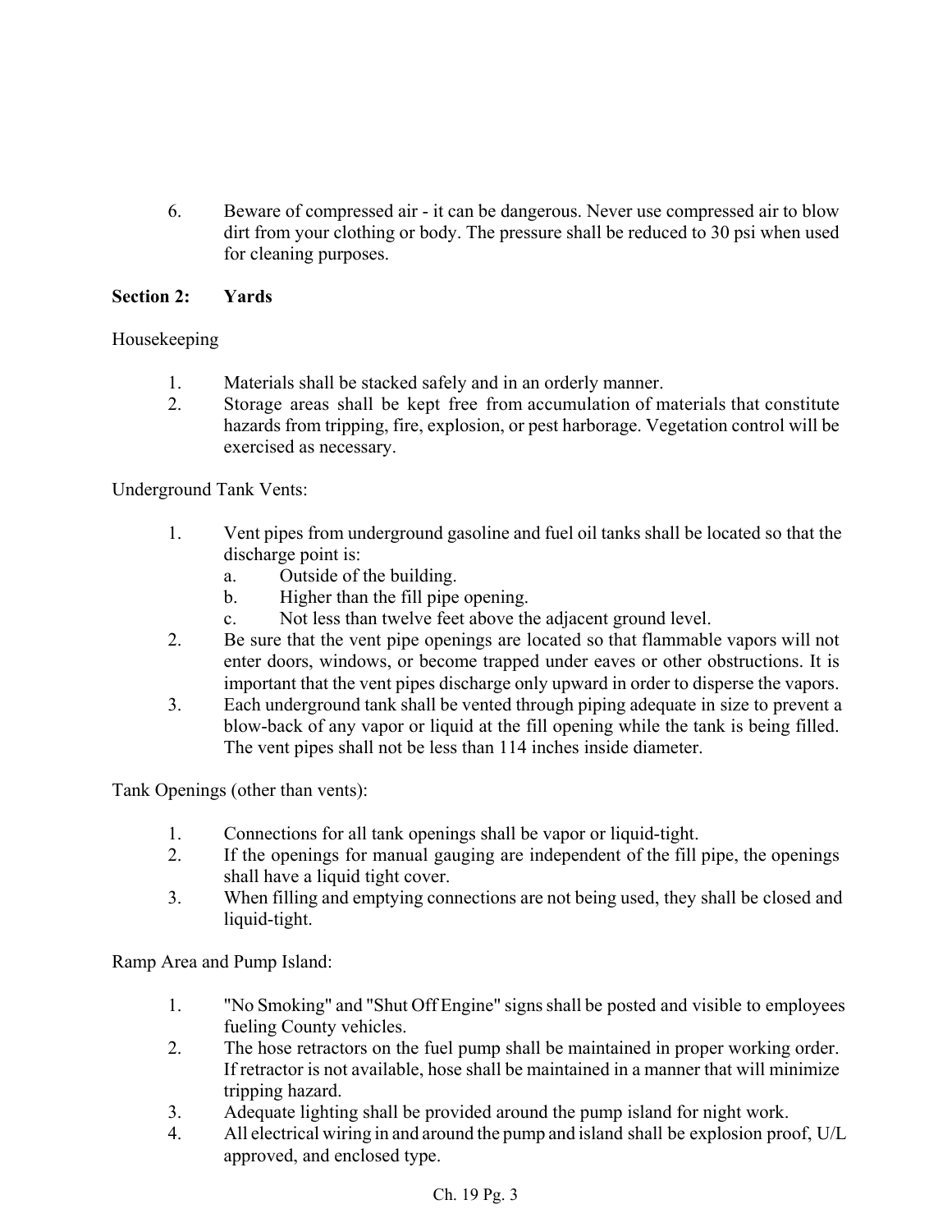6. Beware of compressed air - it can be dangerous. Never use compressed air to blow dirt from your clothing or body. The pressure shall be reduced to 30 psi when used for cleaning purposes.

## Section 2: Yards

Housekeeping

1. Materials shall be stacked safely and in an orderly manner.
2. Storage areas shall be kept free from accumulation of materials that constitute hazards from tripping, fire, explosion, or pest harborage. Vegetation control will be exercised as necessary.

Underground Tank Vents:

1. Vent pipes from underground gasoline and fuel oil tanks shall be located so that the discharge point is:
   a. Outside of the building.
   b. Higher than the fill pipe opening.
   c. Not less than twelve feet above the adjacent ground level.
2. Be sure that the vent pipe openings are located so that flammable vapors will not enter doors, windows, or become trapped under eaves or other obstructions. It is important that the vent pipes discharge only upward in order to disperse the vapors.
3. Each underground tank shall be vented through piping adequate in size to prevent a blow-back of any vapor or liquid at the fill opening while the tank is being filled. The vent pipes shall not be less than 114 inches inside diameter.

Tank Openings (other than vents):

1. Connections for all tank openings shall be vapor or liquid-tight.
2. If the openings for manual gauging are independent of the fill pipe, the openings shall have a liquid tight cover.
3. When filling and emptying connections are not being used, they shall be closed and liquid-tight.

Ramp Area and Pump Island:

1. "No Smoking" and "Shut Off Engine" signs shall be posted and visible to employees fueling County vehicles.
2. The hose retractors on the fuel pump shall be maintained in proper working order. If retractor is not available, hose shall be maintained in a manner that will minimize tripping hazard.
3. Adequate lighting shall be provided around the pump island for night work.
4. All electrical wiring in and around the pump and island shall be explosion proof, U/L approved, and enclosed type.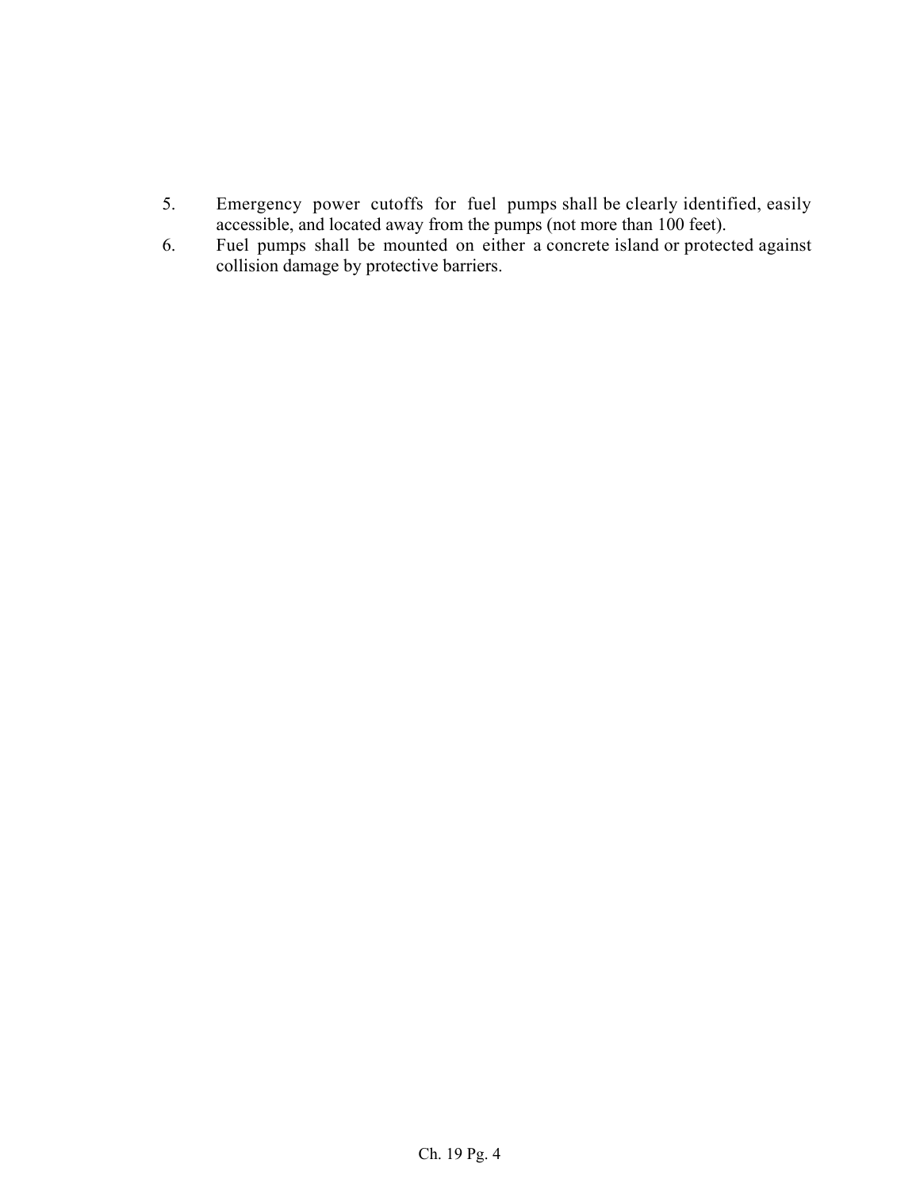5. Emergency power cutoffs for fuel pumps shall be clearly identified, easily accessible, and located away from the pumps (not more than 100 feet).
6. Fuel pumps shall be mounted on either a concrete island or protected against collision damage by protective barriers.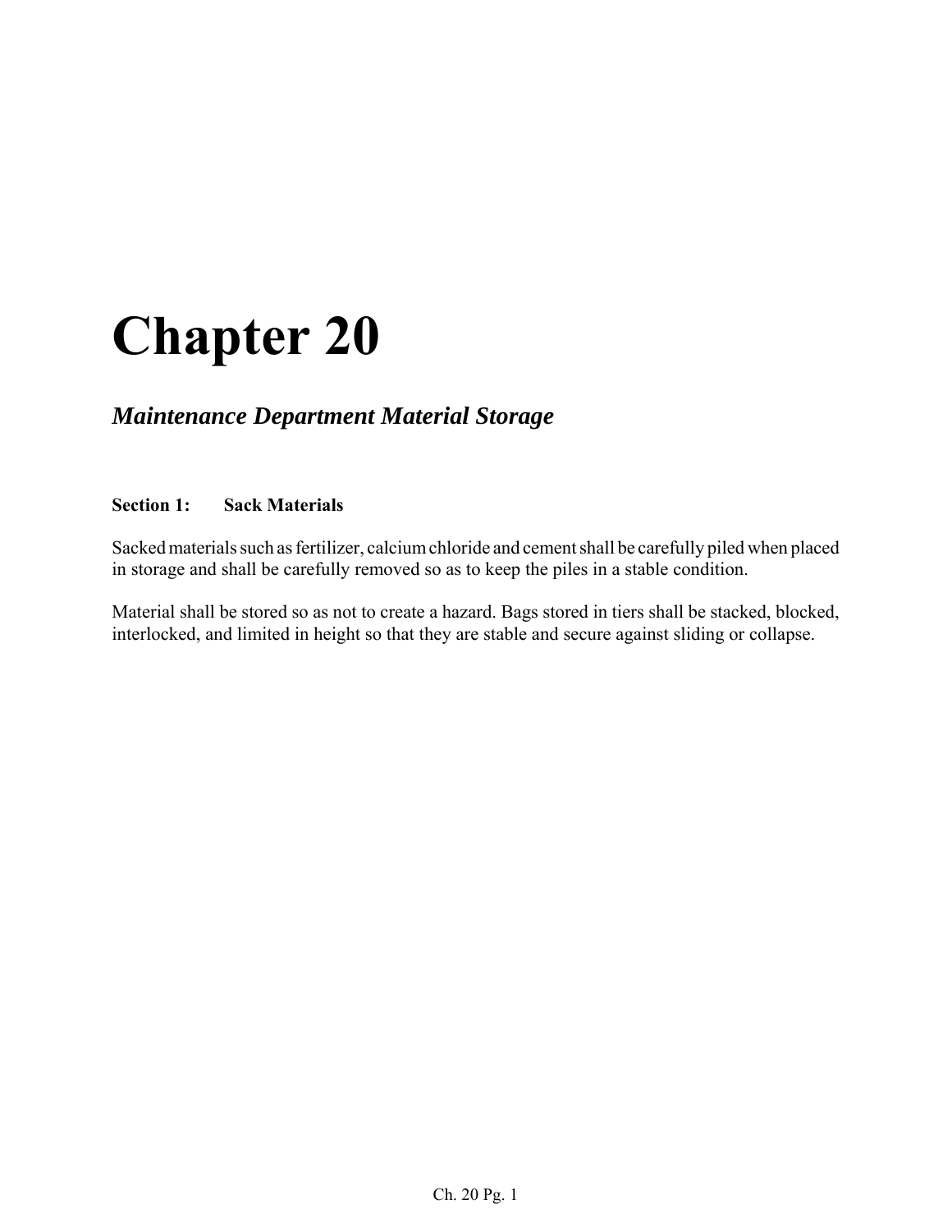# Chapter 20

## *Maintenance Department Material Storage*

### Section 1: Sack Materials

Sacked materials such as fertilizer, calcium chloride and cement shall be carefully piled when placed in storage and shall be carefully removed so as to keep the piles in a stable condition.

Material shall be stored so as not to create a hazard. Bags stored in tiers shall be stacked, blocked, interlocked, and limited in height so that they are stable and secure against sliding or collapse.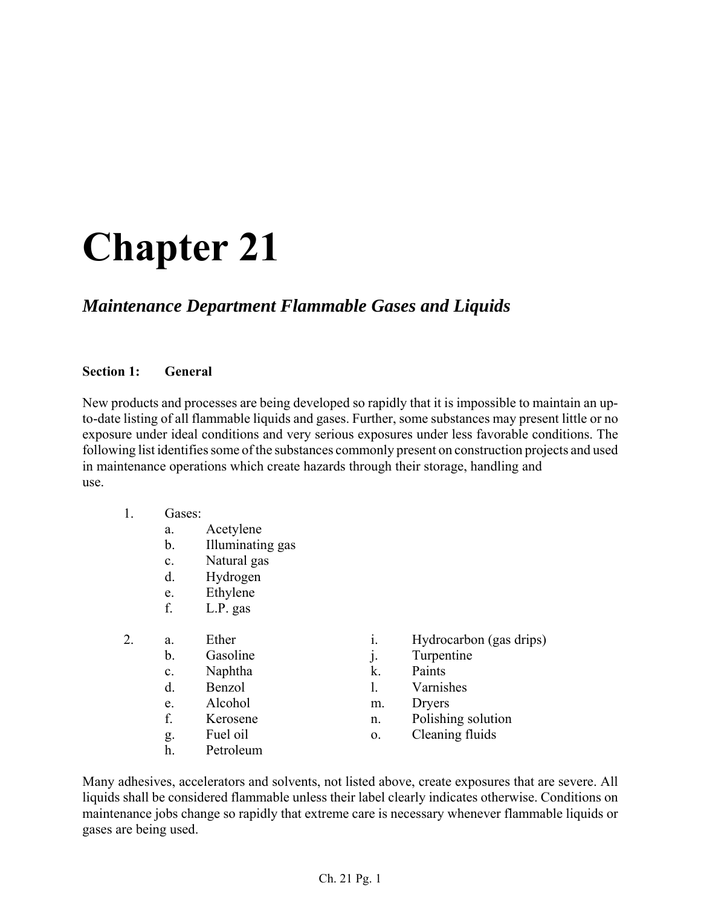# Chapter 21

## *Maintenance Department Flammable Gases and Liquids*

### Section 1: General

New products and processes are being developed so rapidly that it is impossible to maintain an up-to-date listing of all flammable liquids and gases. Further, some substances may present little or no exposure under ideal conditions and very serious exposures under less favorable conditions. The following list identifies some of the substances commonly present on construction projects and used in maintenance operations which create hazards through their storage, handling and use.

1. Gases:
   a. Acetylene
   b. Illuminating gas
   c. Natural gas
   d. Hydrogen
   e. Ethylene
   f. L.P. gas

2. a. Ether
   b. Gasoline
   c. Naphtha
   d. Benzol
   e. Alcohol
   f. Kerosene
   g. Fuel oil
   h. Petroleum
   i. Hydrocarbon (gas drips)
   j. Turpentine
   k. Paints
   l. Varnishes
   m. Dryers
   n. Polishing solution
   o. Cleaning fluids

Many adhesives, accelerators and solvents, not listed above, create exposures that are severe. All liquids shall be considered flammable unless their label clearly indicates otherwise. Conditions on maintenance jobs change so rapidly that extreme care is necessary whenever flammable liquids or gases are being used.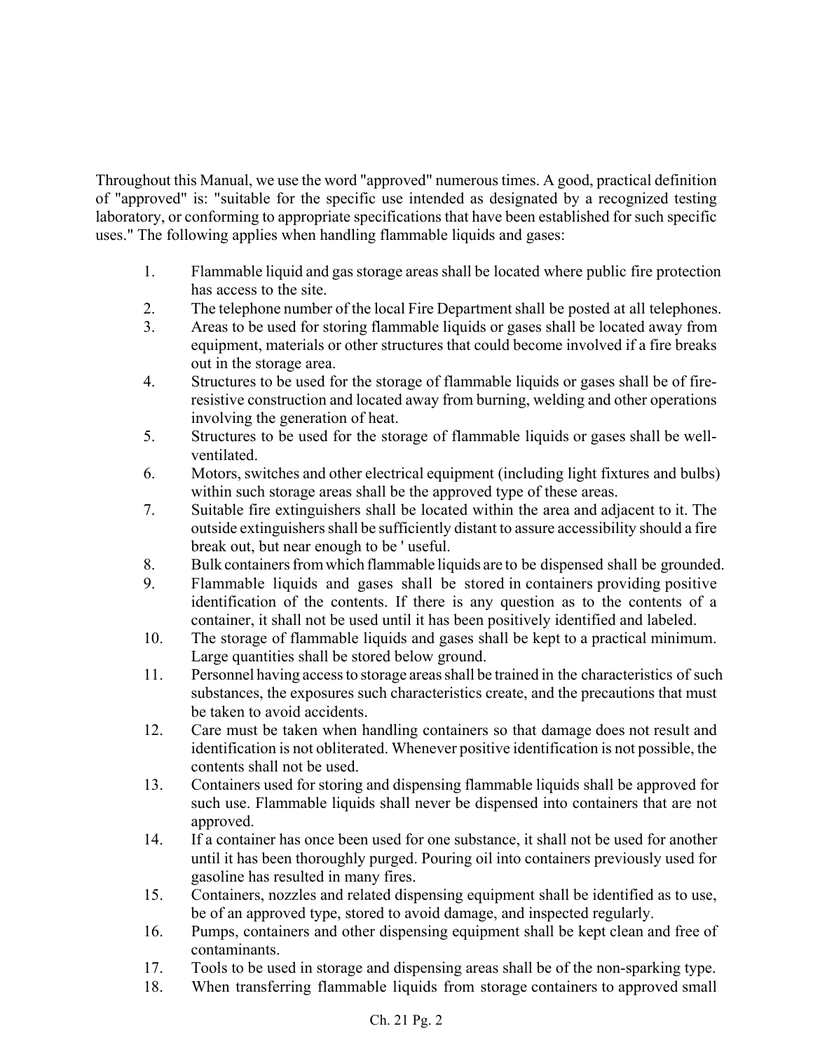Throughout this Manual, we use the word "approved" numerous times. A good, practical definition of "approved" is: "suitable for the specific use intended as designated by a recognized testing laboratory, or conforming to appropriate specifications that have been established for such specific uses." The following applies when handling flammable liquids and gases:

1. Flammable liquid and gas storage areas shall be located where public fire protection has access to the site.
2. The telephone number of the local Fire Department shall be posted at all telephones.
3. Areas to be used for storing flammable liquids or gases shall be located away from equipment, materials or other structures that could become involved if a fire breaks out in the storage area.
4. Structures to be used for the storage of flammable liquids or gases shall be of fire-resistive construction and located away from burning, welding and other operations involving the generation of heat.
5. Structures to be used for the storage of flammable liquids or gases shall be well-ventilated.
6. Motors, switches and other electrical equipment (including light fixtures and bulbs) within such storage areas shall be the approved type of these areas.
7. Suitable fire extinguishers shall be located within the area and adjacent to it. The outside extinguishers shall be sufficiently distant to assure accessibility should a fire break out, but near enough to be ' useful.
8. Bulk containers from which flammable liquids are to be dispensed shall be grounded.
9. Flammable liquids and gases shall be stored in containers providing positive identification of the contents. If there is any question as to the contents of a container, it shall not be used until it has been positively identified and labeled.
10. The storage of flammable liquids and gases shall be kept to a practical minimum. Large quantities shall be stored below ground.
11. Personnel having access to storage areas shall be trained in the characteristics of such substances, the exposures such characteristics create, and the precautions that must be taken to avoid accidents.
12. Care must be taken when handling containers so that damage does not result and identification is not obliterated. Whenever positive identification is not possible, the contents shall not be used.
13. Containers used for storing and dispensing flammable liquids shall be approved for such use. Flammable liquids shall never be dispensed into containers that are not approved.
14. If a container has once been used for one substance, it shall not be used for another until it has been thoroughly purged. Pouring oil into containers previously used for gasoline has resulted in many fires.
15. Containers, nozzles and related dispensing equipment shall be identified as to use, be of an approved type, stored to avoid damage, and inspected regularly.
16. Pumps, containers and other dispensing equipment shall be kept clean and free of contaminants.
17. Tools to be used in storage and dispensing areas shall be of the non-sparking type.
18. When transferring flammable liquids from storage containers to approved small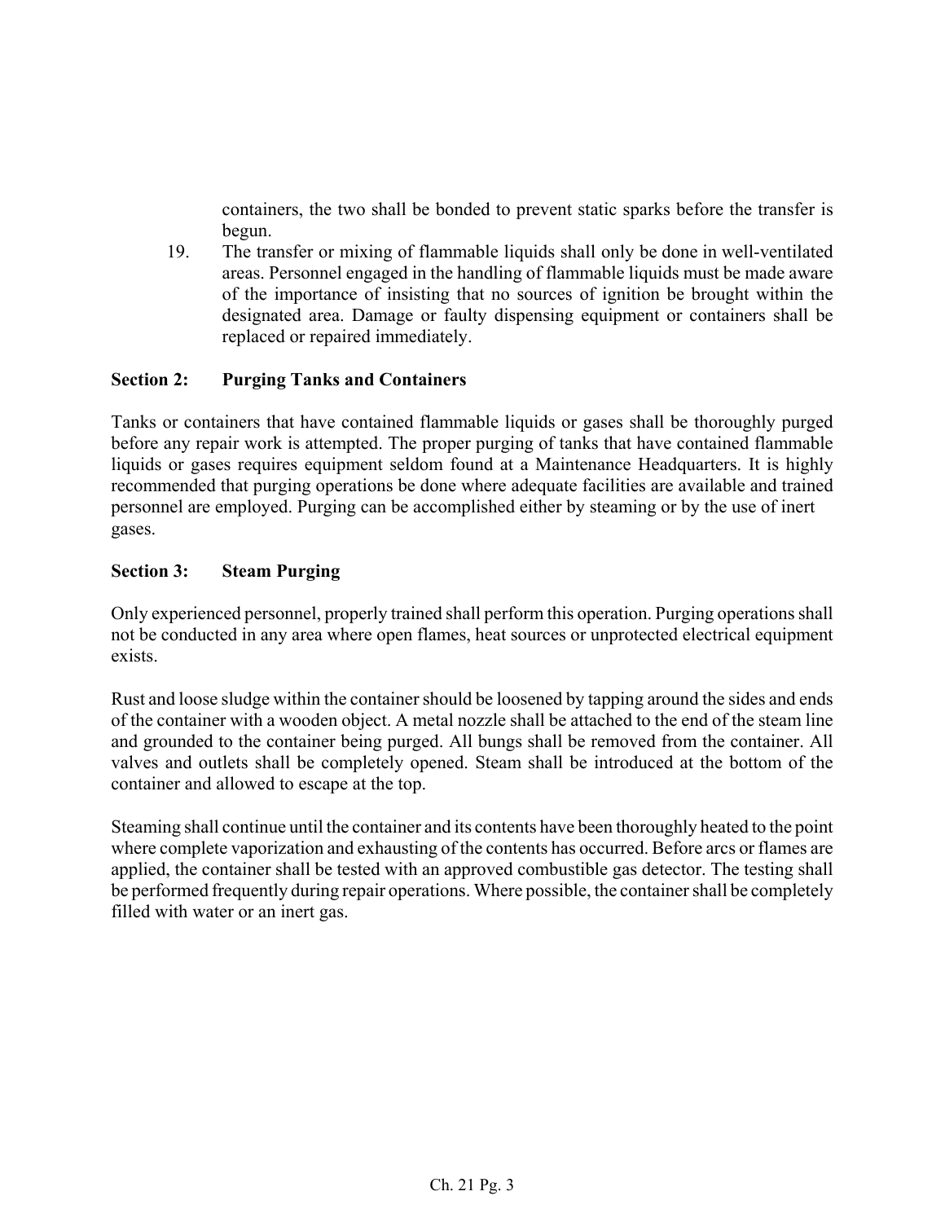containers, the two shall be bonded to prevent static sparks before the transfer is begun.

19. The transfer or mixing of flammable liquids shall only be done in well-ventilated areas. Personnel engaged in the handling of flammable liquids must be made aware of the importance of insisting that no sources of ignition be brought within the designated area. Damage or faulty dispensing equipment or containers shall be replaced or repaired immediately.

## Section 2: Purging Tanks and Containers

Tanks or containers that have contained flammable liquids or gases shall be thoroughly purged before any repair work is attempted. The proper purging of tanks that have contained flammable liquids or gases requires equipment seldom found at a Maintenance Headquarters. It is highly recommended that purging operations be done where adequate facilities are available and trained personnel are employed. Purging can be accomplished either by steaming or by the use of inert gases.

## Section 3: Steam Purging

Only experienced personnel, properly trained shall perform this operation. Purging operations shall not be conducted in any area where open flames, heat sources or unprotected electrical equipment exists.

Rust and loose sludge within the container should be loosened by tapping around the sides and ends of the container with a wooden object. A metal nozzle shall be attached to the end of the steam line and grounded to the container being purged. All bungs shall be removed from the container. All valves and outlets shall be completely opened. Steam shall be introduced at the bottom of the container and allowed to escape at the top.

Steaming shall continue until the container and its contents have been thoroughly heated to the point where complete vaporization and exhausting of the contents has occurred. Before arcs or flames are applied, the container shall be tested with an approved combustible gas detector. The testing shall be performed frequently during repair operations. Where possible, the container shall be completely filled with water or an inert gas.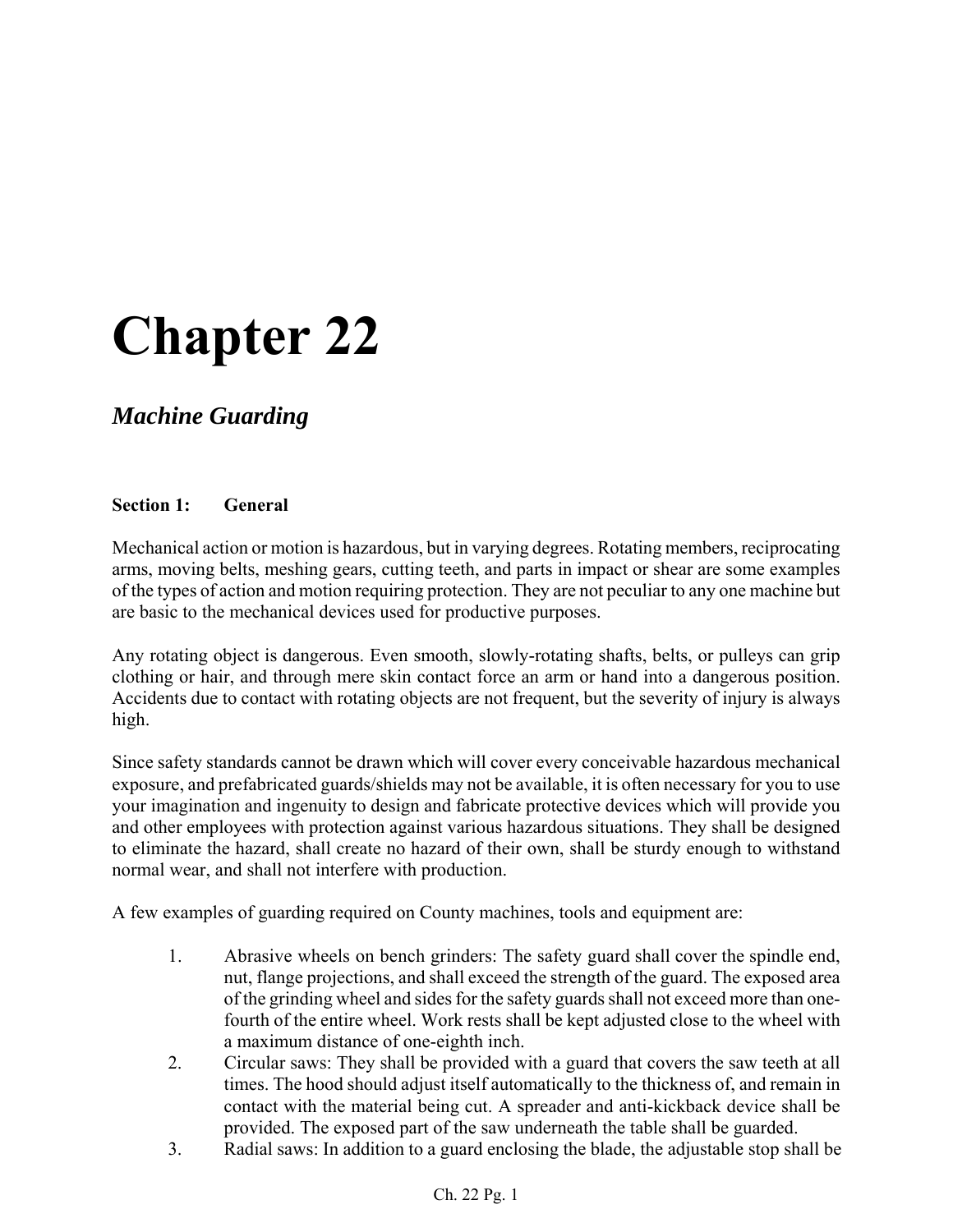# Chapter 22

## *Machine Guarding*

**Section 1: General**

Mechanical action or motion is hazardous, but in varying degrees. Rotating members, reciprocating arms, moving belts, meshing gears, cutting teeth, and parts in impact or shear are some examples of the types of action and motion requiring protection. They are not peculiar to any one machine but are basic to the mechanical devices used for productive purposes.

Any rotating object is dangerous. Even smooth, slowly-rotating shafts, belts, or pulleys can grip clothing or hair, and through mere skin contact force an arm or hand into a dangerous position. Accidents due to contact with rotating objects are not frequent, but the severity of injury is always high.

Since safety standards cannot be drawn which will cover every conceivable hazardous mechanical exposure, and prefabricated guards/shields may not be available, it is often necessary for you to use your imagination and ingenuity to design and fabricate protective devices which will provide you and other employees with protection against various hazardous situations. They shall be designed to eliminate the hazard, shall create no hazard of their own, shall be sturdy enough to withstand normal wear, and shall not interfere with production.

A few examples of guarding required on County machines, tools and equipment are:

1. Abrasive wheels on bench grinders: The safety guard shall cover the spindle end, nut, flange projections, and shall exceed the strength of the guard. The exposed area of the grinding wheel and sides for the safety guards shall not exceed more than one-fourth of the entire wheel. Work rests shall be kept adjusted close to the wheel with a maximum distance of one-eighth inch.
2. Circular saws: They shall be provided with a guard that covers the saw teeth at all times. The hood should adjust itself automatically to the thickness of, and remain in contact with the material being cut. A spreader and anti-kickback device shall be provided. The exposed part of the saw underneath the table shall be guarded.
3. Radial saws: In addition to a guard enclosing the blade, the adjustable stop shall be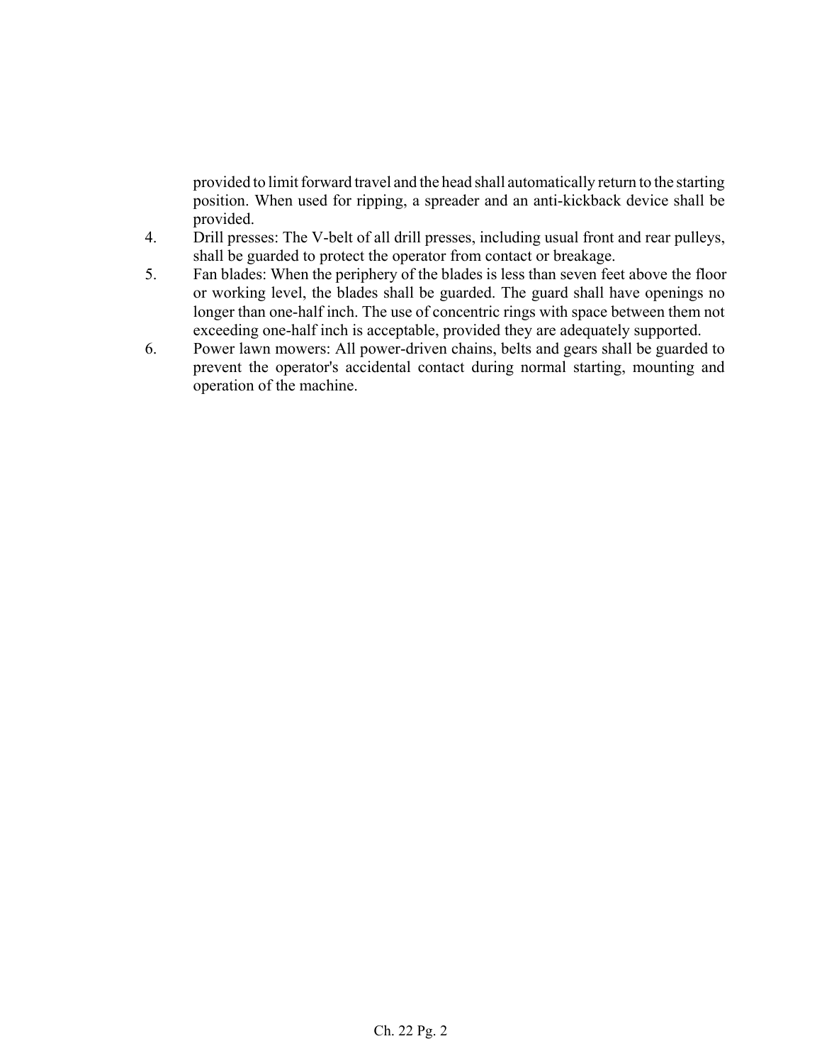provided to limit forward travel and the head shall automatically return to the starting position. When used for ripping, a spreader and an anti-kickback device shall be provided.

4. Drill presses: The V-belt of all drill presses, including usual front and rear pulleys, shall be guarded to protect the operator from contact or breakage.
5. Fan blades: When the periphery of the blades is less than seven feet above the floor or working level, the blades shall be guarded. The guard shall have openings no longer than one-half inch. The use of concentric rings with space between them not exceeding one-half inch is acceptable, provided they are adequately supported.
6. Power lawn mowers: All power-driven chains, belts and gears shall be guarded to prevent the operator's accidental contact during normal starting, mounting and operation of the machine.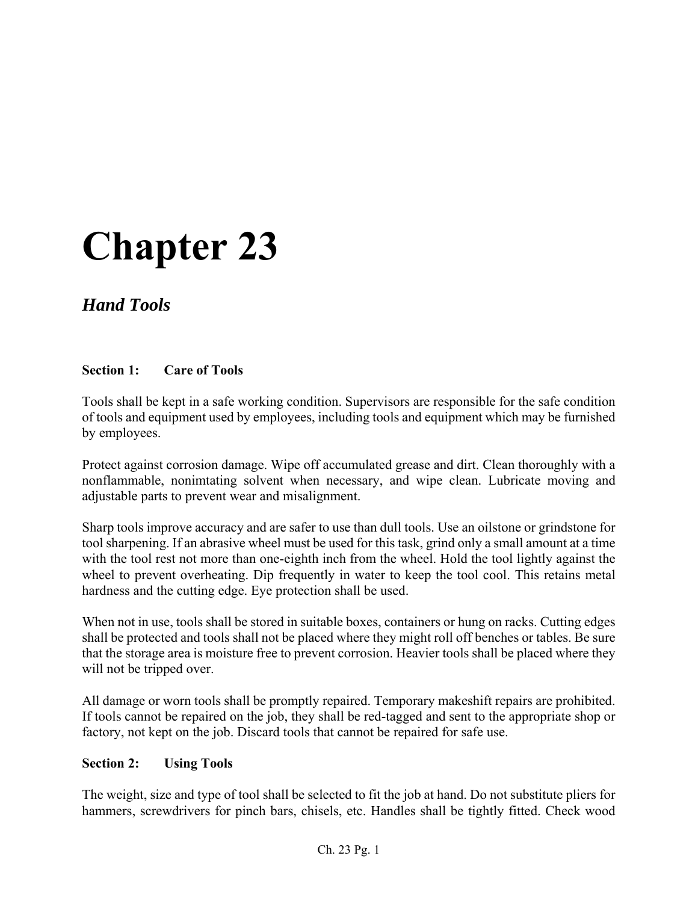# Chapter 23

## *Hand Tools*

**Section 1: Care of Tools**

Tools shall be kept in a safe working condition. Supervisors are responsible for the safe condition of tools and equipment used by employees, including tools and equipment which may be furnished by employees.

Protect against corrosion damage. Wipe off accumulated grease and dirt. Clean thoroughly with a nonflammable, nonimtating solvent when necessary, and wipe clean. Lubricate moving and adjustable parts to prevent wear and misalignment.

Sharp tools improve accuracy and are safer to use than dull tools. Use an oilstone or grindstone for tool sharpening. If an abrasive wheel must be used for this task, grind only a small amount at a time with the tool rest not more than one-eighth inch from the wheel. Hold the tool lightly against the wheel to prevent overheating. Dip frequently in water to keep the tool cool. This retains metal hardness and the cutting edge. Eye protection shall be used.

When not in use, tools shall be stored in suitable boxes, containers or hung on racks. Cutting edges shall be protected and tools shall not be placed where they might roll off benches or tables. Be sure that the storage area is moisture free to prevent corrosion. Heavier tools shall be placed where they will not be tripped over.

All damage or worn tools shall be promptly repaired. Temporary makeshift repairs are prohibited. If tools cannot be repaired on the job, they shall be red-tagged and sent to the appropriate shop or factory, not kept on the job. Discard tools that cannot be repaired for safe use.

**Section 2: Using Tools**

The weight, size and type of tool shall be selected to fit the job at hand. Do not substitute pliers for hammers, screwdrivers for pinch bars, chisels, etc. Handles shall be tightly fitted. Check wood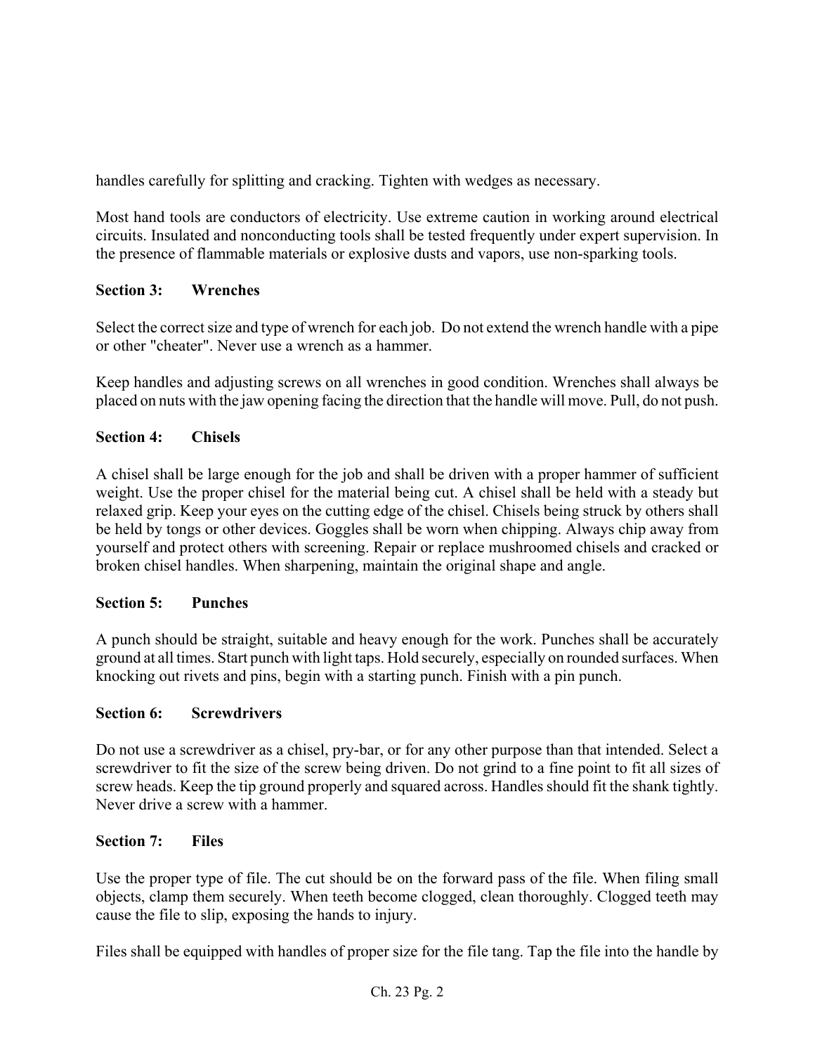handles carefully for splitting and cracking. Tighten with wedges as necessary.

Most hand tools are conductors of electricity. Use extreme caution in working around electrical circuits. Insulated and nonconducting tools shall be tested frequently under expert supervision. In the presence of flammable materials or explosive dusts and vapors, use non-sparking tools.

**Section 3: Wrenches**

Select the correct size and type of wrench for each job. Do not extend the wrench handle with a pipe or other "cheater". Never use a wrench as a hammer.

Keep handles and adjusting screws on all wrenches in good condition. Wrenches shall always be placed on nuts with the jaw opening facing the direction that the handle will move. Pull, do not push.

**Section 4: Chisels**

A chisel shall be large enough for the job and shall be driven with a proper hammer of sufficient weight. Use the proper chisel for the material being cut. A chisel shall be held with a steady but relaxed grip. Keep your eyes on the cutting edge of the chisel. Chisels being struck by others shall be held by tongs or other devices. Goggles shall be worn when chipping. Always chip away from yourself and protect others with screening. Repair or replace mushroomed chisels and cracked or broken chisel handles. When sharpening, maintain the original shape and angle.

**Section 5: Punches**

A punch should be straight, suitable and heavy enough for the work. Punches shall be accurately ground at all times. Start punch with light taps. Hold securely, especially on rounded surfaces. When knocking out rivets and pins, begin with a starting punch. Finish with a pin punch.

**Section 6: Screwdrivers**

Do not use a screwdriver as a chisel, pry-bar, or for any other purpose than that intended. Select a screwdriver to fit the size of the screw being driven. Do not grind to a fine point to fit all sizes of screw heads. Keep the tip ground properly and squared across. Handles should fit the shank tightly. Never drive a screw with a hammer.

**Section 7: Files**

Use the proper type of file. The cut should be on the forward pass of the file. When filing small objects, clamp them securely. When teeth become clogged, clean thoroughly. Clogged teeth may cause the file to slip, exposing the hands to injury.

Files shall be equipped with handles of proper size for the file tang. Tap the file into the handle by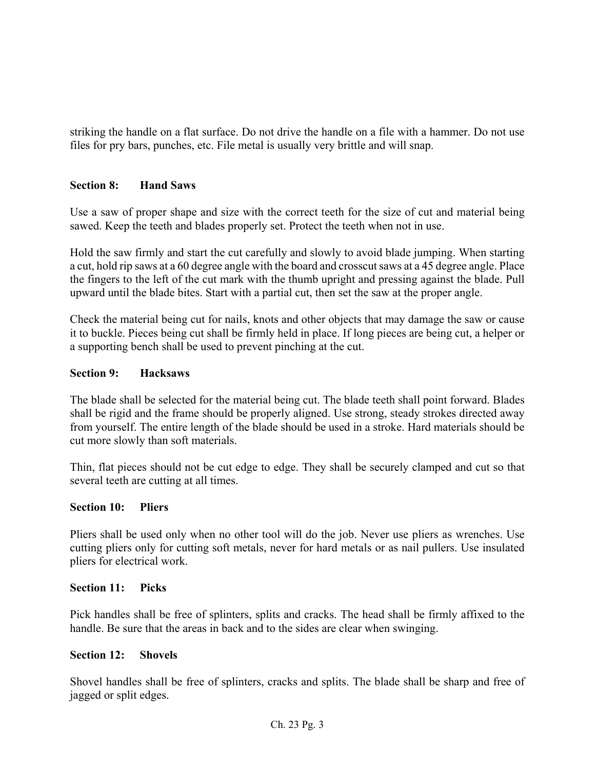striking the handle on a flat surface. Do not drive the handle on a file with a hammer. Do not use files for pry bars, punches, etc. File metal is usually very brittle and will snap.

### Section 8: Hand Saws

Use a saw of proper shape and size with the correct teeth for the size of cut and material being sawed. Keep the teeth and blades properly set. Protect the teeth when not in use.

Hold the saw firmly and start the cut carefully and slowly to avoid blade jumping. When starting a cut, hold rip saws at a 60 degree angle with the board and crosscut saws at a 45 degree angle. Place the fingers to the left of the cut mark with the thumb upright and pressing against the blade. Pull upward until the blade bites. Start with a partial cut, then set the saw at the proper angle.

Check the material being cut for nails, knots and other objects that may damage the saw or cause it to buckle. Pieces being cut shall be firmly held in place. If long pieces are being cut, a helper or a supporting bench shall be used to prevent pinching at the cut.

### Section 9: Hacksaws

The blade shall be selected for the material being cut. The blade teeth shall point forward. Blades shall be rigid and the frame should be properly aligned. Use strong, steady strokes directed away from yourself. The entire length of the blade should be used in a stroke. Hard materials should be cut more slowly than soft materials.

Thin, flat pieces should not be cut edge to edge. They shall be securely clamped and cut so that several teeth are cutting at all times.

### Section 10: Pliers

Pliers shall be used only when no other tool will do the job. Never use pliers as wrenches. Use cutting pliers only for cutting soft metals, never for hard metals or as nail pullers. Use insulated pliers for electrical work.

### Section 11: Picks

Pick handles shall be free of splinters, splits and cracks. The head shall be firmly affixed to the handle. Be sure that the areas in back and to the sides are clear when swinging.

### Section 12: Shovels

Shovel handles shall be free of splinters, cracks and splits. The blade shall be sharp and free of jagged or split edges.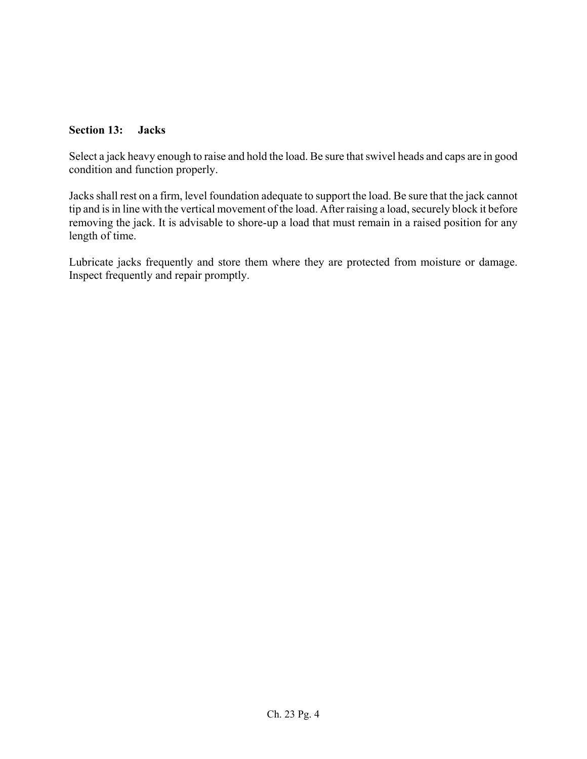## Section 13: Jacks

Select a jack heavy enough to raise and hold the load. Be sure that swivel heads and caps are in good condition and function properly.

Jacks shall rest on a firm, level foundation adequate to support the load. Be sure that the jack cannot tip and is in line with the vertical movement of the load. After raising a load, securely block it before removing the jack. It is advisable to shore-up a load that must remain in a raised position for any length of time.

Lubricate jacks frequently and store them where they are protected from moisture or damage. Inspect frequently and repair promptly.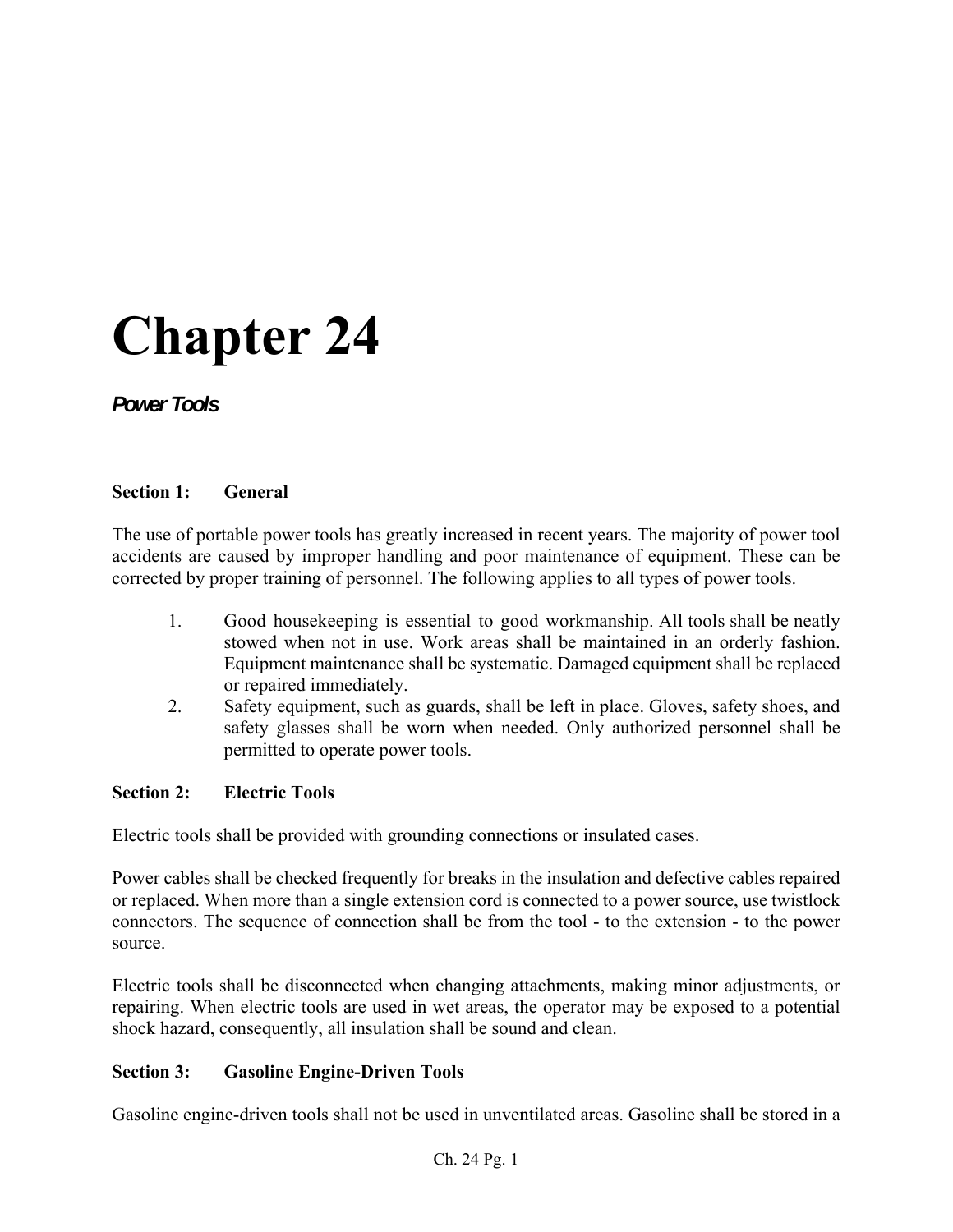# Chapter 24

## *Power Tools*

### Section 1: General

The use of portable power tools has greatly increased in recent years. The majority of power tool accidents are caused by improper handling and poor maintenance of equipment. These can be corrected by proper training of personnel. The following applies to all types of power tools.

1. Good housekeeping is essential to good workmanship. All tools shall be neatly stowed when not in use. Work areas shall be maintained in an orderly fashion. Equipment maintenance shall be systematic. Damaged equipment shall be replaced or repaired immediately.
2. Safety equipment, such as guards, shall be left in place. Gloves, safety shoes, and safety glasses shall be worn when needed. Only authorized personnel shall be permitted to operate power tools.

### Section 2: Electric Tools

Electric tools shall be provided with grounding connections or insulated cases.

Power cables shall be checked frequently for breaks in the insulation and defective cables repaired or replaced. When more than a single extension cord is connected to a power source, use twistlock connectors. The sequence of connection shall be from the tool - to the extension - to the power source.

Electric tools shall be disconnected when changing attachments, making minor adjustments, or repairing. When electric tools are used in wet areas, the operator may be exposed to a potential shock hazard, consequently, all insulation shall be sound and clean.

### Section 3: Gasoline Engine-Driven Tools

Gasoline engine-driven tools shall not be used in unventilated areas. Gasoline shall be stored in a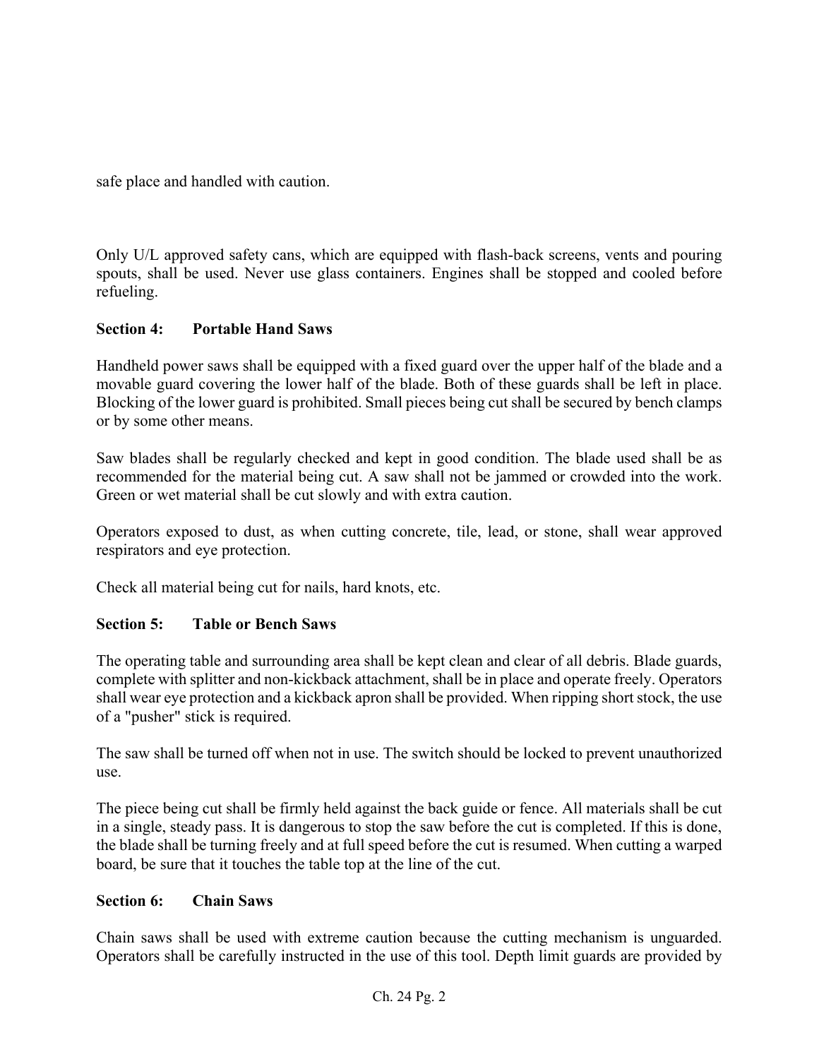safe place and handled with caution.

Only U/L approved safety cans, which are equipped with flash-back screens, vents and pouring spouts, shall be used. Never use glass containers. Engines shall be stopped and cooled before refueling.

**Section 4: Portable Hand Saws**

Handheld power saws shall be equipped with a fixed guard over the upper half of the blade and a movable guard covering the lower half of the blade. Both of these guards shall be left in place. Blocking of the lower guard is prohibited. Small pieces being cut shall be secured by bench clamps or by some other means.

Saw blades shall be regularly checked and kept in good condition. The blade used shall be as recommended for the material being cut. A saw shall not be jammed or crowded into the work. Green or wet material shall be cut slowly and with extra caution.

Operators exposed to dust, as when cutting concrete, tile, lead, or stone, shall wear approved respirators and eye protection.

Check all material being cut for nails, hard knots, etc.

**Section 5: Table or Bench Saws**

The operating table and surrounding area shall be kept clean and clear of all debris. Blade guards, complete with splitter and non-kickback attachment, shall be in place and operate freely. Operators shall wear eye protection and a kickback apron shall be provided. When ripping short stock, the use of a "pusher" stick is required.

The saw shall be turned off when not in use. The switch should be locked to prevent unauthorized use.

The piece being cut shall be firmly held against the back guide or fence. All materials shall be cut in a single, steady pass. It is dangerous to stop the saw before the cut is completed. If this is done, the blade shall be turning freely and at full speed before the cut is resumed. When cutting a warped board, be sure that it touches the table top at the line of the cut.

**Section 6: Chain Saws**

Chain saws shall be used with extreme caution because the cutting mechanism is unguarded. Operators shall be carefully instructed in the use of this tool. Depth limit guards are provided by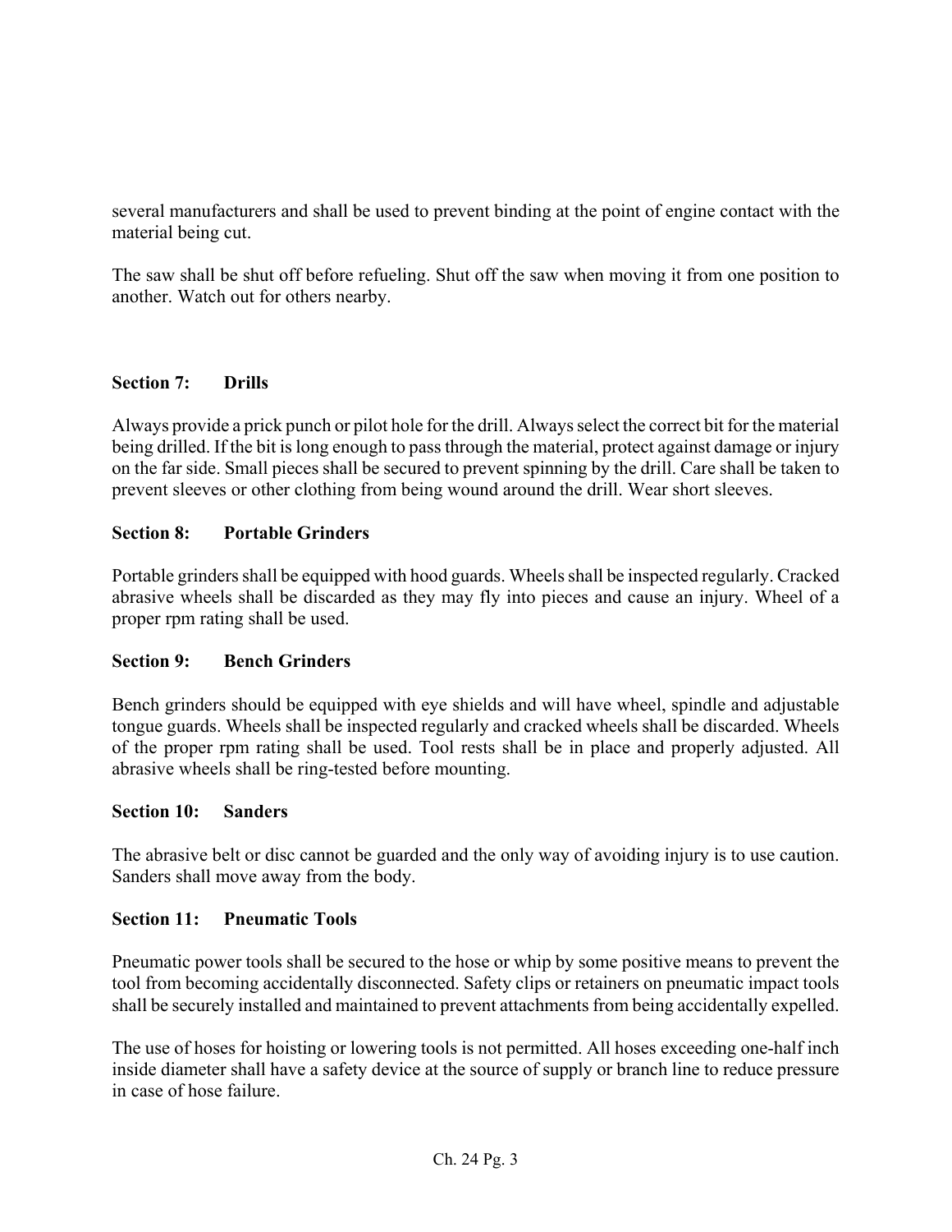several manufacturers and shall be used to prevent binding at the point of engine contact with the material being cut.

The saw shall be shut off before refueling. Shut off the saw when moving it from one position to another. Watch out for others nearby.

**Section 7: Drills**

Always provide a prick punch or pilot hole for the drill. Always select the correct bit for the material being drilled. If the bit is long enough to pass through the material, protect against damage or injury on the far side. Small pieces shall be secured to prevent spinning by the drill. Care shall be taken to prevent sleeves or other clothing from being wound around the drill. Wear short sleeves.

**Section 8: Portable Grinders**

Portable grinders shall be equipped with hood guards. Wheels shall be inspected regularly. Cracked abrasive wheels shall be discarded as they may fly into pieces and cause an injury. Wheel of a proper rpm rating shall be used.

**Section 9: Bench Grinders**

Bench grinders should be equipped with eye shields and will have wheel, spindle and adjustable tongue guards. Wheels shall be inspected regularly and cracked wheels shall be discarded. Wheels of the proper rpm rating shall be used. Tool rests shall be in place and properly adjusted. All abrasive wheels shall be ring-tested before mounting.

**Section 10: Sanders**

The abrasive belt or disc cannot be guarded and the only way of avoiding injury is to use caution. Sanders shall move away from the body.

**Section 11: Pneumatic Tools**

Pneumatic power tools shall be secured to the hose or whip by some positive means to prevent the tool from becoming accidentally disconnected. Safety clips or retainers on pneumatic impact tools shall be securely installed and maintained to prevent attachments from being accidentally expelled.

The use of hoses for hoisting or lowering tools is not permitted. All hoses exceeding one-half inch inside diameter shall have a safety device at the source of supply or branch line to reduce pressure in case of hose failure.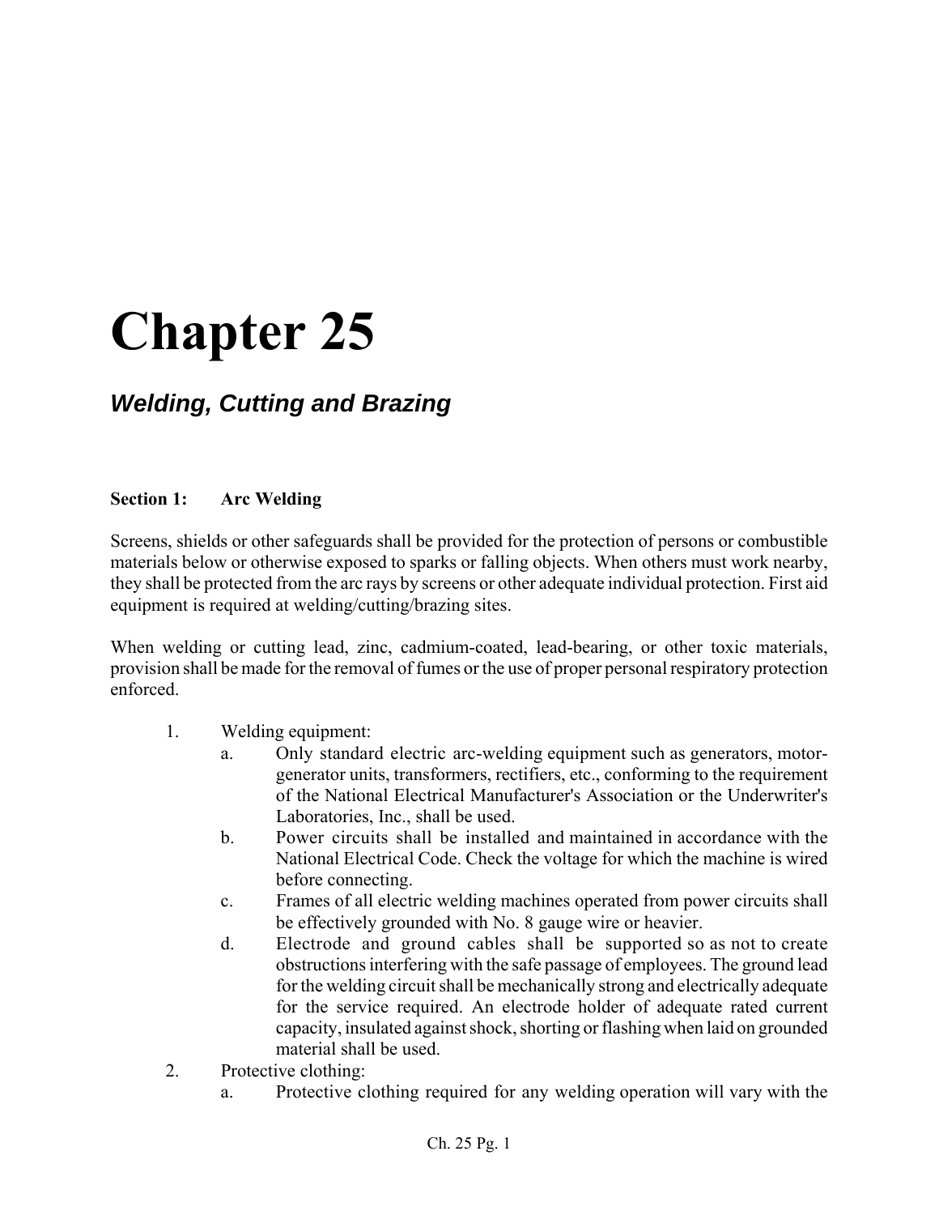# Chapter 25

## *Welding, Cutting and Brazing*

### Section 1: Arc Welding

Screens, shields or other safeguards shall be provided for the protection of persons or combustible materials below or otherwise exposed to sparks or falling objects. When others must work nearby, they shall be protected from the arc rays by screens or other adequate individual protection. First aid equipment is required at welding/cutting/brazing sites.

When welding or cutting lead, zinc, cadmium-coated, lead-bearing, or other toxic materials, provision shall be made for the removal of fumes or the use of proper personal respiratory protection enforced.

1. Welding equipment:
   a. Only standard electric arc-welding equipment such as generators, motor-generator units, transformers, rectifiers, etc., conforming to the requirement of the National Electrical Manufacturer's Association or the Underwriter's Laboratories, Inc., shall be used.
   b. Power circuits shall be installed and maintained in accordance with the National Electrical Code. Check the voltage for which the machine is wired before connecting.
   c. Frames of all electric welding machines operated from power circuits shall be effectively grounded with No. 8 gauge wire or heavier.
   d. Electrode and ground cables shall be supported so as not to create obstructions interfering with the safe passage of employees. The ground lead for the welding circuit shall be mechanically strong and electrically adequate for the service required. An electrode holder of adequate rated current capacity, insulated against shock, shorting or flashing when laid on grounded material shall be used.
2. Protective clothing:
   a. Protective clothing required for any welding operation will vary with the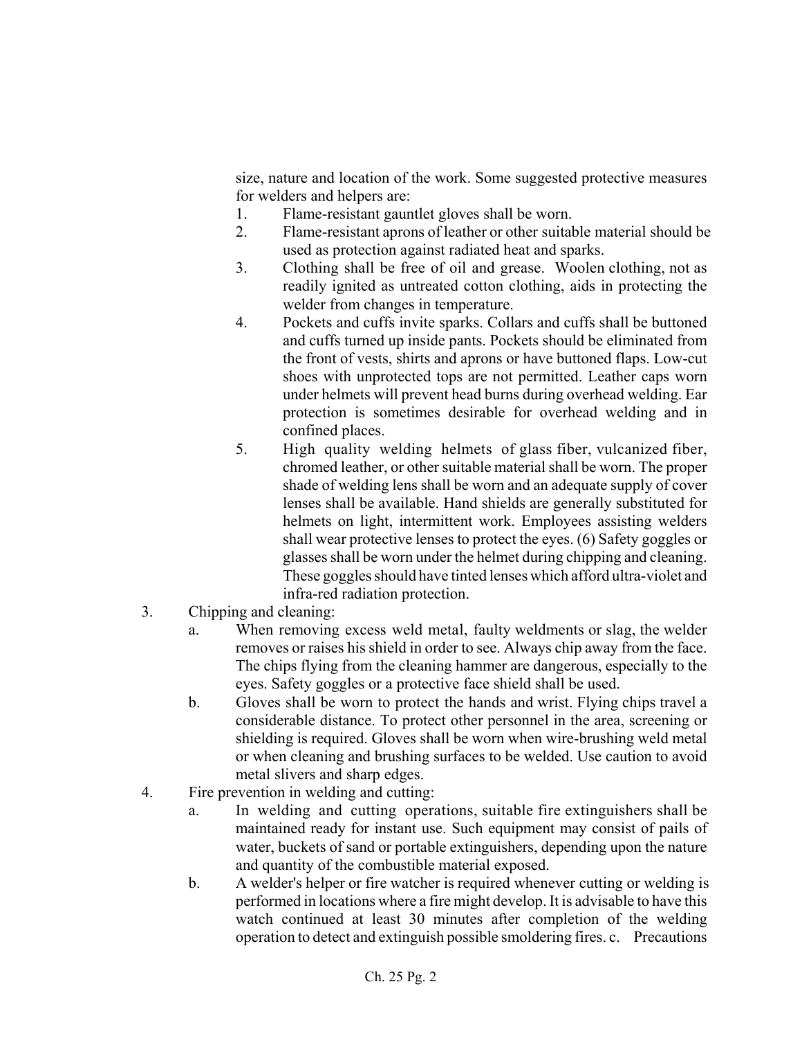size, nature and location of the work. Some suggested protective measures for welders and helpers are:

1. Flame-resistant gauntlet gloves shall be worn.
2. Flame-resistant aprons of leather or other suitable material should be used as protection against radiated heat and sparks.
3. Clothing shall be free of oil and grease. Woolen clothing, not as readily ignited as untreated cotton clothing, aids in protecting the welder from changes in temperature.
4. Pockets and cuffs invite sparks. Collars and cuffs shall be buttoned and cuffs turned up inside pants. Pockets should be eliminated from the front of vests, shirts and aprons or have buttoned flaps. Low-cut shoes with unprotected tops are not permitted. Leather caps worn under helmets will prevent head burns during overhead welding. Ear protection is sometimes desirable for overhead welding and in confined places.
5. High quality welding helmets of glass fiber, vulcanized fiber, chromed leather, or other suitable material shall be worn. The proper shade of welding lens shall be worn and an adequate supply of cover lenses shall be available. Hand shields are generally substituted for helmets on light, intermittent work. Employees assisting welders shall wear protective lenses to protect the eyes. (6) Safety goggles or glasses shall be worn under the helmet during chipping and cleaning. These goggles should have tinted lenses which afford ultra-violet and infra-red radiation protection.

3. Chipping and cleaning:
   a. When removing excess weld metal, faulty weldments or slag, the welder removes or raises his shield in order to see. Always chip away from the face. The chips flying from the cleaning hammer are dangerous, especially to the eyes. Safety goggles or a protective face shield shall be used.
   b. Gloves shall be worn to protect the hands and wrist. Flying chips travel a considerable distance. To protect other personnel in the area, screening or shielding is required. Gloves shall be worn when wire-brushing weld metal or when cleaning and brushing surfaces to be welded. Use caution to avoid metal slivers and sharp edges.

4. Fire prevention in welding and cutting:
   a. In welding and cutting operations, suitable fire extinguishers shall be maintained ready for instant use. Such equipment may consist of pails of water, buckets of sand or portable extinguishers, depending upon the nature and quantity of the combustible material exposed.
   b. A welder's helper or fire watcher is required whenever cutting or welding is performed in locations where a fire might develop. It is advisable to have this watch continued at least 30 minutes after completion of the welding operation to detect and extinguish possible smoldering fires. c. Precautions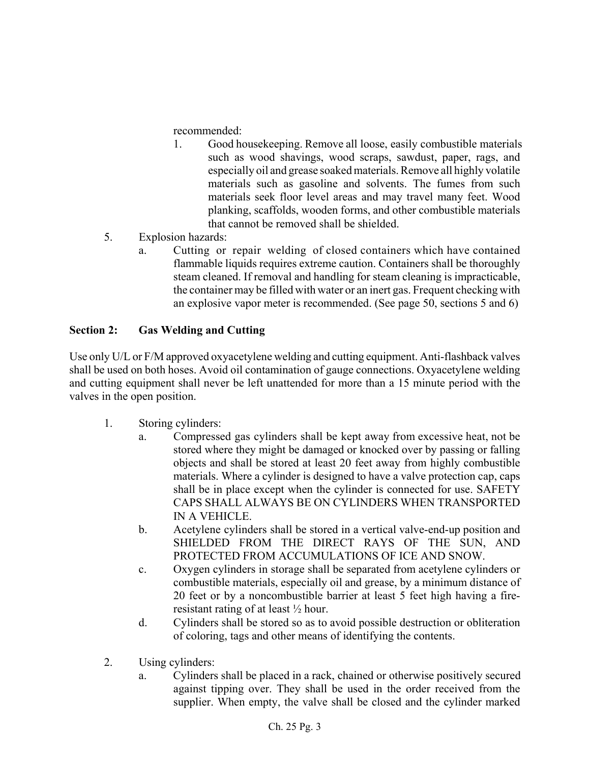recommended:

1. Good housekeeping. Remove all loose, easily combustible materials such as wood shavings, wood scraps, sawdust, paper, rags, and especially oil and grease soaked materials. Remove all highly volatile materials such as gasoline and solvents. The fumes from such materials seek floor level areas and may travel many feet. Wood planking, scaffolds, wooden forms, and other combustible materials that cannot be removed shall be shielded.

5. Explosion hazards:
   a. Cutting or repair welding of closed containers which have contained flammable liquids requires extreme caution. Containers shall be thoroughly steam cleaned. If removal and handling for steam cleaning is impracticable, the container may be filled with water or an inert gas. Frequent checking with an explosive vapor meter is recommended. (See page 50, sections 5 and 6)

**Section 2: Gas Welding and Cutting**

Use only U/L or F/M approved oxyacetylene welding and cutting equipment. Anti-flashback valves shall be used on both hoses. Avoid oil contamination of gauge connections. Oxyacetylene welding and cutting equipment shall never be left unattended for more than a 15 minute period with the valves in the open position.

1. Storing cylinders:
   a. Compressed gas cylinders shall be kept away from excessive heat, not be stored where they might be damaged or knocked over by passing or falling objects and shall be stored at least 20 feet away from highly combustible materials. Where a cylinder is designed to have a valve protection cap, caps shall be in place except when the cylinder is connected for use. SAFETY CAPS SHALL ALWAYS BE ON CYLINDERS WHEN TRANSPORTED IN A VEHICLE.
   b. Acetylene cylinders shall be stored in a vertical valve-end-up position and SHIELDED FROM THE DIRECT RAYS OF THE SUN, AND PROTECTED FROM ACCUMULATIONS OF ICE AND SNOW.
   c. Oxygen cylinders in storage shall be separated from acetylene cylinders or combustible materials, especially oil and grease, by a minimum distance of 20 feet or by a noncombustible barrier at least 5 feet high having a fire-resistant rating of at least ½ hour.
   d. Cylinders shall be stored so as to avoid possible destruction or obliteration of coloring, tags and other means of identifying the contents.

2. Using cylinders:
   a. Cylinders shall be placed in a rack, chained or otherwise positively secured against tipping over. They shall be used in the order received from the supplier. When empty, the valve shall be closed and the cylinder marked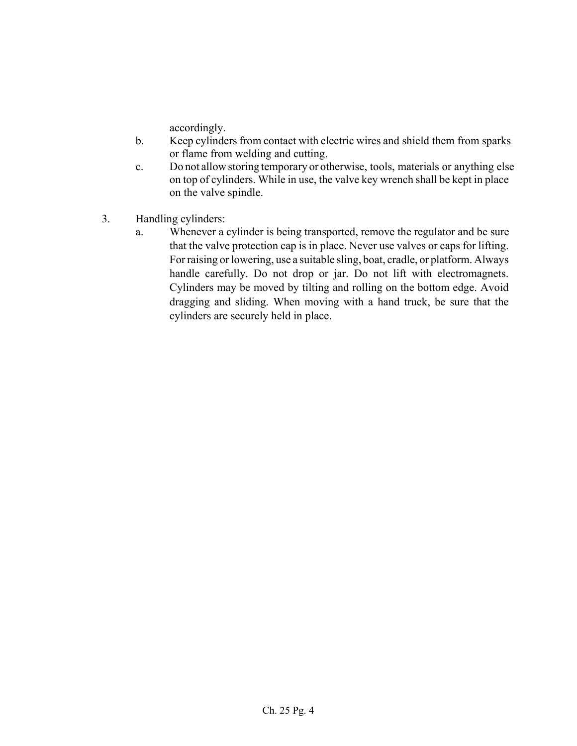accordingly.

b. Keep cylinders from contact with electric wires and shield them from sparks or flame from welding and cutting.

c. Do not allow storing temporary or otherwise, tools, materials or anything else on top of cylinders. While in use, the valve key wrench shall be kept in place on the valve spindle.

3. Handling cylinders:

   a. Whenever a cylinder is being transported, remove the regulator and be sure that the valve protection cap is in place. Never use valves or caps for lifting. For raising or lowering, use a suitable sling, boat, cradle, or platform. Always handle carefully. Do not drop or jar. Do not lift with electromagnets. Cylinders may be moved by tilting and rolling on the bottom edge. Avoid dragging and sliding. When moving with a hand truck, be sure that the cylinders are securely held in place.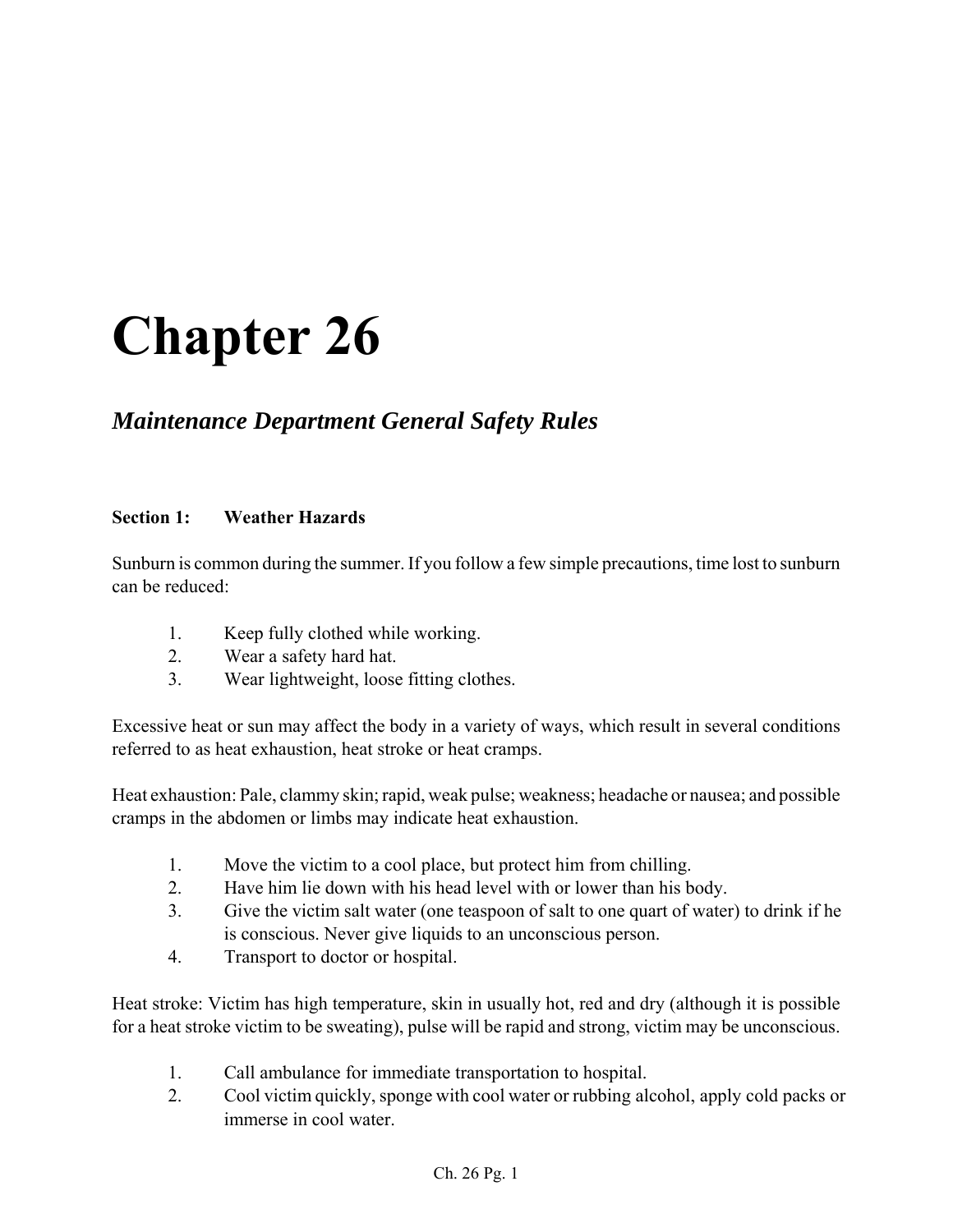# Chapter 26

## *Maintenance Department General Safety Rules*

### Section 1: Weather Hazards

Sunburn is common during the summer. If you follow a few simple precautions, time lost to sunburn can be reduced:

1. Keep fully clothed while working.
2. Wear a safety hard hat.
3. Wear lightweight, loose fitting clothes.

Excessive heat or sun may affect the body in a variety of ways, which result in several conditions referred to as heat exhaustion, heat stroke or heat cramps.

Heat exhaustion: Pale, clammy skin; rapid, weak pulse; weakness; headache or nausea; and possible cramps in the abdomen or limbs may indicate heat exhaustion.

1. Move the victim to a cool place, but protect him from chilling.
2. Have him lie down with his head level with or lower than his body.
3. Give the victim salt water (one teaspoon of salt to one quart of water) to drink if he is conscious. Never give liquids to an unconscious person.
4. Transport to doctor or hospital.

Heat stroke: Victim has high temperature, skin in usually hot, red and dry (although it is possible for a heat stroke victim to be sweating), pulse will be rapid and strong, victim may be unconscious.

1. Call ambulance for immediate transportation to hospital.
2. Cool victim quickly, sponge with cool water or rubbing alcohol, apply cold packs or immerse in cool water.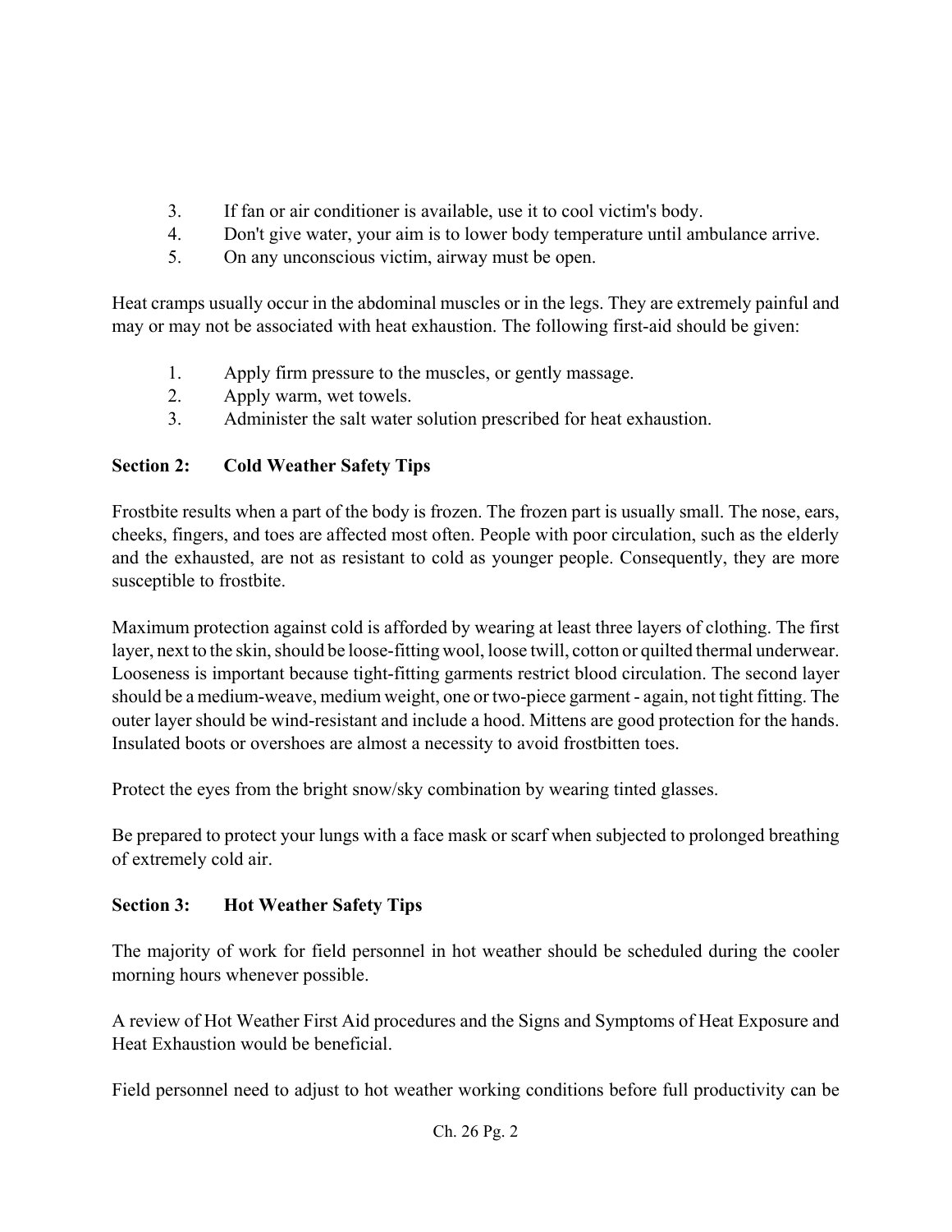3. If fan or air conditioner is available, use it to cool victim's body.
4. Don't give water, your aim is to lower body temperature until ambulance arrive.
5. On any unconscious victim, airway must be open.

Heat cramps usually occur in the abdominal muscles or in the legs. They are extremely painful and may or may not be associated with heat exhaustion. The following first-aid should be given:

1. Apply firm pressure to the muscles, or gently massage.
2. Apply warm, wet towels.
3. Administer the salt water solution prescribed for heat exhaustion.

## Section 2: Cold Weather Safety Tips

Frostbite results when a part of the body is frozen. The frozen part is usually small. The nose, ears, cheeks, fingers, and toes are affected most often. People with poor circulation, such as the elderly and the exhausted, are not as resistant to cold as younger people. Consequently, they are more susceptible to frostbite.

Maximum protection against cold is afforded by wearing at least three layers of clothing. The first layer, next to the skin, should be loose-fitting wool, loose twill, cotton or quilted thermal underwear. Looseness is important because tight-fitting garments restrict blood circulation. The second layer should be a medium-weave, medium weight, one or two-piece garment - again, not tight fitting. The outer layer should be wind-resistant and include a hood. Mittens are good protection for the hands. Insulated boots or overshoes are almost a necessity to avoid frostbitten toes.

Protect the eyes from the bright snow/sky combination by wearing tinted glasses.

Be prepared to protect your lungs with a face mask or scarf when subjected to prolonged breathing of extremely cold air.

## Section 3: Hot Weather Safety Tips

The majority of work for field personnel in hot weather should be scheduled during the cooler morning hours whenever possible.

A review of Hot Weather First Aid procedures and the Signs and Symptoms of Heat Exposure and Heat Exhaustion would be beneficial.

Field personnel need to adjust to hot weather working conditions before full productivity can be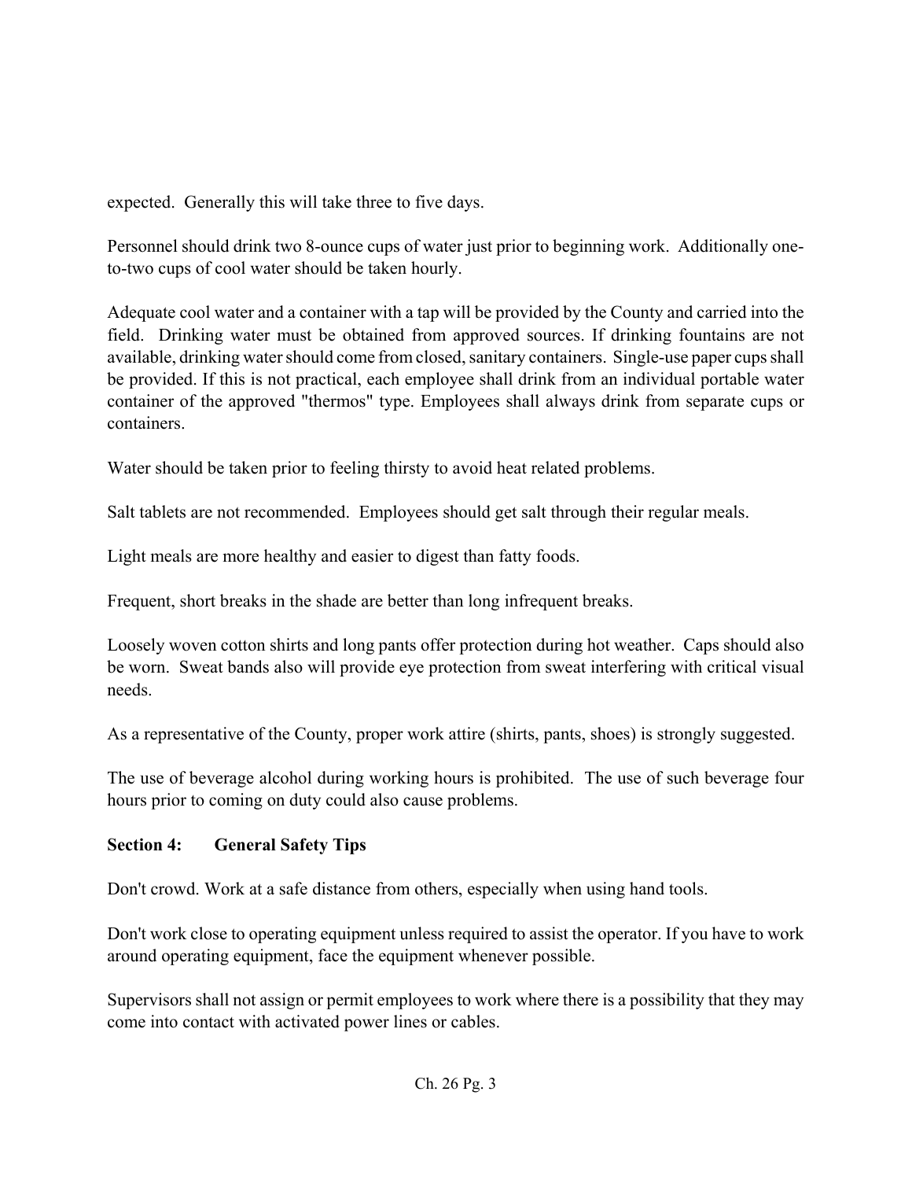expected.  Generally this will take three to five days.

Personnel should drink two 8-ounce cups of water just prior to beginning work.  Additionally one-to-two cups of cool water should be taken hourly.

Adequate cool water and a container with a tap will be provided by the County and carried into the field.  Drinking water must be obtained from approved sources. If drinking fountains are not available, drinking water should come from closed, sanitary containers.  Single-use paper cups shall be provided. If this is not practical, each employee shall drink from an individual portable water container of the approved "thermos" type. Employees shall always drink from separate cups or containers.

Water should be taken prior to feeling thirsty to avoid heat related problems.

Salt tablets are not recommended.  Employees should get salt through their regular meals.

Light meals are more healthy and easier to digest than fatty foods.

Frequent, short breaks in the shade are better than long infrequent breaks.

Loosely woven cotton shirts and long pants offer protection during hot weather.  Caps should also be worn.  Sweat bands also will provide eye protection from sweat interfering with critical visual needs.

As a representative of the County, proper work attire (shirts, pants, shoes) is strongly suggested.

The use of beverage alcohol during working hours is prohibited.  The use of such beverage four hours prior to coming on duty could also cause problems.

## Section 4: General Safety Tips

Don't crowd. Work at a safe distance from others, especially when using hand tools.

Don't work close to operating equipment unless required to assist the operator. If you have to work around operating equipment, face the equipment whenever possible.

Supervisors shall not assign or permit employees to work where there is a possibility that they may come into contact with activated power lines or cables.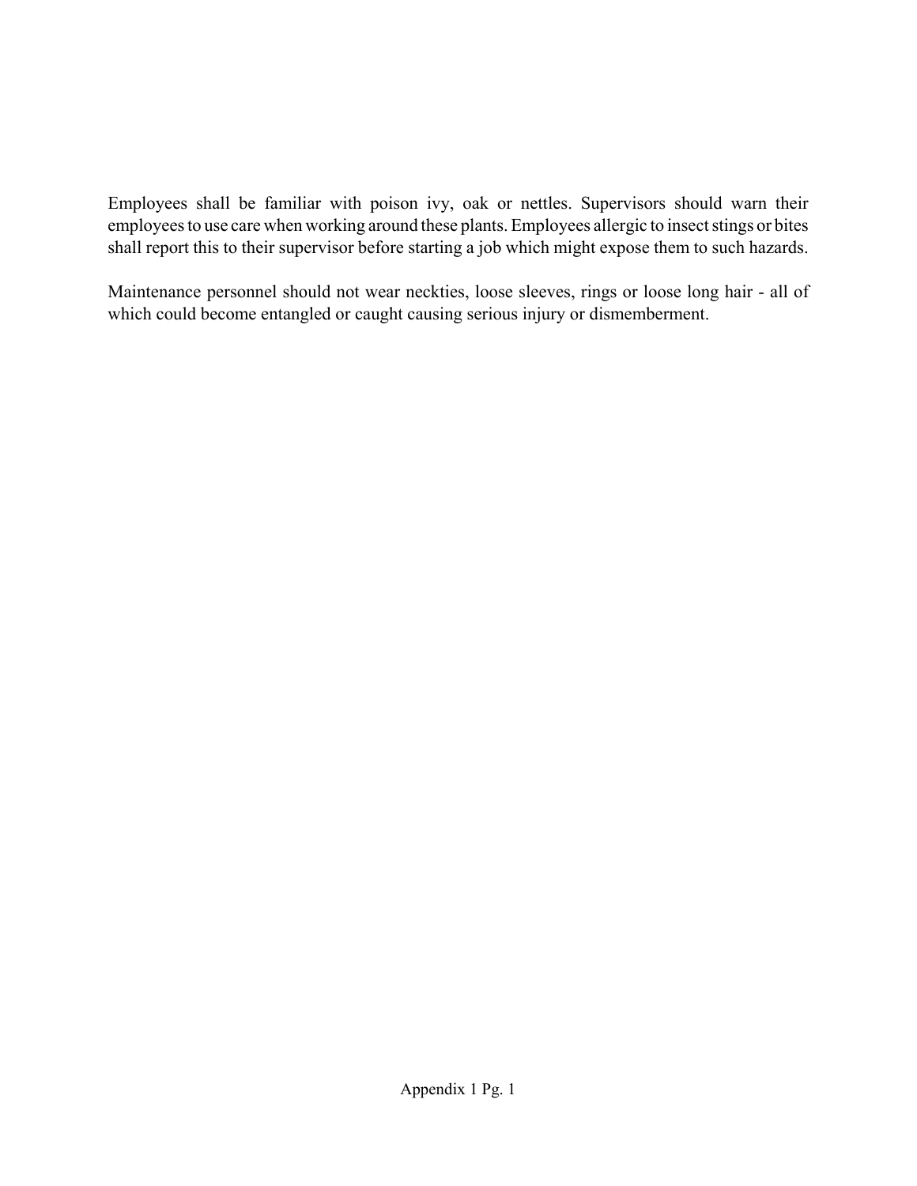Employees shall be familiar with poison ivy, oak or nettles. Supervisors should warn their employees to use care when working around these plants. Employees allergic to insect stings or bites shall report this to their supervisor before starting a job which might expose them to such hazards.

Maintenance personnel should not wear neckties, loose sleeves, rings or loose long hair - all of which could become entangled or caught causing serious injury or dismemberment.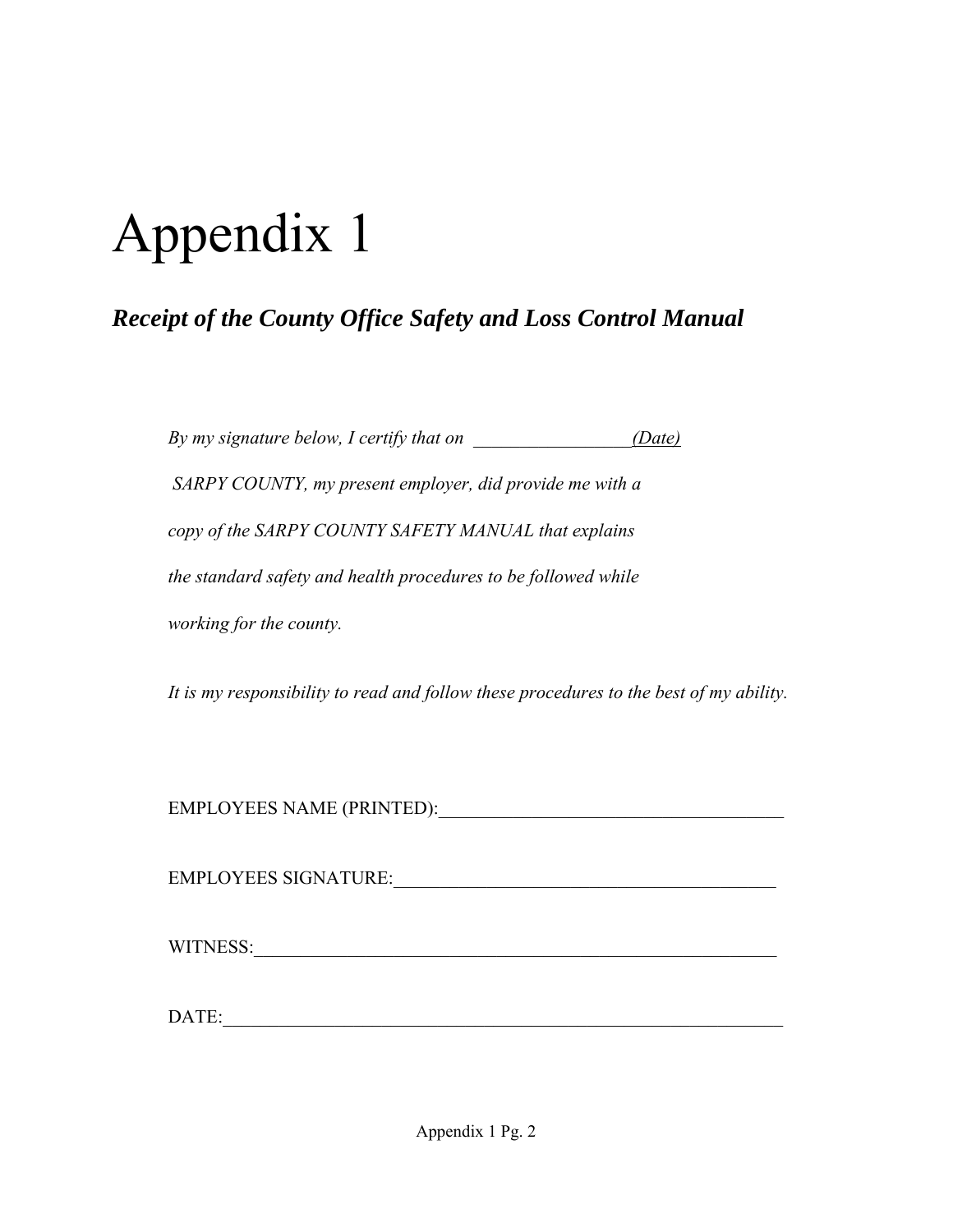# Appendix 1

## *Receipt of the County Office Safety and Loss Control Manual*

*By my signature below, I certify that on \_\_\_\_\_\_\_\_\_\_\_\_\_\_\_\_\_(Date) SARPY COUNTY, my present employer, did provide me with a copy of the SARPY COUNTY SAFETY MANUAL that explains the standard safety and health procedures to be followed while working for the county.*

*It is my responsibility to read and follow these procedures to the best of my ability.*

EMPLOYEES NAME (PRINTED):\_\_\_\_\_\_\_\_\_\_\_\_\_\_\_\_\_\_\_\_\_\_\_\_\_\_\_\_\_\_\_\_\_\_\_\_\_\_

EMPLOYEES SIGNATURE:\_\_\_\_\_\_\_\_\_\_\_\_\_\_\_\_\_\_\_\_\_\_\_\_\_\_\_\_\_\_\_\_\_\_\_\_\_\_\_\_\_\_

WITNESS:\_\_\_\_\_\_\_\_\_\_\_\_\_\_\_\_\_\_\_\_\_\_\_\_\_\_\_\_\_\_\_\_\_\_\_\_\_\_\_\_\_\_\_\_\_\_\_\_\_\_\_\_\_\_\_\_\_\_

DATE:\_\_\_\_\_\_\_\_\_\_\_\_\_\_\_\_\_\_\_\_\_\_\_\_\_\_\_\_\_\_\_\_\_\_\_\_\_\_\_\_\_\_\_\_\_\_\_\_\_\_\_\_\_\_\_\_\_\_\_\_\_\_

Appendix 1 Pg. 2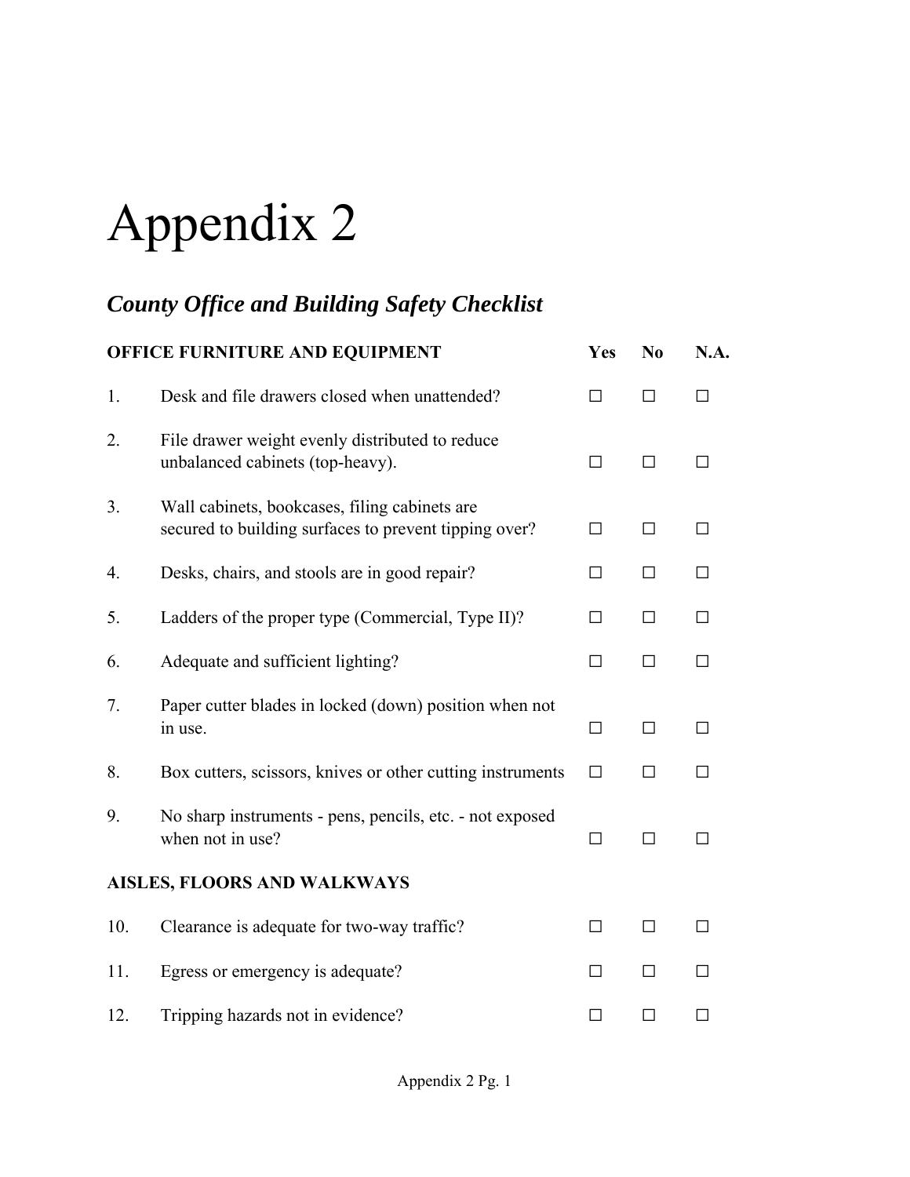# Appendix 2

## *County Office and Building Safety Checklist*

| **OFFICE FURNITURE AND EQUIPMENT** | | **Yes** | **No** | **N.A.** |
|---|---|---|---|---|
| 1. | Desk and file drawers closed when unattended? | ☐ | ☐ | ☐ |
| 2. | File drawer weight evenly distributed to reduce unbalanced cabinets (top-heavy). | ☐ | ☐ | ☐ |
| 3. | Wall cabinets, bookcases, filing cabinets are secured to building surfaces to prevent tipping over? | ☐ | ☐ | ☐ |
| 4. | Desks, chairs, and stools are in good repair? | ☐ | ☐ | ☐ |
| 5. | Ladders of the proper type (Commercial, Type II)? | ☐ | ☐ | ☐ |
| 6. | Adequate and sufficient lighting? | ☐ | ☐ | ☐ |
| 7. | Paper cutter blades in locked (down) position when not in use. | ☐ | ☐ | ☐ |
| 8. | Box cutters, scissors, knives or other cutting instruments | ☐ | ☐ | ☐ |
| 9. | No sharp instruments - pens, pencils, etc. - not exposed when not in use? | ☐ | ☐ | ☐ |
| **AISLES, FLOORS AND WALKWAYS** | | | | |
| 10. | Clearance is adequate for two-way traffic? | ☐ | ☐ | ☐ |
| 11. | Egress or emergency is adequate? | ☐ | ☐ | ☐ |
| 12. | Tripping hazards not in evidence? | ☐ | ☐ | ☐ |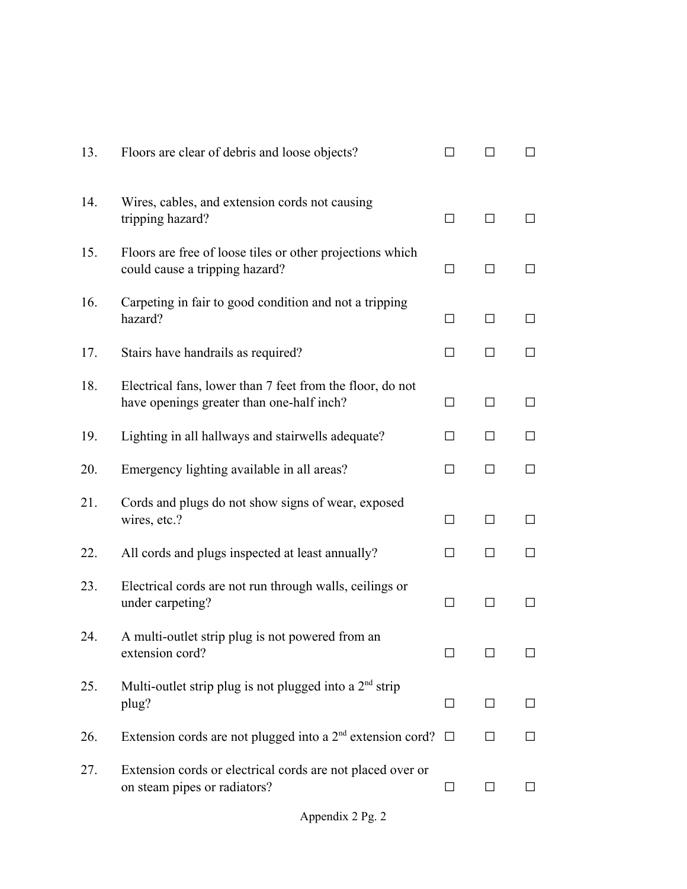| | | | | |
|---|---|---|---|---|
| 13. | Floors are clear of debris and loose objects? | ☐ | ☐ | ☐ |
| 14. | Wires, cables, and extension cords not causing tripping hazard? | ☐ | ☐ | ☐ |
| 15. | Floors are free of loose tiles or other projections which could cause a tripping hazard? | ☐ | ☐ | ☐ |
| 16. | Carpeting in fair to good condition and not a tripping hazard? | ☐ | ☐ | ☐ |
| 17. | Stairs have handrails as required? | ☐ | ☐ | ☐ |
| 18. | Electrical fans, lower than 7 feet from the floor, do not have openings greater than one-half inch? | ☐ | ☐ | ☐ |
| 19. | Lighting in all hallways and stairwells adequate? | ☐ | ☐ | ☐ |
| 20. | Emergency lighting available in all areas? | ☐ | ☐ | ☐ |
| 21. | Cords and plugs do not show signs of wear, exposed wires, etc.? | ☐ | ☐ | ☐ |
| 22. | All cords and plugs inspected at least annually? | ☐ | ☐ | ☐ |
| 23. | Electrical cords are not run through walls, ceilings or under carpeting? | ☐ | ☐ | ☐ |
| 24. | A multi-outlet strip plug is not powered from an extension cord? | ☐ | ☐ | ☐ |
| 25. | Multi-outlet strip plug is not plugged into a 2nd strip plug? | ☐ | ☐ | ☐ |
| 26. | Extension cords are not plugged into a 2nd extension cord? | ☐ | ☐ | ☐ |
| 27. | Extension cords or electrical cords are not placed over or on steam pipes or radiators? | ☐ | ☐ | ☐ |

Appendix 2 Pg. 2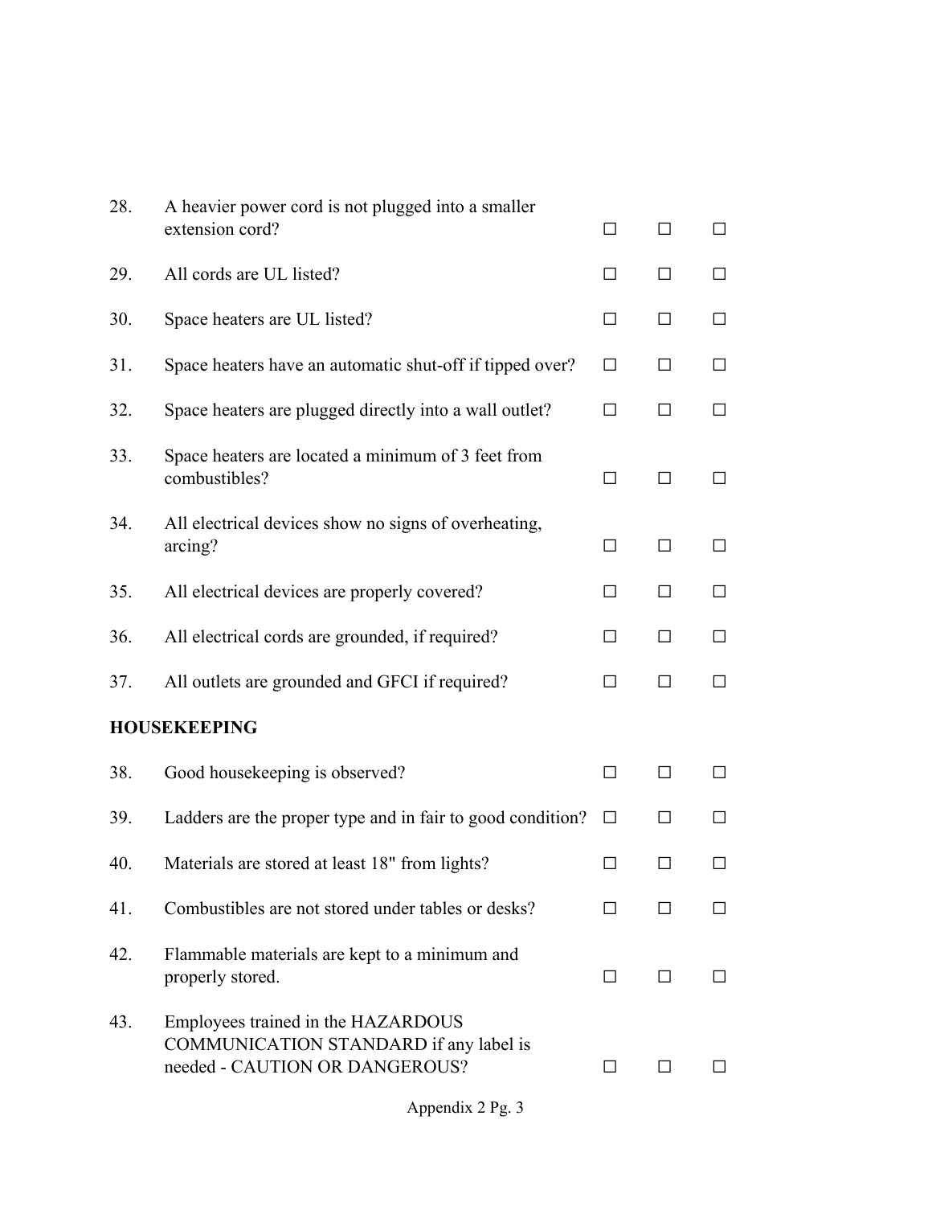28. A heavier power cord is not plugged into a smaller extension cord? ☐ ☐ ☐

29. All cords are UL listed? ☐ ☐ ☐

30. Space heaters are UL listed? ☐ ☐ ☐

31. Space heaters have an automatic shut-off if tipped over? ☐ ☐ ☐

32. Space heaters are plugged directly into a wall outlet? ☐ ☐ ☐

33. Space heaters are located a minimum of 3 feet from combustibles? ☐ ☐ ☐

34. All electrical devices show no signs of overheating, arcing? ☐ ☐ ☐

35. All electrical devices are properly covered? ☐ ☐ ☐

36. All electrical cords are grounded, if required? ☐ ☐ ☐

37. All outlets are grounded and GFCI if required? ☐ ☐ ☐

**HOUSEKEEPING**

38. Good housekeeping is observed? ☐ ☐ ☐

39. Ladders are the proper type and in fair to good condition? ☐ ☐ ☐

40. Materials are stored at least 18" from lights? ☐ ☐ ☐

41. Combustibles are not stored under tables or desks? ☐ ☐ ☐

42. Flammable materials are kept to a minimum and properly stored. ☐ ☐ ☐

43. Employees trained in the HAZARDOUS COMMUNICATION STANDARD if any label is needed - CAUTION OR DANGEROUS? ☐ ☐ ☐

Appendix 2 Pg. 3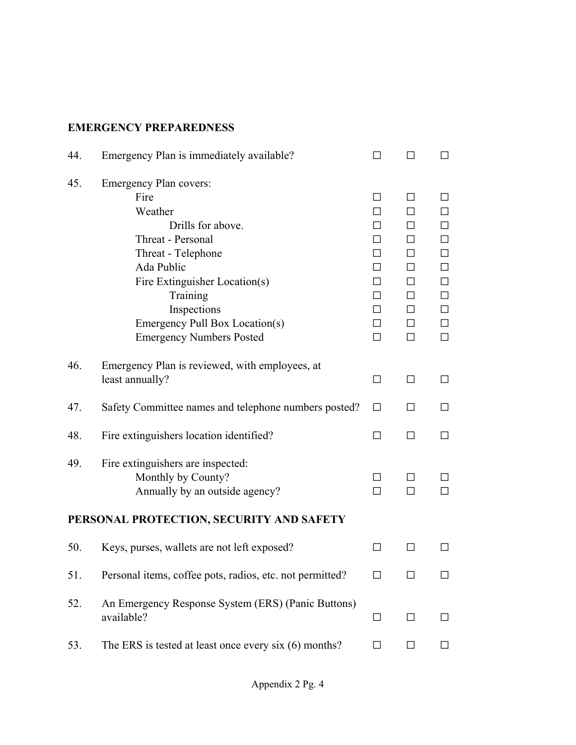## EMERGENCY PREPAREDNESS

| | | | | |
|---|---|---|---|---|
| 44. | Emergency Plan is immediately available? | ☐ | ☐ | ☐ |
| 45. | Emergency Plan covers: | | | |
| | Fire | ☐ | ☐ | ☐ |
| | Weather | ☐ | ☐ | ☐ |
| | Drills for above. | ☐ | ☐ | ☐ |
| | Threat - Personal | ☐ | ☐ | ☐ |
| | Threat - Telephone | ☐ | ☐ | ☐ |
| | Ada Public | ☐ | ☐ | ☐ |
| | Fire Extinguisher Location(s) | ☐ | ☐ | ☐ |
| | Training | ☐ | ☐ | ☐ |
| | Inspections | ☐ | ☐ | ☐ |
| | Emergency Pull Box Location(s) | ☐ | ☐ | ☐ |
| | Emergency Numbers Posted | ☐ | ☐ | ☐ |
| 46. | Emergency Plan is reviewed, with employees, at least annually? | ☐ | ☐ | ☐ |
| 47. | Safety Committee names and telephone numbers posted? | ☐ | ☐ | ☐ |
| 48. | Fire extinguishers location identified? | ☐ | ☐ | ☐ |
| 49. | Fire extinguishers are inspected: | | | |
| | Monthly by County? | ☐ | ☐ | ☐ |
| | Annually by an outside agency? | ☐ | ☐ | ☐ |

## PERSONAL PROTECTION, SECURITY AND SAFETY

| | | | | |
|---|---|---|---|---|
| 50. | Keys, purses, wallets are not left exposed? | ☐ | ☐ | ☐ |
| 51. | Personal items, coffee pots, radios, etc. not permitted? | ☐ | ☐ | ☐ |
| 52. | An Emergency Response System (ERS) (Panic Buttons) available? | ☐ | ☐ | ☐ |
| 53. | The ERS is tested at least once every six (6) months? | ☐ | ☐ | ☐ |

Appendix 2 Pg. 4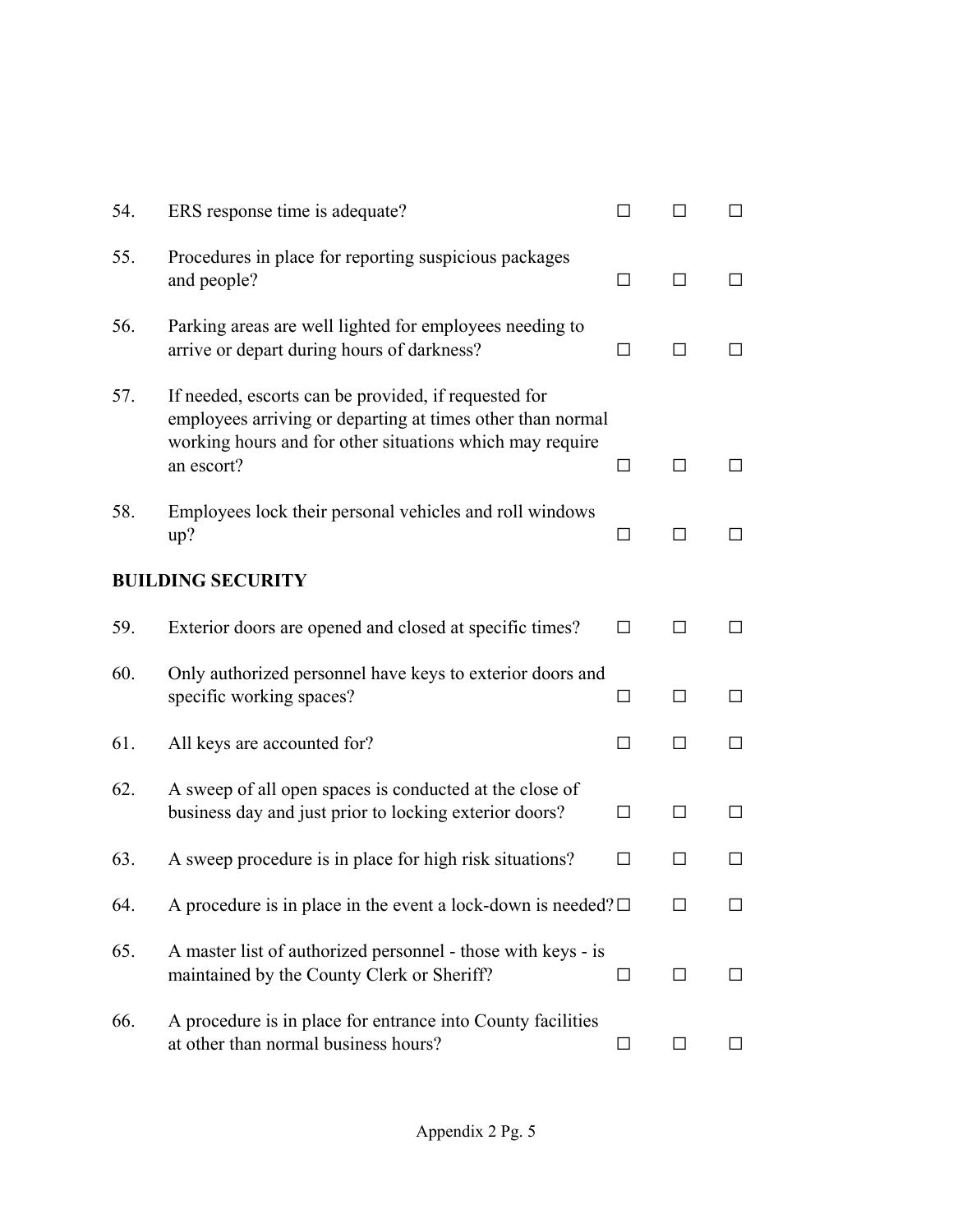| | | | | |
|---|---|---|---|---|
| 54. | ERS response time is adequate? | ☐ | ☐ | ☐ |
| 55. | Procedures in place for reporting suspicious packages and people? | ☐ | ☐ | ☐ |
| 56. | Parking areas are well lighted for employees needing to arrive or depart during hours of darkness? | ☐ | ☐ | ☐ |
| 57. | If needed, escorts can be provided, if requested for employees arriving or departing at times other than normal working hours and for other situations which may require an escort? | ☐ | ☐ | ☐ |
| 58. | Employees lock their personal vehicles and roll windows up? | ☐ | ☐ | ☐ |

**BUILDING SECURITY**

| | | | | |
|---|---|---|---|---|
| 59. | Exterior doors are opened and closed at specific times? | ☐ | ☐ | ☐ |
| 60. | Only authorized personnel have keys to exterior doors and specific working spaces? | ☐ | ☐ | ☐ |
| 61. | All keys are accounted for? | ☐ | ☐ | ☐ |
| 62. | A sweep of all open spaces is conducted at the close of business day and just prior to locking exterior doors? | ☐ | ☐ | ☐ |
| 63. | A sweep procedure is in place for high risk situations? | ☐ | ☐ | ☐ |
| 64. | A procedure is in place in the event a lock-down is needed? | ☐ | ☐ | ☐ |
| 65. | A master list of authorized personnel - those with keys - is maintained by the County Clerk or Sheriff? | ☐ | ☐ | ☐ |
| 66. | A procedure is in place for entrance into County facilities at other than normal business hours? | ☐ | ☐ | ☐ |

Appendix 2 Pg. 5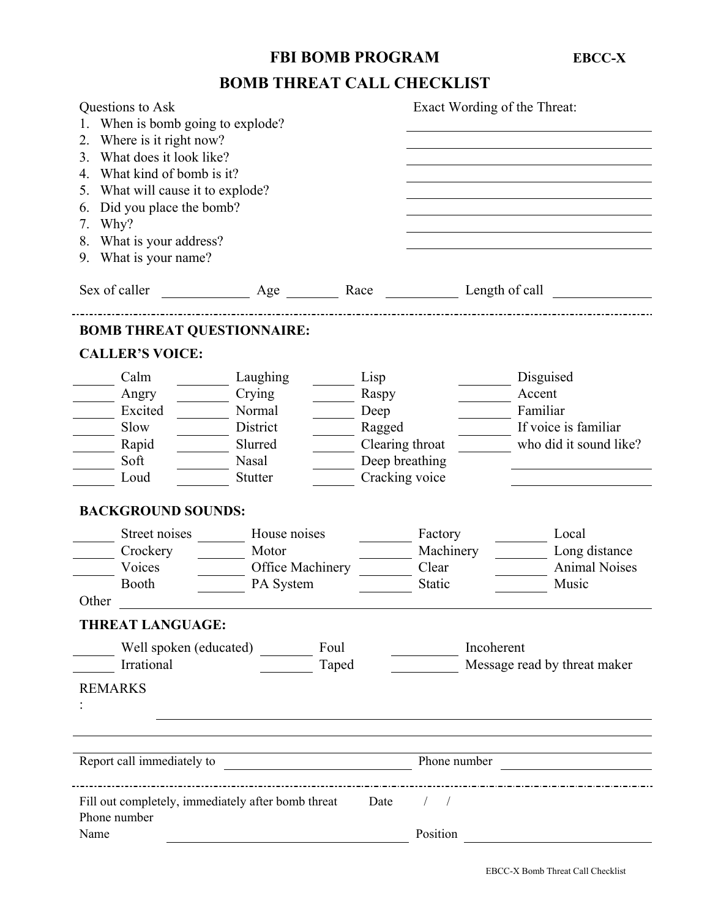# FBI BOMB PROGRAM EBCC-X

## BOMB THREAT CALL CHECKLIST

Questions to Ask

1. When is bomb going to explode?
2. Where is it right now?
3. What does it look like?
4. What kind of bomb is it?
5. What will cause it to explode?
6. Did you place the bomb?
7. Why?
8. What is your address?
9. What is your name?

Exact Wording of the Threat:

______________________________
______________________________
______________________________
______________________________
______________________________
______________________________
______________________________
______________________________

Sex of caller ________ Age ______ Race ________ Length of call ________

---

**BOMB THREAT QUESTIONNAIRE:**

**CALLER'S VOICE:**

| | | | |
|---|---|---|---|
| _____ Calm | _____ Laughing | _____ Lisp | _____ Disguised |
| _____ Angry | _____ Crying | _____ Raspy | _____ Accent |
| _____ Excited | _____ Normal | _____ Deep | _____ Familiar |
| _____ Slow | _____ District | _____ Ragged | _____ If voice is familiar |
| _____ Rapid | _____ Slurred | _____ Clearing throat | _____ who did it sound like? |
| _____ Soft | _____ Nasal | _____ Deep breathing | ______________ |
| _____ Loud | _____ Stutter | _____ Cracking voice | ______________ |

**BACKGROUND SOUNDS:**

| | | | |
|---|---|---|---|
| _____ Street noises | _____ House noises | _____ Factory | _____ Local |
| _____ Crockery | _____ Motor | _____ Machinery | _____ Long distance |
| _____ Voices | _____ Office Machinery | _____ Clear | _____ Animal Noises |
| _____ Booth | _____ PA System | _____ Static | _____ Music |

Other ______________________________________________

**THREAT LANGUAGE:**

| | | |
|---|---|---|
| _____ Well spoken (educated) | _____ Foul | _____ Incoherent |
| _____ Irrational | _____ Taped | _____ Message read by threat maker |

REMARKS
: ______________________________________________
______________________________________________
______________________________________________

Report call immediately to ______________________ Phone number ______________

---

Fill out completely, immediately after bomb threat Date / /
Phone number
Name ______________________ Position ______________

EBCC-X Bomb Threat Call Checklist